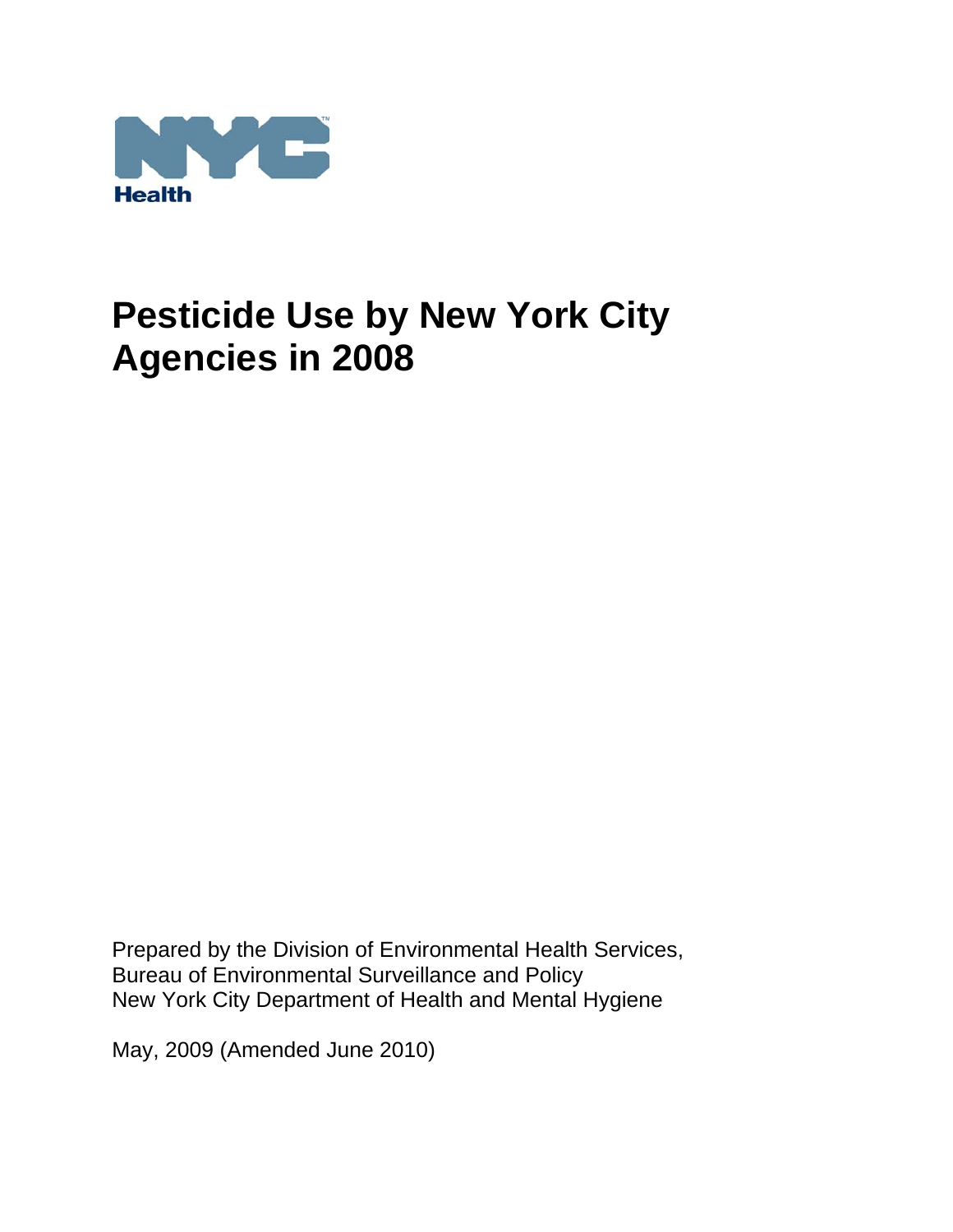NYC Health

# Pesticide Use by New York City Agencies in 2008

Prepared by the Division of Environmental Health Services,
Bureau of Environmental Surveillance and Policy
New York City Department of Health and Mental Hygiene

May, 2009 (Amended June 2010)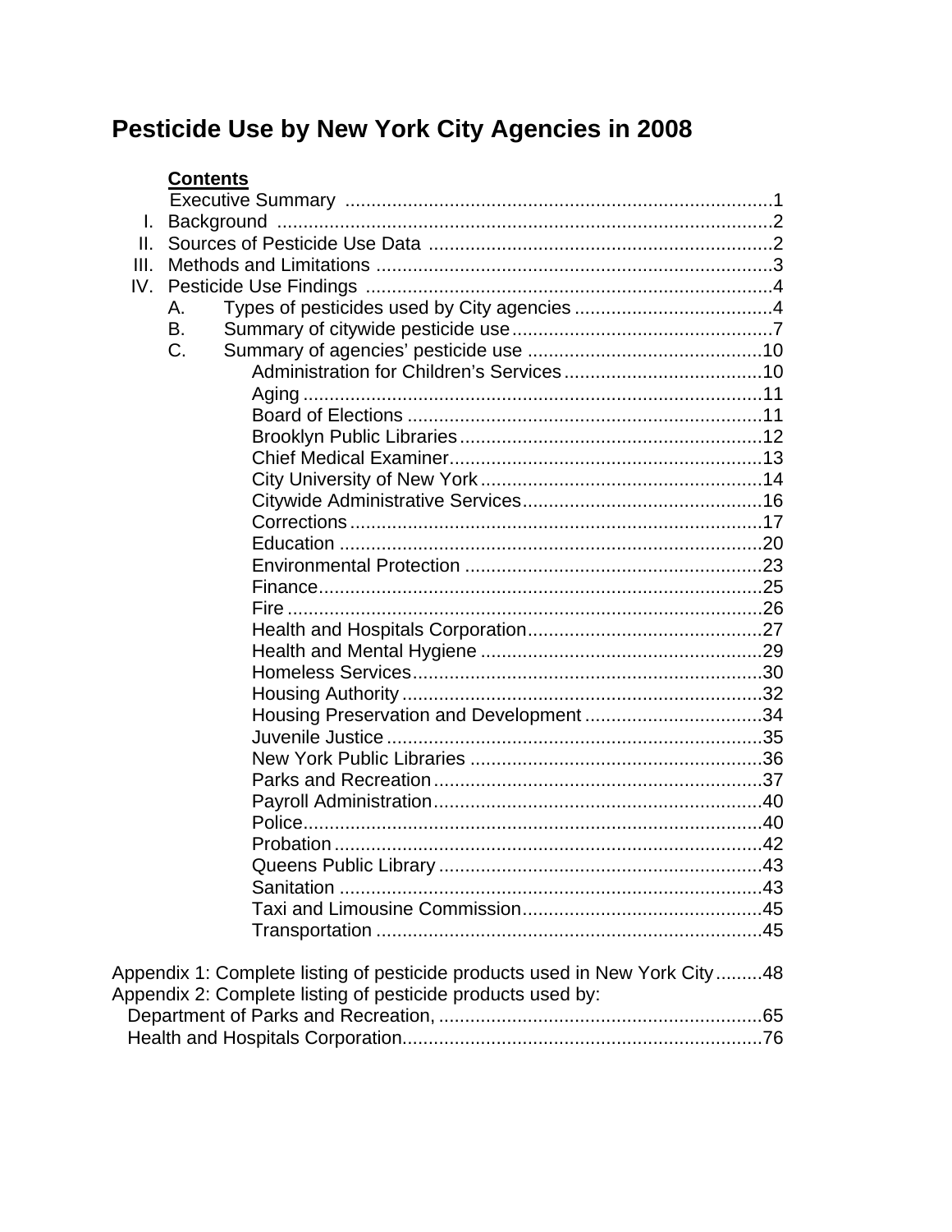# Pesticide Use by New York City Agencies in 2008

**Contents**

- Executive Summary ..... 1
- I. Background ..... 2
- II. Sources of Pesticide Use Data ..... 2
- III. Methods and Limitations ..... 3
- IV. Pesticide Use Findings ..... 4
  - A. Types of pesticides used by City agencies ..... 4
  - B. Summary of citywide pesticide use ..... 7
  - C. Summary of agencies' pesticide use ..... 10
    - Administration for Children's Services ..... 10
    - Aging ..... 11
    - Board of Elections ..... 11
    - Brooklyn Public Libraries ..... 12
    - Chief Medical Examiner ..... 13
    - City University of New York ..... 14
    - Citywide Administrative Services ..... 16
    - Corrections ..... 17
    - Education ..... 20
    - Environmental Protection ..... 23
    - Finance ..... 25
    - Fire ..... 26
    - Health and Hospitals Corporation ..... 27
    - Health and Mental Hygiene ..... 29
    - Homeless Services ..... 30
    - Housing Authority ..... 32
    - Housing Preservation and Development ..... 34
    - Juvenile Justice ..... 35
    - New York Public Libraries ..... 36
    - Parks and Recreation ..... 37
    - Payroll Administration ..... 40
    - Police ..... 40
    - Probation ..... 42
    - Queens Public Library ..... 43
    - Sanitation ..... 43
    - Taxi and Limousine Commission ..... 45
    - Transportation ..... 45

Appendix 1: Complete listing of pesticide products used in New York City ..... 48

Appendix 2: Complete listing of pesticide products used by:

- Department of Parks and Recreation, ..... 65
- Health and Hospitals Corporation ..... 76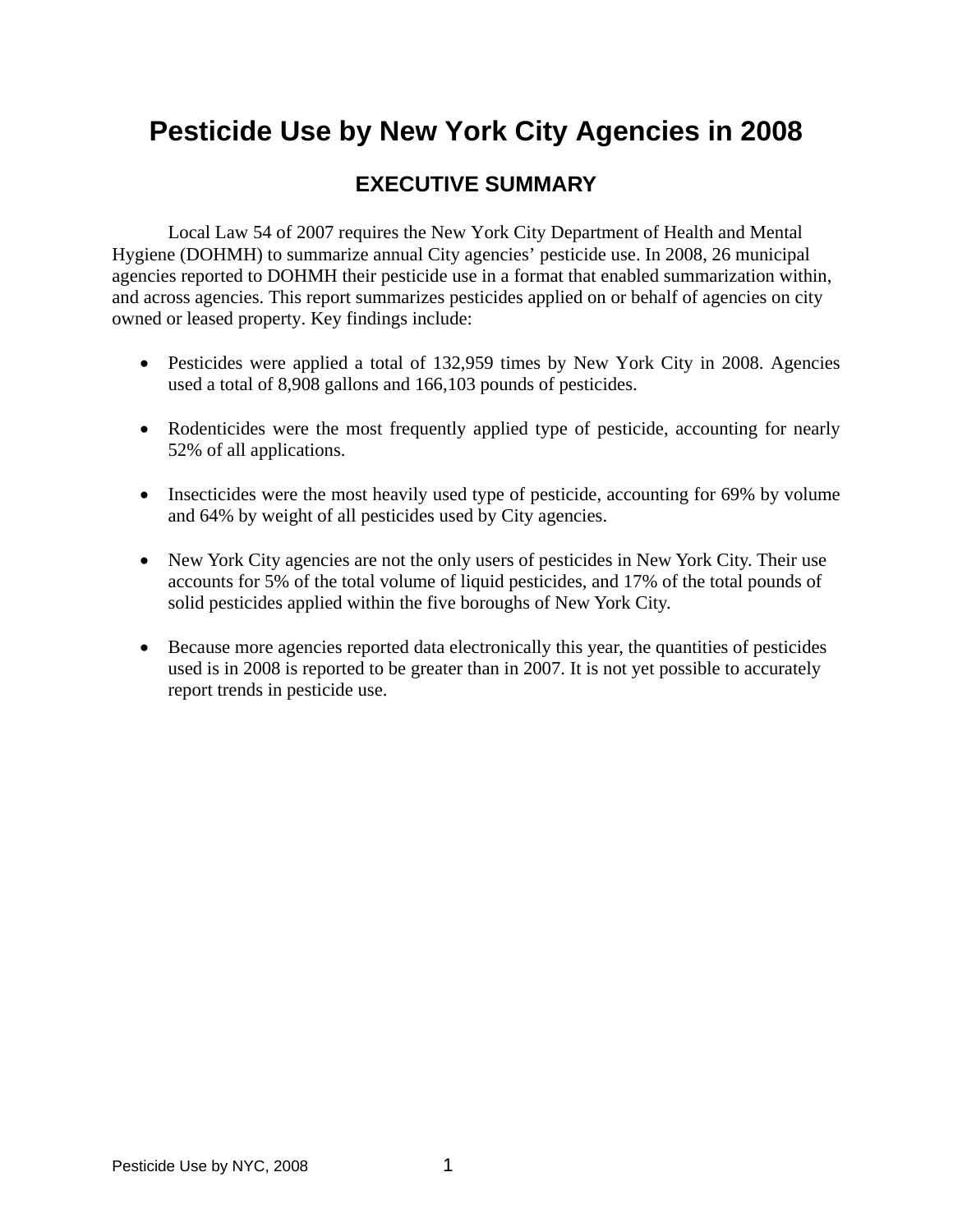# Pesticide Use by New York City Agencies in 2008

## EXECUTIVE SUMMARY

Local Law 54 of 2007 requires the New York City Department of Health and Mental Hygiene (DOHMH) to summarize annual City agencies' pesticide use. In 2008, 26 municipal agencies reported to DOHMH their pesticide use in a format that enabled summarization within, and across agencies. This report summarizes pesticides applied on or behalf of agencies on city owned or leased property. Key findings include:

- Pesticides were applied a total of 132,959 times by New York City in 2008. Agencies used a total of 8,908 gallons and 166,103 pounds of pesticides.

- Rodenticides were the most frequently applied type of pesticide, accounting for nearly 52% of all applications.

- Insecticides were the most heavily used type of pesticide, accounting for 69% by volume and 64% by weight of all pesticides used by City agencies.

- New York City agencies are not the only users of pesticides in New York City. Their use accounts for 5% of the total volume of liquid pesticides, and 17% of the total pounds of solid pesticides applied within the five boroughs of New York City.

- Because more agencies reported data electronically this year, the quantities of pesticides used is in 2008 is reported to be greater than in 2007. It is not yet possible to accurately report trends in pesticide use.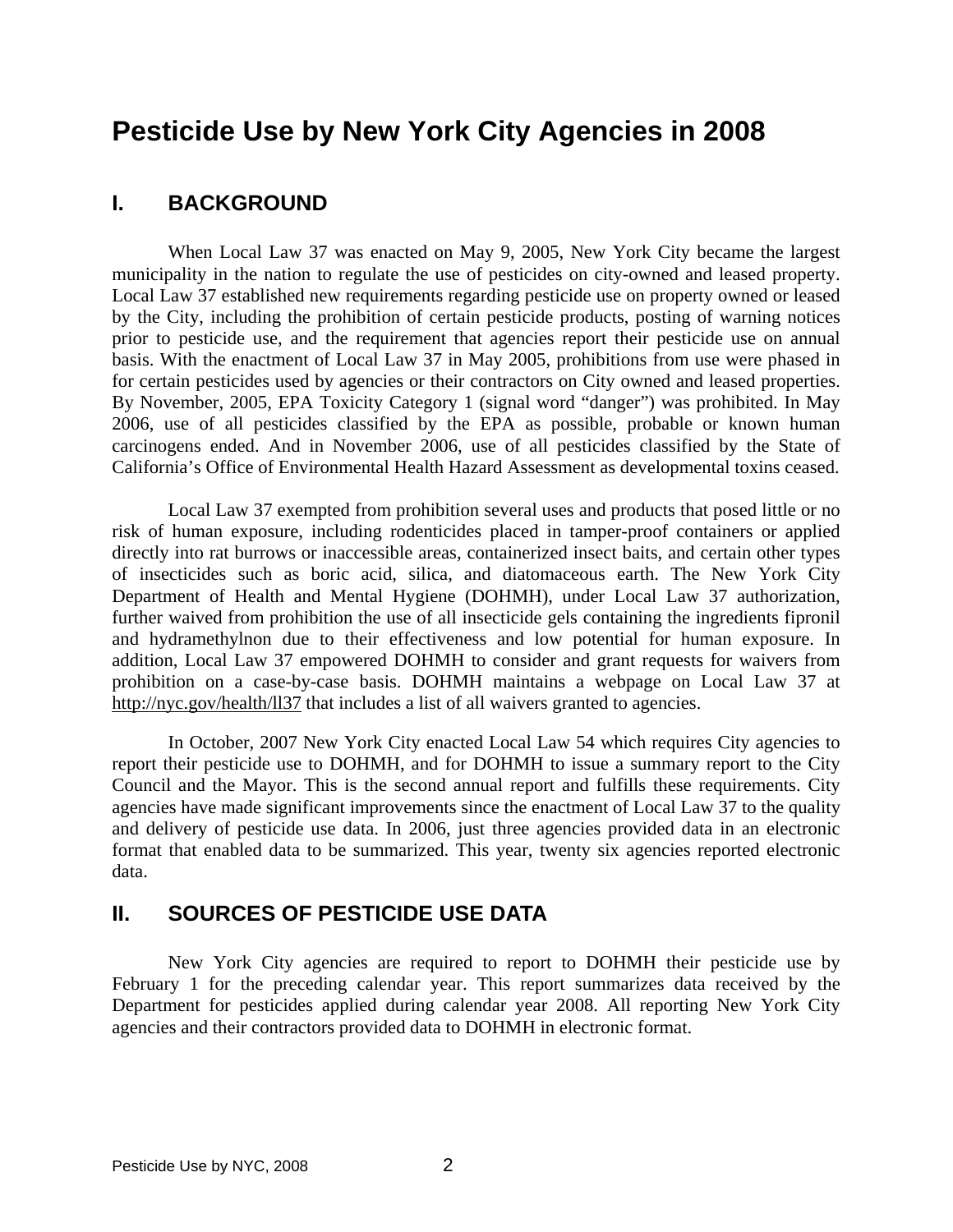# Pesticide Use by New York City Agencies in 2008

## I. BACKGROUND

When Local Law 37 was enacted on May 9, 2005, New York City became the largest municipality in the nation to regulate the use of pesticides on city-owned and leased property. Local Law 37 established new requirements regarding pesticide use on property owned or leased by the City, including the prohibition of certain pesticide products, posting of warning notices prior to pesticide use, and the requirement that agencies report their pesticide use on annual basis. With the enactment of Local Law 37 in May 2005, prohibitions from use were phased in for certain pesticides used by agencies or their contractors on City owned and leased properties. By November, 2005, EPA Toxicity Category 1 (signal word "danger") was prohibited. In May 2006, use of all pesticides classified by the EPA as possible, probable or known human carcinogens ended. And in November 2006, use of all pesticides classified by the State of California's Office of Environmental Health Hazard Assessment as developmental toxins ceased.

Local Law 37 exempted from prohibition several uses and products that posed little or no risk of human exposure, including rodenticides placed in tamper-proof containers or applied directly into rat burrows or inaccessible areas, containerized insect baits, and certain other types of insecticides such as boric acid, silica, and diatomaceous earth. The New York City Department of Health and Mental Hygiene (DOHMH), under Local Law 37 authorization, further waived from prohibition the use of all insecticide gels containing the ingredients fipronil and hydramethylnon due to their effectiveness and low potential for human exposure. In addition, Local Law 37 empowered DOHMH to consider and grant requests for waivers from prohibition on a case-by-case basis. DOHMH maintains a webpage on Local Law 37 at http://nyc.gov/health/ll37 that includes a list of all waivers granted to agencies.

In October, 2007 New York City enacted Local Law 54 which requires City agencies to report their pesticide use to DOHMH, and for DOHMH to issue a summary report to the City Council and the Mayor. This is the second annual report and fulfills these requirements. City agencies have made significant improvements since the enactment of Local Law 37 to the quality and delivery of pesticide use data. In 2006, just three agencies provided data in an electronic format that enabled data to be summarized. This year, twenty six agencies reported electronic data.

## II. SOURCES OF PESTICIDE USE DATA

New York City agencies are required to report to DOHMH their pesticide use by February 1 for the preceding calendar year. This report summarizes data received by the Department for pesticides applied during calendar year 2008. All reporting New York City agencies and their contractors provided data to DOHMH in electronic format.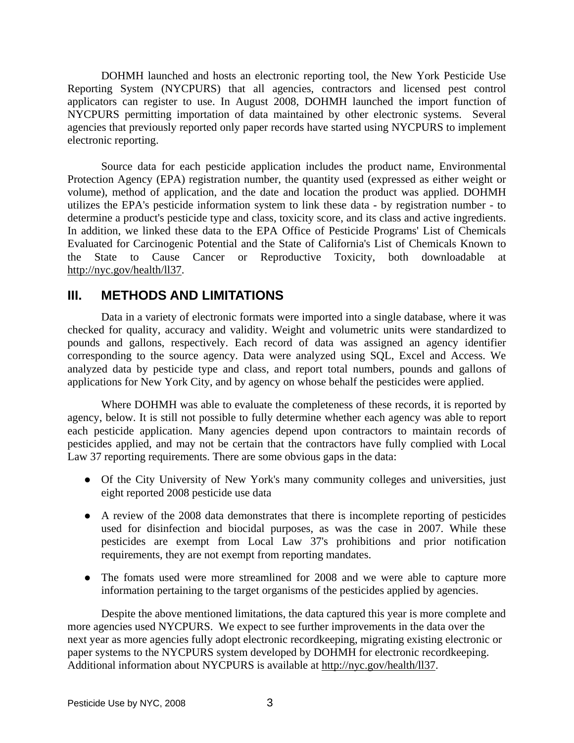DOHMH launched and hosts an electronic reporting tool, the New York Pesticide Use Reporting System (NYCPURS) that all agencies, contractors and licensed pest control applicators can register to use. In August 2008, DOHMH launched the import function of NYCPURS permitting importation of data maintained by other electronic systems. Several agencies that previously reported only paper records have started using NYCPURS to implement electronic reporting.

Source data for each pesticide application includes the product name, Environmental Protection Agency (EPA) registration number, the quantity used (expressed as either weight or volume), method of application, and the date and location the product was applied. DOHMH utilizes the EPA's pesticide information system to link these data - by registration number - to determine a product's pesticide type and class, toxicity score, and its class and active ingredients. In addition, we linked these data to the EPA Office of Pesticide Programs' List of Chemicals Evaluated for Carcinogenic Potential and the State of California's List of Chemicals Known to the State to Cause Cancer or Reproductive Toxicity, both downloadable at http://nyc.gov/health/ll37.

## III. METHODS AND LIMITATIONS

Data in a variety of electronic formats were imported into a single database, where it was checked for quality, accuracy and validity. Weight and volumetric units were standardized to pounds and gallons, respectively. Each record of data was assigned an agency identifier corresponding to the source agency. Data were analyzed using SQL, Excel and Access. We analyzed data by pesticide type and class, and report total numbers, pounds and gallons of applications for New York City, and by agency on whose behalf the pesticides were applied.

Where DOHMH was able to evaluate the completeness of these records, it is reported by agency, below. It is still not possible to fully determine whether each agency was able to report each pesticide application. Many agencies depend upon contractors to maintain records of pesticides applied, and may not be certain that the contractors have fully complied with Local Law 37 reporting requirements. There are some obvious gaps in the data:

- Of the City University of New York's many community colleges and universities, just eight reported 2008 pesticide use data
- A review of the 2008 data demonstrates that there is incomplete reporting of pesticides used for disinfection and biocidal purposes, as was the case in 2007. While these pesticides are exempt from Local Law 37's prohibitions and prior notification requirements, they are not exempt from reporting mandates.
- The fomats used were more streamlined for 2008 and we were able to capture more information pertaining to the target organisms of the pesticides applied by agencies.

Despite the above mentioned limitations, the data captured this year is more complete and more agencies used NYCPURS. We expect to see further improvements in the data over the next year as more agencies fully adopt electronic recordkeeping, migrating existing electronic or paper systems to the NYCPURS system developed by DOHMH for electronic recordkeeping. Additional information about NYCPURS is available at http://nyc.gov/health/ll37.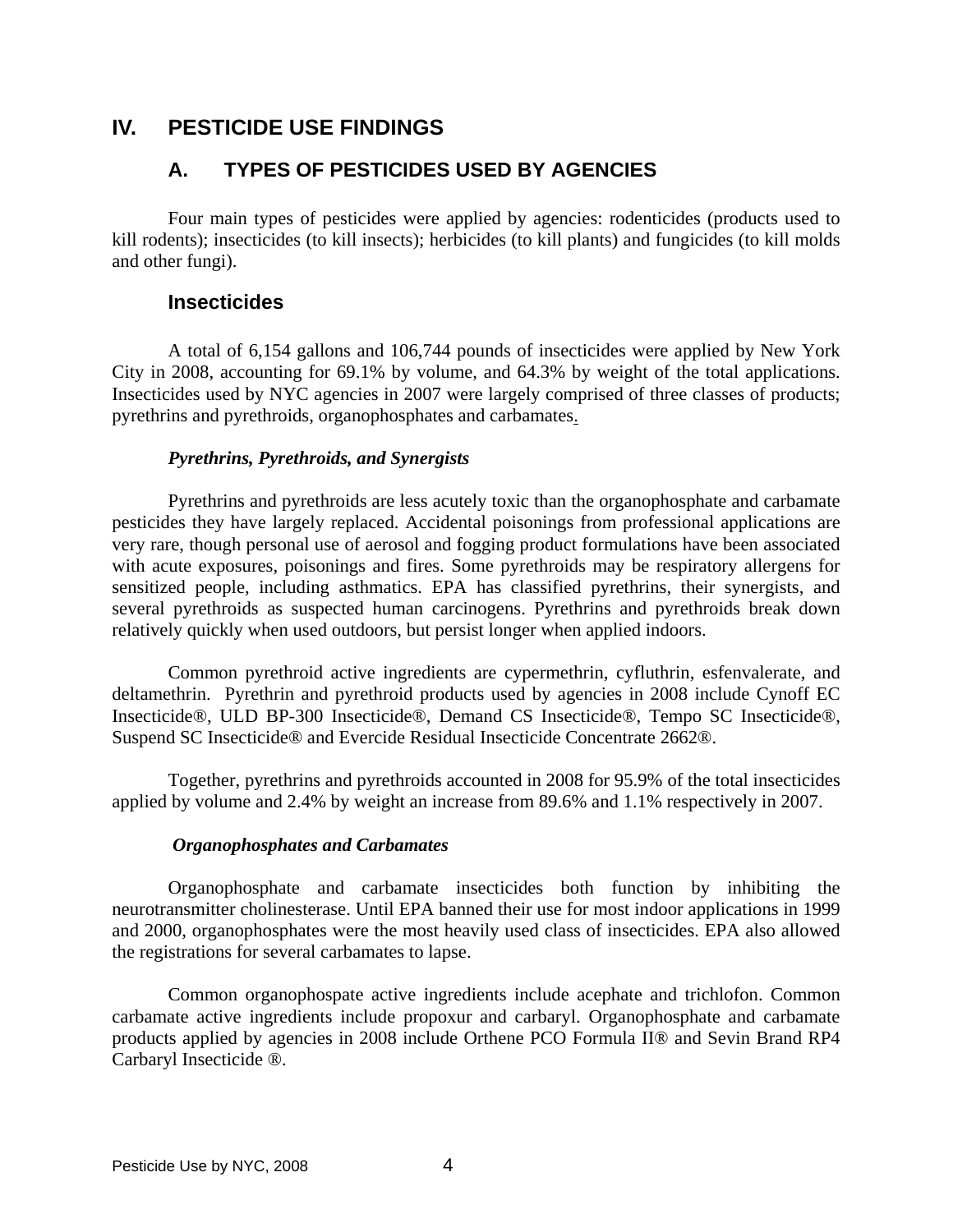# IV. PESTICIDE USE FINDINGS

## A. TYPES OF PESTICIDES USED BY AGENCIES

Four main types of pesticides were applied by agencies: rodenticides (products used to kill rodents); insecticides (to kill insects); herbicides (to kill plants) and fungicides (to kill molds and other fungi).

### Insecticides

A total of 6,154 gallons and 106,744 pounds of insecticides were applied by New York City in 2008, accounting for 69.1% by volume, and 64.3% by weight of the total applications. Insecticides used by NYC agencies in 2007 were largely comprised of three classes of products; pyrethrins and pyrethroids, organophosphates and carbamates.

#### *Pyrethrins, Pyrethroids, and Synergists*

Pyrethrins and pyrethroids are less acutely toxic than the organophosphate and carbamate pesticides they have largely replaced. Accidental poisonings from professional applications are very rare, though personal use of aerosol and fogging product formulations have been associated with acute exposures, poisonings and fires. Some pyrethroids may be respiratory allergens for sensitized people, including asthmatics. EPA has classified pyrethrins, their synergists, and several pyrethroids as suspected human carcinogens. Pyrethrins and pyrethroids break down relatively quickly when used outdoors, but persist longer when applied indoors.

Common pyrethroid active ingredients are cypermethrin, cyfluthrin, esfenvalerate, and deltamethrin. Pyrethrin and pyrethroid products used by agencies in 2008 include Cynoff EC Insecticide®, ULD BP-300 Insecticide®, Demand CS Insecticide®, Tempo SC Insecticide®, Suspend SC Insecticide® and Evercide Residual Insecticide Concentrate 2662®.

Together, pyrethrins and pyrethroids accounted in 2008 for 95.9% of the total insecticides applied by volume and 2.4% by weight an increase from 89.6% and 1.1% respectively in 2007.

#### *Organophosphates and Carbamates*

Organophosphate and carbamate insecticides both function by inhibiting the neurotransmitter cholinesterase. Until EPA banned their use for most indoor applications in 1999 and 2000, organophosphates were the most heavily used class of insecticides. EPA also allowed the registrations for several carbamates to lapse.

Common organophospate active ingredients include acephate and trichlofon. Common carbamate active ingredients include propoxur and carbaryl. Organophosphate and carbamate products applied by agencies in 2008 include Orthene PCO Formula II® and Sevin Brand RP4 Carbaryl Insecticide ®.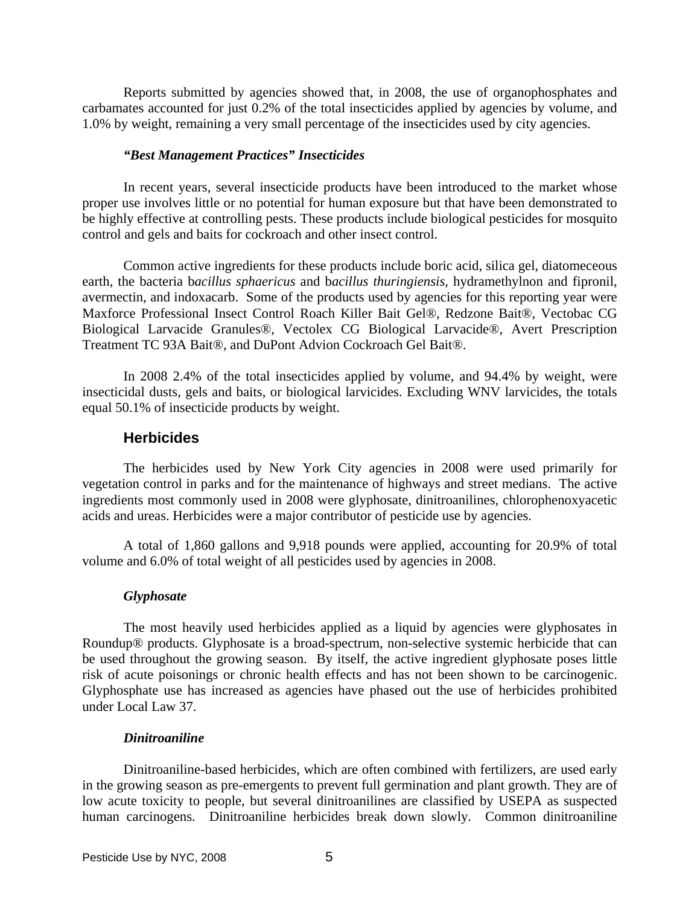Reports submitted by agencies showed that, in 2008, the use of organophosphates and carbamates accounted for just 0.2% of the total insecticides applied by agencies by volume, and 1.0% by weight, remaining a very small percentage of the insecticides used by city agencies.

#### *"Best Management Practices" Insecticides*

In recent years, several insecticide products have been introduced to the market whose proper use involves little or no potential for human exposure but that have been demonstrated to be highly effective at controlling pests. These products include biological pesticides for mosquito control and gels and baits for cockroach and other insect control.

Common active ingredients for these products include boric acid, silica gel, diatomeceous earth, the bacteria b*acillus sphaericus* and b*acillus thuringiensis*, hydramethylnon and fipronil, avermectin, and indoxacarb. Some of the products used by agencies for this reporting year were Maxforce Professional Insect Control Roach Killer Bait Gel®, Redzone Bait®, Vectobac CG Biological Larvacide Granules®, Vectolex CG Biological Larvacide®, Avert Prescription Treatment TC 93A Bait®, and DuPont Advion Cockroach Gel Bait®.

In 2008 2.4% of the total insecticides applied by volume, and 94.4% by weight, were insecticidal dusts, gels and baits, or biological larvicides. Excluding WNV larvicides, the totals equal 50.1% of insecticide products by weight.

### Herbicides

The herbicides used by New York City agencies in 2008 were used primarily for vegetation control in parks and for the maintenance of highways and street medians. The active ingredients most commonly used in 2008 were glyphosate, dinitroanilines, chlorophenoxyacetic acids and ureas. Herbicides were a major contributor of pesticide use by agencies.

A total of 1,860 gallons and 9,918 pounds were applied, accounting for 20.9% of total volume and 6.0% of total weight of all pesticides used by agencies in 2008.

#### *Glyphosate*

The most heavily used herbicides applied as a liquid by agencies were glyphosates in Roundup® products. Glyphosate is a broad-spectrum, non-selective systemic herbicide that can be used throughout the growing season. By itself, the active ingredient glyphosate poses little risk of acute poisonings or chronic health effects and has not been shown to be carcinogenic. Glyphosphate use has increased as agencies have phased out the use of herbicides prohibited under Local Law 37.

#### *Dinitroaniline*

Dinitroaniline-based herbicides, which are often combined with fertilizers, are used early in the growing season as pre-emergents to prevent full germination and plant growth. They are of low acute toxicity to people, but several dinitroanilines are classified by USEPA as suspected human carcinogens. Dinitroaniline herbicides break down slowly. Common dinitroaniline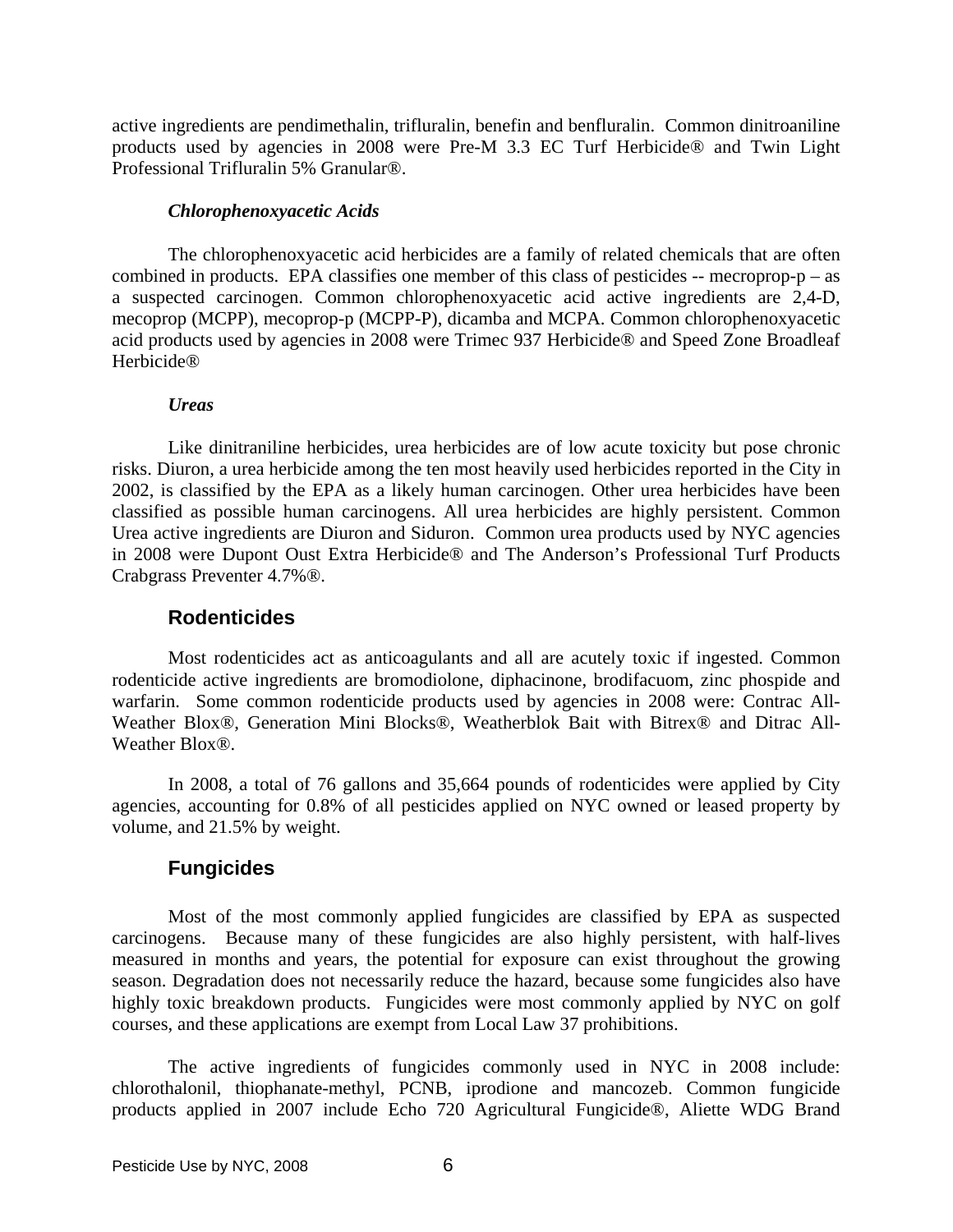active ingredients are pendimethalin, trifluralin, benefin and benfluralin. Common dinitroaniline products used by agencies in 2008 were Pre-M 3.3 EC Turf Herbicide® and Twin Light Professional Trifluralin 5% Granular®.

***Chlorophenoxyacetic Acids***

The chlorophenoxyacetic acid herbicides are a family of related chemicals that are often combined in products. EPA classifies one member of this class of pesticides -- mecroprop-p – as a suspected carcinogen. Common chlorophenoxyacetic acid active ingredients are 2,4-D, mecoprop (MCPP), mecoprop-p (MCPP-P), dicamba and MCPA. Common chlorophenoxyacetic acid products used by agencies in 2008 were Trimec 937 Herbicide® and Speed Zone Broadleaf Herbicide®

***Ureas***

Like dinitraniline herbicides, urea herbicides are of low acute toxicity but pose chronic risks. Diuron, a urea herbicide among the ten most heavily used herbicides reported in the City in 2002, is classified by the EPA as a likely human carcinogen. Other urea herbicides have been classified as possible human carcinogens. All urea herbicides are highly persistent. Common Urea active ingredients are Diuron and Siduron. Common urea products used by NYC agencies in 2008 were Dupont Oust Extra Herbicide® and The Anderson's Professional Turf Products Crabgrass Preventer 4.7%®.

## Rodenticides

Most rodenticides act as anticoagulants and all are acutely toxic if ingested. Common rodenticide active ingredients are bromodiolone, diphacinone, brodifacuom, zinc phospide and warfarin. Some common rodenticide products used by agencies in 2008 were: Contrac All-Weather Blox®, Generation Mini Blocks®, Weatherblok Bait with Bitrex® and Ditrac All-Weather Blox®.

In 2008, a total of 76 gallons and 35,664 pounds of rodenticides were applied by City agencies, accounting for 0.8% of all pesticides applied on NYC owned or leased property by volume, and 21.5% by weight.

## Fungicides

Most of the most commonly applied fungicides are classified by EPA as suspected carcinogens. Because many of these fungicides are also highly persistent, with half-lives measured in months and years, the potential for exposure can exist throughout the growing season. Degradation does not necessarily reduce the hazard, because some fungicides also have highly toxic breakdown products. Fungicides were most commonly applied by NYC on golf courses, and these applications are exempt from Local Law 37 prohibitions.

The active ingredients of fungicides commonly used in NYC in 2008 include: chlorothalonil, thiophanate-methyl, PCNB, iprodione and mancozeb. Common fungicide products applied in 2007 include Echo 720 Agricultural Fungicide®, Aliette WDG Brand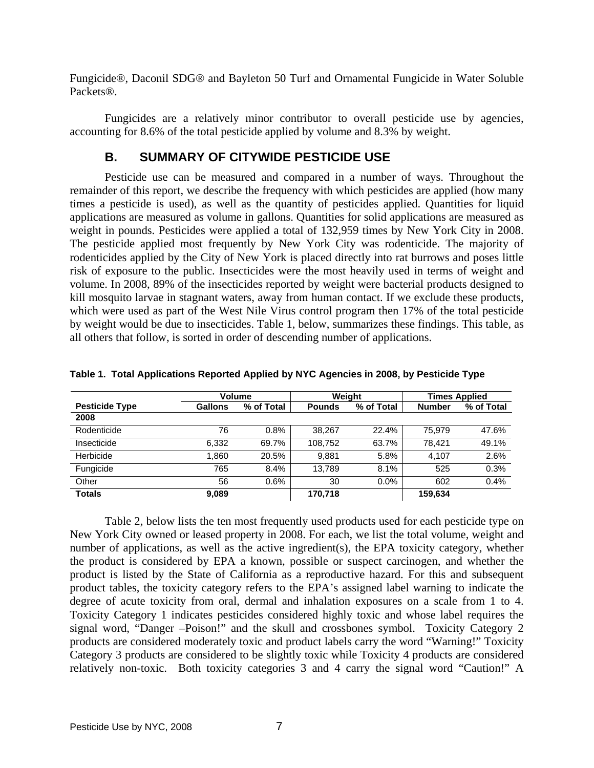Fungicide®, Daconil SDG® and Bayleton 50 Turf and Ornamental Fungicide in Water Soluble Packets®.

Fungicides are a relatively minor contributor to overall pesticide use by agencies, accounting for 8.6% of the total pesticide applied by volume and 8.3% by weight.

## B. SUMMARY OF CITYWIDE PESTICIDE USE

Pesticide use can be measured and compared in a number of ways. Throughout the remainder of this report, we describe the frequency with which pesticides are applied (how many times a pesticide is used), as well as the quantity of pesticides applied. Quantities for liquid applications are measured as volume in gallons. Quantities for solid applications are measured as weight in pounds. Pesticides were applied a total of 132,959 times by New York City in 2008. The pesticide applied most frequently by New York City was rodenticide. The majority of rodenticides applied by the City of New York is placed directly into rat burrows and poses little risk of exposure to the public. Insecticides were the most heavily used in terms of weight and volume. In 2008, 89% of the insecticides reported by weight were bacterial products designed to kill mosquito larvae in stagnant waters, away from human contact. If we exclude these products, which were used as part of the West Nile Virus control program then 17% of the total pesticide by weight would be due to insecticides. Table 1, below, summarizes these findings. This table, as all others that follow, is sorted in order of descending number of applications.

**Table 1. Total Applications Reported Applied by NYC Agencies in 2008, by Pesticide Type**

| | Volume | | Weight | | Times Applied | |
|---|---|---|---|---|---|---|
| **Pesticide Type** | **Gallons** | **% of Total** | **Pounds** | **% of Total** | **Number** | **% of Total** |
| **2008** | | | | | | |
| Rodenticide | 76 | 0.8% | 38,267 | 22.4% | 75,979 | 47.6% |
| Insecticide | 6,332 | 69.7% | 108,752 | 63.7% | 78,421 | 49.1% |
| Herbicide | 1,860 | 20.5% | 9,881 | 5.8% | 4,107 | 2.6% |
| Fungicide | 765 | 8.4% | 13,789 | 8.1% | 525 | 0.3% |
| Other | 56 | 0.6% | 30 | 0.0% | 602 | 0.4% |
| **Totals** | **9,089** | | **170,718** | | **159,634** | |

Table 2, below lists the ten most frequently used products used for each pesticide type on New York City owned or leased property in 2008. For each, we list the total volume, weight and number of applications, as well as the active ingredient(s), the EPA toxicity category, whether the product is considered by EPA a known, possible or suspect carcinogen, and whether the product is listed by the State of California as a reproductive hazard. For this and subsequent product tables, the toxicity category refers to the EPA's assigned label warning to indicate the degree of acute toxicity from oral, dermal and inhalation exposures on a scale from 1 to 4. Toxicity Category 1 indicates pesticides considered highly toxic and whose label requires the signal word, "Danger –Poison!" and the skull and crossbones symbol. Toxicity Category 2 products are considered moderately toxic and product labels carry the word "Warning!" Toxicity Category 3 products are considered to be slightly toxic while Toxicity 4 products are considered relatively non-toxic. Both toxicity categories 3 and 4 carry the signal word "Caution!" A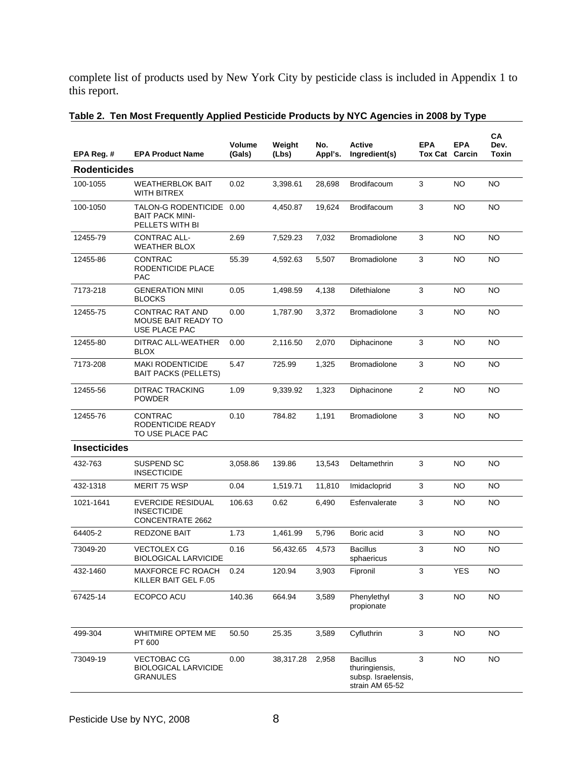complete list of products used by New York City by pesticide class is included in Appendix 1 to this report.

**Table 2. Ten Most Frequently Applied Pesticide Products by NYC Agencies in 2008 by Type**

| EPA Reg. # | EPA Product Name | Volume (Gals) | Weight (Lbs) | No. Appl's. | Active Ingredient(s) | EPA Tox Cat | EPA Carcin | CA Dev. Toxin |
|---|---|---|---|---|---|---|---|---|
| **Rodenticides** | | | | | | | | |
| 100-1055 | WEATHERBLOK BAIT WITH BITREX | 0.02 | 3,398.61 | 28,698 | Brodifacoum | 3 | NO | NO |
| 100-1050 | TALON-G RODENTICIDE BAIT PACK MINI-PELLETS WITH BI | 0.00 | 4,450.87 | 19,624 | Brodifacoum | 3 | NO | NO |
| 12455-79 | CONTRAC ALL-WEATHER BLOX | 2.69 | 7,529.23 | 7,032 | Bromadiolone | 3 | NO | NO |
| 12455-86 | CONTRAC RODENTICIDE PLACE PAC | 55.39 | 4,592.63 | 5,507 | Bromadiolone | 3 | NO | NO |
| 7173-218 | GENERATION MINI BLOCKS | 0.05 | 1,498.59 | 4,138 | Difethialone | 3 | NO | NO |
| 12455-75 | CONTRAC RAT AND MOUSE BAIT READY TO USE PLACE PAC | 0.00 | 1,787.90 | 3,372 | Bromadiolone | 3 | NO | NO |
| 12455-80 | DITRAC ALL-WEATHER BLOX | 0.00 | 2,116.50 | 2,070 | Diphacinone | 3 | NO | NO |
| 7173-208 | MAKI RODENTICIDE BAIT PACKS (PELLETS) | 5.47 | 725.99 | 1,325 | Bromadiolone | 3 | NO | NO |
| 12455-56 | DITRAC TRACKING POWDER | 1.09 | 9,339.92 | 1,323 | Diphacinone | 2 | NO | NO |
| 12455-76 | CONTRAC RODENTICIDE READY TO USE PLACE PAC | 0.10 | 784.82 | 1,191 | Bromadiolone | 3 | NO | NO |
| **Insecticides** | | | | | | | | |
| 432-763 | SUSPEND SC INSECTICIDE | 3,058.86 | 139.86 | 13,543 | Deltamethrin | 3 | NO | NO |
| 432-1318 | MERIT 75 WSP | 0.04 | 1,519.71 | 11,810 | Imidacloprid | 3 | NO | NO |
| 1021-1641 | EVERCIDE RESIDUAL INSECTICIDE CONCENTRATE 2662 | 106.63 | 0.62 | 6,490 | Esfenvalerate | 3 | NO | NO |
| 64405-2 | REDZONE BAIT | 1.73 | 1,461.99 | 5,796 | Boric acid | 3 | NO | NO |
| 73049-20 | VECTOLEX CG BIOLOGICAL LARVICIDE | 0.16 | 56,432.65 | 4,573 | Bacillus sphaericus | 3 | NO | NO |
| 432-1460 | MAXFORCE FC ROACH KILLER BAIT GEL F.05 | 0.24 | 120.94 | 3,903 | Fipronil | 3 | YES | NO |
| 67425-14 | ECOPCO ACU | 140.36 | 664.94 | 3,589 | Phenylethyl propionate | 3 | NO | NO |
| 499-304 | WHITMIRE OPTEM ME PT 600 | 50.50 | 25.35 | 3,589 | Cyfluthrin | 3 | NO | NO |
| 73049-19 | VECTOBAC CG BIOLOGICAL LARVICIDE GRANULES | 0.00 | 38,317.28 | 2,958 | Bacillus thuringiensis, subsp. Israelensis, strain AM 65-52 | 3 | NO | NO |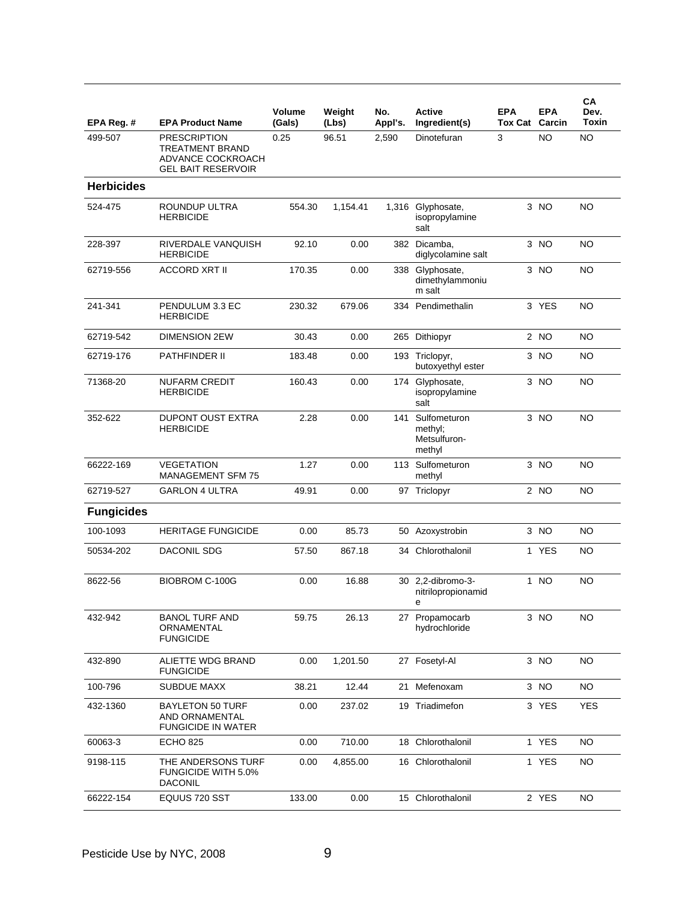| EPA Reg. # | EPA Product Name | Volume (Gals) | Weight (Lbs) | No. Appl's. | Active Ingredient(s) | EPA Tox Cat | EPA Carcin | CA Dev. Toxin |
|---|---|---|---|---|---|---|---|---|
| 499-507 | PRESCRIPTION TREATMENT BRAND ADVANCE COCKROACH GEL BAIT RESERVOIR | 0.25 | 96.51 | 2,590 | Dinotefuran | 3 | NO | NO |
| **Herbicides** | | | | | | | | |
| 524-475 | ROUNDUP ULTRA HERBICIDE | 554.30 | 1,154.41 | 1,316 | Glyphosate, isopropylamine salt | 3 | NO | NO |
| 228-397 | RIVERDALE VANQUISH HERBICIDE | 92.10 | 0.00 | 382 | Dicamba, diglycolamine salt | 3 | NO | NO |
| 62719-556 | ACCORD XRT II | 170.35 | 0.00 | 338 | Glyphosate, dimethylammonium salt | 3 | NO | NO |
| 241-341 | PENDULUM 3.3 EC HERBICIDE | 230.32 | 679.06 | 334 | Pendimethalin | 3 | YES | NO |
| 62719-542 | DIMENSION 2EW | 30.43 | 0.00 | 265 | Dithiopyr | 2 | NO | NO |
| 62719-176 | PATHFINDER II | 183.48 | 0.00 | 193 | Triclopyr, butoxyethyl ester | 3 | NO | NO |
| 71368-20 | NUFARM CREDIT HERBICIDE | 160.43 | 0.00 | 174 | Glyphosate, isopropylamine salt | 3 | NO | NO |
| 352-622 | DUPONT OUST EXTRA HERBICIDE | 2.28 | 0.00 | 141 | Sulfometuron methyl; Metsulfuron-methyl | 3 | NO | NO |
| 66222-169 | VEGETATION MANAGEMENT SFM 75 | 1.27 | 0.00 | 113 | Sulfometuron methyl | 3 | NO | NO |
| 62719-527 | GARLON 4 ULTRA | 49.91 | 0.00 | 97 | Triclopyr | 2 | NO | NO |
| **Fungicides** | | | | | | | | |
| 100-1093 | HERITAGE FUNGICIDE | 0.00 | 85.73 | 50 | Azoxystrobin | 3 | NO | NO |
| 50534-202 | DACONIL SDG | 57.50 | 867.18 | 34 | Chlorothalonil | 1 | YES | NO |
| 8622-56 | BIOBROM C-100G | 0.00 | 16.88 | 30 | 2,2-dibromo-3-nitrilopropionamide | 1 | NO | NO |
| 432-942 | BANOL TURF AND ORNAMENTAL FUNGICIDE | 59.75 | 26.13 | 27 | Propamocarb hydrochloride | 3 | NO | NO |
| 432-890 | ALIETTE WDG BRAND FUNGICIDE | 0.00 | 1,201.50 | 27 | Fosetyl-Al | 3 | NO | NO |
| 100-796 | SUBDUE MAXX | 38.21 | 12.44 | 21 | Mefenoxam | 3 | NO | NO |
| 432-1360 | BAYLETON 50 TURF AND ORNAMENTAL FUNGICIDE IN WATER | 0.00 | 237.02 | 19 | Triadimefon | 3 | YES | YES |
| 60063-3 | ECHO 825 | 0.00 | 710.00 | 18 | Chlorothalonil | 1 | YES | NO |
| 9198-115 | THE ANDERSONS TURF FUNGICIDE WITH 5.0% DACONIL | 0.00 | 4,855.00 | 16 | Chlorothalonil | 1 | YES | NO |
| 66222-154 | EQUUS 720 SST | 133.00 | 0.00 | 15 | Chlorothalonil | 2 | YES | NO |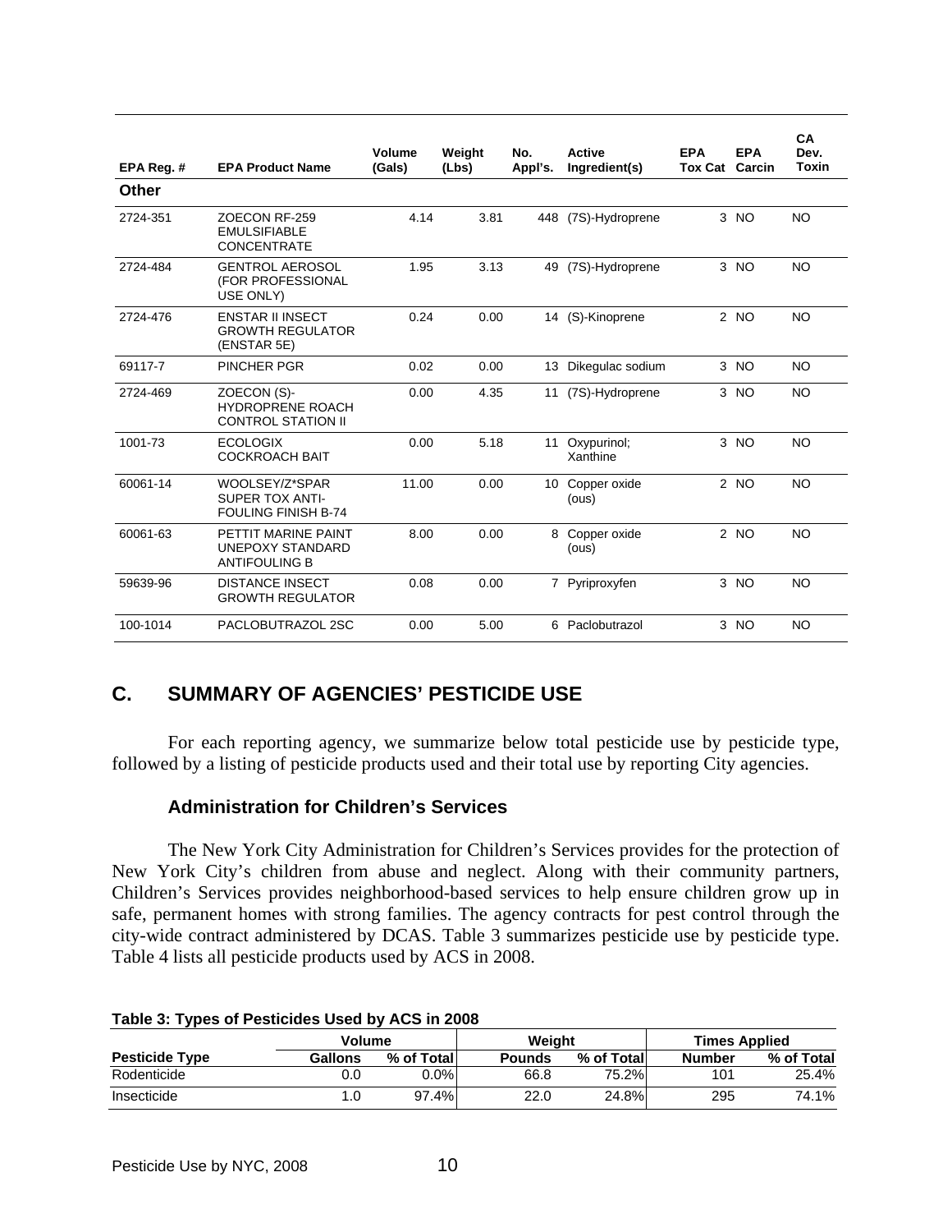| EPA Reg. # | EPA Product Name | Volume (Gals) | Weight (Lbs) | No. Appl's. | Active Ingredient(s) | EPA Tox Cat | EPA Carcin | CA Dev. Toxin |
|---|---|---|---|---|---|---|---|---|
| **Other** | | | | | | | | |
| 2724-351 | ZOECON RF-259 EMULSIFIABLE CONCENTRATE | 4.14 | 3.81 | 448 | (7S)-Hydroprene | 3 | NO | NO |
| 2724-484 | GENTROL AEROSOL (FOR PROFESSIONAL USE ONLY) | 1.95 | 3.13 | 49 | (7S)-Hydroprene | 3 | NO | NO |
| 2724-476 | ENSTAR II INSECT GROWTH REGULATOR (ENSTAR 5E) | 0.24 | 0.00 | 14 | (S)-Kinoprene | 2 | NO | NO |
| 69117-7 | PINCHER PGR | 0.02 | 0.00 | 13 | Dikegulac sodium | 3 | NO | NO |
| 2724-469 | ZOECON (S)-HYDROPRENE ROACH CONTROL STATION II | 0.00 | 4.35 | 11 | (7S)-Hydroprene | 3 | NO | NO |
| 1001-73 | ECOLOGIX COCKROACH BAIT | 0.00 | 5.18 | 11 | Oxypurinol; Xanthine | 3 | NO | NO |
| 60061-14 | WOOLSEY/Z*SPAR SUPER TOX ANTI-FOULING FINISH B-74 | 11.00 | 0.00 | 10 | Copper oxide (ous) | 2 | NO | NO |
| 60061-63 | PETTIT MARINE PAINT UNEPOXY STANDARD ANTIFOULING B | 8.00 | 0.00 | 8 | Copper oxide (ous) | 2 | NO | NO |
| 59639-96 | DISTANCE INSECT GROWTH REGULATOR | 0.08 | 0.00 | 7 | Pyriproxyfen | 3 | NO | NO |
| 100-1014 | PACLOBUTRAZOL 2SC | 0.00 | 5.00 | 6 | Paclobutrazol | 3 | NO | NO |

## C. SUMMARY OF AGENCIES' PESTICIDE USE

For each reporting agency, we summarize below total pesticide use by pesticide type, followed by a listing of pesticide products used and their total use by reporting City agencies.

### Administration for Children's Services

The New York City Administration for Children's Services provides for the protection of New York City's children from abuse and neglect. Along with their community partners, Children's Services provides neighborhood-based services to help ensure children grow up in safe, permanent homes with strong families. The agency contracts for pest control through the city-wide contract administered by DCAS. Table 3 summarizes pesticide use by pesticide type. Table 4 lists all pesticide products used by ACS in 2008.

**Table 3: Types of Pesticides Used by ACS in 2008**

| | Volume | | Weight | | Times Applied | |
|---|---|---|---|---|---|---|
| **Pesticide Type** | **Gallons** | **% of Total** | **Pounds** | **% of Total** | **Number** | **% of Total** |
| Rodenticide | 0.0 | 0.0% | 66.8 | 75.2% | 101 | 25.4% |
| Insecticide | 1.0 | 97.4% | 22.0 | 24.8% | 295 | 74.1% |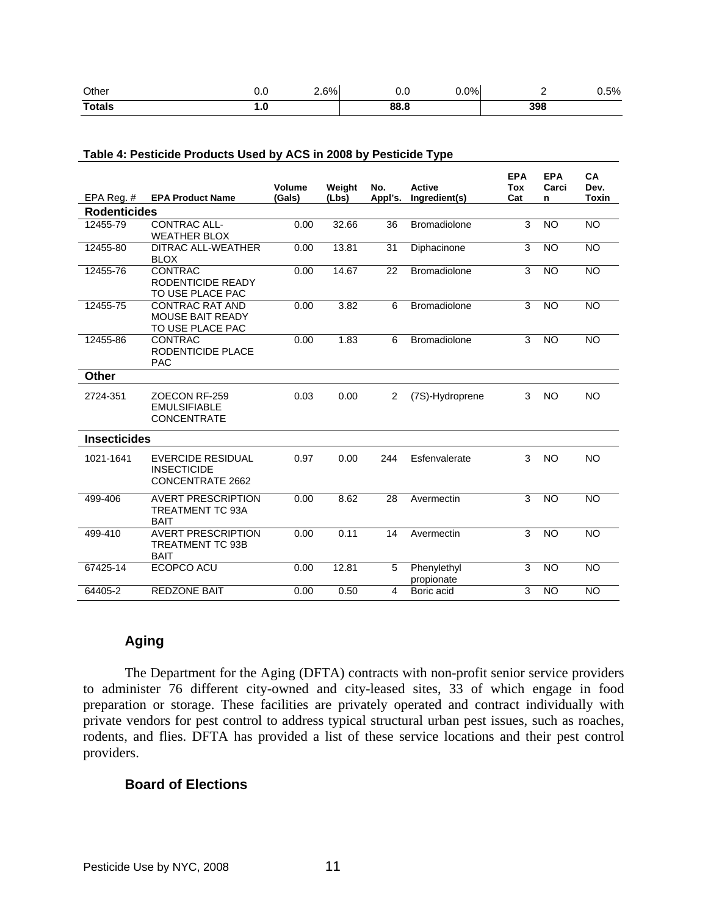| Other | 0.0 | 2.6% | 0.0 | 0.0% | 2 | 0.5% |
|---|---|---|---|---|---|---|
| **Totals** | **1.0** | | **88.8** | | **398** | |

**Table 4: Pesticide Products Used by ACS in 2008 by Pesticide Type**

| EPA Reg. # | EPA Product Name | Volume (Gals) | Weight (Lbs) | No. Appl's. | Active Ingredient(s) | EPA Tox Cat | EPA Carcin | CA Dev. Toxin |
|---|---|---|---|---|---|---|---|---|
| **Rodenticides** | | | | | | | | |
| 12455-79 | CONTRAC ALL-WEATHER BLOX | 0.00 | 32.66 | 36 | Bromadiolone | 3 | NO | NO |
| 12455-80 | DITRAC ALL-WEATHER BLOX | 0.00 | 13.81 | 31 | Diphacinone | 3 | NO | NO |
| 12455-76 | CONTRAC RODENTICIDE READY TO USE PLACE PAC | 0.00 | 14.67 | 22 | Bromadiolone | 3 | NO | NO |
| 12455-75 | CONTRAC RAT AND MOUSE BAIT READY TO USE PLACE PAC | 0.00 | 3.82 | 6 | Bromadiolone | 3 | NO | NO |
| 12455-86 | CONTRAC RODENTICIDE PLACE PAC | 0.00 | 1.83 | 6 | Bromadiolone | 3 | NO | NO |
| **Other** | | | | | | | | |
| 2724-351 | ZOECON RF-259 EMULSIFIABLE CONCENTRATE | 0.03 | 0.00 | 2 | (7S)-Hydroprene | 3 | NO | NO |
| **Insecticides** | | | | | | | | |
| 1021-1641 | EVERCIDE RESIDUAL INSECTICIDE CONCENTRATE 2662 | 0.97 | 0.00 | 244 | Esfenvalerate | 3 | NO | NO |
| 499-406 | AVERT PRESCRIPTION TREATMENT TC 93A BAIT | 0.00 | 8.62 | 28 | Avermectin | 3 | NO | NO |
| 499-410 | AVERT PRESCRIPTION TREATMENT TC 93B BAIT | 0.00 | 0.11 | 14 | Avermectin | 3 | NO | NO |
| 67425-14 | ECOPCO ACU | 0.00 | 12.81 | 5 | Phenylethyl propionate | 3 | NO | NO |
| 64405-2 | REDZONE BAIT | 0.00 | 0.50 | 4 | Boric acid | 3 | NO | NO |

### Aging

The Department for the Aging (DFTA) contracts with non-profit senior service providers to administer 76 different city-owned and city-leased sites, 33 of which engage in food preparation or storage. These facilities are privately operated and contract individually with private vendors for pest control to address typical structural urban pest issues, such as roaches, rodents, and flies. DFTA has provided a list of these service locations and their pest control providers.

### Board of Elections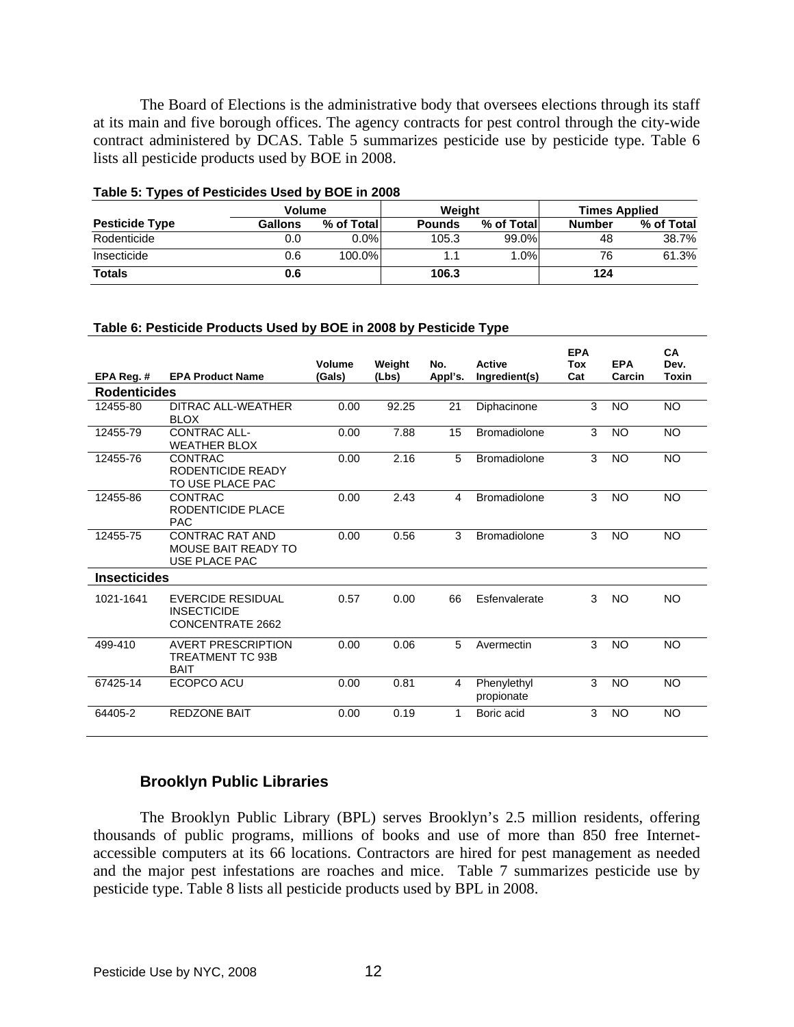The Board of Elections is the administrative body that oversees elections through its staff at its main and five borough offices. The agency contracts for pest control through the city-wide contract administered by DCAS. Table 5 summarizes pesticide use by pesticide type. Table 6 lists all pesticide products used by BOE in 2008.

**Table 5: Types of Pesticides Used by BOE in 2008**

| | Volume | | Weight | | Times Applied | |
|---|---|---|---|---|---|---|
| **Pesticide Type** | **Gallons** | **% of Total** | **Pounds** | **% of Total** | **Number** | **% of Total** |
| Rodenticide | 0.0 | 0.0% | 105.3 | 99.0% | 48 | 38.7% |
| Insecticide | 0.6 | 100.0% | 1.1 | 1.0% | 76 | 61.3% |
| **Totals** | **0.6** | | **106.3** | | **124** | |

**Table 6: Pesticide Products Used by BOE in 2008 by Pesticide Type**

| EPA Reg. # | EPA Product Name | Volume (Gals) | Weight (Lbs) | No. Appl's. | Active Ingredient(s) | EPA Tox Cat | EPA Carcin | CA Dev. Toxin |
|---|---|---|---|---|---|---|---|---|
| **Rodenticides** | | | | | | | | |
| 12455-80 | DITRAC ALL-WEATHER BLOX | 0.00 | 92.25 | 21 | Diphacinone | 3 | NO | NO |
| 12455-79 | CONTRAC ALL-WEATHER BLOX | 0.00 | 7.88 | 15 | Bromadiolone | 3 | NO | NO |
| 12455-76 | CONTRAC RODENTICIDE READY TO USE PLACE PAC | 0.00 | 2.16 | 5 | Bromadiolone | 3 | NO | NO |
| 12455-86 | CONTRAC RODENTICIDE PLACE PAC | 0.00 | 2.43 | 4 | Bromadiolone | 3 | NO | NO |
| 12455-75 | CONTRAC RAT AND MOUSE BAIT READY TO USE PLACE PAC | 0.00 | 0.56 | 3 | Bromadiolone | 3 | NO | NO |
| **Insecticides** | | | | | | | | |
| 1021-1641 | EVERCIDE RESIDUAL INSECTICIDE CONCENTRATE 2662 | 0.57 | 0.00 | 66 | Esfenvalerate | 3 | NO | NO |
| 499-410 | AVERT PRESCRIPTION TREATMENT TC 93B BAIT | 0.00 | 0.06 | 5 | Avermectin | 3 | NO | NO |
| 67425-14 | ECOPCO ACU | 0.00 | 0.81 | 4 | Phenylethyl propionate | 3 | NO | NO |
| 64405-2 | REDZONE BAIT | 0.00 | 0.19 | 1 | Boric acid | 3 | NO | NO |

### Brooklyn Public Libraries

The Brooklyn Public Library (BPL) serves Brooklyn's 2.5 million residents, offering thousands of public programs, millions of books and use of more than 850 free Internet-accessible computers at its 66 locations. Contractors are hired for pest management as needed and the major pest infestations are roaches and mice. Table 7 summarizes pesticide use by pesticide type. Table 8 lists all pesticide products used by BPL in 2008.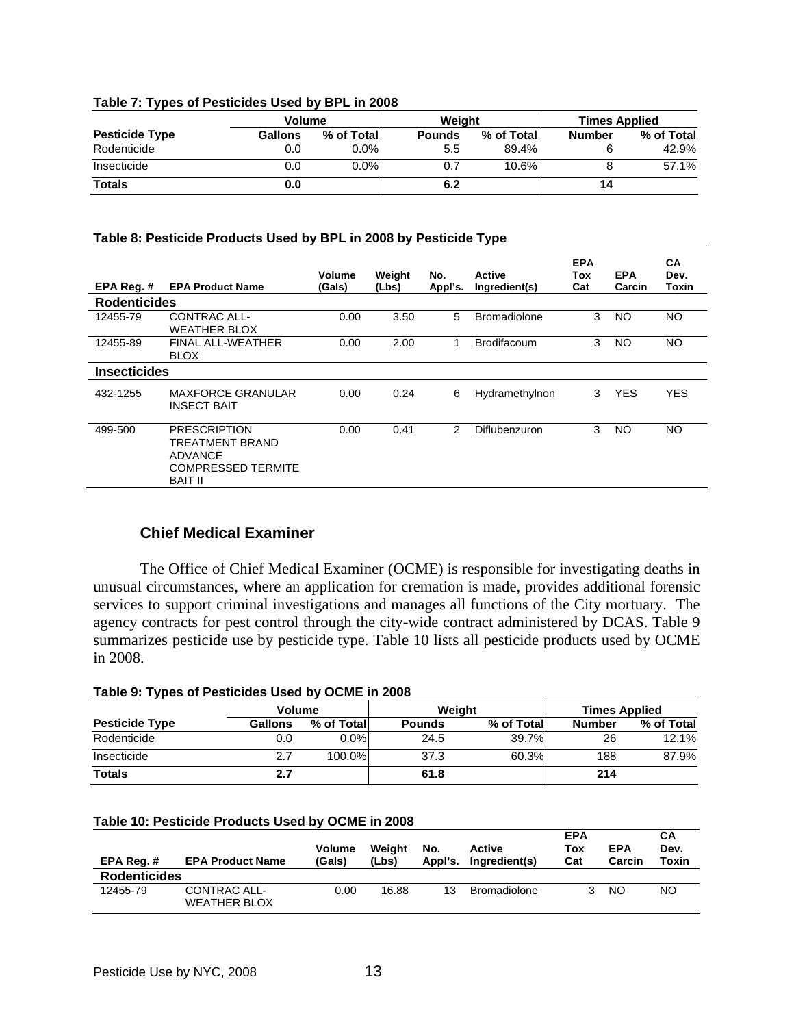**Table 7: Types of Pesticides Used by BPL in 2008**

| | Volume | | Weight | | Times Applied | |
|---|---|---|---|---|---|---|
| **Pesticide Type** | **Gallons** | **% of Total** | **Pounds** | **% of Total** | **Number** | **% of Total** |
| Rodenticide | 0.0 | 0.0% | 5.5 | 89.4% | 6 | 42.9% |
| Insecticide | 0.0 | 0.0% | 0.7 | 10.6% | 8 | 57.1% |
| **Totals** | **0.0** | | **6.2** | | **14** | |

**Table 8: Pesticide Products Used by BPL in 2008 by Pesticide Type**

| EPA Reg. # | EPA Product Name | Volume (Gals) | Weight (Lbs) | No. Appl's. | Active Ingredient(s) | EPA Tox Cat | EPA Carcin | CA Dev. Toxin |
|---|---|---|---|---|---|---|---|---|
| **Rodenticides** | | | | | | | | |
| 12455-79 | CONTRAC ALL-WEATHER BLOX | 0.00 | 3.50 | 5 | Bromadiolone | 3 | NO | NO |
| 12455-89 | FINAL ALL-WEATHER BLOX | 0.00 | 2.00 | 1 | Brodifacoum | 3 | NO | NO |
| **Insecticides** | | | | | | | | |
| 432-1255 | MAXFORCE GRANULAR INSECT BAIT | 0.00 | 0.24 | 6 | Hydramethylnon | 3 | YES | YES |
| 499-500 | PRESCRIPTION TREATMENT BRAND ADVANCE COMPRESSED TERMITE BAIT II | 0.00 | 0.41 | 2 | Diflubenzuron | 3 | NO | NO |

## Chief Medical Examiner

The Office of Chief Medical Examiner (OCME) is responsible for investigating deaths in unusual circumstances, where an application for cremation is made, provides additional forensic services to support criminal investigations and manages all functions of the City mortuary. The agency contracts for pest control through the city-wide contract administered by DCAS. Table 9 summarizes pesticide use by pesticide type. Table 10 lists all pesticide products used by OCME in 2008.

**Table 9: Types of Pesticides Used by OCME in 2008**

| | Volume | | Weight | | Times Applied | |
|---|---|---|---|---|---|---|
| **Pesticide Type** | **Gallons** | **% of Total** | **Pounds** | **% of Total** | **Number** | **% of Total** |
| Rodenticide | 0.0 | 0.0% | 24.5 | 39.7% | 26 | 12.1% |
| Insecticide | 2.7 | 100.0% | 37.3 | 60.3% | 188 | 87.9% |
| **Totals** | **2.7** | | **61.8** | | **214** | |

**Table 10: Pesticide Products Used by OCME in 2008**

| EPA Reg. # | EPA Product Name | Volume (Gals) | Weight (Lbs) | No. Appl's. | Active Ingredient(s) | EPA Tox Cat | EPA Carcin | CA Dev. Toxin |
|---|---|---|---|---|---|---|---|---|
| **Rodenticides** | | | | | | | | |
| 12455-79 | CONTRAC ALL-WEATHER BLOX | 0.00 | 16.88 | 13 | Bromadiolone | 3 | NO | NO |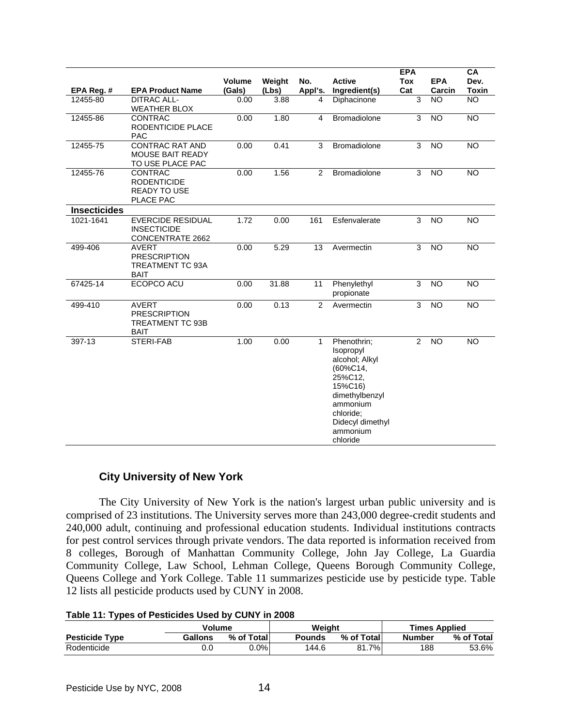| EPA Reg. # | EPA Product Name | Volume (Gals) | Weight (Lbs) | No. Appl's. | Active Ingredient(s) | EPA Tox Cat | EPA Carcin | CA Dev. Toxin |
|---|---|---|---|---|---|---|---|---|
| 12455-80 | DITRAC ALL-WEATHER BLOX | 0.00 | 3.88 | 4 | Diphacinone | 3 | NO | NO |
| 12455-86 | CONTRAC RODENTICIDE PLACE PAC | 0.00 | 1.80 | 4 | Bromadiolone | 3 | NO | NO |
| 12455-75 | CONTRAC RAT AND MOUSE BAIT READY TO USE PLACE PAC | 0.00 | 0.41 | 3 | Bromadiolone | 3 | NO | NO |
| 12455-76 | CONTRAC RODENTICIDE READY TO USE PLACE PAC | 0.00 | 1.56 | 2 | Bromadiolone | 3 | NO | NO |
| **Insecticides** | | | | | | | | |
| 1021-1641 | EVERCIDE RESIDUAL INSECTICIDE CONCENTRATE 2662 | 1.72 | 0.00 | 161 | Esfenvalerate | 3 | NO | NO |
| 499-406 | AVERT PRESCRIPTION TREATMENT TC 93A BAIT | 0.00 | 5.29 | 13 | Avermectin | 3 | NO | NO |
| 67425-14 | ECOPCO ACU | 0.00 | 31.88 | 11 | Phenylethyl propionate | 3 | NO | NO |
| 499-410 | AVERT PRESCRIPTION TREATMENT TC 93B BAIT | 0.00 | 0.13 | 2 | Avermectin | 3 | NO | NO |
| 397-13 | STERI-FAB | 1.00 | 0.00 | 1 | Phenothrin; Isopropyl alcohol; Alkyl (60%C14, 25%C12, 15%C16) dimethylbenzyl ammonium chloride; Didecyl dimethyl ammonium chloride | 2 | NO | NO |

### City University of New York

The City University of New York is the nation's largest urban public university and is comprised of 23 institutions. The University serves more than 243,000 degree-credit students and 240,000 adult, continuing and professional education students. Individual institutions contracts for pest control services through private vendors. The data reported is information received from 8 colleges, Borough of Manhattan Community College, John Jay College, La Guardia Community College, Law School, Lehman College, Queens Borough Community College, Queens College and York College. Table 11 summarizes pesticide use by pesticide type. Table 12 lists all pesticide products used by CUNY in 2008.

**Table 11: Types of Pesticides Used by CUNY in 2008**

| | Volume | | Weight | | Times Applied | |
|---|---|---|---|---|---|---|
| **Pesticide Type** | **Gallons** | **% of Total** | **Pounds** | **% of Total** | **Number** | **% of Total** |
| Rodenticide | 0.0 | 0.0% | 144.6 | 81.7% | 188 | 53.6% |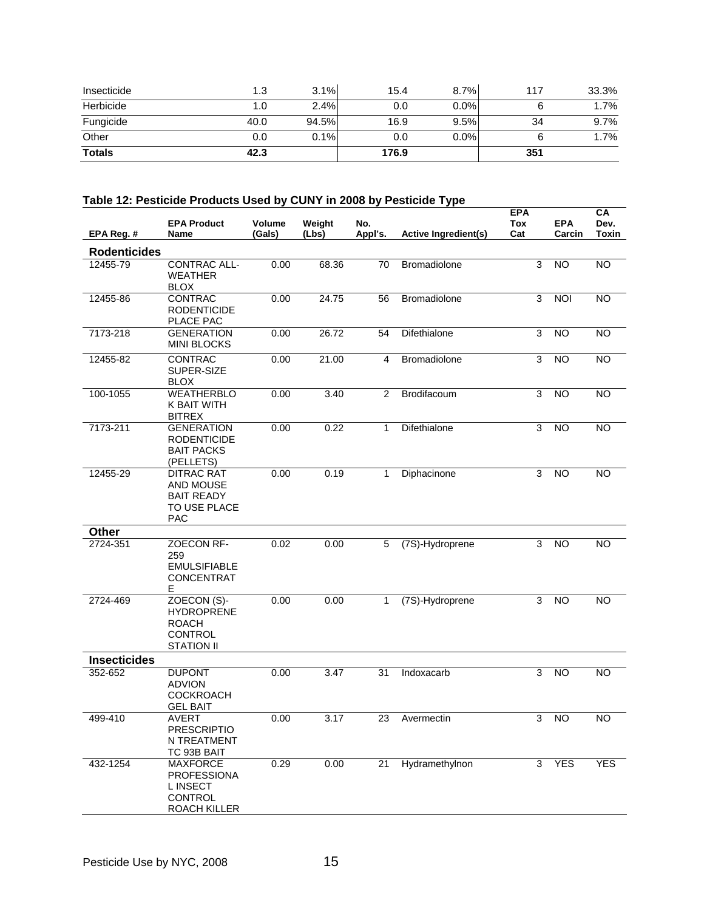| Insecticide | 1.3 | 3.1% | 15.4 | 8.7% | 117 | 33.3% |
|---|---|---|---|---|---|---|
| Herbicide | 1.0 | 2.4% | 0.0 | 0.0% | 6 | 1.7% |
| Fungicide | 40.0 | 94.5% | 16.9 | 9.5% | 34 | 9.7% |
| Other | 0.0 | 0.1% | 0.0 | 0.0% | 6 | 1.7% |
| **Totals** | **42.3** | | **176.9** | | **351** | |

### Table 12: Pesticide Products Used by CUNY in 2008 by Pesticide Type

| EPA Reg. # | EPA Product Name | Volume (Gals) | Weight (Lbs) | No. Appl's. | Active Ingredient(s) | EPA Tox Cat | EPA Carcin | CA Dev. Toxin |
|---|---|---|---|---|---|---|---|---|
| **Rodenticides** | | | | | | | | |
| 12455-79 | CONTRAC ALL-WEATHER BLOX | 0.00 | 68.36 | 70 | Bromadiolone | 3 | NO | NO |
| 12455-86 | CONTRAC RODENTICIDE PLACE PAC | 0.00 | 24.75 | 56 | Bromadiolone | 3 | NOI | NO |
| 7173-218 | GENERATION MINI BLOCKS | 0.00 | 26.72 | 54 | Difethialone | 3 | NO | NO |
| 12455-82 | CONTRAC SUPER-SIZE BLOX | 0.00 | 21.00 | 4 | Bromadiolone | 3 | NO | NO |
| 100-1055 | WEATHERBLOK BAIT WITH BITREX | 0.00 | 3.40 | 2 | Brodifacoum | 3 | NO | NO |
| 7173-211 | GENERATION RODENTICIDE BAIT PACKS (PELLETS) | 0.00 | 0.22 | 1 | Difethialone | 3 | NO | NO |
| 12455-29 | DITRAC RAT AND MOUSE BAIT READY TO USE PLACE PAC | 0.00 | 0.19 | 1 | Diphacinone | 3 | NO | NO |
| **Other** | | | | | | | | |
| 2724-351 | ZOECON RF-259 EMULSIFIABLE CONCENTRATE | 0.02 | 0.00 | 5 | (7S)-Hydroprene | 3 | NO | NO |
| 2724-469 | ZOECON (S)-HYDROPRENE ROACH CONTROL STATION II | 0.00 | 0.00 | 1 | (7S)-Hydroprene | 3 | NO | NO |
| **Insecticides** | | | | | | | | |
| 352-652 | DUPONT ADVION COCKROACH GEL BAIT | 0.00 | 3.47 | 31 | Indoxacarb | 3 | NO | NO |
| 499-410 | AVERT PRESCRIPTION TREATMENT TC 93B BAIT | 0.00 | 3.17 | 23 | Avermectin | 3 | NO | NO |
| 432-1254 | MAXFORCE PROFESSIONAL INSECT CONTROL ROACH KILLER | 0.29 | 0.00 | 21 | Hydramethylnon | 3 | YES | YES |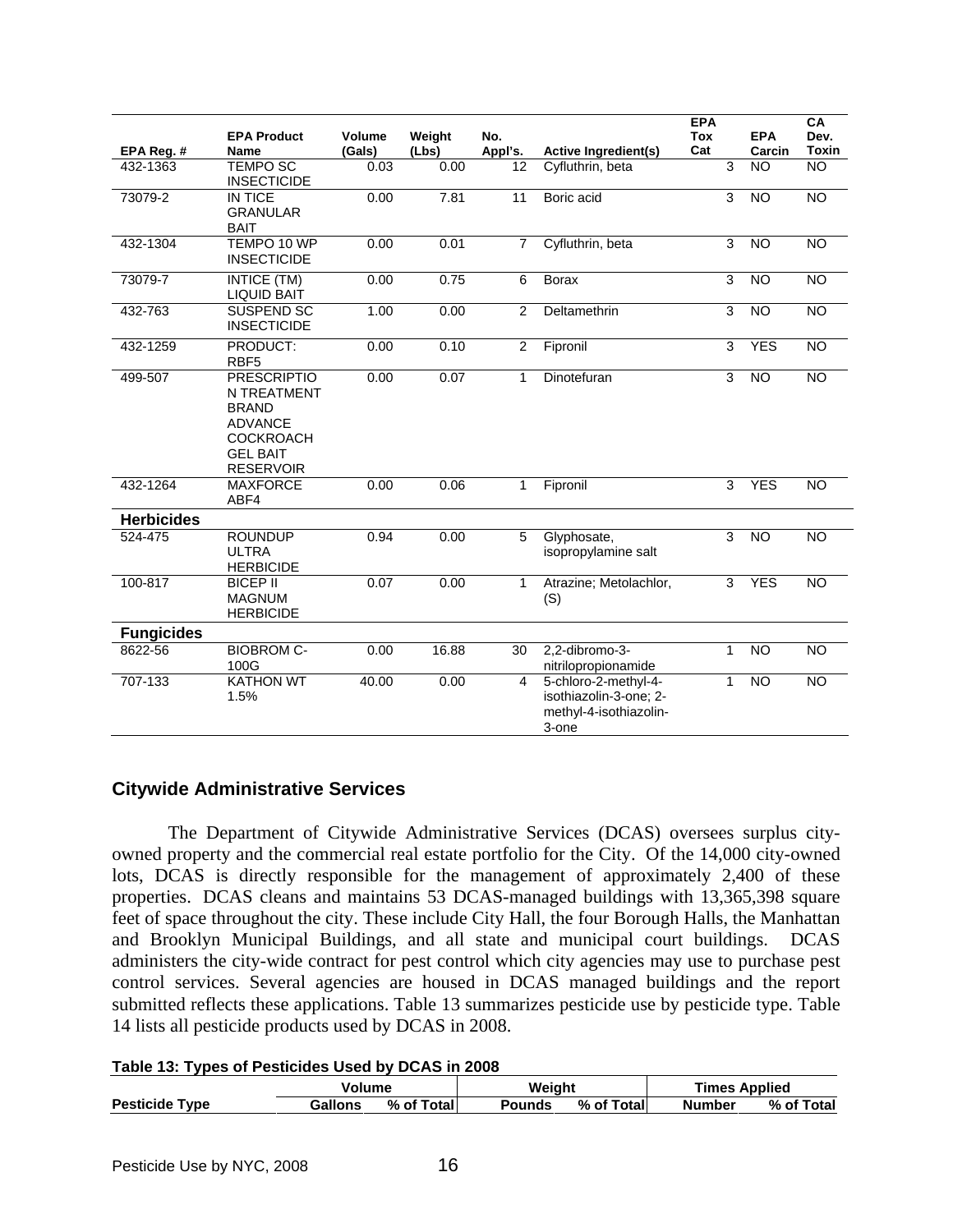| EPA Reg. # | EPA Product Name | Volume (Gals) | Weight (Lbs) | No. Appl's. | Active Ingredient(s) | EPA Tox Cat | EPA Carcin | CA Dev. Toxin |
|---|---|---|---|---|---|---|---|---|
| 432-1363 | TEMPO SC INSECTICIDE | 0.03 | 0.00 | 12 | Cyfluthrin, beta | 3 | NO | NO |
| 73079-2 | IN TICE GRANULAR BAIT | 0.00 | 7.81 | 11 | Boric acid | 3 | NO | NO |
| 432-1304 | TEMPO 10 WP INSECTICIDE | 0.00 | 0.01 | 7 | Cyfluthrin, beta | 3 | NO | NO |
| 73079-7 | INTICE (TM) LIQUID BAIT | 0.00 | 0.75 | 6 | Borax | 3 | NO | NO |
| 432-763 | SUSPEND SC INSECTICIDE | 1.00 | 0.00 | 2 | Deltamethrin | 3 | NO | NO |
| 432-1259 | PRODUCT: RBF5 | 0.00 | 0.10 | 2 | Fipronil | 3 | YES | NO |
| 499-507 | PRESCRIPTION TREATMENT BRAND ADVANCE COCKROACH GEL BAIT RESERVOIR | 0.00 | 0.07 | 1 | Dinotefuran | 3 | NO | NO |
| 432-1264 | MAXFORCE ABF4 | 0.00 | 0.06 | 1 | Fipronil | 3 | YES | NO |
| **Herbicides** | | | | | | | | |
| 524-475 | ROUNDUP ULTRA HERBICIDE | 0.94 | 0.00 | 5 | Glyphosate, isopropylamine salt | 3 | NO | NO |
| 100-817 | BICEP II MAGNUM HERBICIDE | 0.07 | 0.00 | 1 | Atrazine; Metolachlor, (S) | 3 | YES | NO |
| **Fungicides** | | | | | | | | |
| 8622-56 | BIOBROM C-100G | 0.00 | 16.88 | 30 | 2,2-dibromo-3-nitrilopropionamide | 1 | NO | NO |
| 707-133 | KATHON WT 1.5% | 40.00 | 0.00 | 4 | 5-chloro-2-methyl-4-isothiazolin-3-one; 2-methyl-4-isothiazolin-3-one | 1 | NO | NO |

## Citywide Administrative Services

The Department of Citywide Administrative Services (DCAS) oversees surplus city-owned property and the commercial real estate portfolio for the City. Of the 14,000 city-owned lots, DCAS is directly responsible for the management of approximately 2,400 of these properties. DCAS cleans and maintains 53 DCAS-managed buildings with 13,365,398 square feet of space throughout the city. These include City Hall, the four Borough Halls, the Manhattan and Brooklyn Municipal Buildings, and all state and municipal court buildings. DCAS administers the city-wide contract for pest control which city agencies may use to purchase pest control services. Several agencies are housed in DCAS managed buildings and the report submitted reflects these applications. Table 13 summarizes pesticide use by pesticide type. Table 14 lists all pesticide products used by DCAS in 2008.

**Table 13: Types of Pesticides Used by DCAS in 2008**

| | Volume | | Weight | | Times Applied | |
|---|---|---|---|---|---|---|
| **Pesticide Type** | **Gallons** | **% of Total** | **Pounds** | **% of Total** | **Number** | **% of Total** |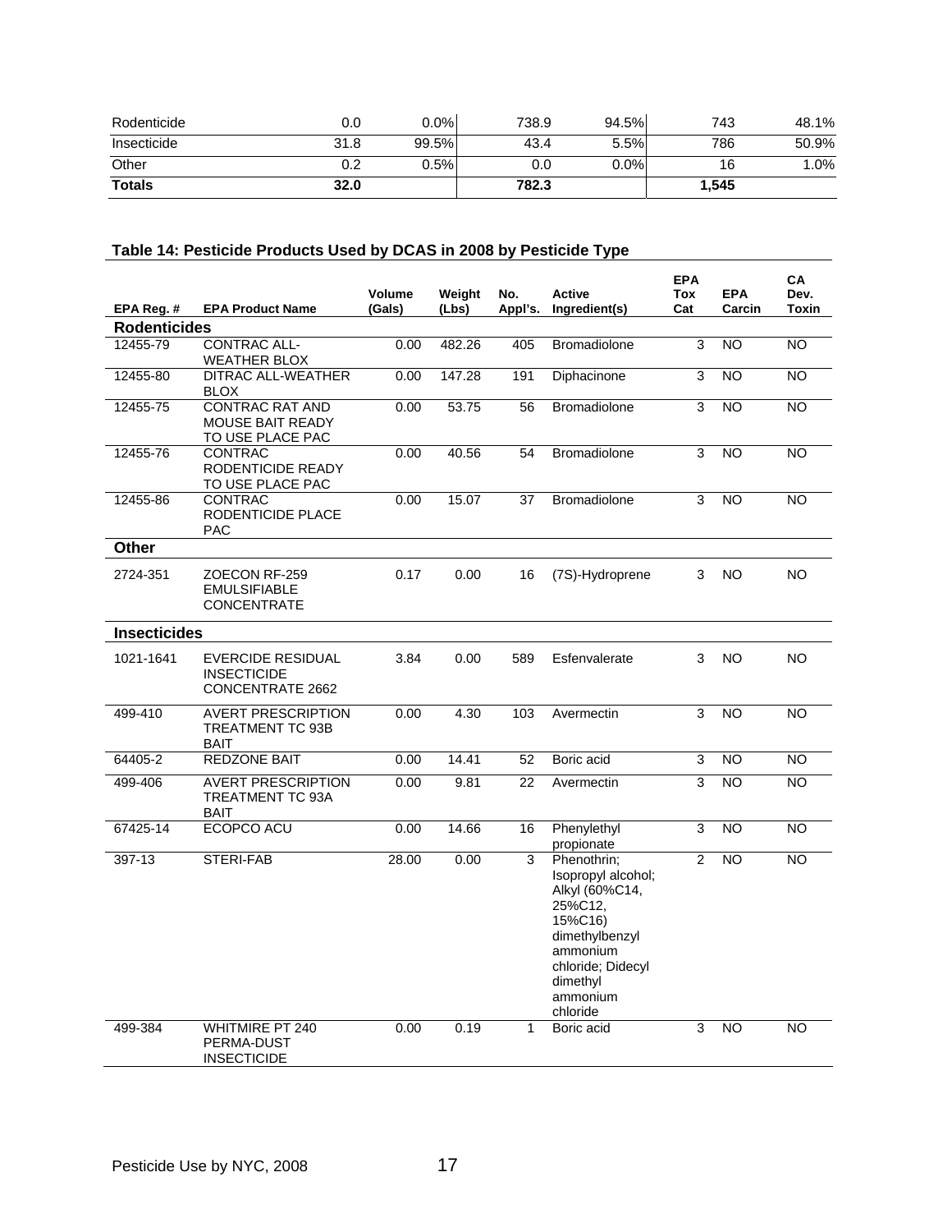| Rodenticide | 0.0 | 0.0% | 738.9 | 94.5% | 743 | 48.1% |
|---|---|---|---|---|---|---|
| Insecticide | 31.8 | 99.5% | 43.4 | 5.5% | 786 | 50.9% |
| Other | 0.2 | 0.5% | 0.0 | 0.0% | 16 | 1.0% |
| **Totals** | **32.0** | | **782.3** | | **1,545** | |

**Table 14: Pesticide Products Used by DCAS in 2008 by Pesticide Type**

| EPA Reg. # | EPA Product Name | Volume (Gals) | Weight (Lbs) | No. Appl's. | Active Ingredient(s) | EPA Tox Cat | EPA Carcin | CA Dev. Toxin |
|---|---|---|---|---|---|---|---|---|
| **Rodenticides** | | | | | | | | |
| 12455-79 | CONTRAC ALL-WEATHER BLOX | 0.00 | 482.26 | 405 | Bromadiolone | 3 | NO | NO |
| 12455-80 | DITRAC ALL-WEATHER BLOX | 0.00 | 147.28 | 191 | Diphacinone | 3 | NO | NO |
| 12455-75 | CONTRAC RAT AND MOUSE BAIT READY TO USE PLACE PAC | 0.00 | 53.75 | 56 | Bromadiolone | 3 | NO | NO |
| 12455-76 | CONTRAC RODENTICIDE READY TO USE PLACE PAC | 0.00 | 40.56 | 54 | Bromadiolone | 3 | NO | NO |
| 12455-86 | CONTRAC RODENTICIDE PLACE PAC | 0.00 | 15.07 | 37 | Bromadiolone | 3 | NO | NO |
| **Other** | | | | | | | | |
| 2724-351 | ZOECON RF-259 EMULSIFIABLE CONCENTRATE | 0.17 | 0.00 | 16 | (7S)-Hydroprene | 3 | NO | NO |
| **Insecticides** | | | | | | | | |
| 1021-1641 | EVERCIDE RESIDUAL INSECTICIDE CONCENTRATE 2662 | 3.84 | 0.00 | 589 | Esfenvalerate | 3 | NO | NO |
| 499-410 | AVERT PRESCRIPTION TREATMENT TC 93B BAIT | 0.00 | 4.30 | 103 | Avermectin | 3 | NO | NO |
| 64405-2 | REDZONE BAIT | 0.00 | 14.41 | 52 | Boric acid | 3 | NO | NO |
| 499-406 | AVERT PRESCRIPTION TREATMENT TC 93A BAIT | 0.00 | 9.81 | 22 | Avermectin | 3 | NO | NO |
| 67425-14 | ECOPCO ACU | 0.00 | 14.66 | 16 | Phenylethyl propionate | 3 | NO | NO |
| 397-13 | STERI-FAB | 28.00 | 0.00 | 3 | Phenothrin; Isopropyl alcohol; Alkyl (60%C14, 25%C12, 15%C16) dimethylbenzyl ammonium chloride; Didecyl dimethyl ammonium chloride | 2 | NO | NO |
| 499-384 | WHITMIRE PT 240 PERMA-DUST INSECTICIDE | 0.00 | 0.19 | 1 | Boric acid | 3 | NO | NO |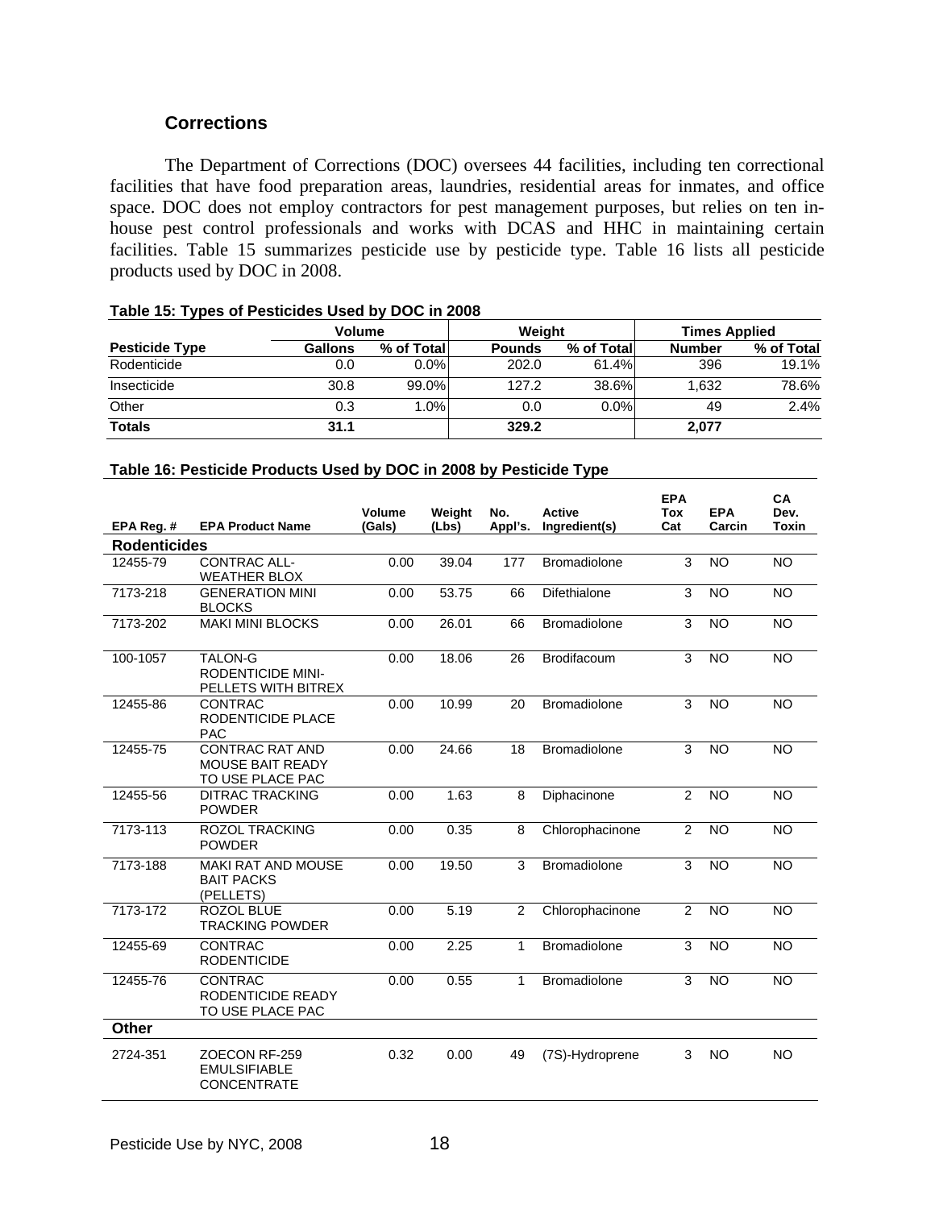## Corrections

The Department of Corrections (DOC) oversees 44 facilities, including ten correctional facilities that have food preparation areas, laundries, residential areas for inmates, and office space. DOC does not employ contractors for pest management purposes, but relies on ten in-house pest control professionals and works with DCAS and HHC in maintaining certain facilities. Table 15 summarizes pesticide use by pesticide type. Table 16 lists all pesticide products used by DOC in 2008.

**Table 15: Types of Pesticides Used by DOC in 2008**

| | Volume | | Weight | | Times Applied | |
|---|---|---|---|---|---|---|
| **Pesticide Type** | **Gallons** | **% of Total** | **Pounds** | **% of Total** | **Number** | **% of Total** |
| Rodenticide | 0.0 | 0.0% | 202.0 | 61.4% | 396 | 19.1% |
| Insecticide | 30.8 | 99.0% | 127.2 | 38.6% | 1,632 | 78.6% |
| Other | 0.3 | 1.0% | 0.0 | 0.0% | 49 | 2.4% |
| **Totals** | **31.1** | | **329.2** | | **2,077** | |

**Table 16: Pesticide Products Used by DOC in 2008 by Pesticide Type**

| EPA Reg. # | EPA Product Name | Volume (Gals) | Weight (Lbs) | No. Appl's. | Active Ingredient(s) | EPA Tox Cat | EPA Carcin | CA Dev. Toxin |
|---|---|---|---|---|---|---|---|---|
| **Rodenticides** | | | | | | | | |
| 12455-79 | CONTRAC ALL-WEATHER BLOX | 0.00 | 39.04 | 177 | Bromadiolone | 3 | NO | NO |
| 7173-218 | GENERATION MINI BLOCKS | 0.00 | 53.75 | 66 | Difethialone | 3 | NO | NO |
| 7173-202 | MAKI MINI BLOCKS | 0.00 | 26.01 | 66 | Bromadiolone | 3 | NO | NO |
| 100-1057 | TALON-G RODENTICIDE MINI-PELLETS WITH BITREX | 0.00 | 18.06 | 26 | Brodifacoum | 3 | NO | NO |
| 12455-86 | CONTRAC RODENTICIDE PLACE PAC | 0.00 | 10.99 | 20 | Bromadiolone | 3 | NO | NO |
| 12455-75 | CONTRAC RAT AND MOUSE BAIT READY TO USE PLACE PAC | 0.00 | 24.66 | 18 | Bromadiolone | 3 | NO | NO |
| 12455-56 | DITRAC TRACKING POWDER | 0.00 | 1.63 | 8 | Diphacinone | 2 | NO | NO |
| 7173-113 | ROZOL TRACKING POWDER | 0.00 | 0.35 | 8 | Chlorophacinone | 2 | NO | NO |
| 7173-188 | MAKI RAT AND MOUSE BAIT PACKS (PELLETS) | 0.00 | 19.50 | 3 | Bromadiolone | 3 | NO | NO |
| 7173-172 | ROZOL BLUE TRACKING POWDER | 0.00 | 5.19 | 2 | Chlorophacinone | 2 | NO | NO |
| 12455-69 | CONTRAC RODENTICIDE | 0.00 | 2.25 | 1 | Bromadiolone | 3 | NO | NO |
| 12455-76 | CONTRAC RODENTICIDE READY TO USE PLACE PAC | 0.00 | 0.55 | 1 | Bromadiolone | 3 | NO | NO |
| **Other** | | | | | | | | |
| 2724-351 | ZOECON RF-259 EMULSIFIABLE CONCENTRATE | 0.32 | 0.00 | 49 | (7S)-Hydroprene | 3 | NO | NO |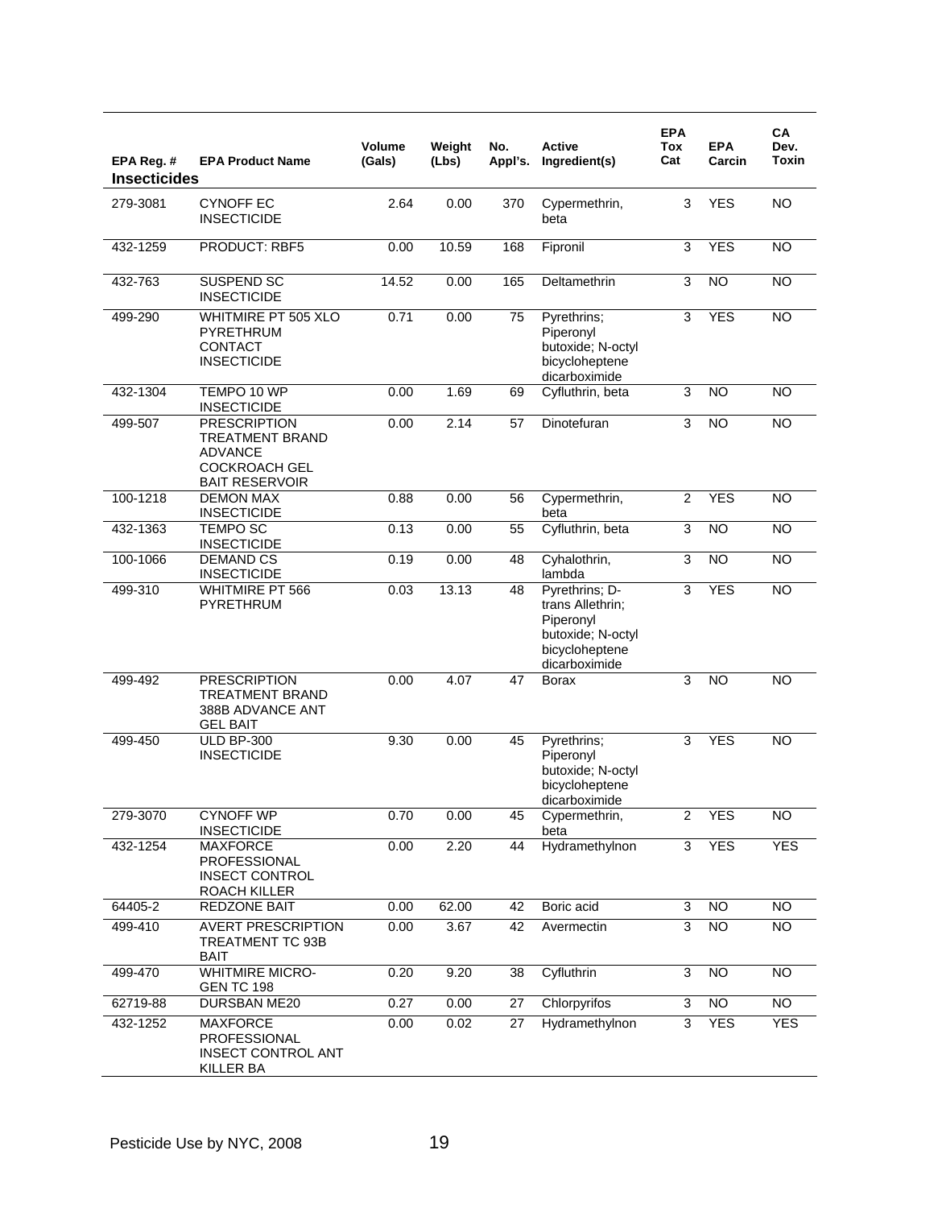| EPA Reg. # | EPA Product Name | Volume (Gals) | Weight (Lbs) | No. Appl's. | Active Ingredient(s) | EPA Tox Cat | EPA Carcin | CA Dev. Toxin |
|---|---|---|---|---|---|---|---|---|
| **Insecticides** | | | | | | | | |
| 279-3081 | CYNOFF EC INSECTICIDE | 2.64 | 0.00 | 370 | Cypermethrin, beta | 3 | YES | NO |
| 432-1259 | PRODUCT: RBF5 | 0.00 | 10.59 | 168 | Fipronil | 3 | YES | NO |
| 432-763 | SUSPEND SC INSECTICIDE | 14.52 | 0.00 | 165 | Deltamethrin | 3 | NO | NO |
| 499-290 | WHITMIRE PT 505 XLO PYRETHRUM CONTACT INSECTICIDE | 0.71 | 0.00 | 75 | Pyrethrins; Piperonyl butoxide; N-octyl bicycloheptene dicarboximide | 3 | YES | NO |
| 432-1304 | TEMPO 10 WP INSECTICIDE | 0.00 | 1.69 | 69 | Cyfluthrin, beta | 3 | NO | NO |
| 499-507 | PRESCRIPTION TREATMENT BRAND ADVANCE COCKROACH GEL BAIT RESERVOIR | 0.00 | 2.14 | 57 | Dinotefuran | 3 | NO | NO |
| 100-1218 | DEMON MAX INSECTICIDE | 0.88 | 0.00 | 56 | Cypermethrin, beta | 2 | YES | NO |
| 432-1363 | TEMPO SC INSECTICIDE | 0.13 | 0.00 | 55 | Cyfluthrin, beta | 3 | NO | NO |
| 100-1066 | DEMAND CS INSECTICIDE | 0.19 | 0.00 | 48 | Cyhalothrin, lambda | 3 | NO | NO |
| 499-310 | WHITMIRE PT 566 PYRETHRUM | 0.03 | 13.13 | 48 | Pyrethrins; D-trans Allethrin; Piperonyl butoxide; N-octyl bicycloheptene dicarboximide | 3 | YES | NO |
| 499-492 | PRESCRIPTION TREATMENT BRAND 388B ADVANCE ANT GEL BAIT | 0.00 | 4.07 | 47 | Borax | 3 | NO | NO |
| 499-450 | ULD BP-300 INSECTICIDE | 9.30 | 0.00 | 45 | Pyrethrins; Piperonyl butoxide; N-octyl bicycloheptene dicarboximide | 3 | YES | NO |
| 279-3070 | CYNOFF WP INSECTICIDE | 0.70 | 0.00 | 45 | Cypermethrin, beta | 2 | YES | NO |
| 432-1254 | MAXFORCE PROFESSIONAL INSECT CONTROL ROACH KILLER | 0.00 | 2.20 | 44 | Hydramethylnon | 3 | YES | YES |
| 64405-2 | REDZONE BAIT | 0.00 | 62.00 | 42 | Boric acid | 3 | NO | NO |
| 499-410 | AVERT PRESCRIPTION TREATMENT TC 93B BAIT | 0.00 | 3.67 | 42 | Avermectin | 3 | NO | NO |
| 499-470 | WHITMIRE MICRO-GEN TC 198 | 0.20 | 9.20 | 38 | Cyfluthrin | 3 | NO | NO |
| 62719-88 | DURSBAN ME20 | 0.27 | 0.00 | 27 | Chlorpyrifos | 3 | NO | NO |
| 432-1252 | MAXFORCE PROFESSIONAL INSECT CONTROL ANT KILLER BA | 0.00 | 0.02 | 27 | Hydramethylnon | 3 | YES | YES |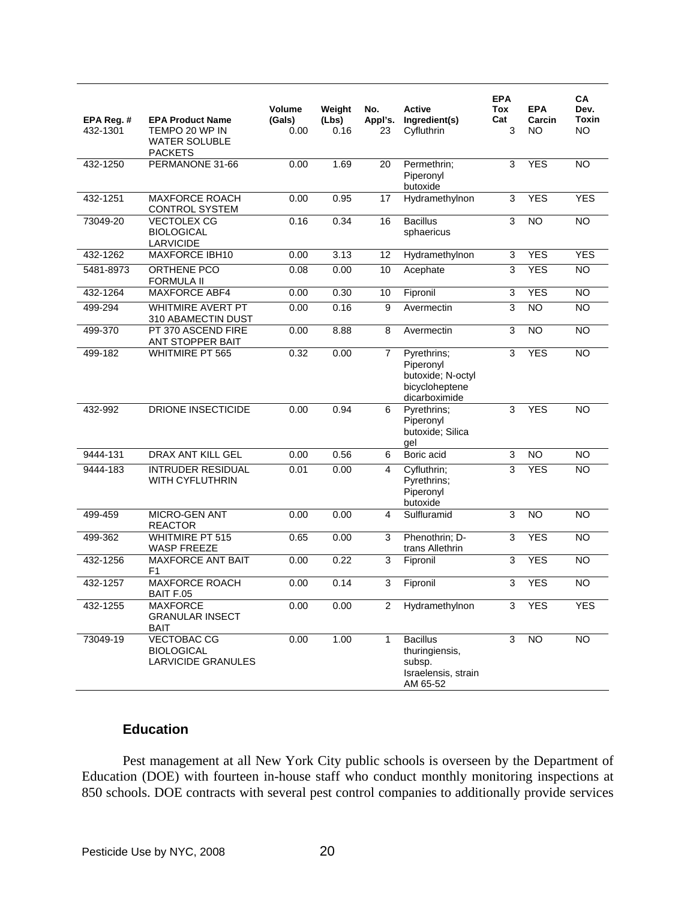| EPA Reg. # | EPA Product Name | Volume (Gals) | Weight (Lbs) | No. Appl's. | Active Ingredient(s) | EPA Tox Cat | EPA Carcin | CA Dev. Toxin |
|---|---|---|---|---|---|---|---|---|
| 432-1301 | TEMPO 20 WP IN WATER SOLUBLE PACKETS | 0.00 | 0.16 | 23 | Cyfluthrin | 3 | NO | NO |
| 432-1250 | PERMANONE 31-66 | 0.00 | 1.69 | 20 | Permethrin; Piperonyl butoxide | 3 | YES | NO |
| 432-1251 | MAXFORCE ROACH CONTROL SYSTEM | 0.00 | 0.95 | 17 | Hydramethylnon | 3 | YES | YES |
| 73049-20 | VECTOLEX CG BIOLOGICAL LARVICIDE | 0.16 | 0.34 | 16 | Bacillus sphaericus | 3 | NO | NO |
| 432-1262 | MAXFORCE IBH10 | 0.00 | 3.13 | 12 | Hydramethylnon | 3 | YES | YES |
| 5481-8973 | ORTHENE PCO FORMULA II | 0.08 | 0.00 | 10 | Acephate | 3 | YES | NO |
| 432-1264 | MAXFORCE ABF4 | 0.00 | 0.30 | 10 | Fipronil | 3 | YES | NO |
| 499-294 | WHITMIRE AVERT PT 310 ABAMECTIN DUST | 0.00 | 0.16 | 9 | Avermectin | 3 | NO | NO |
| 499-370 | PT 370 ASCEND FIRE ANT STOPPER BAIT | 0.00 | 8.88 | 8 | Avermectin | 3 | NO | NO |
| 499-182 | WHITMIRE PT 565 | 0.32 | 0.00 | 7 | Pyrethrins; Piperonyl butoxide; N-octyl bicycloheptene dicarboximide | 3 | YES | NO |
| 432-992 | DRIONE INSECTICIDE | 0.00 | 0.94 | 6 | Pyrethrins; Piperonyl butoxide; Silica gel | 3 | YES | NO |
| 9444-131 | DRAX ANT KILL GEL | 0.00 | 0.56 | 6 | Boric acid | 3 | NO | NO |
| 9444-183 | INTRUDER RESIDUAL WITH CYFLUTHRIN | 0.01 | 0.00 | 4 | Cyfluthrin; Pyrethrins; Piperonyl butoxide | 3 | YES | NO |
| 499-459 | MICRO-GEN ANT REACTOR | 0.00 | 0.00 | 4 | Sulfluramid | 3 | NO | NO |
| 499-362 | WHITMIRE PT 515 WASP FREEZE | 0.65 | 0.00 | 3 | Phenothrin; D-trans Allethrin | 3 | YES | NO |
| 432-1256 | MAXFORCE ANT BAIT F1 | 0.00 | 0.22 | 3 | Fipronil | 3 | YES | NO |
| 432-1257 | MAXFORCE ROACH BAIT F.05 | 0.00 | 0.14 | 3 | Fipronil | 3 | YES | NO |
| 432-1255 | MAXFORCE GRANULAR INSECT BAIT | 0.00 | 0.00 | 2 | Hydramethylnon | 3 | YES | YES |
| 73049-19 | VECTOBAC CG BIOLOGICAL LARVICIDE GRANULES | 0.00 | 1.00 | 1 | Bacillus thuringiensis, subsp. Israelensis, strain AM 65-52 | 3 | NO | NO |

### Education

Pest management at all New York City public schools is overseen by the Department of Education (DOE) with fourteen in-house staff who conduct monthly monitoring inspections at 850 schools. DOE contracts with several pest control companies to additionally provide services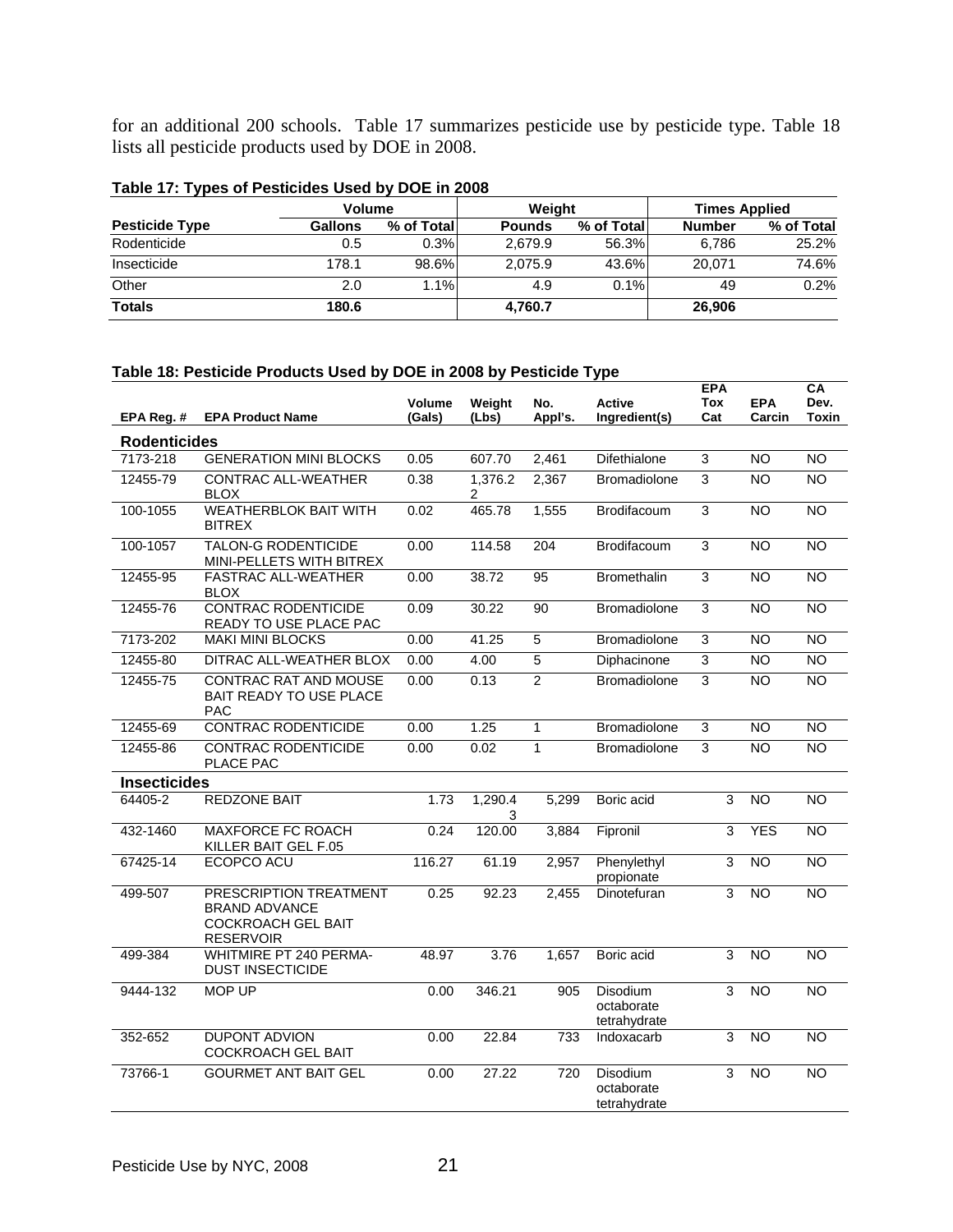for an additional 200 schools. Table 17 summarizes pesticide use by pesticide type. Table 18 lists all pesticide products used by DOE in 2008.

**Table 17: Types of Pesticides Used by DOE in 2008**

| | Volume | | Weight | | Times Applied | |
|---|---|---|---|---|---|---|
| **Pesticide Type** | **Gallons** | **% of Total** | **Pounds** | **% of Total** | **Number** | **% of Total** |
| Rodenticide | 0.5 | 0.3% | 2,679.9 | 56.3% | 6,786 | 25.2% |
| Insecticide | 178.1 | 98.6% | 2,075.9 | 43.6% | 20,071 | 74.6% |
| Other | 2.0 | 1.1% | 4.9 | 0.1% | 49 | 0.2% |
| **Totals** | **180.6** | | **4,760.7** | | **26,906** | |

**Table 18: Pesticide Products Used by DOE in 2008 by Pesticide Type**

| EPA Reg. # | EPA Product Name | Volume (Gals) | Weight (Lbs) | No. Appl's. | Active Ingredient(s) | EPA Tox Cat | EPA Carcin | CA Dev. Toxin |
|---|---|---|---|---|---|---|---|---|
| **Rodenticides** | | | | | | | | |
| 7173-218 | GENERATION MINI BLOCKS | 0.05 | 607.70 | 2,461 | Difethialone | 3 | NO | NO |
| 12455-79 | CONTRAC ALL-WEATHER BLOX | 0.38 | 1,376.22 | 2,367 | Bromadiolone | 3 | NO | NO |
| 100-1055 | WEATHERBLOK BAIT WITH BITREX | 0.02 | 465.78 | 1,555 | Brodifacoum | 3 | NO | NO |
| 100-1057 | TALON-G RODENTICIDE MINI-PELLETS WITH BITREX | 0.00 | 114.58 | 204 | Brodifacoum | 3 | NO | NO |
| 12455-95 | FASTRAC ALL-WEATHER BLOX | 0.00 | 38.72 | 95 | Bromethalin | 3 | NO | NO |
| 12455-76 | CONTRAC RODENTICIDE READY TO USE PLACE PAC | 0.09 | 30.22 | 90 | Bromadiolone | 3 | NO | NO |
| 7173-202 | MAKI MINI BLOCKS | 0.00 | 41.25 | 5 | Bromadiolone | 3 | NO | NO |
| 12455-80 | DITRAC ALL-WEATHER BLOX | 0.00 | 4.00 | 5 | Diphacinone | 3 | NO | NO |
| 12455-75 | CONTRAC RAT AND MOUSE BAIT READY TO USE PLACE PAC | 0.00 | 0.13 | 2 | Bromadiolone | 3 | NO | NO |
| 12455-69 | CONTRAC RODENTICIDE | 0.00 | 1.25 | 1 | Bromadiolone | 3 | NO | NO |
| 12455-86 | CONTRAC RODENTICIDE PLACE PAC | 0.00 | 0.02 | 1 | Bromadiolone | 3 | NO | NO |
| **Insecticides** | | | | | | | | |
| 64405-2 | REDZONE BAIT | 1.73 | 1,290.43 | 5,299 | Boric acid | 3 | NO | NO |
| 432-1460 | MAXFORCE FC ROACH KILLER BAIT GEL F.05 | 0.24 | 120.00 | 3,884 | Fipronil | 3 | YES | NO |
| 67425-14 | ECOPCO ACU | 116.27 | 61.19 | 2,957 | Phenylethyl propionate | 3 | NO | NO |
| 499-507 | PRESCRIPTION TREATMENT BRAND ADVANCE COCKROACH GEL BAIT RESERVOIR | 0.25 | 92.23 | 2,455 | Dinotefuran | 3 | NO | NO |
| 499-384 | WHITMIRE PT 240 PERMA-DUST INSECTICIDE | 48.97 | 3.76 | 1,657 | Boric acid | 3 | NO | NO |
| 9444-132 | MOP UP | 0.00 | 346.21 | 905 | Disodium octaborate tetrahydrate | 3 | NO | NO |
| 352-652 | DUPONT ADVION COCKROACH GEL BAIT | 0.00 | 22.84 | 733 | Indoxacarb | 3 | NO | NO |
| 73766-1 | GOURMET ANT BAIT GEL | 0.00 | 27.22 | 720 | Disodium octaborate tetrahydrate | 3 | NO | NO |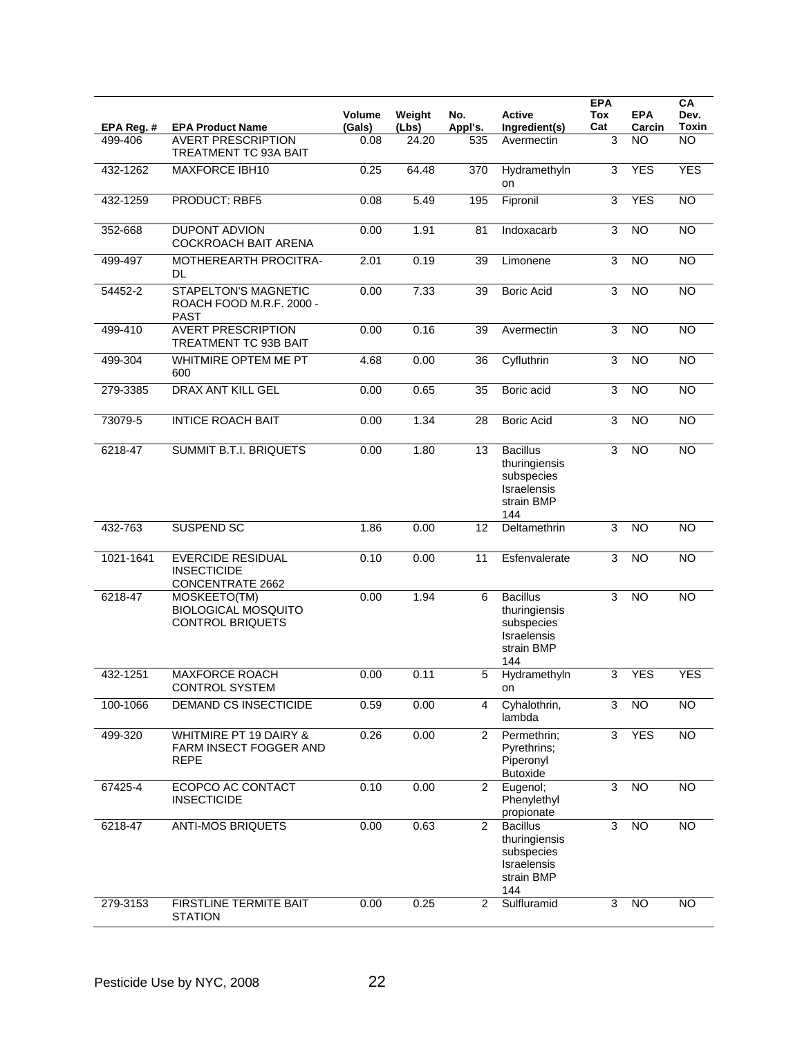| EPA Reg. # | EPA Product Name | Volume (Gals) | Weight (Lbs) | No. Appl's. | Active Ingredient(s) | EPA Tox Cat | EPA Carcin | CA Dev. Toxin |
|---|---|---|---|---|---|---|---|---|
| 499-406 | AVERT PRESCRIPTION TREATMENT TC 93A BAIT | 0.08 | 24.20 | 535 | Avermectin | 3 | NO | NO |
| 432-1262 | MAXFORCE IBH10 | 0.25 | 64.48 | 370 | Hydramethylnon | 3 | YES | YES |
| 432-1259 | PRODUCT: RBF5 | 0.08 | 5.49 | 195 | Fipronil | 3 | YES | NO |
| 352-668 | DUPONT ADVION COCKROACH BAIT ARENA | 0.00 | 1.91 | 81 | Indoxacarb | 3 | NO | NO |
| 499-497 | MOTHEREARTH PROCITRA-DL | 2.01 | 0.19 | 39 | Limonene | 3 | NO | NO |
| 54452-2 | STAPELTON'S MAGNETIC ROACH FOOD M.R.F. 2000 - PAST | 0.00 | 7.33 | 39 | Boric Acid | 3 | NO | NO |
| 499-410 | AVERT PRESCRIPTION TREATMENT TC 93B BAIT | 0.00 | 0.16 | 39 | Avermectin | 3 | NO | NO |
| 499-304 | WHITMIRE OPTEM ME PT 600 | 4.68 | 0.00 | 36 | Cyfluthrin | 3 | NO | NO |
| 279-3385 | DRAX ANT KILL GEL | 0.00 | 0.65 | 35 | Boric acid | 3 | NO | NO |
| 73079-5 | INTICE ROACH BAIT | 0.00 | 1.34 | 28 | Boric Acid | 3 | NO | NO |
| 6218-47 | SUMMIT B.T.I. BRIQUETS | 0.00 | 1.80 | 13 | Bacillus thuringiensis subspecies Israelensis strain BMP 144 | 3 | NO | NO |
| 432-763 | SUSPEND SC | 1.86 | 0.00 | 12 | Deltamethrin | 3 | NO | NO |
| 1021-1641 | EVERCIDE RESIDUAL INSECTICIDE CONCENTRATE 2662 | 0.10 | 0.00 | 11 | Esfenvalerate | 3 | NO | NO |
| 6218-47 | MOSKEETO(TM) BIOLOGICAL MOSQUITO CONTROL BRIQUETS | 0.00 | 1.94 | 6 | Bacillus thuringiensis subspecies Israelensis strain BMP 144 | 3 | NO | NO |
| 432-1251 | MAXFORCE ROACH CONTROL SYSTEM | 0.00 | 0.11 | 5 | Hydramethylnon | 3 | YES | YES |
| 100-1066 | DEMAND CS INSECTICIDE | 0.59 | 0.00 | 4 | Cyhalothrin, lambda | 3 | NO | NO |
| 499-320 | WHITMIRE PT 19 DAIRY & FARM INSECT FOGGER AND REPE | 0.26 | 0.00 | 2 | Permethrin; Pyrethrins; Piperonyl Butoxide | 3 | YES | NO |
| 67425-4 | ECOPCO AC CONTACT INSECTICIDE | 0.10 | 0.00 | 2 | Eugenol; Phenylethyl propionate | 3 | NO | NO |
| 6218-47 | ANTI-MOS BRIQUETS | 0.00 | 0.63 | 2 | Bacillus thuringiensis subspecies Israelensis strain BMP 144 | 3 | NO | NO |
| 279-3153 | FIRSTLINE TERMITE BAIT STATION | 0.00 | 0.25 | 2 | Sulfluramid | 3 | NO | NO |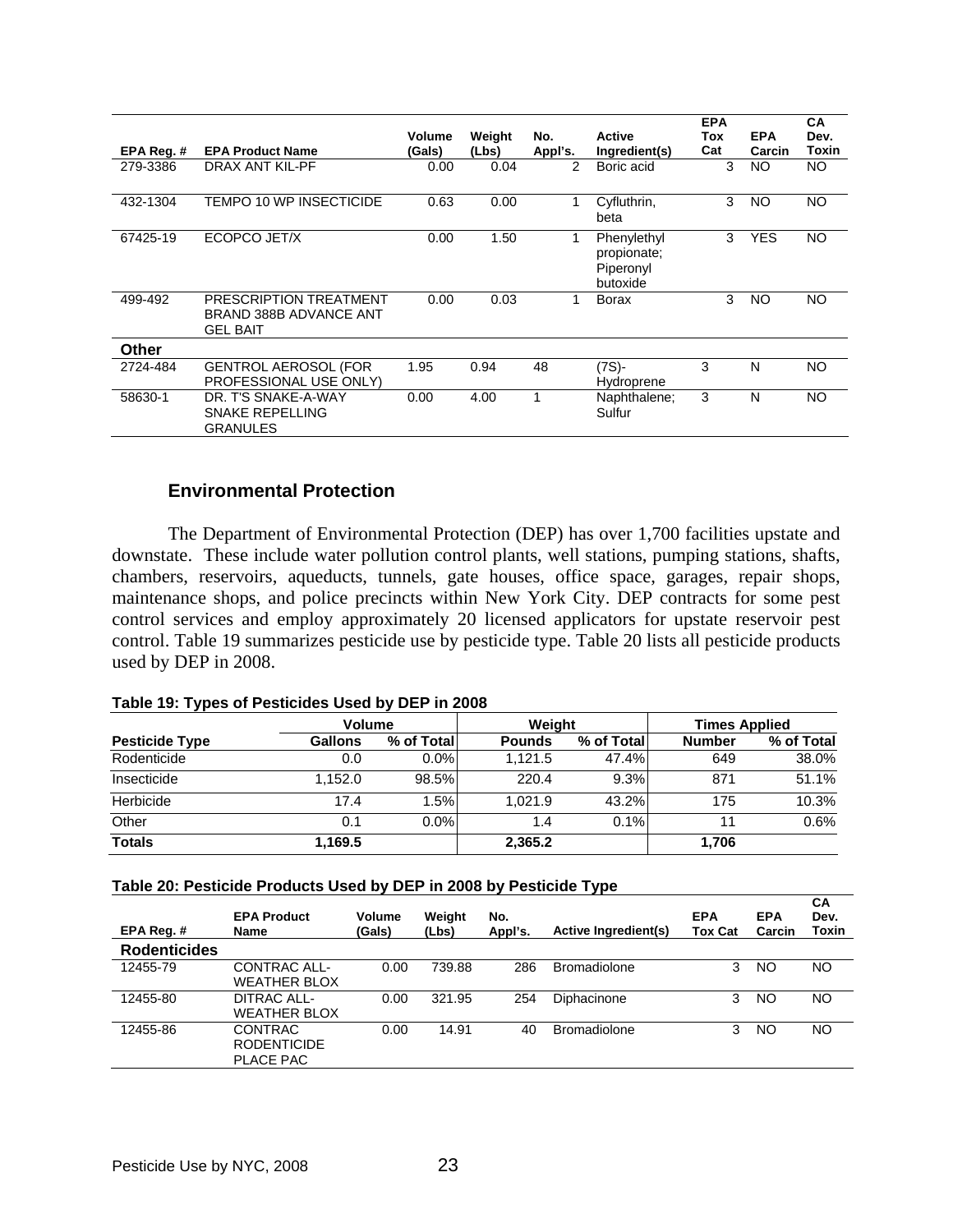| EPA Reg. # | EPA Product Name | Volume (Gals) | Weight (Lbs) | No. Appl's. | Active Ingredient(s) | EPA Tox Cat | EPA Carcin | CA Dev. Toxin |
|---|---|---|---|---|---|---|---|---|
| 279-3386 | DRAX ANT KIL-PF | 0.00 | 0.04 | 2 | Boric acid | 3 | NO | NO |
| 432-1304 | TEMPO 10 WP INSECTICIDE | 0.63 | 0.00 | 1 | Cyfluthrin, beta | 3 | NO | NO |
| 67425-19 | ECOPCO JET/X | 0.00 | 1.50 | 1 | Phenylethyl propionate; Piperonyl butoxide | 3 | YES | NO |
| 499-492 | PRESCRIPTION TREATMENT BRAND 388B ADVANCE ANT GEL BAIT | 0.00 | 0.03 | 1 | Borax | 3 | NO | NO |
| **Other** | | | | | | | | |
| 2724-484 | GENTROL AEROSOL (FOR PROFESSIONAL USE ONLY) | 1.95 | 0.94 | 48 | (7S)-Hydroprene | 3 | N | NO |
| 58630-1 | DR. T'S SNAKE-A-WAY SNAKE REPELLING GRANULES | 0.00 | 4.00 | 1 | Naphthalene; Sulfur | 3 | N | NO |

## Environmental Protection

The Department of Environmental Protection (DEP) has over 1,700 facilities upstate and downstate. These include water pollution control plants, well stations, pumping stations, shafts, chambers, reservoirs, aqueducts, tunnels, gate houses, office space, garages, repair shops, maintenance shops, and police precincts within New York City. DEP contracts for some pest control services and employ approximately 20 licensed applicators for upstate reservoir pest control. Table 19 summarizes pesticide use by pesticide type. Table 20 lists all pesticide products used by DEP in 2008.

**Table 19: Types of Pesticides Used by DEP in 2008**

| | Volume | | Weight | | Times Applied | |
|---|---|---|---|---|---|---|
| **Pesticide Type** | **Gallons** | **% of Total** | **Pounds** | **% of Total** | **Number** | **% of Total** |
| Rodenticide | 0.0 | 0.0% | 1,121.5 | 47.4% | 649 | 38.0% |
| Insecticide | 1,152.0 | 98.5% | 220.4 | 9.3% | 871 | 51.1% |
| Herbicide | 17.4 | 1.5% | 1,021.9 | 43.2% | 175 | 10.3% |
| Other | 0.1 | 0.0% | 1.4 | 0.1% | 11 | 0.6% |
| **Totals** | **1,169.5** | | **2,365.2** | | **1,706** | |

**Table 20: Pesticide Products Used by DEP in 2008 by Pesticide Type**

| EPA Reg. # | EPA Product Name | Volume (Gals) | Weight (Lbs) | No. Appl's. | Active Ingredient(s) | EPA Tox Cat | EPA Carcin | CA Dev. Toxin |
|---|---|---|---|---|---|---|---|---|
| **Rodenticides** | | | | | | | | |
| 12455-79 | CONTRAC ALL-WEATHER BLOX | 0.00 | 739.88 | 286 | Bromadiolone | 3 | NO | NO |
| 12455-80 | DITRAC ALL-WEATHER BLOX | 0.00 | 321.95 | 254 | Diphacinone | 3 | NO | NO |
| 12455-86 | CONTRAC RODENTICIDE PLACE PAC | 0.00 | 14.91 | 40 | Bromadiolone | 3 | NO | NO |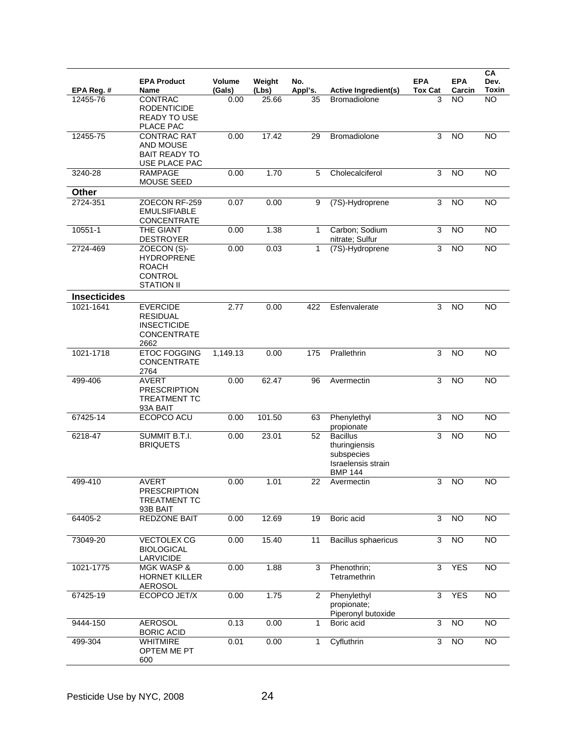| EPA Reg. # | EPA Product Name | Volume (Gals) | Weight (Lbs) | No. Appl's. | Active Ingredient(s) | EPA Tox Cat | EPA Carcin | CA Dev. Toxin |
|---|---|---|---|---|---|---|---|---|
| 12455-76 | CONTRAC RODENTICIDE READY TO USE PLACE PAC | 0.00 | 25.66 | 35 | Bromadiolone | 3 | NO | NO |
| 12455-75 | CONTRAC RAT AND MOUSE BAIT READY TO USE PLACE PAC | 0.00 | 17.42 | 29 | Bromadiolone | 3 | NO | NO |
| 3240-28 | RAMPAGE MOUSE SEED | 0.00 | 1.70 | 5 | Cholecalciferol | 3 | NO | NO |
| **Other** | | | | | | | | |
| 2724-351 | ZOECON RF-259 EMULSIFIABLE CONCENTRATE | 0.07 | 0.00 | 9 | (7S)-Hydroprene | 3 | NO | NO |
| 10551-1 | THE GIANT DESTROYER | 0.00 | 1.38 | 1 | Carbon; Sodium nitrate; Sulfur | 3 | NO | NO |
| 2724-469 | ZOECON (S)-HYDROPRENE ROACH CONTROL STATION II | 0.00 | 0.03 | 1 | (7S)-Hydroprene | 3 | NO | NO |
| **Insecticides** | | | | | | | | |
| 1021-1641 | EVERCIDE RESIDUAL INSECTICIDE CONCENTRATE 2662 | 2.77 | 0.00 | 422 | Esfenvalerate | 3 | NO | NO |
| 1021-1718 | ETOC FOGGING CONCENTRATE 2764 | 1,149.13 | 0.00 | 175 | Prallethrin | 3 | NO | NO |
| 499-406 | AVERT PRESCRIPTION TREATMENT TC 93A BAIT | 0.00 | 62.47 | 96 | Avermectin | 3 | NO | NO |
| 67425-14 | ECOPCO ACU | 0.00 | 101.50 | 63 | Phenylethyl propionate | 3 | NO | NO |
| 6218-47 | SUMMIT B.T.I. BRIQUETS | 0.00 | 23.01 | 52 | Bacillus thuringiensis subspecies Israelensis strain BMP 144 | 3 | NO | NO |
| 499-410 | AVERT PRESCRIPTION TREATMENT TC 93B BAIT | 0.00 | 1.01 | 22 | Avermectin | 3 | NO | NO |
| 64405-2 | REDZONE BAIT | 0.00 | 12.69 | 19 | Boric acid | 3 | NO | NO |
| 73049-20 | VECTOLEX CG BIOLOGICAL LARVICIDE | 0.00 | 15.40 | 11 | Bacillus sphaericus | 3 | NO | NO |
| 1021-1775 | MGK WASP & HORNET KILLER AEROSOL | 0.00 | 1.88 | 3 | Phenothrin; Tetramethrin | 3 | YES | NO |
| 67425-19 | ECOPCO JET/X | 0.00 | 1.75 | 2 | Phenylethyl propionate; Piperonyl butoxide | 3 | YES | NO |
| 9444-150 | AEROSOL BORIC ACID | 0.13 | 0.00 | 1 | Boric acid | 3 | NO | NO |
| 499-304 | WHITMIRE OPTEM ME PT 600 | 0.01 | 0.00 | 1 | Cyfluthrin | 3 | NO | NO |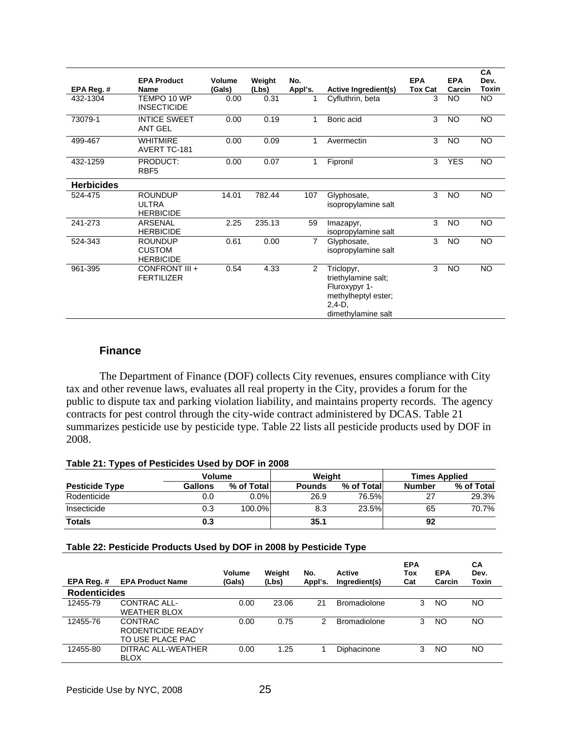| EPA Reg. # | EPA Product Name | Volume (Gals) | Weight (Lbs) | No. Appl's. | Active Ingredient(s) | EPA Tox Cat | EPA Carcin | CA Dev. Toxin |
|---|---|---|---|---|---|---|---|---|
| 432-1304 | TEMPO 10 WP INSECTICIDE | 0.00 | 0.31 | 1 | Cyfluthrin, beta | 3 | NO | NO |
| 73079-1 | INTICE SWEET ANT GEL | 0.00 | 0.19 | 1 | Boric acid | 3 | NO | NO |
| 499-467 | WHITMIRE AVERT TC-181 | 0.00 | 0.09 | 1 | Avermectin | 3 | NO | NO |
| 432-1259 | PRODUCT: RBF5 | 0.00 | 0.07 | 1 | Fipronil | 3 | YES | NO |
| **Herbicides** | | | | | | | | |
| 524-475 | ROUNDUP ULTRA HERBICIDE | 14.01 | 782.44 | 107 | Glyphosate, isopropylamine salt | 3 | NO | NO |
| 241-273 | ARSENAL HERBICIDE | 2.25 | 235.13 | 59 | Imazapyr, isopropylamine salt | 3 | NO | NO |
| 524-343 | ROUNDUP CUSTOM HERBICIDE | 0.61 | 0.00 | 7 | Glyphosate, isopropylamine salt | 3 | NO | NO |
| 961-395 | CONFRONT III + FERTILIZER | 0.54 | 4.33 | 2 | Triclopyr, triethylamine salt; Fluroxypyr 1-methylheptyl ester; 2,4-D, dimethylamine salt | 3 | NO | NO |

### Finance

The Department of Finance (DOF) collects City revenues, ensures compliance with City tax and other revenue laws, evaluates all real property in the City, provides a forum for the public to dispute tax and parking violation liability, and maintains property records. The agency contracts for pest control through the city-wide contract administered by DCAS. Table 21 summarizes pesticide use by pesticide type. Table 22 lists all pesticide products used by DOF in 2008.

**Table 21: Types of Pesticides Used by DOF in 2008**

| | Volume | | Weight | | Times Applied | |
|---|---|---|---|---|---|---|
| **Pesticide Type** | **Gallons** | **% of Total** | **Pounds** | **% of Total** | **Number** | **% of Total** |
| Rodenticide | 0.0 | 0.0% | 26.9 | 76.5% | 27 | 29.3% |
| Insecticide | 0.3 | 100.0% | 8.3 | 23.5% | 65 | 70.7% |
| **Totals** | **0.3** | | **35.1** | | **92** | |

**Table 22: Pesticide Products Used by DOF in 2008 by Pesticide Type**

| EPA Reg. # | EPA Product Name | Volume (Gals) | Weight (Lbs) | No. Appl's. | Active Ingredient(s) | EPA Tox Cat | EPA Carcin | CA Dev. Toxin |
|---|---|---|---|---|---|---|---|---|
| **Rodenticides** | | | | | | | | |
| 12455-79 | CONTRAC ALL-WEATHER BLOX | 0.00 | 23.06 | 21 | Bromadiolone | 3 | NO | NO |
| 12455-76 | CONTRAC RODENTICIDE READY TO USE PLACE PAC | 0.00 | 0.75 | 2 | Bromadiolone | 3 | NO | NO |
| 12455-80 | DITRAC ALL-WEATHER BLOX | 0.00 | 1.25 | 1 | Diphacinone | 3 | NO | NO |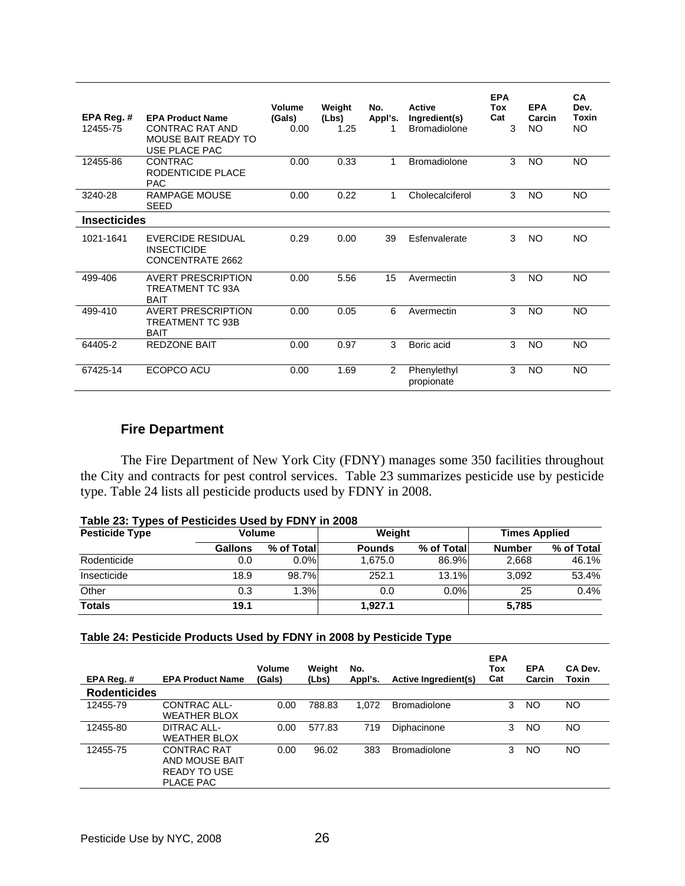| EPA Reg. # | EPA Product Name | Volume (Gals) | Weight (Lbs) | No. Appl's. | Active Ingredient(s) | EPA Tox Cat | EPA Carcin | CA Dev. Toxin |
|---|---|---|---|---|---|---|---|---|
| 12455-75 | CONTRAC RAT AND MOUSE BAIT READY TO USE PLACE PAC | 0.00 | 1.25 | 1 | Bromadiolone | 3 | NO | NO |
| 12455-86 | CONTRAC RODENTICIDE PLACE PAC | 0.00 | 0.33 | 1 | Bromadiolone | 3 | NO | NO |
| 3240-28 | RAMPAGE MOUSE SEED | 0.00 | 0.22 | 1 | Cholecalciferol | 3 | NO | NO |
| **Insecticides** | | | | | | | | |
| 1021-1641 | EVERCIDE RESIDUAL INSECTICIDE CONCENTRATE 2662 | 0.29 | 0.00 | 39 | Esfenvalerate | 3 | NO | NO |
| 499-406 | AVERT PRESCRIPTION TREATMENT TC 93A BAIT | 0.00 | 5.56 | 15 | Avermectin | 3 | NO | NO |
| 499-410 | AVERT PRESCRIPTION TREATMENT TC 93B BAIT | 0.00 | 0.05 | 6 | Avermectin | 3 | NO | NO |
| 64405-2 | REDZONE BAIT | 0.00 | 0.97 | 3 | Boric acid | 3 | NO | NO |
| 67425-14 | ECOPCO ACU | 0.00 | 1.69 | 2 | Phenylethyl propionate | 3 | NO | NO |

## Fire Department

The Fire Department of New York City (FDNY) manages some 350 facilities throughout the City and contracts for pest control services. Table 23 summarizes pesticide use by pesticide type. Table 24 lists all pesticide products used by FDNY in 2008.

**Table 23: Types of Pesticides Used by FDNY in 2008**

| Pesticide Type | Volume | | Weight | | Times Applied | |
|---|---|---|---|---|---|---|
| | Gallons | % of Total | Pounds | % of Total | Number | % of Total |
| Rodenticide | 0.0 | 0.0% | 1,675.0 | 86.9% | 2,668 | 46.1% |
| Insecticide | 18.9 | 98.7% | 252.1 | 13.1% | 3,092 | 53.4% |
| Other | 0.3 | 1.3% | 0.0 | 0.0% | 25 | 0.4% |
| **Totals** | **19.1** | | **1,927.1** | | **5,785** | |

**Table 24: Pesticide Products Used by FDNY in 2008 by Pesticide Type**

| EPA Reg. # | EPA Product Name | Volume (Gals) | Weight (Lbs) | No. Appl's. | Active Ingredient(s) | EPA Tox Cat | EPA Carcin | CA Dev. Toxin |
|---|---|---|---|---|---|---|---|---|
| **Rodenticides** | | | | | | | | |
| 12455-79 | CONTRAC ALL-WEATHER BLOX | 0.00 | 788.83 | 1,072 | Bromadiolone | 3 | NO | NO |
| 12455-80 | DITRAC ALL-WEATHER BLOX | 0.00 | 577.83 | 719 | Diphacinone | 3 | NO | NO |
| 12455-75 | CONTRAC RAT AND MOUSE BAIT READY TO USE PLACE PAC | 0.00 | 96.02 | 383 | Bromadiolone | 3 | NO | NO |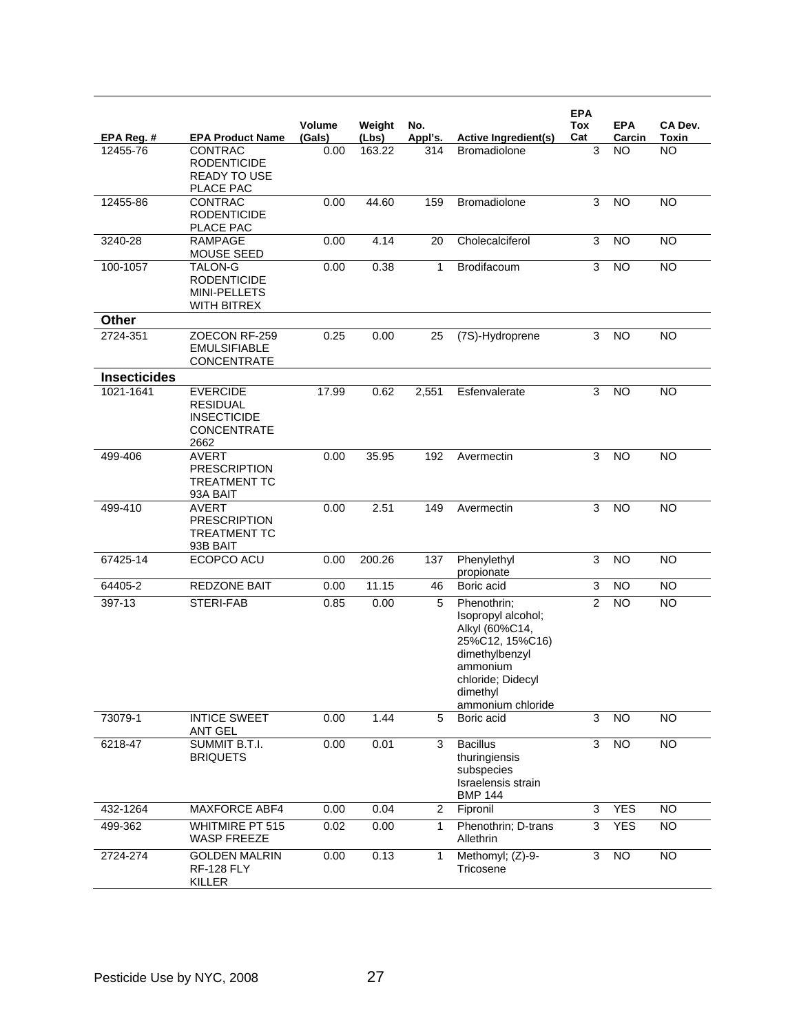| EPA Reg. # | EPA Product Name | Volume (Gals) | Weight (Lbs) | No. Appl's. | Active Ingredient(s) | EPA Tox Cat | EPA Carcin | CA Dev. Toxin |
|---|---|---|---|---|---|---|---|---|
| 12455-76 | CONTRAC RODENTICIDE READY TO USE PLACE PAC | 0.00 | 163.22 | 314 | Bromadiolone | 3 | NO | NO |
| 12455-86 | CONTRAC RODENTICIDE PLACE PAC | 0.00 | 44.60 | 159 | Bromadiolone | 3 | NO | NO |
| 3240-28 | RAMPAGE MOUSE SEED | 0.00 | 4.14 | 20 | Cholecalciferol | 3 | NO | NO |
| 100-1057 | TALON-G RODENTICIDE MINI-PELLETS WITH BITREX | 0.00 | 0.38 | 1 | Brodifacoum | 3 | NO | NO |
| **Other** | | | | | | | | |
| 2724-351 | ZOECON RF-259 EMULSIFIABLE CONCENTRATE | 0.25 | 0.00 | 25 | (7S)-Hydroprene | 3 | NO | NO |
| **Insecticides** | | | | | | | | |
| 1021-1641 | EVERCIDE RESIDUAL INSECTICIDE CONCENTRATE 2662 | 17.99 | 0.62 | 2,551 | Esfenvalerate | 3 | NO | NO |
| 499-406 | AVERT PRESCRIPTION TREATMENT TC 93A BAIT | 0.00 | 35.95 | 192 | Avermectin | 3 | NO | NO |
| 499-410 | AVERT PRESCRIPTION TREATMENT TC 93B BAIT | 0.00 | 2.51 | 149 | Avermectin | 3 | NO | NO |
| 67425-14 | ECOPCO ACU | 0.00 | 200.26 | 137 | Phenylethyl propionate | 3 | NO | NO |
| 64405-2 | REDZONE BAIT | 0.00 | 11.15 | 46 | Boric acid | 3 | NO | NO |
| 397-13 | STERI-FAB | 0.85 | 0.00 | 5 | Phenothrin; Isopropyl alcohol; Alkyl (60%C14, 25%C12, 15%C16) dimethylbenzyl ammonium chloride; Didecyl dimethyl ammonium chloride | 2 | NO | NO |
| 73079-1 | INTICE SWEET ANT GEL | 0.00 | 1.44 | 5 | Boric acid | 3 | NO | NO |
| 6218-47 | SUMMIT B.T.I. BRIQUETS | 0.00 | 0.01 | 3 | Bacillus thuringiensis subspecies Israelensis strain BMP 144 | 3 | NO | NO |
| 432-1264 | MAXFORCE ABF4 | 0.00 | 0.04 | 2 | Fipronil | 3 | YES | NO |
| 499-362 | WHITMIRE PT 515 WASP FREEZE | 0.02 | 0.00 | 1 | Phenothrin; D-trans Allethrin | 3 | YES | NO |
| 2724-274 | GOLDEN MALRIN RF-128 FLY KILLER | 0.00 | 0.13 | 1 | Methomyl; (Z)-9-Tricosene | 3 | NO | NO |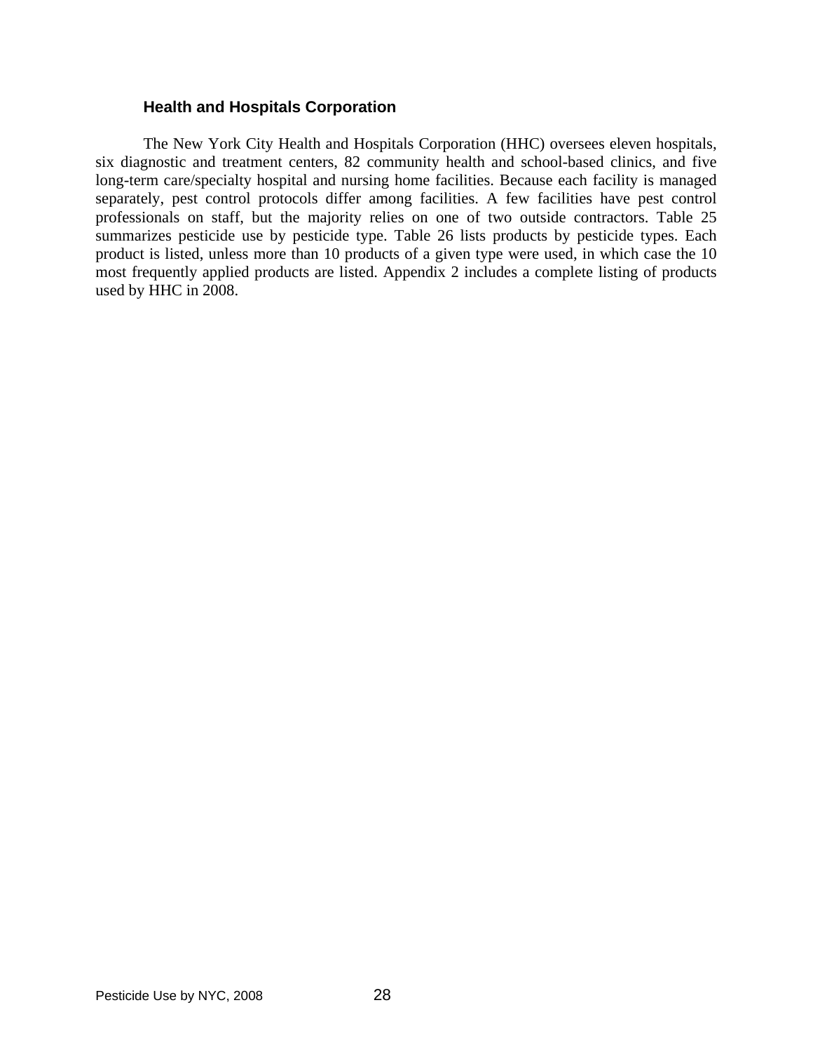### Health and Hospitals Corporation

The New York City Health and Hospitals Corporation (HHC) oversees eleven hospitals, six diagnostic and treatment centers, 82 community health and school-based clinics, and five long-term care/specialty hospital and nursing home facilities. Because each facility is managed separately, pest control protocols differ among facilities. A few facilities have pest control professionals on staff, but the majority relies on one of two outside contractors. Table 25 summarizes pesticide use by pesticide type. Table 26 lists products by pesticide types. Each product is listed, unless more than 10 products of a given type were used, in which case the 10 most frequently applied products are listed. Appendix 2 includes a complete listing of products used by HHC in 2008.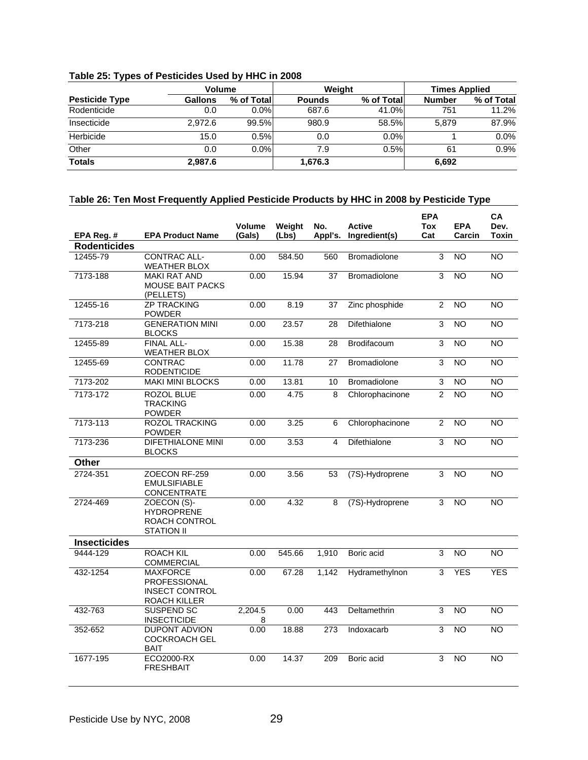**Table 25: Types of Pesticides Used by HHC in 2008**

| | Volume | | Weight | | Times Applied | |
|---|---|---|---|---|---|---|
| **Pesticide Type** | **Gallons** | **% of Total** | **Pounds** | **% of Total** | **Number** | **% of Total** |
| Rodenticide | 0.0 | 0.0% | 687.6 | 41.0% | 751 | 11.2% |
| Insecticide | 2,972.6 | 99.5% | 980.9 | 58.5% | 5,879 | 87.9% |
| Herbicide | 15.0 | 0.5% | 0.0 | 0.0% | 1 | 0.0% |
| Other | 0.0 | 0.0% | 7.9 | 0.5% | 61 | 0.9% |
| **Totals** | **2,987.6** | | **1,676.3** | | **6,692** | |

**Table 26: Ten Most Frequently Applied Pesticide Products by HHC in 2008 by Pesticide Type**

| EPA Reg. # | EPA Product Name | Volume (Gals) | Weight (Lbs) | No. Appl's. | Active Ingredient(s) | EPA Tox Cat | EPA Carcin | CA Dev. Toxin |
|---|---|---|---|---|---|---|---|---|
| **Rodenticides** | | | | | | | | |
| 12455-79 | CONTRAC ALL-WEATHER BLOX | 0.00 | 584.50 | 560 | Bromadiolone | 3 | NO | NO |
| 7173-188 | MAKI RAT AND MOUSE BAIT PACKS (PELLETS) | 0.00 | 15.94 | 37 | Bromadiolone | 3 | NO | NO |
| 12455-16 | ZP TRACKING POWDER | 0.00 | 8.19 | 37 | Zinc phosphide | 2 | NO | NO |
| 7173-218 | GENERATION MINI BLOCKS | 0.00 | 23.57 | 28 | Difethialone | 3 | NO | NO |
| 12455-89 | FINAL ALL-WEATHER BLOX | 0.00 | 15.38 | 28 | Brodifacoum | 3 | NO | NO |
| 12455-69 | CONTRAC RODENTICIDE | 0.00 | 11.78 | 27 | Bromadiolone | 3 | NO | NO |
| 7173-202 | MAKI MINI BLOCKS | 0.00 | 13.81 | 10 | Bromadiolone | 3 | NO | NO |
| 7173-172 | ROZOL BLUE TRACKING POWDER | 0.00 | 4.75 | 8 | Chlorophacinone | 2 | NO | NO |
| 7173-113 | ROZOL TRACKING POWDER | 0.00 | 3.25 | 6 | Chlorophacinone | 2 | NO | NO |
| 7173-236 | DIFETHIALONE MINI BLOCKS | 0.00 | 3.53 | 4 | Difethialone | 3 | NO | NO |
| **Other** | | | | | | | | |
| 2724-351 | ZOECON RF-259 EMULSIFIABLE CONCENTRATE | 0.00 | 3.56 | 53 | (7S)-Hydroprene | 3 | NO | NO |
| 2724-469 | ZOECON (S)-HYDROPRENE ROACH CONTROL STATION II | 0.00 | 4.32 | 8 | (7S)-Hydroprene | 3 | NO | NO |
| **Insecticides** | | | | | | | | |
| 9444-129 | ROACH KIL COMMERCIAL | 0.00 | 545.66 | 1,910 | Boric acid | 3 | NO | NO |
| 432-1254 | MAXFORCE PROFESSIONAL INSECT CONTROL ROACH KILLER | 0.00 | 67.28 | 1,142 | Hydramethylnon | 3 | YES | YES |
| 432-763 | SUSPEND SC INSECTICIDE | 2,204.58 | 0.00 | 443 | Deltamethrin | 3 | NO | NO |
| 352-652 | DUPONT ADVION COCKROACH GEL BAIT | 0.00 | 18.88 | 273 | Indoxacarb | 3 | NO | NO |
| 1677-195 | ECO2000-RX FRESHBAIT | 0.00 | 14.37 | 209 | Boric acid | 3 | NO | NO |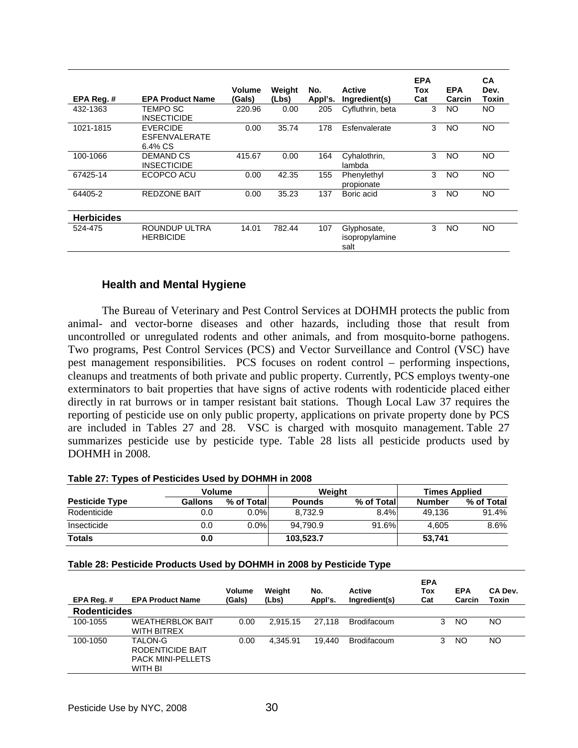| EPA Reg. # | EPA Product Name | Volume (Gals) | Weight (Lbs) | No. Appl's. | Active Ingredient(s) | EPA Tox Cat | EPA Carcin | CA Dev. Toxin |
|---|---|---|---|---|---|---|---|---|
| 432-1363 | TEMPO SC INSECTICIDE | 220.96 | 0.00 | 205 | Cyfluthrin, beta | 3 | NO | NO |
| 1021-1815 | EVERCIDE ESFENVALERATE 6.4% CS | 0.00 | 35.74 | 178 | Esfenvalerate | 3 | NO | NO |
| 100-1066 | DEMAND CS INSECTICIDE | 415.67 | 0.00 | 164 | Cyhalothrin, lambda | 3 | NO | NO |
| 67425-14 | ECOPCO ACU | 0.00 | 42.35 | 155 | Phenylethyl propionate | 3 | NO | NO |
| 64405-2 | REDZONE BAIT | 0.00 | 35.23 | 137 | Boric acid | 3 | NO | NO |
| **Herbicides** | | | | | | | | |
| 524-475 | ROUNDUP ULTRA HERBICIDE | 14.01 | 782.44 | 107 | Glyphosate, isopropylamine salt | 3 | NO | NO |

### Health and Mental Hygiene

The Bureau of Veterinary and Pest Control Services at DOHMH protects the public from animal- and vector-borne diseases and other hazards, including those that result from uncontrolled or unregulated rodents and other animals, and from mosquito-borne pathogens. Two programs, Pest Control Services (PCS) and Vector Surveillance and Control (VSC) have pest management responsibilities. PCS focuses on rodent control – performing inspections, cleanups and treatments of both private and public property. Currently, PCS employs twenty-one exterminators to bait properties that have signs of active rodents with rodenticide placed either directly in rat burrows or in tamper resistant bait stations. Though Local Law 37 requires the reporting of pesticide use on only public property, applications on private property done by PCS are included in Tables 27 and 28. VSC is charged with mosquito management. Table 27 summarizes pesticide use by pesticide type. Table 28 lists all pesticide products used by DOHMH in 2008.

**Table 27: Types of Pesticides Used by DOHMH in 2008**

| | Volume | | Weight | | Times Applied | |
|---|---|---|---|---|---|---|
| **Pesticide Type** | **Gallons** | **% of Total** | **Pounds** | **% of Total** | **Number** | **% of Total** |
| Rodenticide | 0.0 | 0.0% | 8,732.9 | 8.4% | 49,136 | 91.4% |
| Insecticide | 0.0 | 0.0% | 94,790.9 | 91.6% | 4,605 | 8.6% |
| **Totals** | **0.0** | | **103,523.7** | | **53,741** | |

**Table 28: Pesticide Products Used by DOHMH in 2008 by Pesticide Type**

| EPA Reg. # | EPA Product Name | Volume (Gals) | Weight (Lbs) | No. Appl's. | Active Ingredient(s) | EPA Tox Cat | EPA Carcin | CA Dev. Toxin |
|---|---|---|---|---|---|---|---|---|
| **Rodenticides** | | | | | | | | |
| 100-1055 | WEATHERBLOK BAIT WITH BITREX | 0.00 | 2,915.15 | 27,118 | Brodifacoum | 3 | NO | NO |
| 100-1050 | TALON-G RODENTICIDE BAIT PACK MINI-PELLETS WITH BI | 0.00 | 4,345.91 | 19,440 | Brodifacoum | 3 | NO | NO |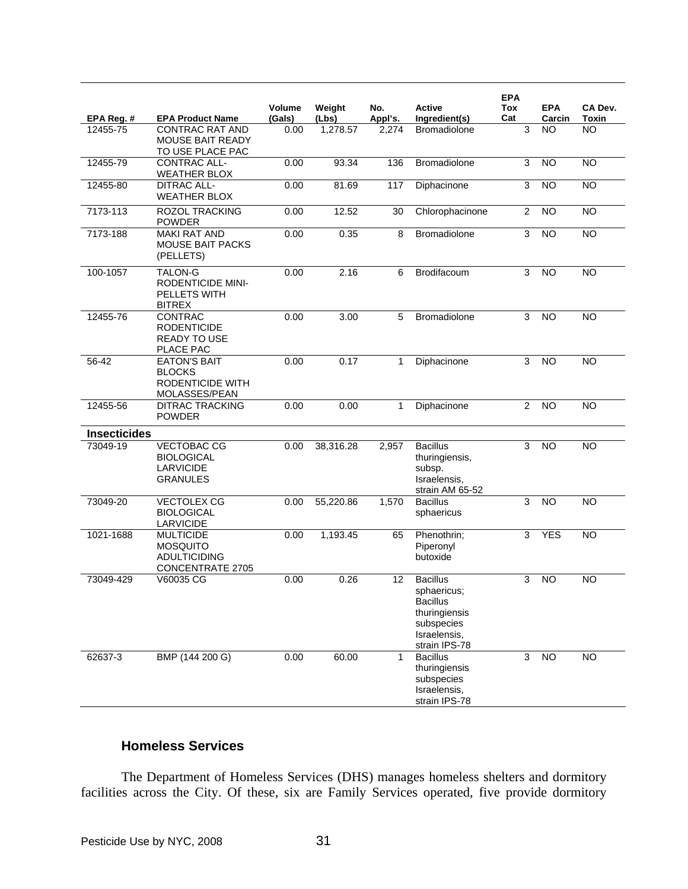| EPA Reg. # | EPA Product Name | Volume (Gals) | Weight (Lbs) | No. Appl's. | Active Ingredient(s) | EPA Tox Cat | EPA Carcin | CA Dev. Toxin |
|---|---|---|---|---|---|---|---|---|
| 12455-75 | CONTRAC RAT AND MOUSE BAIT READY TO USE PLACE PAC | 0.00 | 1,278.57 | 2,274 | Bromadiolone | 3 | NO | NO |
| 12455-79 | CONTRAC ALL-WEATHER BLOX | 0.00 | 93.34 | 136 | Bromadiolone | 3 | NO | NO |
| 12455-80 | DITRAC ALL-WEATHER BLOX | 0.00 | 81.69 | 117 | Diphacinone | 3 | NO | NO |
| 7173-113 | ROZOL TRACKING POWDER | 0.00 | 12.52 | 30 | Chlorophacinone | 2 | NO | NO |
| 7173-188 | MAKI RAT AND MOUSE BAIT PACKS (PELLETS) | 0.00 | 0.35 | 8 | Bromadiolone | 3 | NO | NO |
| 100-1057 | TALON-G RODENTICIDE MINI-PELLETS WITH BITREX | 0.00 | 2.16 | 6 | Brodifacoum | 3 | NO | NO |
| 12455-76 | CONTRAC RODENTICIDE READY TO USE PLACE PAC | 0.00 | 3.00 | 5 | Bromadiolone | 3 | NO | NO |
| 56-42 | EATON'S BAIT BLOCKS RODENTICIDE WITH MOLASSES/PEAN | 0.00 | 0.17 | 1 | Diphacinone | 3 | NO | NO |
| 12455-56 | DITRAC TRACKING POWDER | 0.00 | 0.00 | 1 | Diphacinone | 2 | NO | NO |
| **Insecticides** | | | | | | | | |
| 73049-19 | VECTOBAC CG BIOLOGICAL LARVICIDE GRANULES | 0.00 | 38,316.28 | 2,957 | Bacillus thuringiensis, subsp. Israelensis, strain AM 65-52 | 3 | NO | NO |
| 73049-20 | VECTOLEX CG BIOLOGICAL LARVICIDE | 0.00 | 55,220.86 | 1,570 | Bacillus sphaericus | 3 | NO | NO |
| 1021-1688 | MULTICIDE MOSQUITO ADULTICIDING CONCENTRATE 2705 | 0.00 | 1,193.45 | 65 | Phenothrin; Piperonyl butoxide | 3 | YES | NO |
| 73049-429 | V60035 CG | 0.00 | 0.26 | 12 | Bacillus sphaericus; Bacillus thuringiensis subspecies Israelensis, strain IPS-78 | 3 | NO | NO |
| 62637-3 | BMP (144 200 G) | 0.00 | 60.00 | 1 | Bacillus thuringiensis subspecies Israelensis, strain IPS-78 | 3 | NO | NO |

## Homeless Services

The Department of Homeless Services (DHS) manages homeless shelters and dormitory facilities across the City. Of these, six are Family Services operated, five provide dormitory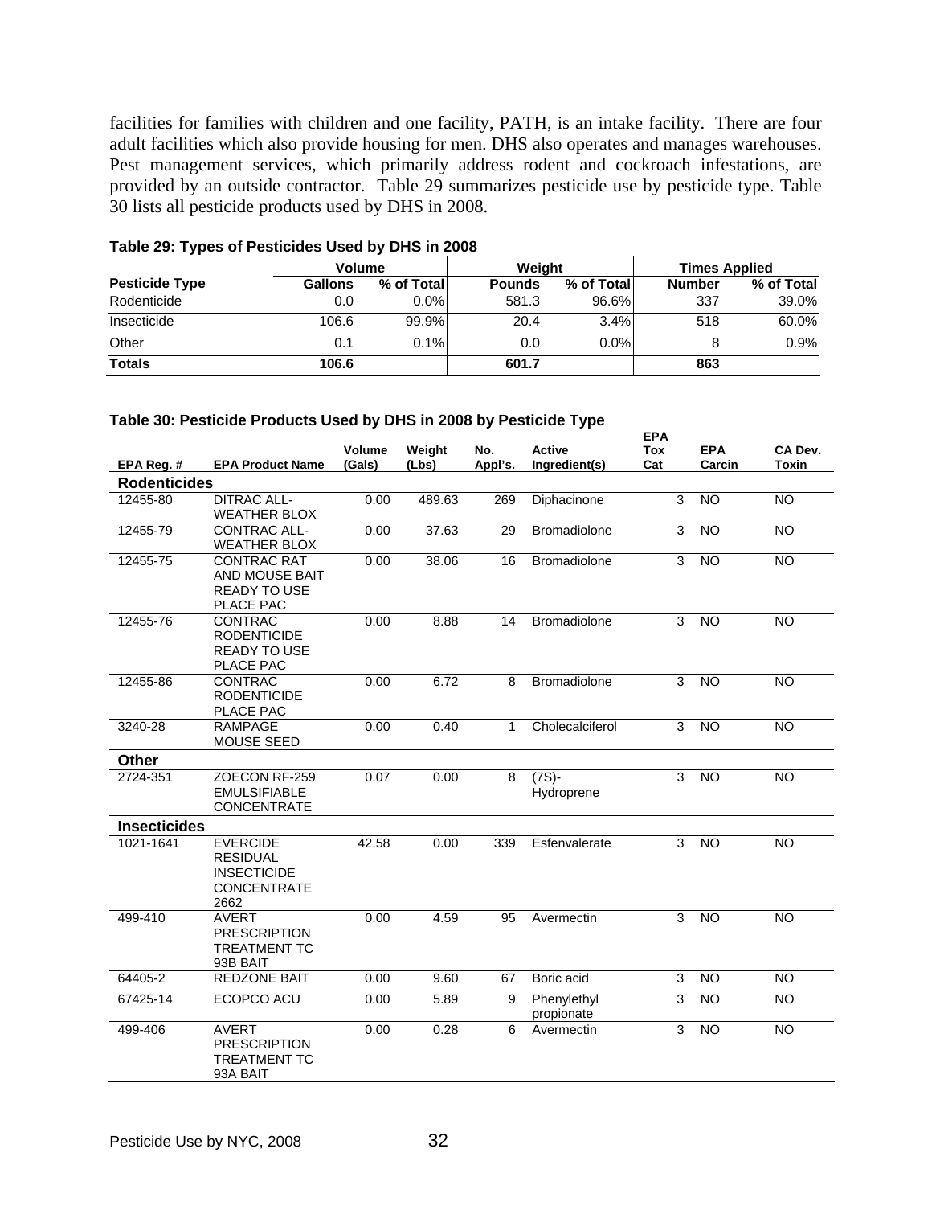facilities for families with children and one facility, PATH, is an intake facility. There are four adult facilities which also provide housing for men. DHS also operates and manages warehouses. Pest management services, which primarily address rodent and cockroach infestations, are provided by an outside contractor. Table 29 summarizes pesticide use by pesticide type. Table 30 lists all pesticide products used by DHS in 2008.

**Table 29: Types of Pesticides Used by DHS in 2008**

| | Volume | | Weight | | Times Applied | |
|---|---|---|---|---|---|---|
| **Pesticide Type** | **Gallons** | **% of Total** | **Pounds** | **% of Total** | **Number** | **% of Total** |
| Rodenticide | 0.0 | 0.0% | 581.3 | 96.6% | 337 | 39.0% |
| Insecticide | 106.6 | 99.9% | 20.4 | 3.4% | 518 | 60.0% |
| Other | 0.1 | 0.1% | 0.0 | 0.0% | 8 | 0.9% |
| **Totals** | **106.6** | | **601.7** | | **863** | |

**Table 30: Pesticide Products Used by DHS in 2008 by Pesticide Type**

| EPA Reg. # | EPA Product Name | Volume (Gals) | Weight (Lbs) | No. Appl's. | Active Ingredient(s) | EPA Tox Cat | EPA Carcin | CA Dev. Toxin |
|---|---|---|---|---|---|---|---|---|
| **Rodenticides** | | | | | | | | |
| 12455-80 | DITRAC ALL-WEATHER BLOX | 0.00 | 489.63 | 269 | Diphacinone | 3 | NO | NO |
| 12455-79 | CONTRAC ALL-WEATHER BLOX | 0.00 | 37.63 | 29 | Bromadiolone | 3 | NO | NO |
| 12455-75 | CONTRAC RAT AND MOUSE BAIT READY TO USE PLACE PAC | 0.00 | 38.06 | 16 | Bromadiolone | 3 | NO | NO |
| 12455-76 | CONTRAC RODENTICIDE READY TO USE PLACE PAC | 0.00 | 8.88 | 14 | Bromadiolone | 3 | NO | NO |
| 12455-86 | CONTRAC RODENTICIDE PLACE PAC | 0.00 | 6.72 | 8 | Bromadiolone | 3 | NO | NO |
| 3240-28 | RAMPAGE MOUSE SEED | 0.00 | 0.40 | 1 | Cholecalciferol | 3 | NO | NO |
| **Other** | | | | | | | | |
| 2724-351 | ZOECON RF-259 EMULSIFIABLE CONCENTRATE | 0.07 | 0.00 | 8 | (7S)-Hydroprene | 3 | NO | NO |
| **Insecticides** | | | | | | | | |
| 1021-1641 | EVERCIDE RESIDUAL INSECTICIDE CONCENTRATE 2662 | 42.58 | 0.00 | 339 | Esfenvalerate | 3 | NO | NO |
| 499-410 | AVERT PRESCRIPTION TREATMENT TC 93B BAIT | 0.00 | 4.59 | 95 | Avermectin | 3 | NO | NO |
| 64405-2 | REDZONE BAIT | 0.00 | 9.60 | 67 | Boric acid | 3 | NO | NO |
| 67425-14 | ECOPCO ACU | 0.00 | 5.89 | 9 | Phenylethyl propionate | 3 | NO | NO |
| 499-406 | AVERT PRESCRIPTION TREATMENT TC 93A BAIT | 0.00 | 0.28 | 6 | Avermectin | 3 | NO | NO |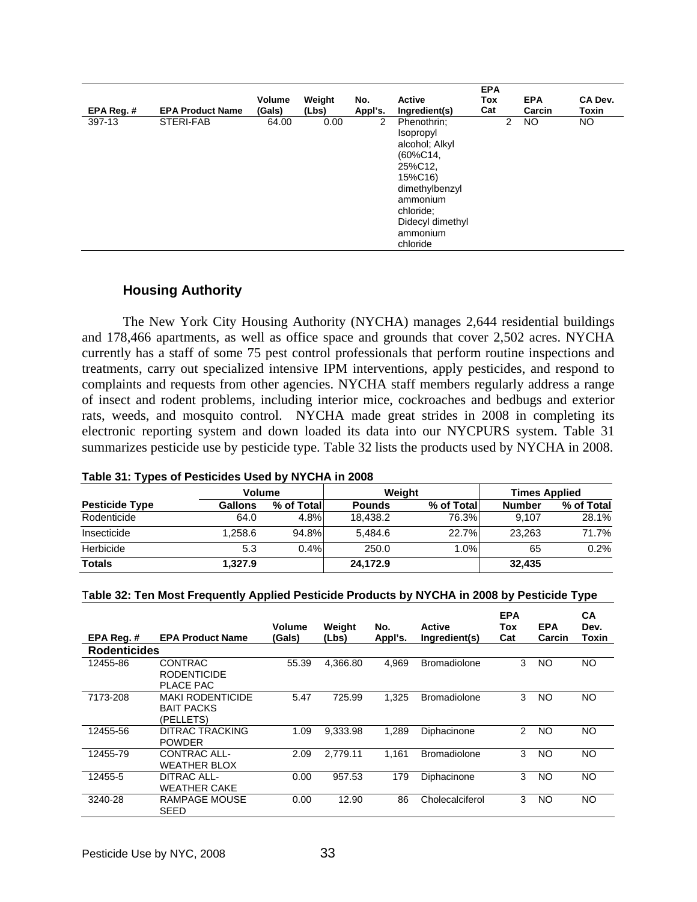| EPA Reg. # | EPA Product Name | Volume (Gals) | Weight (Lbs) | No. Appl's. | Active Ingredient(s) | EPA Tox Cat | EPA Carcin | CA Dev. Toxin |
|---|---|---|---|---|---|---|---|---|
| 397-13 | STERI-FAB | 64.00 | 0.00 | 2 | Phenothrin; Isopropyl alcohol; Alkyl (60%C14, 25%C12, 15%C16) dimethylbenzyl ammonium chloride; Didecyl dimethyl ammonium chloride | 2 | NO | NO |

### Housing Authority

The New York City Housing Authority (NYCHA) manages 2,644 residential buildings and 178,466 apartments, as well as office space and grounds that cover 2,502 acres. NYCHA currently has a staff of some 75 pest control professionals that perform routine inspections and treatments, carry out specialized intensive IPM interventions, apply pesticides, and respond to complaints and requests from other agencies. NYCHA staff members regularly address a range of insect and rodent problems, including interior mice, cockroaches and bedbugs and exterior rats, weeds, and mosquito control. NYCHA made great strides in 2008 in completing its electronic reporting system and down loaded its data into our NYCPURS system. Table 31 summarizes pesticide use by pesticide type. Table 32 lists the products used by NYCHA in 2008.

**Table 31: Types of Pesticides Used by NYCHA in 2008**

| | Volume | | Weight | | Times Applied | |
|---|---|---|---|---|---|---|
| **Pesticide Type** | **Gallons** | **% of Total** | **Pounds** | **% of Total** | **Number** | **% of Total** |
| Rodenticide | 64.0 | 4.8% | 18,438.2 | 76.3% | 9,107 | 28.1% |
| Insecticide | 1,258.6 | 94.8% | 5,484.6 | 22.7% | 23,263 | 71.7% |
| Herbicide | 5.3 | 0.4% | 250.0 | 1.0% | 65 | 0.2% |
| **Totals** | **1,327.9** | | **24,172.9** | | **32,435** | |

**Table 32: Ten Most Frequently Applied Pesticide Products by NYCHA in 2008 by Pesticide Type**

| EPA Reg. # | EPA Product Name | Volume (Gals) | Weight (Lbs) | No. Appl's. | Active Ingredient(s) | EPA Tox Cat | EPA Carcin | CA Dev. Toxin |
|---|---|---|---|---|---|---|---|---|
| **Rodenticides** | | | | | | | | |
| 12455-86 | CONTRAC RODENTICIDE PLACE PAC | 55.39 | 4,366.80 | 4,969 | Bromadiolone | 3 | NO | NO |
| 7173-208 | MAKI RODENTICIDE BAIT PACKS (PELLETS) | 5.47 | 725.99 | 1,325 | Bromadiolone | 3 | NO | NO |
| 12455-56 | DITRAC TRACKING POWDER | 1.09 | 9,333.98 | 1,289 | Diphacinone | 2 | NO | NO |
| 12455-79 | CONTRAC ALL-WEATHER BLOX | 2.09 | 2,779.11 | 1,161 | Bromadiolone | 3 | NO | NO |
| 12455-5 | DITRAC ALL-WEATHER CAKE | 0.00 | 957.53 | 179 | Diphacinone | 3 | NO | NO |
| 3240-28 | RAMPAGE MOUSE SEED | 0.00 | 12.90 | 86 | Cholecalciferol | 3 | NO | NO |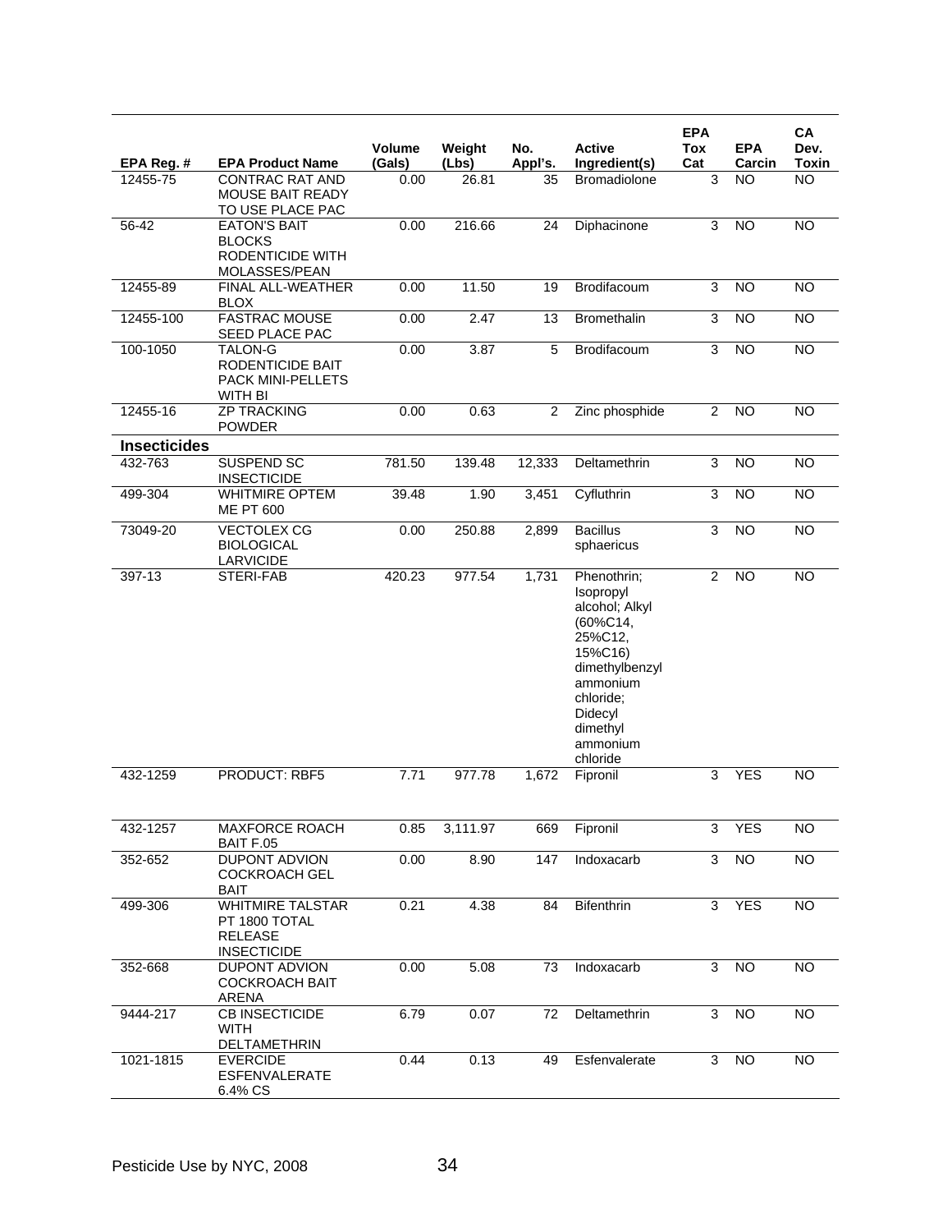| EPA Reg. # | EPA Product Name | Volume (Gals) | Weight (Lbs) | No. Appl's. | Active Ingredient(s) | EPA Tox Cat | EPA Carcin | CA Dev. Toxin |
|---|---|---|---|---|---|---|---|---|
| 12455-75 | CONTRAC RAT AND MOUSE BAIT READY TO USE PLACE PAC | 0.00 | 26.81 | 35 | Bromadiolone | 3 | NO | NO |
| 56-42 | EATON'S BAIT BLOCKS RODENTICIDE WITH MOLASSES/PEAN | 0.00 | 216.66 | 24 | Diphacinone | 3 | NO | NO |
| 12455-89 | FINAL ALL-WEATHER BLOX | 0.00 | 11.50 | 19 | Brodifacoum | 3 | NO | NO |
| 12455-100 | FASTRAC MOUSE SEED PLACE PAC | 0.00 | 2.47 | 13 | Bromethalin | 3 | NO | NO |
| 100-1050 | TALON-G RODENTICIDE BAIT PACK MINI-PELLETS WITH BI | 0.00 | 3.87 | 5 | Brodifacoum | 3 | NO | NO |
| 12455-16 | ZP TRACKING POWDER | 0.00 | 0.63 | 2 | Zinc phosphide | 2 | NO | NO |
| **Insecticides** | | | | | | | | |
| 432-763 | SUSPEND SC INSECTICIDE | 781.50 | 139.48 | 12,333 | Deltamethrin | 3 | NO | NO |
| 499-304 | WHITMIRE OPTEM ME PT 600 | 39.48 | 1.90 | 3,451 | Cyfluthrin | 3 | NO | NO |
| 73049-20 | VECTOLEX CG BIOLOGICAL LARVICIDE | 0.00 | 250.88 | 2,899 | Bacillus sphaericus | 3 | NO | NO |
| 397-13 | STERI-FAB | 420.23 | 977.54 | 1,731 | Phenothrin; Isopropyl alcohol; Alkyl (60%C14, 25%C12, 15%C16) dimethylbenzyl ammonium chloride; Didecyl dimethyl ammonium chloride | 2 | NO | NO |
| 432-1259 | PRODUCT: RBF5 | 7.71 | 977.78 | 1,672 | Fipronil | 3 | YES | NO |
| 432-1257 | MAXFORCE ROACH BAIT F.05 | 0.85 | 3,111.97 | 669 | Fipronil | 3 | YES | NO |
| 352-652 | DUPONT ADVION COCKROACH GEL BAIT | 0.00 | 8.90 | 147 | Indoxacarb | 3 | NO | NO |
| 499-306 | WHITMIRE TALSTAR PT 1800 TOTAL RELEASE INSECTICIDE | 0.21 | 4.38 | 84 | Bifenthrin | 3 | YES | NO |
| 352-668 | DUPONT ADVION COCKROACH BAIT ARENA | 0.00 | 5.08 | 73 | Indoxacarb | 3 | NO | NO |
| 9444-217 | CB INSECTICIDE WITH DELTAMETHRIN | 6.79 | 0.07 | 72 | Deltamethrin | 3 | NO | NO |
| 1021-1815 | EVERCIDE ESFENVALERATE 6.4% CS | 0.44 | 0.13 | 49 | Esfenvalerate | 3 | NO | NO |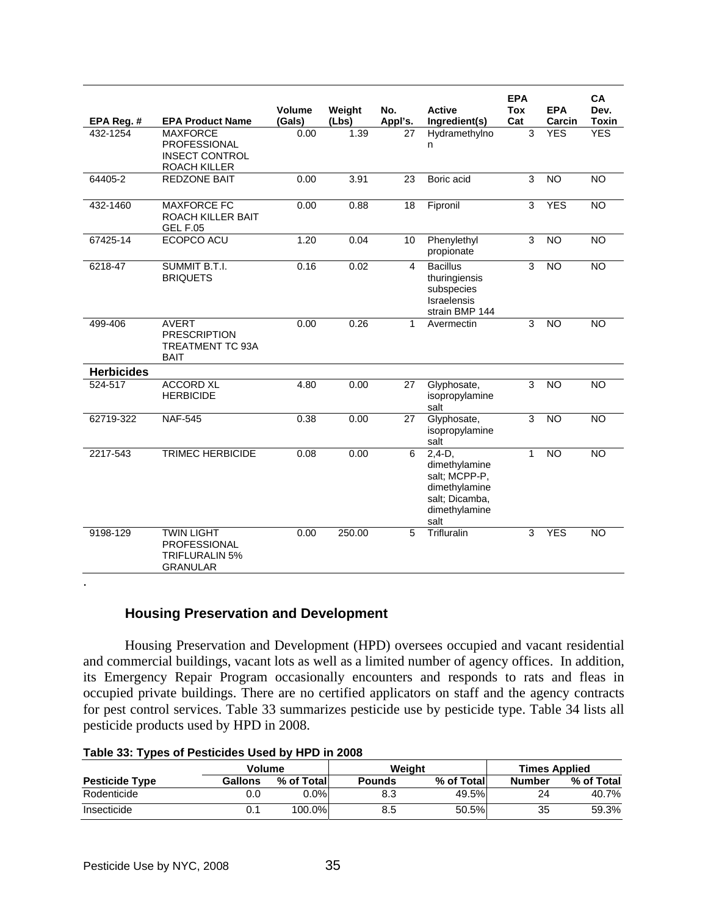| EPA Reg. # | EPA Product Name | Volume (Gals) | Weight (Lbs) | No. Appl's. | Active Ingredient(s) | EPA Tox Cat | EPA Carcin | CA Dev. Toxin |
|---|---|---|---|---|---|---|---|---|
| 432-1254 | MAXFORCE PROFESSIONAL INSECT CONTROL ROACH KILLER | 0.00 | 1.39 | 27 | Hydramethylnon | 3 | YES | YES |
| 64405-2 | REDZONE BAIT | 0.00 | 3.91 | 23 | Boric acid | 3 | NO | NO |
| 432-1460 | MAXFORCE FC ROACH KILLER BAIT GEL F.05 | 0.00 | 0.88 | 18 | Fipronil | 3 | YES | NO |
| 67425-14 | ECOPCO ACU | 1.20 | 0.04 | 10 | Phenylethyl propionate | 3 | NO | NO |
| 6218-47 | SUMMIT B.T.I. BRIQUETS | 0.16 | 0.02 | 4 | Bacillus thuringiensis subspecies Israelensis strain BMP 144 | 3 | NO | NO |
| 499-406 | AVERT PRESCRIPTION TREATMENT TC 93A BAIT | 0.00 | 0.26 | 1 | Avermectin | 3 | NO | NO |
| **Herbicides** | | | | | | | | |
| 524-517 | ACCORD XL HERBICIDE | 4.80 | 0.00 | 27 | Glyphosate, isopropylamine salt | 3 | NO | NO |
| 62719-322 | NAF-545 | 0.38 | 0.00 | 27 | Glyphosate, isopropylamine salt | 3 | NO | NO |
| 2217-543 | TRIMEC HERBICIDE | 0.08 | 0.00 | 6 | 2,4-D, dimethylamine salt; MCPP-P, dimethylamine salt; Dicamba, dimethylamine salt | 1 | NO | NO |
| 9198-129 | TWIN LIGHT PROFESSIONAL TRIFLURALIN 5% GRANULAR | 0.00 | 250.00 | 5 | Trifluralin | 3 | YES | NO |

.

## Housing Preservation and Development

Housing Preservation and Development (HPD) oversees occupied and vacant residential and commercial buildings, vacant lots as well as a limited number of agency offices. In addition, its Emergency Repair Program occasionally encounters and responds to rats and fleas in occupied private buildings. There are no certified applicators on staff and the agency contracts for pest control services. Table 33 summarizes pesticide use by pesticide type. Table 34 lists all pesticide products used by HPD in 2008.

**Table 33: Types of Pesticides Used by HPD in 2008**

| | Volume | | Weight | | Times Applied | |
|---|---|---|---|---|---|---|
| **Pesticide Type** | **Gallons** | **% of Total** | **Pounds** | **% of Total** | **Number** | **% of Total** |
| Rodenticide | 0.0 | 0.0% | 8.3 | 49.5% | 24 | 40.7% |
| Insecticide | 0.1 | 100.0% | 8.5 | 50.5% | 35 | 59.3% |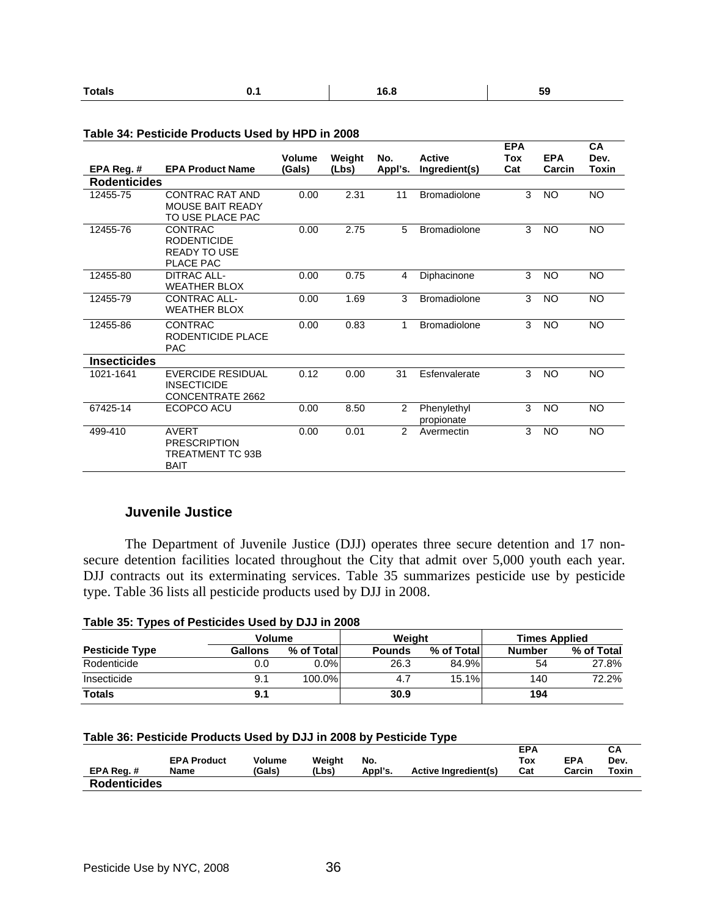| Totals | 0.1 | 16.8 | 59 |
|---|---|---|---|

**Table 34: Pesticide Products Used by HPD in 2008**

| EPA Reg. # | EPA Product Name | Volume (Gals) | Weight (Lbs) | No. Appl's. | Active Ingredient(s) | EPA Tox Cat | EPA Carcin | CA Dev. Toxin |
|---|---|---|---|---|---|---|---|---|
| **Rodenticides** | | | | | | | | |
| 12455-75 | CONTRAC RAT AND MOUSE BAIT READY TO USE PLACE PAC | 0.00 | 2.31 | 11 | Bromadiolone | 3 | NO | NO |
| 12455-76 | CONTRAC RODENTICIDE READY TO USE PLACE PAC | 0.00 | 2.75 | 5 | Bromadiolone | 3 | NO | NO |
| 12455-80 | DITRAC ALL-WEATHER BLOX | 0.00 | 0.75 | 4 | Diphacinone | 3 | NO | NO |
| 12455-79 | CONTRAC ALL-WEATHER BLOX | 0.00 | 1.69 | 3 | Bromadiolone | 3 | NO | NO |
| 12455-86 | CONTRAC RODENTICIDE PLACE PAC | 0.00 | 0.83 | 1 | Bromadiolone | 3 | NO | NO |
| **Insecticides** | | | | | | | | |
| 1021-1641 | EVERCIDE RESIDUAL INSECTICIDE CONCENTRATE 2662 | 0.12 | 0.00 | 31 | Esfenvalerate | 3 | NO | NO |
| 67425-14 | ECOPCO ACU | 0.00 | 8.50 | 2 | Phenylethyl propionate | 3 | NO | NO |
| 499-410 | AVERT PRESCRIPTION TREATMENT TC 93B BAIT | 0.00 | 0.01 | 2 | Avermectin | 3 | NO | NO |

### Juvenile Justice

The Department of Juvenile Justice (DJJ) operates three secure detention and 17 non-secure detention facilities located throughout the City that admit over 5,000 youth each year. DJJ contracts out its exterminating services. Table 35 summarizes pesticide use by pesticide type. Table 36 lists all pesticide products used by DJJ in 2008.

**Table 35: Types of Pesticides Used by DJJ in 2008**

| | Volume | | Weight | | Times Applied | |
|---|---|---|---|---|---|---|
| **Pesticide Type** | **Gallons** | **% of Total** | **Pounds** | **% of Total** | **Number** | **% of Total** |
| Rodenticide | 0.0 | 0.0% | 26.3 | 84.9% | 54 | 27.8% |
| Insecticide | 9.1 | 100.0% | 4.7 | 15.1% | 140 | 72.2% |
| **Totals** | **9.1** | | **30.9** | | **194** | |

**Table 36: Pesticide Products Used by DJJ in 2008 by Pesticide Type**

| EPA Reg. # | EPA Product Name | Volume (Gals) | Weight (Lbs) | No. Appl's. | Active Ingredient(s) | EPA Tox Cat | EPA Carcin | CA Dev. Toxin |
|---|---|---|---|---|---|---|---|---|
| **Rodenticides** | | | | | | | | |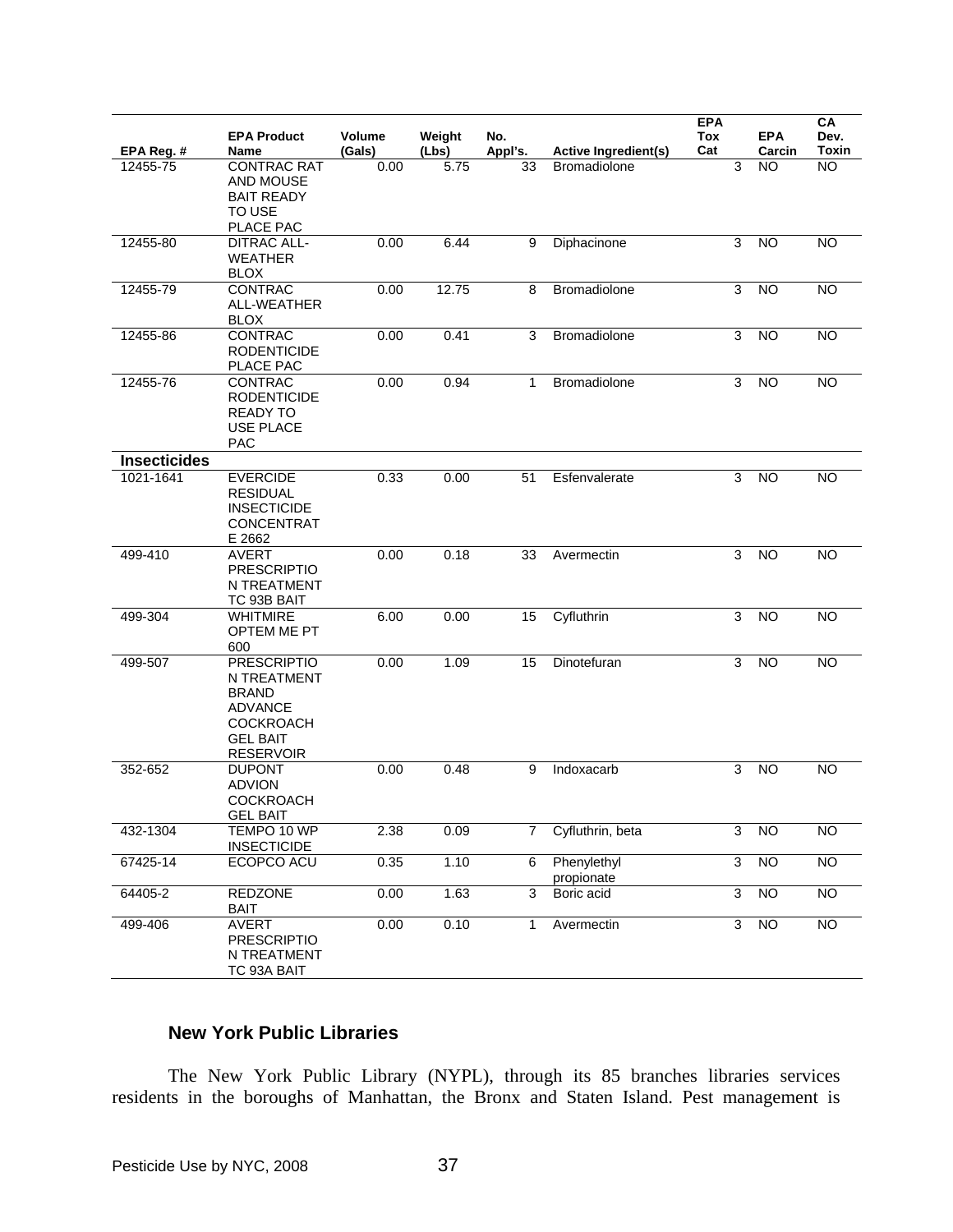| EPA Reg. # | EPA Product Name | Volume (Gals) | Weight (Lbs) | No. Appl's. | Active Ingredient(s) | EPA Tox Cat | EPA Carcin | CA Dev. Toxin |
|---|---|---|---|---|---|---|---|---|
| 12455-75 | CONTRAC RAT AND MOUSE BAIT READY TO USE PLACE PAC | 0.00 | 5.75 | 33 | Bromadiolone | 3 | NO | NO |
| 12455-80 | DITRAC ALL-WEATHER BLOX | 0.00 | 6.44 | 9 | Diphacinone | 3 | NO | NO |
| 12455-79 | CONTRAC ALL-WEATHER BLOX | 0.00 | 12.75 | 8 | Bromadiolone | 3 | NO | NO |
| 12455-86 | CONTRAC RODENTICIDE PLACE PAC | 0.00 | 0.41 | 3 | Bromadiolone | 3 | NO | NO |
| 12455-76 | CONTRAC RODENTICIDE READY TO USE PLACE PAC | 0.00 | 0.94 | 1 | Bromadiolone | 3 | NO | NO |
| **Insecticides** | | | | | | | | |
| 1021-1641 | EVERCIDE RESIDUAL INSECTICIDE CONCENTRATE 2662 | 0.33 | 0.00 | 51 | Esfenvalerate | 3 | NO | NO |
| 499-410 | AVERT PRESCRIPTION TREATMENT TC 93B BAIT | 0.00 | 0.18 | 33 | Avermectin | 3 | NO | NO |
| 499-304 | WHITMIRE OPTEM ME PT 600 | 6.00 | 0.00 | 15 | Cyfluthrin | 3 | NO | NO |
| 499-507 | PRESCRIPTION TREATMENT BRAND ADVANCE COCKROACH GEL BAIT RESERVOIR | 0.00 | 1.09 | 15 | Dinotefuran | 3 | NO | NO |
| 352-652 | DUPONT ADVION COCKROACH GEL BAIT | 0.00 | 0.48 | 9 | Indoxacarb | 3 | NO | NO |
| 432-1304 | TEMPO 10 WP INSECTICIDE | 2.38 | 0.09 | 7 | Cyfluthrin, beta | 3 | NO | NO |
| 67425-14 | ECOPCO ACU | 0.35 | 1.10 | 6 | Phenylethyl propionate | 3 | NO | NO |
| 64405-2 | REDZONE BAIT | 0.00 | 1.63 | 3 | Boric acid | 3 | NO | NO |
| 499-406 | AVERT PRESCRIPTION TREATMENT TC 93A BAIT | 0.00 | 0.10 | 1 | Avermectin | 3 | NO | NO |

## New York Public Libraries

The New York Public Library (NYPL), through its 85 branches libraries services residents in the boroughs of Manhattan, the Bronx and Staten Island. Pest management is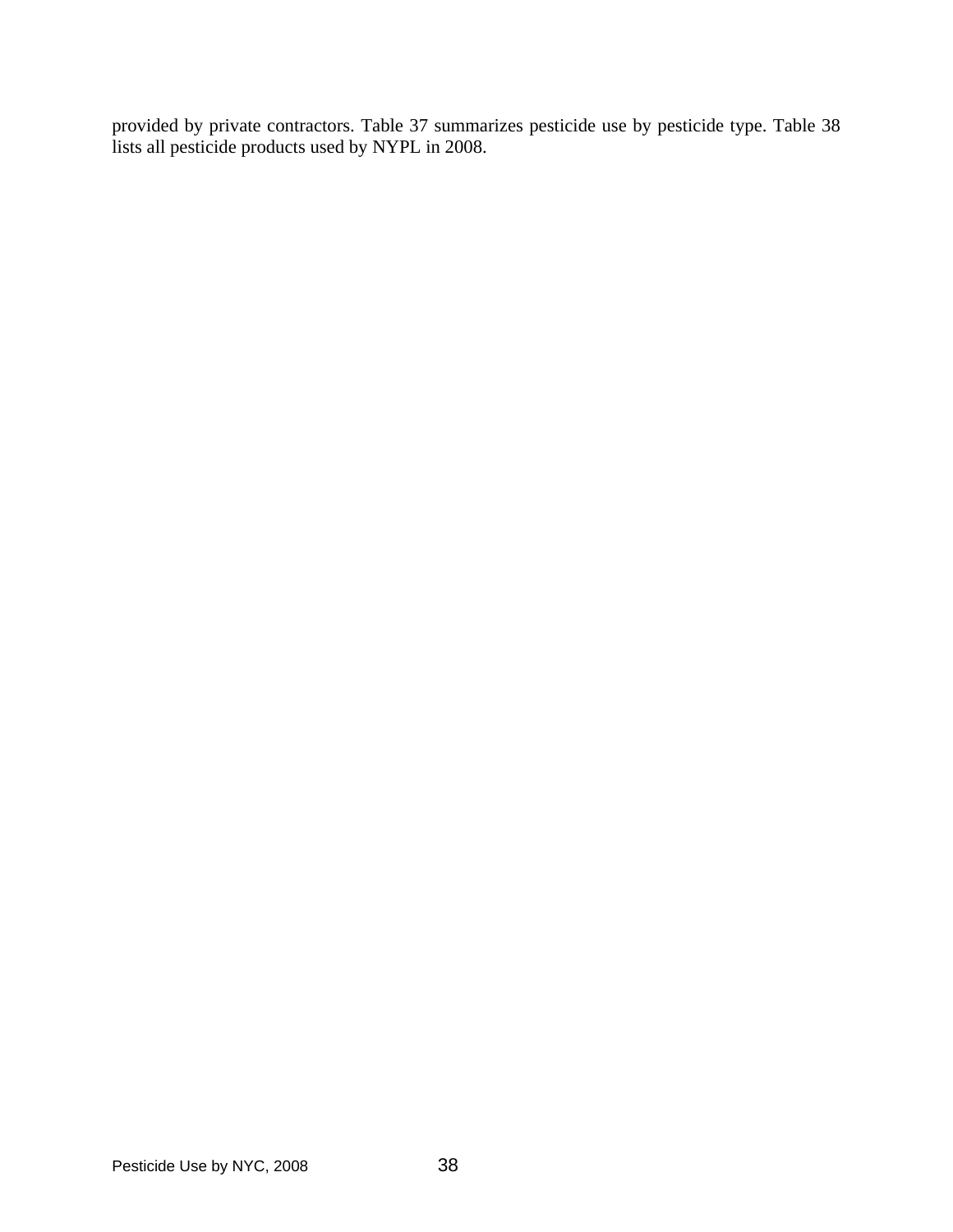provided by private contractors. Table 37 summarizes pesticide use by pesticide type. Table 38 lists all pesticide products used by NYPL in 2008.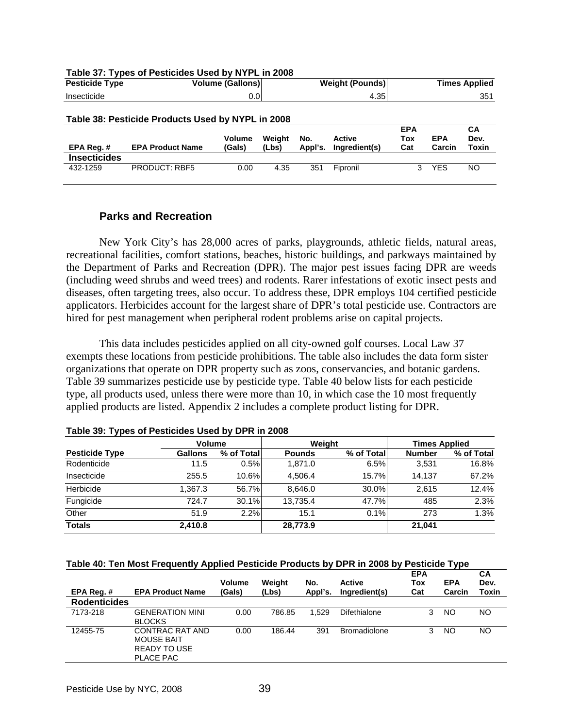**Table 37: Types of Pesticides Used by NYPL in 2008**

| Pesticide Type | Volume (Gallons) | Weight (Pounds) | Times Applied |
|---|---|---|---|
| Insecticide | 0.0 | 4.35 | 351 |

**Table 38: Pesticide Products Used by NYPL in 2008**

| EPA Reg. # | EPA Product Name | Volume (Gals) | Weight (Lbs) | No. Appl's. | Active Ingredient(s) | EPA Tox Cat | EPA Carcin | CA Dev. Toxin |
|---|---|---|---|---|---|---|---|---|
| **Insecticides** | | | | | | | | |
| 432-1259 | PRODUCT: RBF5 | 0.00 | 4.35 | 351 | Fipronil | 3 | YES | NO |

## Parks and Recreation

New York City's has 28,000 acres of parks, playgrounds, athletic fields, natural areas, recreational facilities, comfort stations, beaches, historic buildings, and parkways maintained by the Department of Parks and Recreation (DPR). The major pest issues facing DPR are weeds (including weed shrubs and weed trees) and rodents. Rarer infestations of exotic insect pests and diseases, often targeting trees, also occur. To address these, DPR employs 104 certified pesticide applicators. Herbicides account for the largest share of DPR's total pesticide use. Contractors are hired for pest management when peripheral rodent problems arise on capital projects.

This data includes pesticides applied on all city-owned golf courses. Local Law 37 exempts these locations from pesticide prohibitions. The table also includes the data form sister organizations that operate on DPR property such as zoos, conservancies, and botanic gardens. Table 39 summarizes pesticide use by pesticide type. Table 40 below lists for each pesticide type, all products used, unless there were more than 10, in which case the 10 most frequently applied products are listed. Appendix 2 includes a complete product listing for DPR.

**Table 39: Types of Pesticides Used by DPR in 2008**

| | Volume | | Weight | | Times Applied | |
|---|---|---|---|---|---|---|
| **Pesticide Type** | **Gallons** | **% of Total** | **Pounds** | **% of Total** | **Number** | **% of Total** |
| Rodenticide | 11.5 | 0.5% | 1,871.0 | 6.5% | 3,531 | 16.8% |
| Insecticide | 255.5 | 10.6% | 4,506.4 | 15.7% | 14,137 | 67.2% |
| Herbicide | 1,367.3 | 56.7% | 8,646.0 | 30.0% | 2,615 | 12.4% |
| Fungicide | 724.7 | 30.1% | 13,735.4 | 47.7% | 485 | 2.3% |
| Other | 51.9 | 2.2% | 15.1 | 0.1% | 273 | 1.3% |
| **Totals** | **2,410.8** | | **28,773.9** | | **21,041** | |

**Table 40: Ten Most Frequently Applied Pesticide Products by DPR in 2008 by Pesticide Type**

| EPA Reg. # | EPA Product Name | Volume (Gals) | Weight (Lbs) | No. Appl's. | Active Ingredient(s) | EPA Tox Cat | EPA Carcin | CA Dev. Toxin |
|---|---|---|---|---|---|---|---|---|
| **Rodenticides** | | | | | | | | |
| 7173-218 | GENERATION MINI BLOCKS | 0.00 | 786.85 | 1,529 | Difethialone | 3 | NO | NO |
| 12455-75 | CONTRAC RAT AND MOUSE BAIT READY TO USE PLACE PAC | 0.00 | 186.44 | 391 | Bromadiolone | 3 | NO | NO |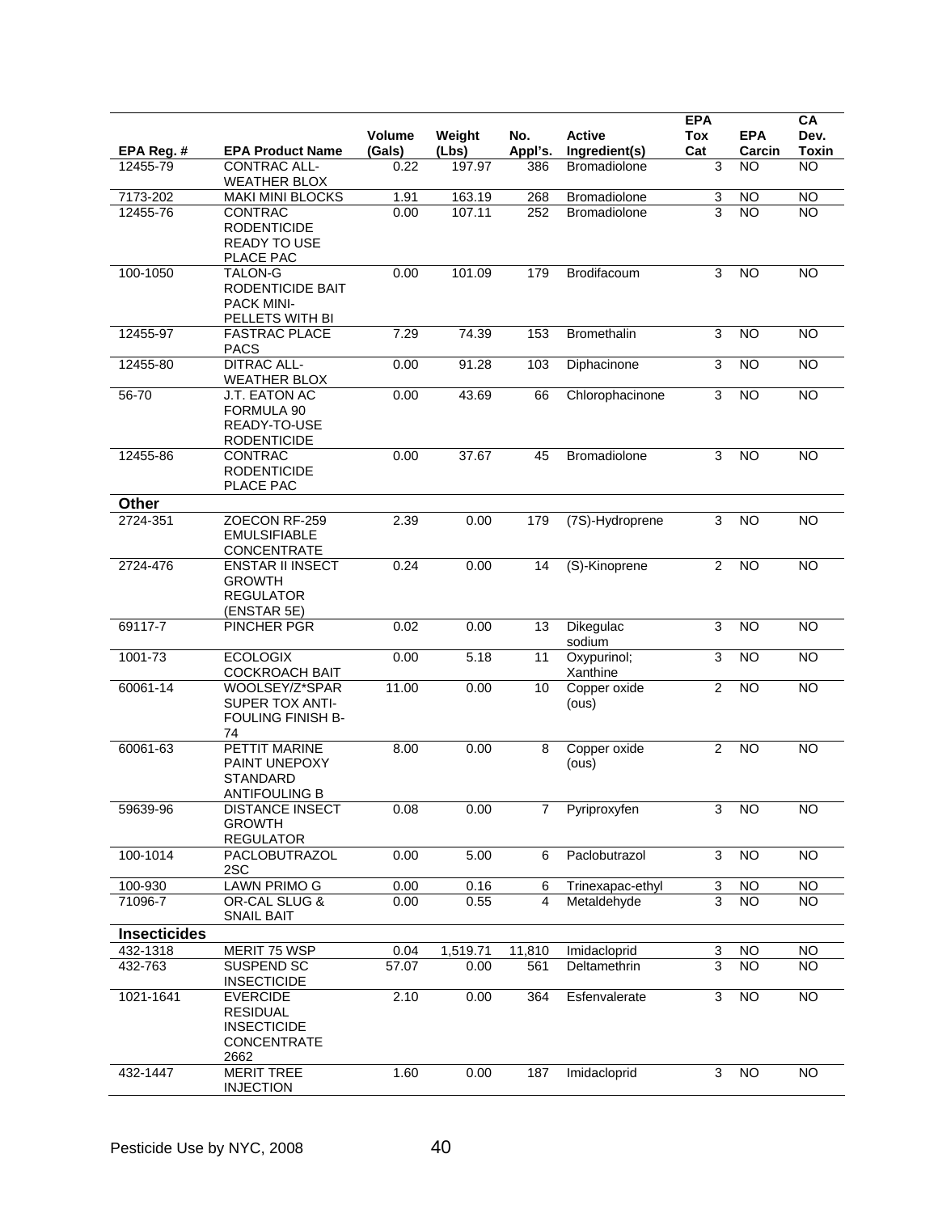| EPA Reg. # | EPA Product Name | Volume (Gals) | Weight (Lbs) | No. Appl's. | Active Ingredient(s) | EPA Tox Cat | EPA Carcin | CA Dev. Toxin |
|---|---|---|---|---|---|---|---|---|
| 12455-79 | CONTRAC ALL-WEATHER BLOX | 0.22 | 197.97 | 386 | Bromadiolone | 3 | NO | NO |
| 7173-202 | MAKI MINI BLOCKS | 1.91 | 163.19 | 268 | Bromadiolone | 3 | NO | NO |
| 12455-76 | CONTRAC RODENTICIDE READY TO USE PLACE PAC | 0.00 | 107.11 | 252 | Bromadiolone | 3 | NO | NO |
| 100-1050 | TALON-G RODENTICIDE BAIT PACK MINI-PELLETS WITH BI | 0.00 | 101.09 | 179 | Brodifacoum | 3 | NO | NO |
| 12455-97 | FASTRAC PLACE PACS | 7.29 | 74.39 | 153 | Bromethalin | 3 | NO | NO |
| 12455-80 | DITRAC ALL-WEATHER BLOX | 0.00 | 91.28 | 103 | Diphacinone | 3 | NO | NO |
| 56-70 | J.T. EATON AC FORMULA 90 READY-TO-USE RODENTICIDE | 0.00 | 43.69 | 66 | Chlorophacinone | 3 | NO | NO |
| 12455-86 | CONTRAC RODENTICIDE PLACE PAC | 0.00 | 37.67 | 45 | Bromadiolone | 3 | NO | NO |
| **Other** | | | | | | | | |
| 2724-351 | ZOECON RF-259 EMULSIFIABLE CONCENTRATE | 2.39 | 0.00 | 179 | (7S)-Hydroprene | 3 | NO | NO |
| 2724-476 | ENSTAR II INSECT GROWTH REGULATOR (ENSTAR 5E) | 0.24 | 0.00 | 14 | (S)-Kinoprene | 2 | NO | NO |
| 69117-7 | PINCHER PGR | 0.02 | 0.00 | 13 | Dikegulac sodium | 3 | NO | NO |
| 1001-73 | ECOLOGIX COCKROACH BAIT | 0.00 | 5.18 | 11 | Oxypurinol; Xanthine | 3 | NO | NO |
| 60061-14 | WOOLSEY/Z*SPAR SUPER TOX ANTI-FOULING FINISH B-74 | 11.00 | 0.00 | 10 | Copper oxide (ous) | 2 | NO | NO |
| 60061-63 | PETTIT MARINE PAINT UNEPOXY STANDARD ANTIFOULING B | 8.00 | 0.00 | 8 | Copper oxide (ous) | 2 | NO | NO |
| 59639-96 | DISTANCE INSECT GROWTH REGULATOR | 0.08 | 0.00 | 7 | Pyriproxyfen | 3 | NO | NO |
| 100-1014 | PACLOBUTRAZOL 2SC | 0.00 | 5.00 | 6 | Paclobutrazol | 3 | NO | NO |
| 100-930 | LAWN PRIMO G | 0.00 | 0.16 | 6 | Trinexapac-ethyl | 3 | NO | NO |
| 71096-7 | OR-CAL SLUG & SNAIL BAIT | 0.00 | 0.55 | 4 | Metaldehyde | 3 | NO | NO |
| **Insecticides** | | | | | | | | |
| 432-1318 | MERIT 75 WSP | 0.04 | 1,519.71 | 11,810 | Imidacloprid | 3 | NO | NO |
| 432-763 | SUSPEND SC INSECTICIDE | 57.07 | 0.00 | 561 | Deltamethrin | 3 | NO | NO |
| 1021-1641 | EVERCIDE RESIDUAL INSECTICIDE CONCENTRATE 2662 | 2.10 | 0.00 | 364 | Esfenvalerate | 3 | NO | NO |
| 432-1447 | MERIT TREE INJECTION | 1.60 | 0.00 | 187 | Imidacloprid | 3 | NO | NO |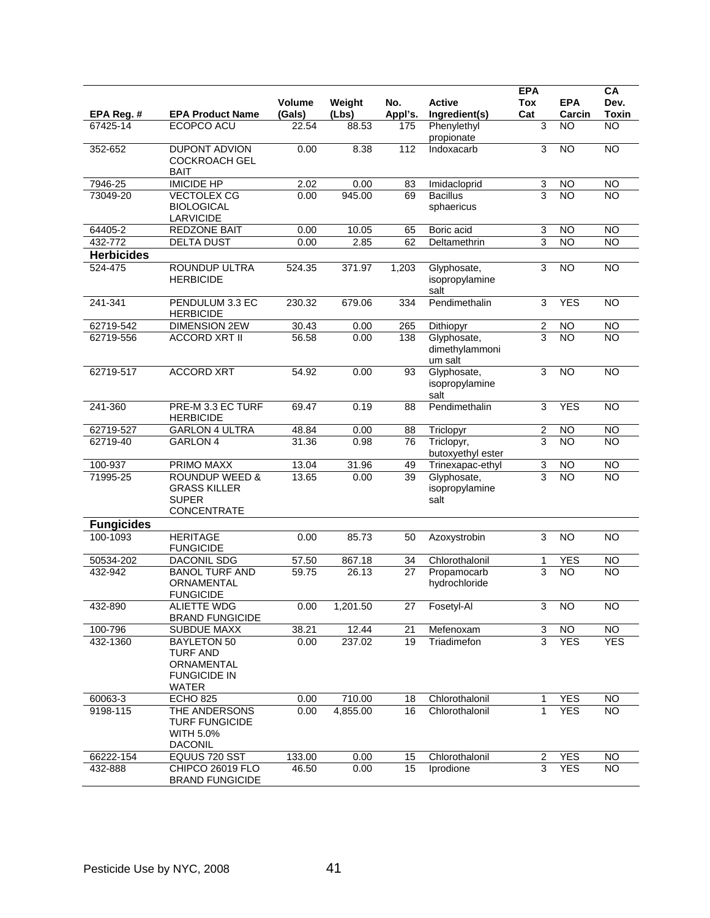| EPA Reg. # | EPA Product Name | Volume (Gals) | Weight (Lbs) | No. Appl's. | Active Ingredient(s) | EPA Tox Cat | EPA Carcin | CA Dev. Toxin |
|---|---|---|---|---|---|---|---|---|
| 67425-14 | ECOPCO ACU | 22.54 | 88.53 | 175 | Phenylethyl propionate | 3 | NO | NO |
| 352-652 | DUPONT ADVION COCKROACH GEL BAIT | 0.00 | 8.38 | 112 | Indoxacarb | 3 | NO | NO |
| 7946-25 | IMICIDE HP | 2.02 | 0.00 | 83 | Imidacloprid | 3 | NO | NO |
| 73049-20 | VECTOLEX CG BIOLOGICAL LARVICIDE | 0.00 | 945.00 | 69 | Bacillus sphaericus | 3 | NO | NO |
| 64405-2 | REDZONE BAIT | 0.00 | 10.05 | 65 | Boric acid | 3 | NO | NO |
| 432-772 | DELTA DUST | 0.00 | 2.85 | 62 | Deltamethrin | 3 | NO | NO |
| **Herbicides** | | | | | | | | |
| 524-475 | ROUNDUP ULTRA HERBICIDE | 524.35 | 371.97 | 1,203 | Glyphosate, isopropylamine salt | 3 | NO | NO |
| 241-341 | PENDULUM 3.3 EC HERBICIDE | 230.32 | 679.06 | 334 | Pendimethalin | 3 | YES | NO |
| 62719-542 | DIMENSION 2EW | 30.43 | 0.00 | 265 | Dithiopyr | 2 | NO | NO |
| 62719-556 | ACCORD XRT II | 56.58 | 0.00 | 138 | Glyphosate, dimethylammonium salt | 3 | NO | NO |
| 62719-517 | ACCORD XRT | 54.92 | 0.00 | 93 | Glyphosate, isopropylamine salt | 3 | NO | NO |
| 241-360 | PRE-M 3.3 EC TURF HERBICIDE | 69.47 | 0.19 | 88 | Pendimethalin | 3 | YES | NO |
| 62719-527 | GARLON 4 ULTRA | 48.84 | 0.00 | 88 | Triclopyr | 2 | NO | NO |
| 62719-40 | GARLON 4 | 31.36 | 0.98 | 76 | Triclopyr, butoxyethyl ester | 3 | NO | NO |
| 100-937 | PRIMO MAXX | 13.04 | 31.96 | 49 | Trinexapac-ethyl | 3 | NO | NO |
| 71995-25 | ROUNDUP WEED & GRASS KILLER SUPER CONCENTRATE | 13.65 | 0.00 | 39 | Glyphosate, isopropylamine salt | 3 | NO | NO |
| **Fungicides** | | | | | | | | |
| 100-1093 | HERITAGE FUNGICIDE | 0.00 | 85.73 | 50 | Azoxystrobin | 3 | NO | NO |
| 50534-202 | DACONIL SDG | 57.50 | 867.18 | 34 | Chlorothalonil | 1 | YES | NO |
| 432-942 | BANOL TURF AND ORNAMENTAL FUNGICIDE | 59.75 | 26.13 | 27 | Propamocarb hydrochloride | 3 | NO | NO |
| 432-890 | ALIETTE WDG BRAND FUNGICIDE | 0.00 | 1,201.50 | 27 | Fosetyl-Al | 3 | NO | NO |
| 100-796 | SUBDUE MAXX | 38.21 | 12.44 | 21 | Mefenoxam | 3 | NO | NO |
| 432-1360 | BAYLETON 50 TURF AND ORNAMENTAL FUNGICIDE IN WATER | 0.00 | 237.02 | 19 | Triadimefon | 3 | YES | YES |
| 60063-3 | ECHO 825 | 0.00 | 710.00 | 18 | Chlorothalonil | 1 | YES | NO |
| 9198-115 | THE ANDERSONS TURF FUNGICIDE WITH 5.0% DACONIL | 0.00 | 4,855.00 | 16 | Chlorothalonil | 1 | YES | NO |
| 66222-154 | EQUUS 720 SST | 133.00 | 0.00 | 15 | Chlorothalonil | 2 | YES | NO |
| 432-888 | CHIPCO 26019 FLO BRAND FUNGICIDE | 46.50 | 0.00 | 15 | Iprodione | 3 | YES | NO |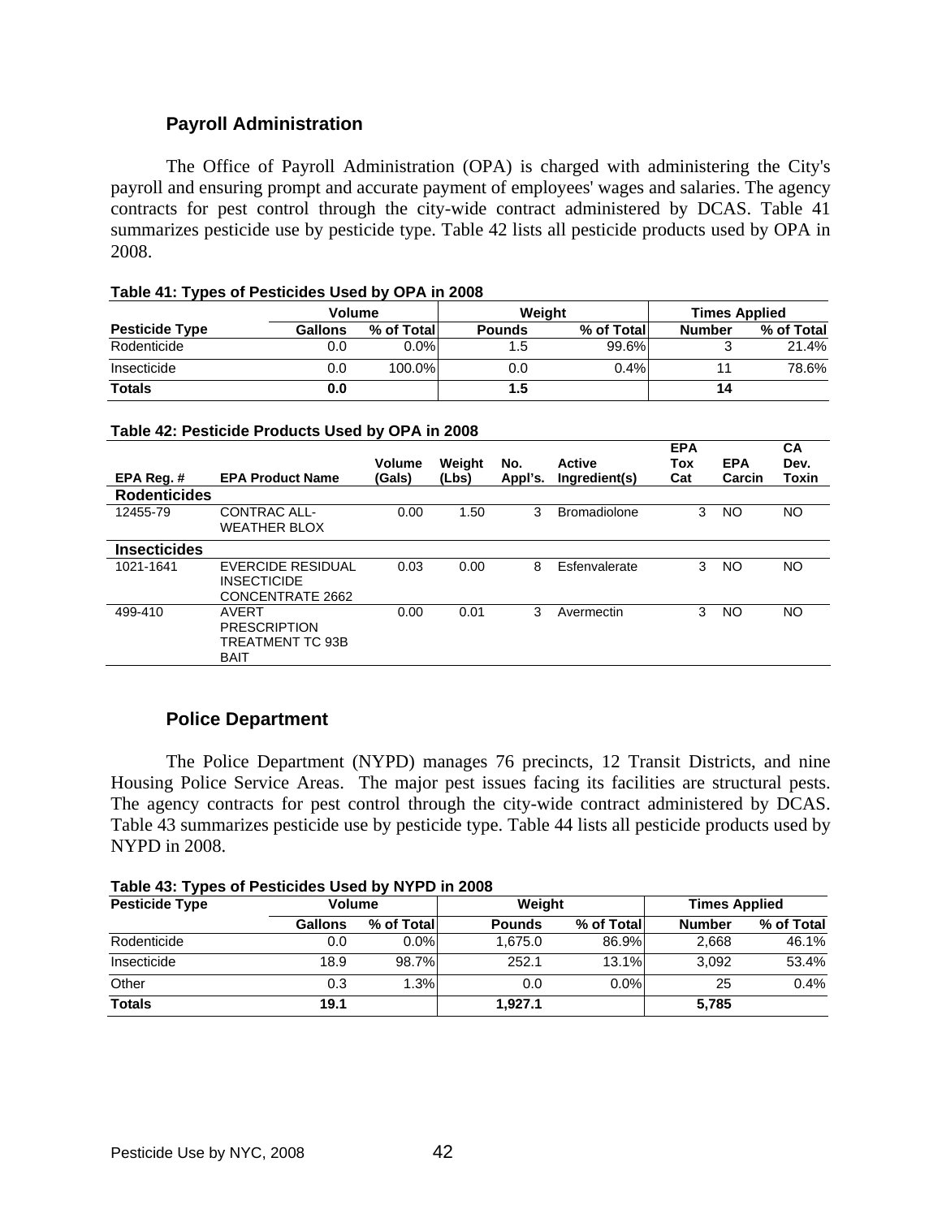## Payroll Administration

The Office of Payroll Administration (OPA) is charged with administering the City's payroll and ensuring prompt and accurate payment of employees' wages and salaries. The agency contracts for pest control through the city-wide contract administered by DCAS. Table 41 summarizes pesticide use by pesticide type. Table 42 lists all pesticide products used by OPA in 2008.

**Table 41: Types of Pesticides Used by OPA in 2008**

| | Volume | | Weight | | Times Applied | |
|---|---|---|---|---|---|---|
| **Pesticide Type** | **Gallons** | **% of Total** | **Pounds** | **% of Total** | **Number** | **% of Total** |
| Rodenticide | 0.0 | 0.0% | 1.5 | 99.6% | 3 | 21.4% |
| Insecticide | 0.0 | 100.0% | 0.0 | 0.4% | 11 | 78.6% |
| **Totals** | **0.0** | | **1.5** | | **14** | |

**Table 42: Pesticide Products Used by OPA in 2008**

| EPA Reg. # | EPA Product Name | Volume (Gals) | Weight (Lbs) | No. Appl's. | Active Ingredient(s) | EPA Tox Cat | EPA Carcin | CA Dev. Toxin |
|---|---|---|---|---|---|---|---|---|
| **Rodenticides** | | | | | | | | |
| 12455-79 | CONTRAC ALL-WEATHER BLOX | 0.00 | 1.50 | 3 | Bromadiolone | 3 | NO | NO |
| **Insecticides** | | | | | | | | |
| 1021-1641 | EVERCIDE RESIDUAL INSECTICIDE CONCENTRATE 2662 | 0.03 | 0.00 | 8 | Esfenvalerate | 3 | NO | NO |
| 499-410 | AVERT PRESCRIPTION TREATMENT TC 93B BAIT | 0.00 | 0.01 | 3 | Avermectin | 3 | NO | NO |

## Police Department

The Police Department (NYPD) manages 76 precincts, 12 Transit Districts, and nine Housing Police Service Areas. The major pest issues facing its facilities are structural pests. The agency contracts for pest control through the city-wide contract administered by DCAS. Table 43 summarizes pesticide use by pesticide type. Table 44 lists all pesticide products used by NYPD in 2008.

**Table 43: Types of Pesticides Used by NYPD in 2008**

| **Pesticide Type** | Volume | | Weight | | Times Applied | |
|---|---|---|---|---|---|---|
| | **Gallons** | **% of Total** | **Pounds** | **% of Total** | **Number** | **% of Total** |
| Rodenticide | 0.0 | 0.0% | 1,675.0 | 86.9% | 2,668 | 46.1% |
| Insecticide | 18.9 | 98.7% | 252.1 | 13.1% | 3,092 | 53.4% |
| Other | 0.3 | 1.3% | 0.0 | 0.0% | 25 | 0.4% |
| **Totals** | **19.1** | | **1,927.1** | | **5,785** | |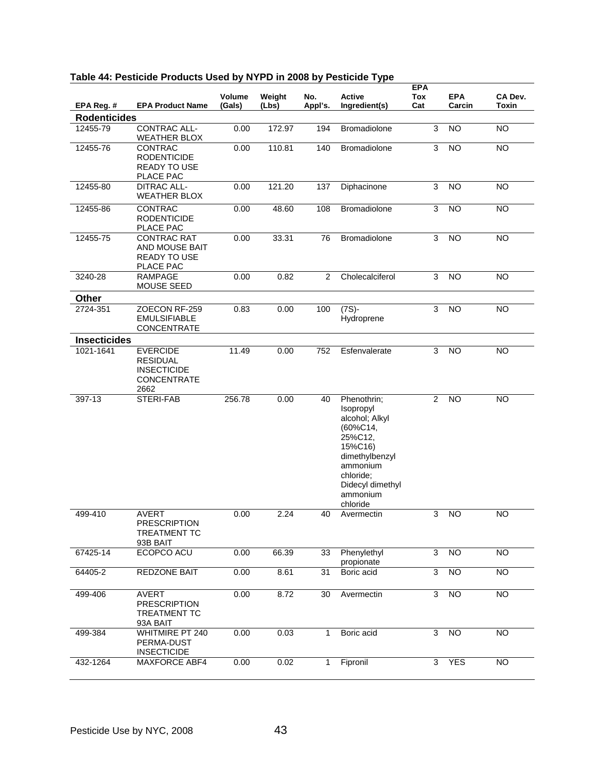## Table 44: Pesticide Products Used by NYPD in 2008 by Pesticide Type

| EPA Reg. # | EPA Product Name | Volume (Gals) | Weight (Lbs) | No. Appl's. | Active Ingredient(s) | EPA Tox Cat | EPA Carcin | CA Dev. Toxin |
|---|---|---|---|---|---|---|---|---|
| **Rodenticides** | | | | | | | | |
| 12455-79 | CONTRAC ALL-WEATHER BLOX | 0.00 | 172.97 | 194 | Bromadiolone | 3 | NO | NO |
| 12455-76 | CONTRAC RODENTICIDE READY TO USE PLACE PAC | 0.00 | 110.81 | 140 | Bromadiolone | 3 | NO | NO |
| 12455-80 | DITRAC ALL-WEATHER BLOX | 0.00 | 121.20 | 137 | Diphacinone | 3 | NO | NO |
| 12455-86 | CONTRAC RODENTICIDE PLACE PAC | 0.00 | 48.60 | 108 | Bromadiolone | 3 | NO | NO |
| 12455-75 | CONTRAC RAT AND MOUSE BAIT READY TO USE PLACE PAC | 0.00 | 33.31 | 76 | Bromadiolone | 3 | NO | NO |
| 3240-28 | RAMPAGE MOUSE SEED | 0.00 | 0.82 | 2 | Cholecalciferol | 3 | NO | NO |
| **Other** | | | | | | | | |
| 2724-351 | ZOECON RF-259 EMULSIFIABLE CONCENTRATE | 0.83 | 0.00 | 100 | (7S)-Hydroprene | 3 | NO | NO |
| **Insecticides** | | | | | | | | |
| 1021-1641 | EVERCIDE RESIDUAL INSECTICIDE CONCENTRATE 2662 | 11.49 | 0.00 | 752 | Esfenvalerate | 3 | NO | NO |
| 397-13 | STERI-FAB | 256.78 | 0.00 | 40 | Phenothrin; Isopropyl alcohol; Alkyl (60%C14, 25%C12, 15%C16) dimethylbenzyl ammonium chloride; Didecyl dimethyl ammonium chloride | 2 | NO | NO |
| 499-410 | AVERT PRESCRIPTION TREATMENT TC 93B BAIT | 0.00 | 2.24 | 40 | Avermectin | 3 | NO | NO |
| 67425-14 | ECOPCO ACU | 0.00 | 66.39 | 33 | Phenylethyl propionate | 3 | NO | NO |
| 64405-2 | REDZONE BAIT | 0.00 | 8.61 | 31 | Boric acid | 3 | NO | NO |
| 499-406 | AVERT PRESCRIPTION TREATMENT TC 93A BAIT | 0.00 | 8.72 | 30 | Avermectin | 3 | NO | NO |
| 499-384 | WHITMIRE PT 240 PERMA-DUST INSECTICIDE | 0.00 | 0.03 | 1 | Boric acid | 3 | NO | NO |
| 432-1264 | MAXFORCE ABF4 | 0.00 | 0.02 | 1 | Fipronil | 3 | YES | NO |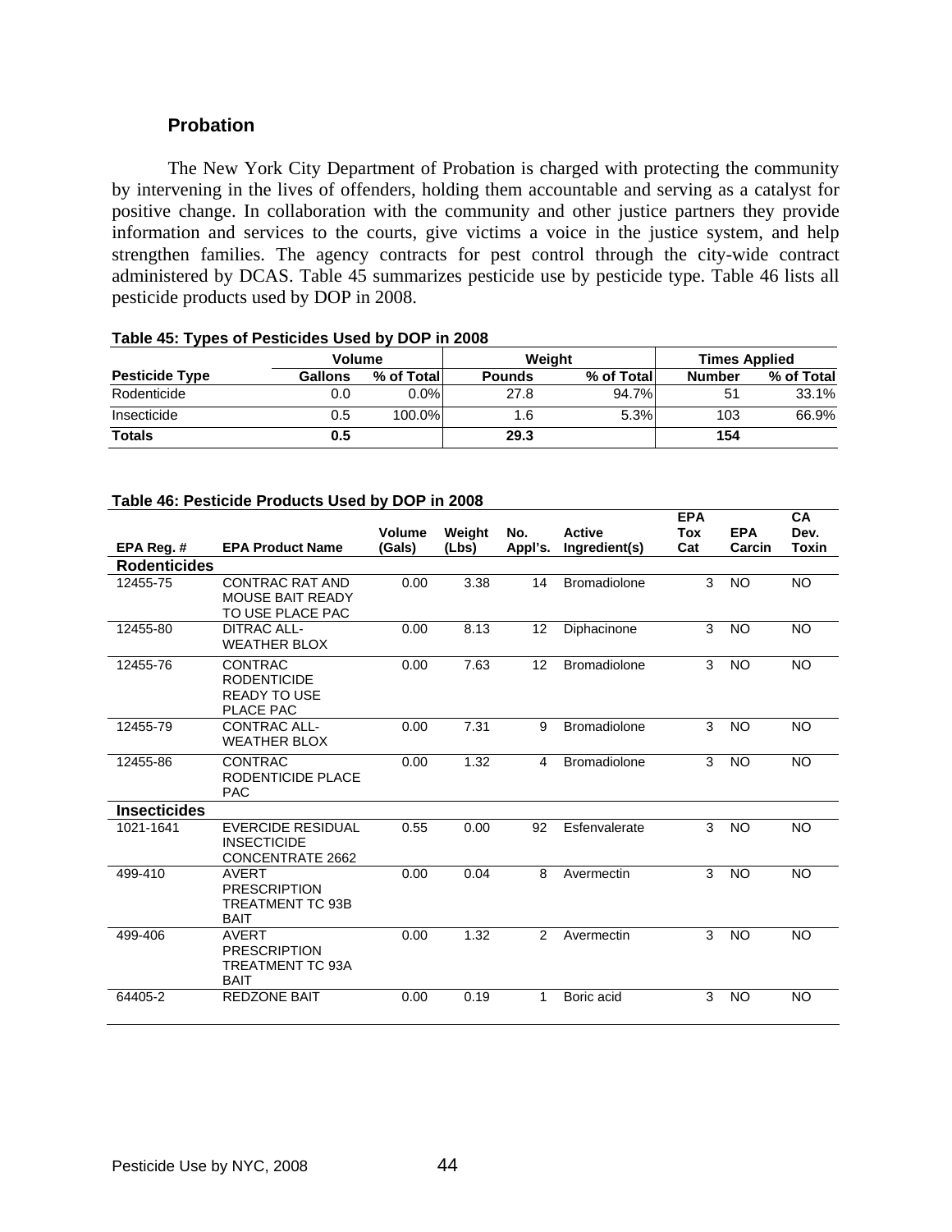## Probation

The New York City Department of Probation is charged with protecting the community by intervening in the lives of offenders, holding them accountable and serving as a catalyst for positive change. In collaboration with the community and other justice partners they provide information and services to the courts, give victims a voice in the justice system, and help strengthen families. The agency contracts for pest control through the city-wide contract administered by DCAS. Table 45 summarizes pesticide use by pesticide type. Table 46 lists all pesticide products used by DOP in 2008.

**Table 45: Types of Pesticides Used by DOP in 2008**

| | Volume | | Weight | | Times Applied | |
|---|---|---|---|---|---|---|
| **Pesticide Type** | **Gallons** | **% of Total** | **Pounds** | **% of Total** | **Number** | **% of Total** |
| Rodenticide | 0.0 | 0.0% | 27.8 | 94.7% | 51 | 33.1% |
| Insecticide | 0.5 | 100.0% | 1.6 | 5.3% | 103 | 66.9% |
| **Totals** | **0.5** | | **29.3** | | **154** | |

**Table 46: Pesticide Products Used by DOP in 2008**

| EPA Reg. # | EPA Product Name | Volume (Gals) | Weight (Lbs) | No. Appl's. | Active Ingredient(s) | EPA Tox Cat | EPA Carcin | CA Dev. Toxin |
|---|---|---|---|---|---|---|---|---|
| **Rodenticides** | | | | | | | | |
| 12455-75 | CONTRAC RAT AND MOUSE BAIT READY TO USE PLACE PAC | 0.00 | 3.38 | 14 | Bromadiolone | 3 | NO | NO |
| 12455-80 | DITRAC ALL-WEATHER BLOX | 0.00 | 8.13 | 12 | Diphacinone | 3 | NO | NO |
| 12455-76 | CONTRAC RODENTICIDE READY TO USE PLACE PAC | 0.00 | 7.63 | 12 | Bromadiolone | 3 | NO | NO |
| 12455-79 | CONTRAC ALL-WEATHER BLOX | 0.00 | 7.31 | 9 | Bromadiolone | 3 | NO | NO |
| 12455-86 | CONTRAC RODENTICIDE PLACE PAC | 0.00 | 1.32 | 4 | Bromadiolone | 3 | NO | NO |
| **Insecticides** | | | | | | | | |
| 1021-1641 | EVERCIDE RESIDUAL INSECTICIDE CONCENTRATE 2662 | 0.55 | 0.00 | 92 | Esfenvalerate | 3 | NO | NO |
| 499-410 | AVERT PRESCRIPTION TREATMENT TC 93B BAIT | 0.00 | 0.04 | 8 | Avermectin | 3 | NO | NO |
| 499-406 | AVERT PRESCRIPTION TREATMENT TC 93A BAIT | 0.00 | 1.32 | 2 | Avermectin | 3 | NO | NO |
| 64405-2 | REDZONE BAIT | 0.00 | 0.19 | 1 | Boric acid | 3 | NO | NO |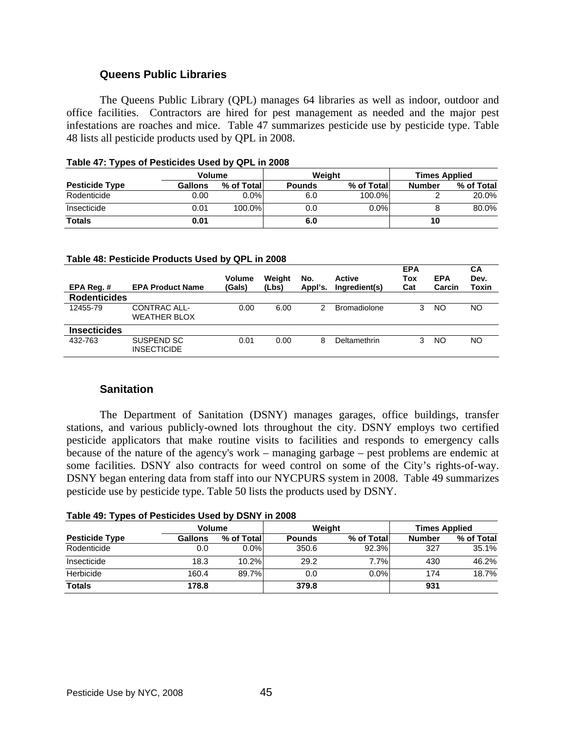### Queens Public Libraries

The Queens Public Library (QPL) manages 64 libraries as well as indoor, outdoor and office facilities. Contractors are hired for pest management as needed and the major pest infestations are roaches and mice. Table 47 summarizes pesticide use by pesticide type. Table 48 lists all pesticide products used by QPL in 2008.

**Table 47: Types of Pesticides Used by QPL in 2008**

| | Volume | | Weight | | Times Applied | |
|---|---|---|---|---|---|---|
| **Pesticide Type** | **Gallons** | **% of Total** | **Pounds** | **% of Total** | **Number** | **% of Total** |
| Rodenticide | 0.00 | 0.0% | 6.0 | 100.0% | 2 | 20.0% |
| Insecticide | 0.01 | 100.0% | 0.0 | 0.0% | 8 | 80.0% |
| **Totals** | **0.01** | | **6.0** | | **10** | |

**Table 48: Pesticide Products Used by QPL in 2008**

| EPA Reg. # | EPA Product Name | Volume (Gals) | Weight (Lbs) | No. Appl's. | Active Ingredient(s) | EPA Tox Cat | EPA Carcin | CA Dev. Toxin |
|---|---|---|---|---|---|---|---|---|
| **Rodenticides** | | | | | | | | |
| 12455-79 | CONTRAC ALL-WEATHER BLOX | 0.00 | 6.00 | 2 | Bromadiolone | 3 | NO | NO |
| **Insecticides** | | | | | | | | |
| 432-763 | SUSPEND SC INSECTICIDE | 0.01 | 0.00 | 8 | Deltamethrin | 3 | NO | NO |

### Sanitation

The Department of Sanitation (DSNY) manages garages, office buildings, transfer stations, and various publicly-owned lots throughout the city. DSNY employs two certified pesticide applicators that make routine visits to facilities and responds to emergency calls because of the nature of the agency's work – managing garbage – pest problems are endemic at some facilities. DSNY also contracts for weed control on some of the City's rights-of-way. DSNY began entering data from staff into our NYCPURS system in 2008. Table 49 summarizes pesticide use by pesticide type. Table 50 lists the products used by DSNY.

**Table 49: Types of Pesticides Used by DSNY in 2008**

| | Volume | | Weight | | Times Applied | |
|---|---|---|---|---|---|---|
| **Pesticide Type** | **Gallons** | **% of Total** | **Pounds** | **% of Total** | **Number** | **% of Total** |
| Rodenticide | 0.0 | 0.0% | 350.6 | 92.3% | 327 | 35.1% |
| Insecticide | 18.3 | 10.2% | 29.2 | 7.7% | 430 | 46.2% |
| Herbicide | 160.4 | 89.7% | 0.0 | 0.0% | 174 | 18.7% |
| **Totals** | **178.8** | | **379.8** | | **931** | |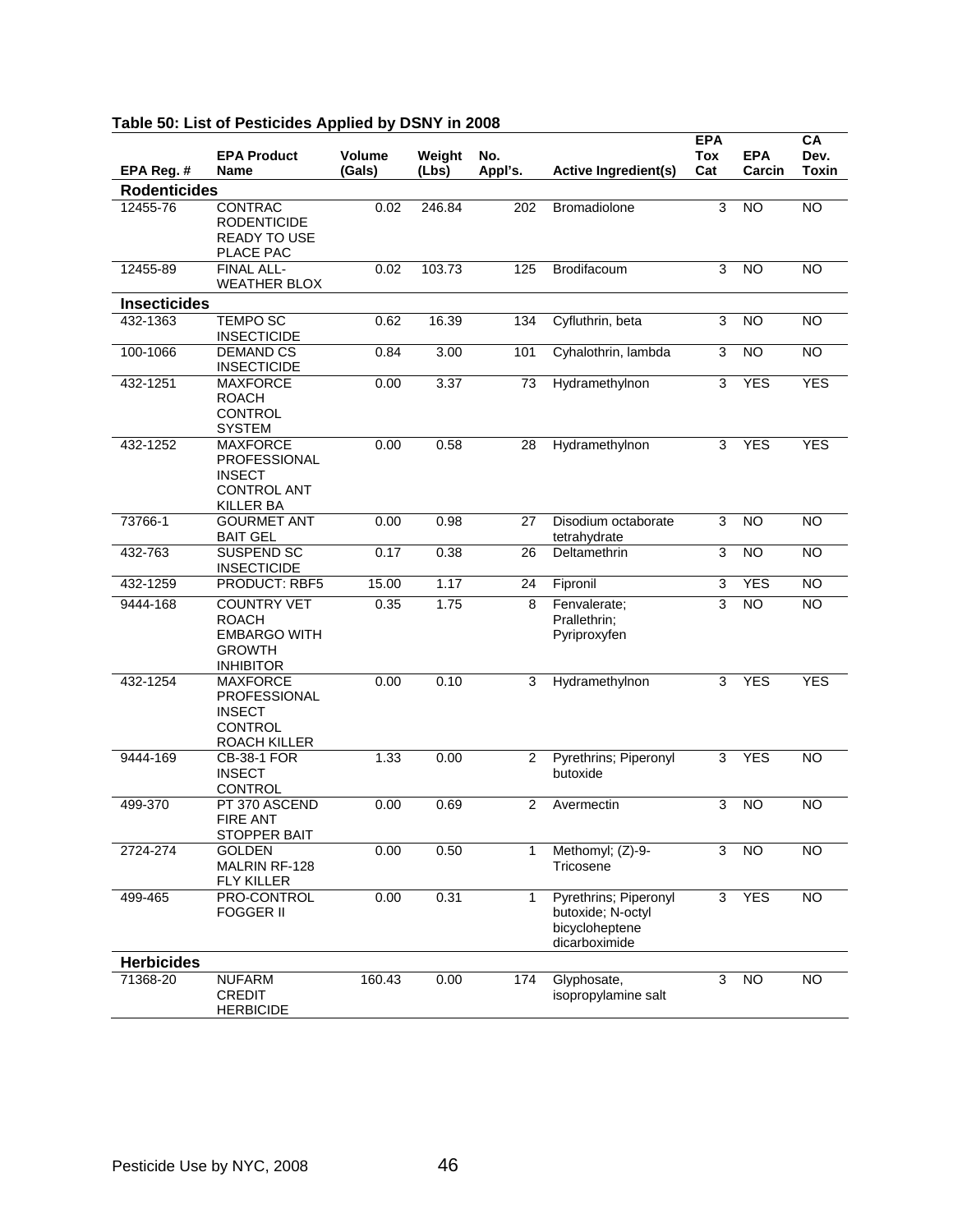**Table 50: List of Pesticides Applied by DSNY in 2008**

| EPA Reg. # | EPA Product Name | Volume (Gals) | Weight (Lbs) | No. Appl's. | Active Ingredient(s) | EPA Tox Cat | EPA Carcin | CA Dev. Toxin |
|---|---|---|---|---|---|---|---|---|
| **Rodenticides** | | | | | | | | |
| 12455-76 | CONTRAC RODENTICIDE READY TO USE PLACE PAC | 0.02 | 246.84 | 202 | Bromadiolone | 3 | NO | NO |
| 12455-89 | FINAL ALL-WEATHER BLOX | 0.02 | 103.73 | 125 | Brodifacoum | 3 | NO | NO |
| **Insecticides** | | | | | | | | |
| 432-1363 | TEMPO SC INSECTICIDE | 0.62 | 16.39 | 134 | Cyfluthrin, beta | 3 | NO | NO |
| 100-1066 | DEMAND CS INSECTICIDE | 0.84 | 3.00 | 101 | Cyhalothrin, lambda | 3 | NO | NO |
| 432-1251 | MAXFORCE ROACH CONTROL SYSTEM | 0.00 | 3.37 | 73 | Hydramethylnon | 3 | YES | YES |
| 432-1252 | MAXFORCE PROFESSIONAL INSECT CONTROL ANT KILLER BA | 0.00 | 0.58 | 28 | Hydramethylnon | 3 | YES | YES |
| 73766-1 | GOURMET ANT BAIT GEL | 0.00 | 0.98 | 27 | Disodium octaborate tetrahydrate | 3 | NO | NO |
| 432-763 | SUSPEND SC INSECTICIDE | 0.17 | 0.38 | 26 | Deltamethrin | 3 | NO | NO |
| 432-1259 | PRODUCT: RBF5 | 15.00 | 1.17 | 24 | Fipronil | 3 | YES | NO |
| 9444-168 | COUNTRY VET ROACH EMBARGO WITH GROWTH INHIBITOR | 0.35 | 1.75 | 8 | Fenvalerate; Prallethrin; Pyriproxyfen | 3 | NO | NO |
| 432-1254 | MAXFORCE PROFESSIONAL INSECT CONTROL ROACH KILLER | 0.00 | 0.10 | 3 | Hydramethylnon | 3 | YES | YES |
| 9444-169 | CB-38-1 FOR INSECT CONTROL | 1.33 | 0.00 | 2 | Pyrethrins; Piperonyl butoxide | 3 | YES | NO |
| 499-370 | PT 370 ASCEND FIRE ANT STOPPER BAIT | 0.00 | 0.69 | 2 | Avermectin | 3 | NO | NO |
| 2724-274 | GOLDEN MALRIN RF-128 FLY KILLER | 0.00 | 0.50 | 1 | Methomyl; (Z)-9-Tricosene | 3 | NO | NO |
| 499-465 | PRO-CONTROL FOGGER II | 0.00 | 0.31 | 1 | Pyrethrins; Piperonyl butoxide; N-octyl bicycloheptene dicarboximide | 3 | YES | NO |
| **Herbicides** | | | | | | | | |
| 71368-20 | NUFARM CREDIT HERBICIDE | 160.43 | 0.00 | 174 | Glyphosate, isopropylamine salt | 3 | NO | NO |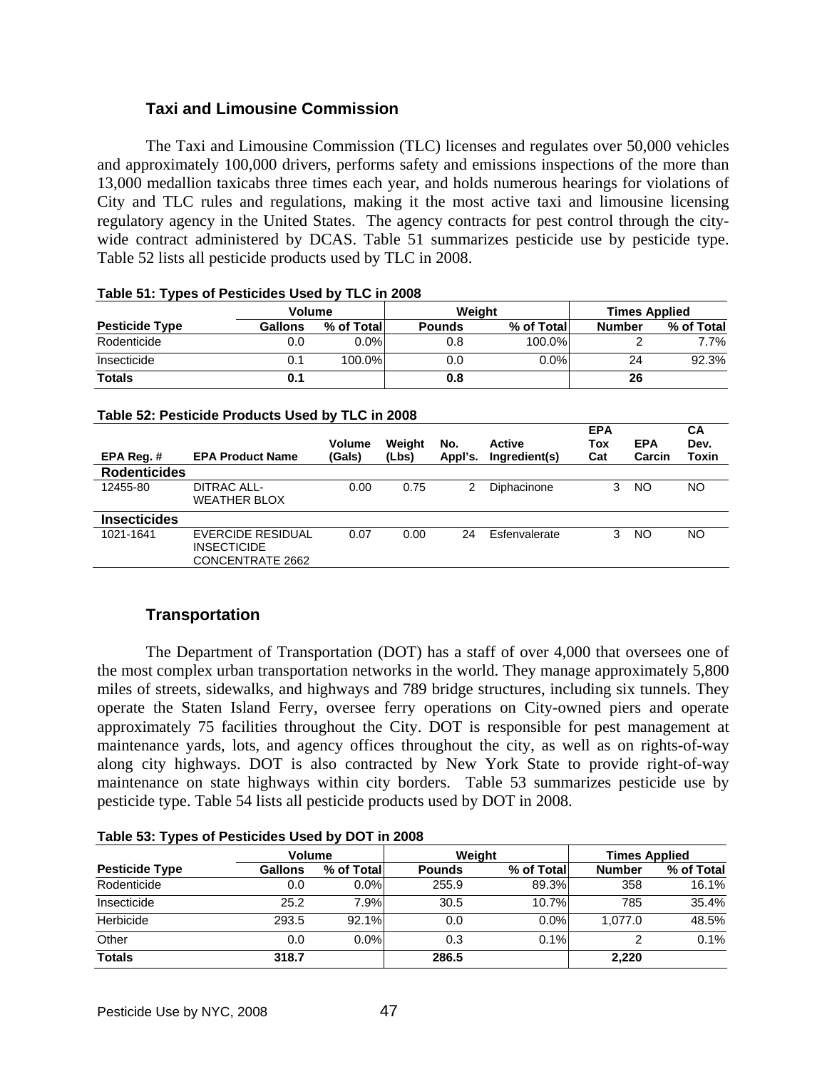### Taxi and Limousine Commission

The Taxi and Limousine Commission (TLC) licenses and regulates over 50,000 vehicles and approximately 100,000 drivers, performs safety and emissions inspections of the more than 13,000 medallion taxicabs three times each year, and holds numerous hearings for violations of City and TLC rules and regulations, making it the most active taxi and limousine licensing regulatory agency in the United States. The agency contracts for pest control through the city-wide contract administered by DCAS. Table 51 summarizes pesticide use by pesticide type. Table 52 lists all pesticide products used by TLC in 2008.

**Table 51: Types of Pesticides Used by TLC in 2008**

| | Volume | | Weight | | Times Applied | |
|---|---|---|---|---|---|---|
| **Pesticide Type** | **Gallons** | **% of Total** | **Pounds** | **% of Total** | **Number** | **% of Total** |
| Rodenticide | 0.0 | 0.0% | 0.8 | 100.0% | 2 | 7.7% |
| Insecticide | 0.1 | 100.0% | 0.0 | 0.0% | 24 | 92.3% |
| **Totals** | **0.1** | | **0.8** | | **26** | |

**Table 52: Pesticide Products Used by TLC in 2008**

| EPA Reg. # | EPA Product Name | Volume (Gals) | Weight (Lbs) | No. Appl's. | Active Ingredient(s) | EPA Tox Cat | EPA Carcin | CA Dev. Toxin |
|---|---|---|---|---|---|---|---|---|
| **Rodenticides** | | | | | | | | |
| 12455-80 | DITRAC ALL-WEATHER BLOX | 0.00 | 0.75 | 2 | Diphacinone | 3 | NO | NO |
| **Insecticides** | | | | | | | | |
| 1021-1641 | EVERCIDE RESIDUAL INSECTICIDE CONCENTRATE 2662 | 0.07 | 0.00 | 24 | Esfenvalerate | 3 | NO | NO |

### Transportation

The Department of Transportation (DOT) has a staff of over 4,000 that oversees one of the most complex urban transportation networks in the world. They manage approximately 5,800 miles of streets, sidewalks, and highways and 789 bridge structures, including six tunnels. They operate the Staten Island Ferry, oversee ferry operations on City-owned piers and operate approximately 75 facilities throughout the City. DOT is responsible for pest management at maintenance yards, lots, and agency offices throughout the city, as well as on rights-of-way along city highways. DOT is also contracted by New York State to provide right-of-way maintenance on state highways within city borders. Table 53 summarizes pesticide use by pesticide type. Table 54 lists all pesticide products used by DOT in 2008.

**Table 53: Types of Pesticides Used by DOT in 2008**

| | Volume | | Weight | | Times Applied | |
|---|---|---|---|---|---|---|
| **Pesticide Type** | **Gallons** | **% of Total** | **Pounds** | **% of Total** | **Number** | **% of Total** |
| Rodenticide | 0.0 | 0.0% | 255.9 | 89.3% | 358 | 16.1% |
| Insecticide | 25.2 | 7.9% | 30.5 | 10.7% | 785 | 35.4% |
| Herbicide | 293.5 | 92.1% | 0.0 | 0.0% | 1,077.0 | 48.5% |
| Other | 0.0 | 0.0% | 0.3 | 0.1% | 2 | 0.1% |
| **Totals** | **318.7** | | **286.5** | | **2,220** | |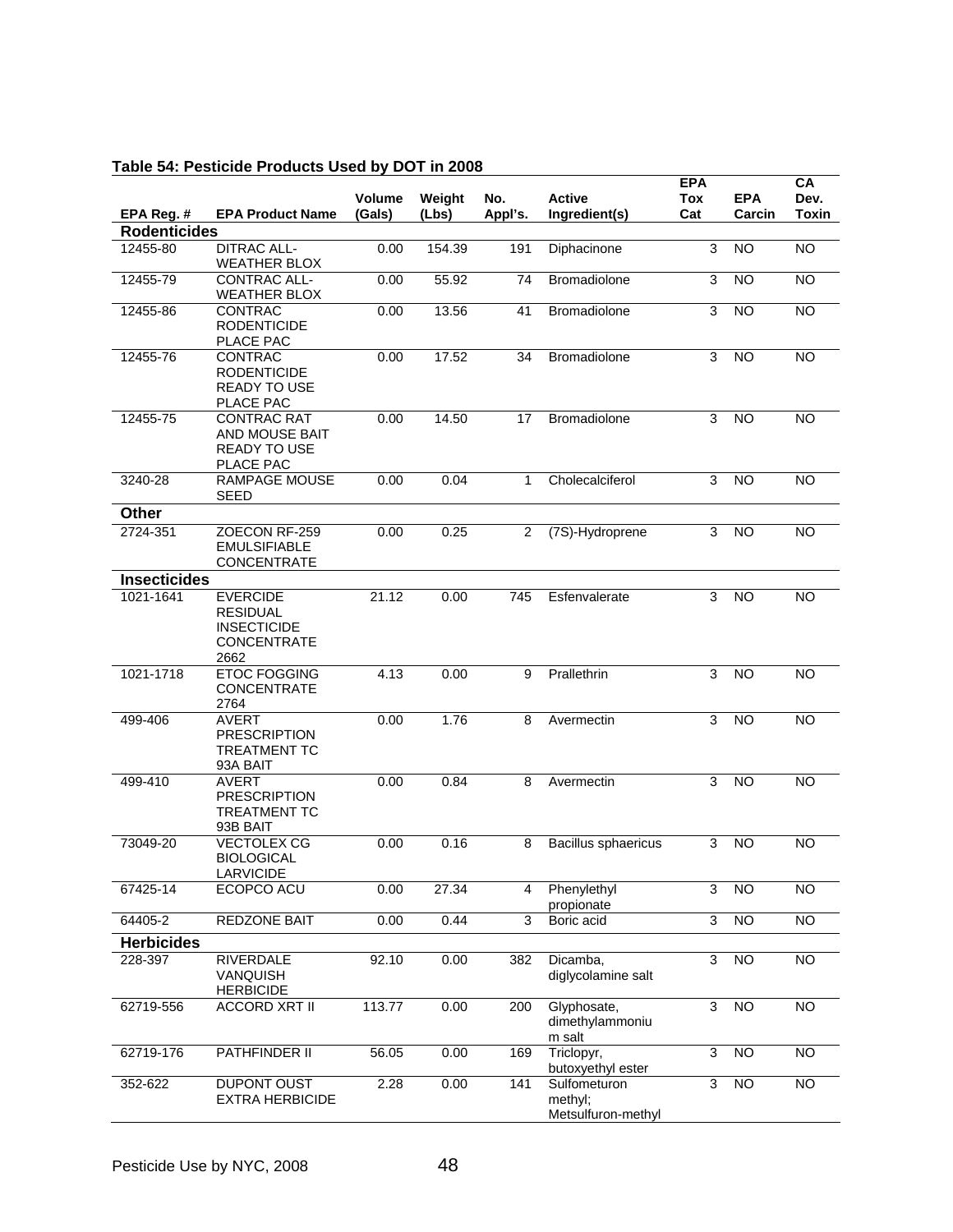**Table 54: Pesticide Products Used by DOT in 2008**

| EPA Reg. # | EPA Product Name | Volume (Gals) | Weight (Lbs) | No. Appl's. | Active Ingredient(s) | EPA Tox Cat | EPA Carcin | CA Dev. Toxin |
|---|---|---|---|---|---|---|---|---|
| **Rodenticides** | | | | | | | | |
| 12455-80 | DITRAC ALL-WEATHER BLOX | 0.00 | 154.39 | 191 | Diphacinone | 3 | NO | NO |
| 12455-79 | CONTRAC ALL-WEATHER BLOX | 0.00 | 55.92 | 74 | Bromadiolone | 3 | NO | NO |
| 12455-86 | CONTRAC RODENTICIDE PLACE PAC | 0.00 | 13.56 | 41 | Bromadiolone | 3 | NO | NO |
| 12455-76 | CONTRAC RODENTICIDE READY TO USE PLACE PAC | 0.00 | 17.52 | 34 | Bromadiolone | 3 | NO | NO |
| 12455-75 | CONTRAC RAT AND MOUSE BAIT READY TO USE PLACE PAC | 0.00 | 14.50 | 17 | Bromadiolone | 3 | NO | NO |
| 3240-28 | RAMPAGE MOUSE SEED | 0.00 | 0.04 | 1 | Cholecalciferol | 3 | NO | NO |
| **Other** | | | | | | | | |
| 2724-351 | ZOECON RF-259 EMULSIFIABLE CONCENTRATE | 0.00 | 0.25 | 2 | (7S)-Hydroprene | 3 | NO | NO |
| **Insecticides** | | | | | | | | |
| 1021-1641 | EVERCIDE RESIDUAL INSECTICIDE CONCENTRATE 2662 | 21.12 | 0.00 | 745 | Esfenvalerate | 3 | NO | NO |
| 1021-1718 | ETOC FOGGING CONCENTRATE 2764 | 4.13 | 0.00 | 9 | Prallethrin | 3 | NO | NO |
| 499-406 | AVERT PRESCRIPTION TREATMENT TC 93A BAIT | 0.00 | 1.76 | 8 | Avermectin | 3 | NO | NO |
| 499-410 | AVERT PRESCRIPTION TREATMENT TC 93B BAIT | 0.00 | 0.84 | 8 | Avermectin | 3 | NO | NO |
| 73049-20 | VECTOLEX CG BIOLOGICAL LARVICIDE | 0.00 | 0.16 | 8 | Bacillus sphaericus | 3 | NO | NO |
| 67425-14 | ECOPCO ACU | 0.00 | 27.34 | 4 | Phenylethyl propionate | 3 | NO | NO |
| 64405-2 | REDZONE BAIT | 0.00 | 0.44 | 3 | Boric acid | 3 | NO | NO |
| **Herbicides** | | | | | | | | |
| 228-397 | RIVERDALE VANQUISH HERBICIDE | 92.10 | 0.00 | 382 | Dicamba, diglycolamine salt | 3 | NO | NO |
| 62719-556 | ACCORD XRT II | 113.77 | 0.00 | 200 | Glyphosate, dimethylammonium salt | 3 | NO | NO |
| 62719-176 | PATHFINDER II | 56.05 | 0.00 | 169 | Triclopyr, butoxyethyl ester | 3 | NO | NO |
| 352-622 | DUPONT OUST EXTRA HERBICIDE | 2.28 | 0.00 | 141 | Sulfometuron methyl; Metsulfuron-methyl | 3 | NO | NO |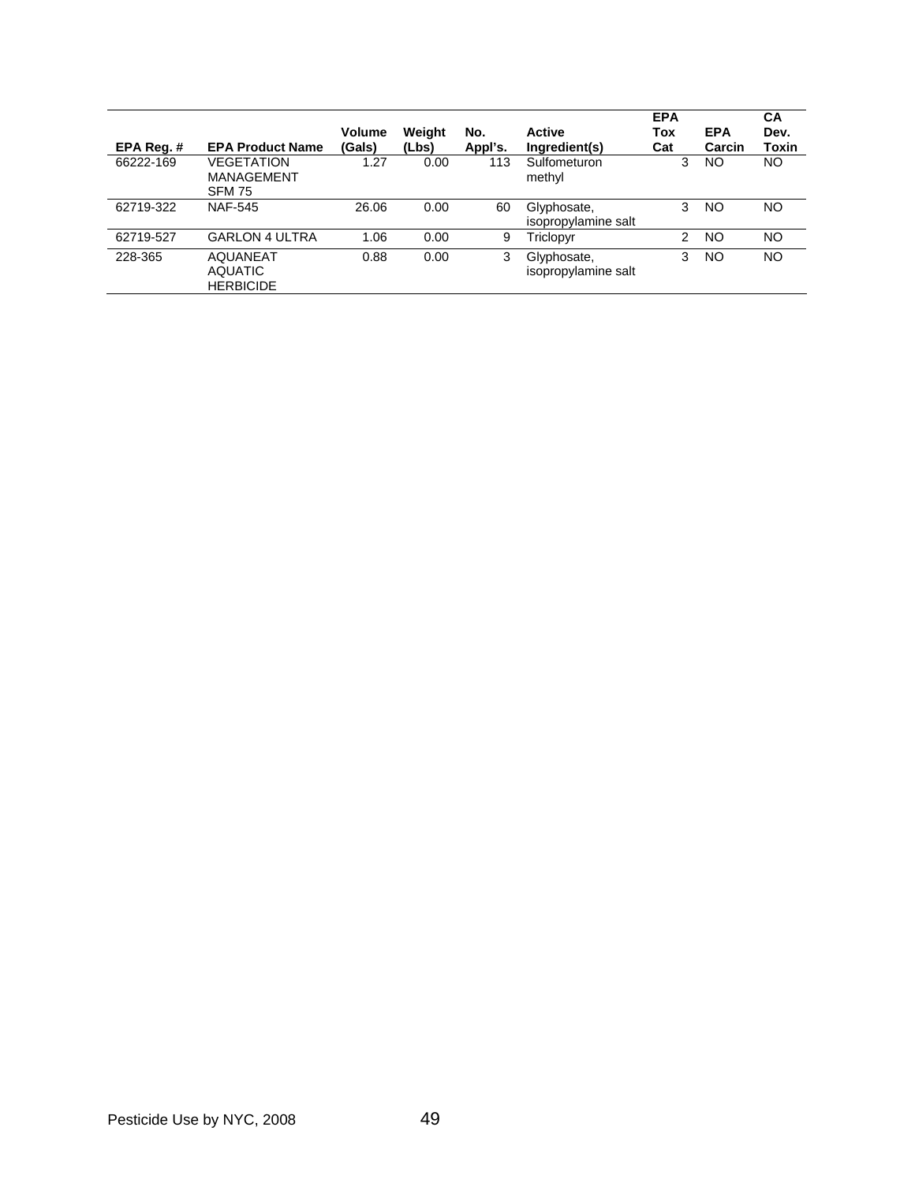| EPA Reg. # | EPA Product Name | Volume (Gals) | Weight (Lbs) | No. Appl's. | Active Ingredient(s) | EPA Tox Cat | EPA Carcin | CA Dev. Toxin |
|---|---|---|---|---|---|---|---|---|
| 66222-169 | VEGETATION MANAGEMENT SFM 75 | 1.27 | 0.00 | 113 | Sulfometuron methyl | 3 | NO | NO |
| 62719-322 | NAF-545 | 26.06 | 0.00 | 60 | Glyphosate, isopropylamine salt | 3 | NO | NO |
| 62719-527 | GARLON 4 ULTRA | 1.06 | 0.00 | 9 | Triclopyr | 2 | NO | NO |
| 228-365 | AQUANEAT AQUATIC HERBICIDE | 0.88 | 0.00 | 3 | Glyphosate, isopropylamine salt | 3 | NO | NO |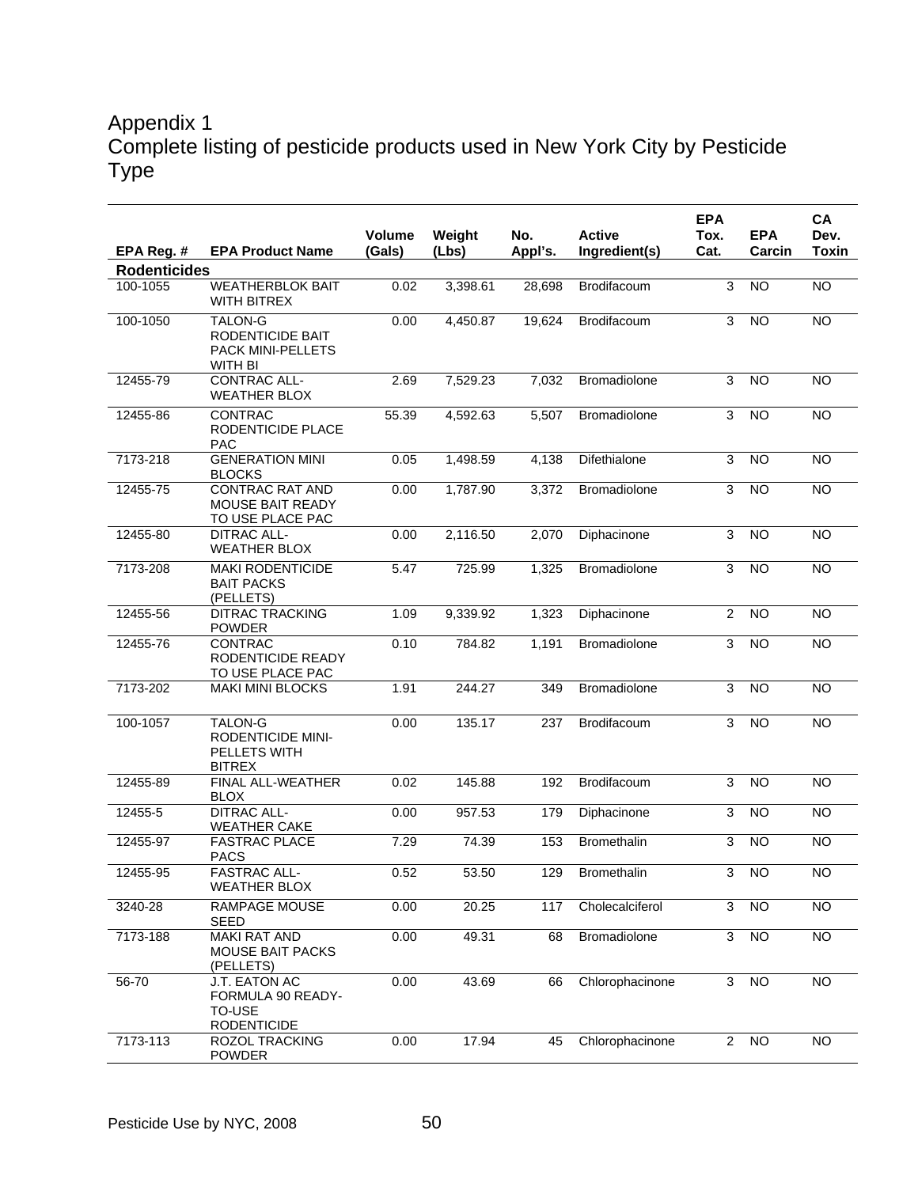# Appendix 1
## Complete listing of pesticide products used in New York City by Pesticide Type

| EPA Reg. # | EPA Product Name | Volume (Gals) | Weight (Lbs) | No. Appl's. | Active Ingredient(s) | EPA Tox. Cat. | EPA Carcin | CA Dev. Toxin |
|---|---|---|---|---|---|---|---|---|
| **Rodenticides** | | | | | | | | |
| 100-1055 | WEATHERBLOK BAIT WITH BITREX | 0.02 | 3,398.61 | 28,698 | Brodifacoum | 3 | NO | NO |
| 100-1050 | TALON-G RODENTICIDE BAIT PACK MINI-PELLETS WITH BI | 0.00 | 4,450.87 | 19,624 | Brodifacoum | 3 | NO | NO |
| 12455-79 | CONTRAC ALL-WEATHER BLOX | 2.69 | 7,529.23 | 7,032 | Bromadiolone | 3 | NO | NO |
| 12455-86 | CONTRAC RODENTICIDE PLACE PAC | 55.39 | 4,592.63 | 5,507 | Bromadiolone | 3 | NO | NO |
| 7173-218 | GENERATION MINI BLOCKS | 0.05 | 1,498.59 | 4,138 | Difethialone | 3 | NO | NO |
| 12455-75 | CONTRAC RAT AND MOUSE BAIT READY TO USE PLACE PAC | 0.00 | 1,787.90 | 3,372 | Bromadiolone | 3 | NO | NO |
| 12455-80 | DITRAC ALL-WEATHER BLOX | 0.00 | 2,116.50 | 2,070 | Diphacinone | 3 | NO | NO |
| 7173-208 | MAKI RODENTICIDE BAIT PACKS (PELLETS) | 5.47 | 725.99 | 1,325 | Bromadiolone | 3 | NO | NO |
| 12455-56 | DITRAC TRACKING POWDER | 1.09 | 9,339.92 | 1,323 | Diphacinone | 2 | NO | NO |
| 12455-76 | CONTRAC RODENTICIDE READY TO USE PLACE PAC | 0.10 | 784.82 | 1,191 | Bromadiolone | 3 | NO | NO |
| 7173-202 | MAKI MINI BLOCKS | 1.91 | 244.27 | 349 | Bromadiolone | 3 | NO | NO |
| 100-1057 | TALON-G RODENTICIDE MINI-PELLETS WITH BITREX | 0.00 | 135.17 | 237 | Brodifacoum | 3 | NO | NO |
| 12455-89 | FINAL ALL-WEATHER BLOX | 0.02 | 145.88 | 192 | Brodifacoum | 3 | NO | NO |
| 12455-5 | DITRAC ALL-WEATHER CAKE | 0.00 | 957.53 | 179 | Diphacinone | 3 | NO | NO |
| 12455-97 | FASTRAC PLACE PACS | 7.29 | 74.39 | 153 | Bromethalin | 3 | NO | NO |
| 12455-95 | FASTRAC ALL-WEATHER BLOX | 0.52 | 53.50 | 129 | Bromethalin | 3 | NO | NO |
| 3240-28 | RAMPAGE MOUSE SEED | 0.00 | 20.25 | 117 | Cholecalciferol | 3 | NO | NO |
| 7173-188 | MAKI RAT AND MOUSE BAIT PACKS (PELLETS) | 0.00 | 49.31 | 68 | Bromadiolone | 3 | NO | NO |
| 56-70 | J.T. EATON AC FORMULA 90 READY-TO-USE RODENTICIDE | 0.00 | 43.69 | 66 | Chlorophacinone | 3 | NO | NO |
| 7173-113 | ROZOL TRACKING POWDER | 0.00 | 17.94 | 45 | Chlorophacinone | 2 | NO | NO |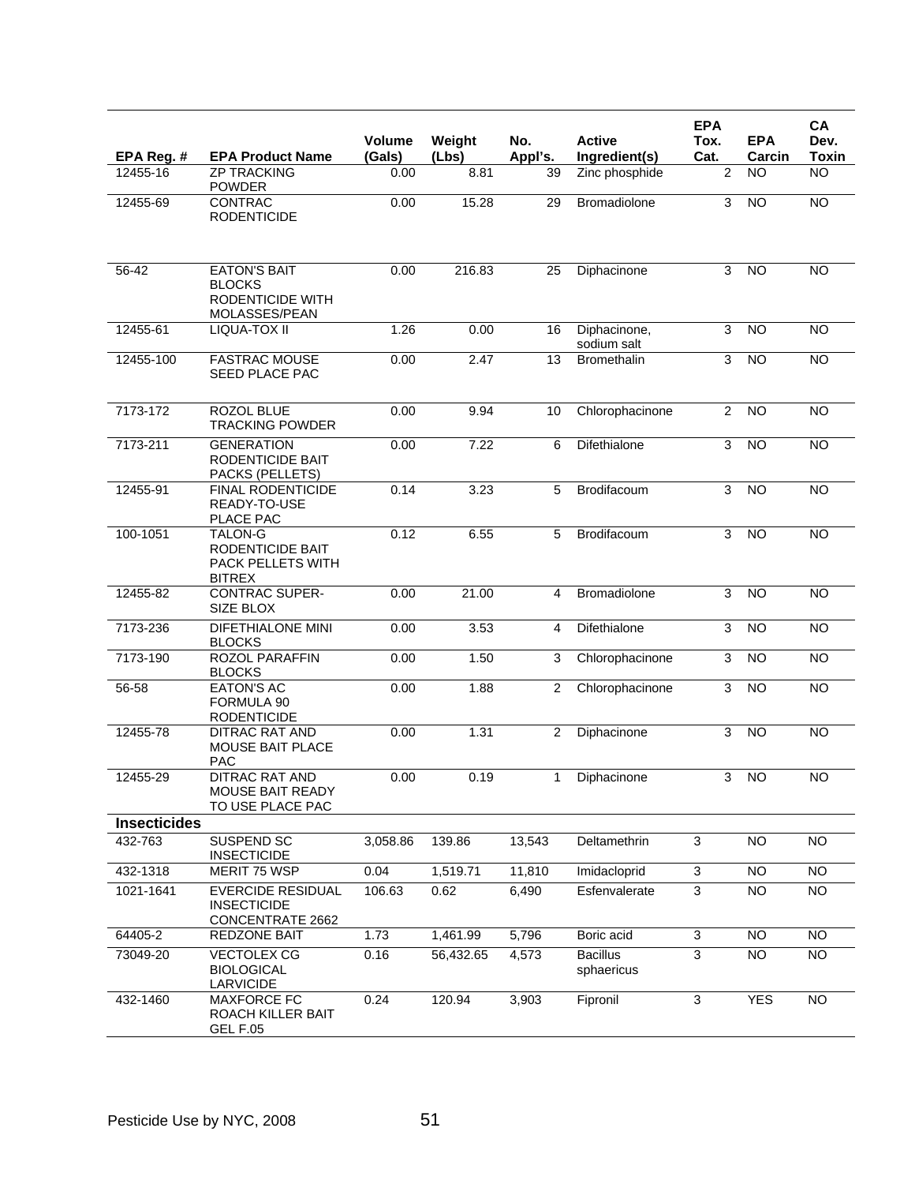| EPA Reg. # | EPA Product Name | Volume (Gals) | Weight (Lbs) | No. Appl's. | Active Ingredient(s) | EPA Tox. Cat. | EPA Carcin | CA Dev. Toxin |
|---|---|---|---|---|---|---|---|---|
| 12455-16 | ZP TRACKING POWDER | 0.00 | 8.81 | 39 | Zinc phosphide | 2 | NO | NO |
| 12455-69 | CONTRAC RODENTICIDE | 0.00 | 15.28 | 29 | Bromadiolone | 3 | NO | NO |
| 56-42 | EATON'S BAIT BLOCKS RODENTICIDE WITH MOLASSES/PEAN | 0.00 | 216.83 | 25 | Diphacinone | 3 | NO | NO |
| 12455-61 | LIQUA-TOX II | 1.26 | 0.00 | 16 | Diphacinone, sodium salt | 3 | NO | NO |
| 12455-100 | FASTRAC MOUSE SEED PLACE PAC | 0.00 | 2.47 | 13 | Bromethalin | 3 | NO | NO |
| 7173-172 | ROZOL BLUE TRACKING POWDER | 0.00 | 9.94 | 10 | Chlorophacinone | 2 | NO | NO |
| 7173-211 | GENERATION RODENTICIDE BAIT PACKS (PELLETS) | 0.00 | 7.22 | 6 | Difethialone | 3 | NO | NO |
| 12455-91 | FINAL RODENTICIDE READY-TO-USE PLACE PAC | 0.14 | 3.23 | 5 | Brodifacoum | 3 | NO | NO |
| 100-1051 | TALON-G RODENTICIDE BAIT PACK PELLETS WITH BITREX | 0.12 | 6.55 | 5 | Brodifacoum | 3 | NO | NO |
| 12455-82 | CONTRAC SUPER-SIZE BLOX | 0.00 | 21.00 | 4 | Bromadiolone | 3 | NO | NO |
| 7173-236 | DIFETHIALONE MINI BLOCKS | 0.00 | 3.53 | 4 | Difethialone | 3 | NO | NO |
| 7173-190 | ROZOL PARAFFIN BLOCKS | 0.00 | 1.50 | 3 | Chlorophacinone | 3 | NO | NO |
| 56-58 | EATON'S AC FORMULA 90 RODENTICIDE | 0.00 | 1.88 | 2 | Chlorophacinone | 3 | NO | NO |
| 12455-78 | DITRAC RAT AND MOUSE BAIT PLACE PAC | 0.00 | 1.31 | 2 | Diphacinone | 3 | NO | NO |
| 12455-29 | DITRAC RAT AND MOUSE BAIT READY TO USE PLACE PAC | 0.00 | 0.19 | 1 | Diphacinone | 3 | NO | NO |
| **Insecticides** | | | | | | | | |
| 432-763 | SUSPEND SC INSECTICIDE | 3,058.86 | 139.86 | 13,543 | Deltamethrin | 3 | NO | NO |
| 432-1318 | MERIT 75 WSP | 0.04 | 1,519.71 | 11,810 | Imidacloprid | 3 | NO | NO |
| 1021-1641 | EVERCIDE RESIDUAL INSECTICIDE CONCENTRATE 2662 | 106.63 | 0.62 | 6,490 | Esfenvalerate | 3 | NO | NO |
| 64405-2 | REDZONE BAIT | 1.73 | 1,461.99 | 5,796 | Boric acid | 3 | NO | NO |
| 73049-20 | VECTOLEX CG BIOLOGICAL LARVICIDE | 0.16 | 56,432.65 | 4,573 | Bacillus sphaericus | 3 | NO | NO |
| 432-1460 | MAXFORCE FC ROACH KILLER BAIT GEL F.05 | 0.24 | 120.94 | 3,903 | Fipronil | 3 | YES | NO |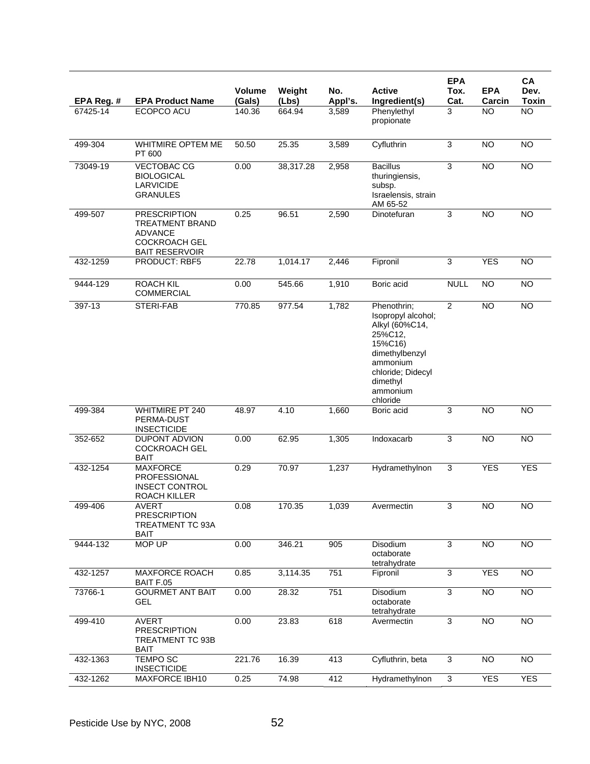| EPA Reg. # | EPA Product Name | Volume (Gals) | Weight (Lbs) | No. Appl's. | Active Ingredient(s) | EPA Tox. Cat. | EPA Carcin | CA Dev. Toxin |
|---|---|---|---|---|---|---|---|---|
| 67425-14 | ECOPCO ACU | 140.36 | 664.94 | 3,589 | Phenylethyl propionate | 3 | NO | NO |
| 499-304 | WHITMIRE OPTEM ME PT 600 | 50.50 | 25.35 | 3,589 | Cyfluthrin | 3 | NO | NO |
| 73049-19 | VECTOBAC CG BIOLOGICAL LARVICIDE GRANULES | 0.00 | 38,317.28 | 2,958 | Bacillus thuringiensis, subsp. Israelensis, strain AM 65-52 | 3 | NO | NO |
| 499-507 | PRESCRIPTION TREATMENT BRAND ADVANCE COCKROACH GEL BAIT RESERVOIR | 0.25 | 96.51 | 2,590 | Dinotefuran | 3 | NO | NO |
| 432-1259 | PRODUCT: RBF5 | 22.78 | 1,014.17 | 2,446 | Fipronil | 3 | YES | NO |
| 9444-129 | ROACH KIL COMMERCIAL | 0.00 | 545.66 | 1,910 | Boric acid | NULL | NO | NO |
| 397-13 | STERI-FAB | 770.85 | 977.54 | 1,782 | Phenothrin; Isopropyl alcohol; Alkyl (60%C14, 25%C12, 15%C16) dimethylbenzyl ammonium chloride; Didecyl dimethyl ammonium chloride | 2 | NO | NO |
| 499-384 | WHITMIRE PT 240 PERMA-DUST INSECTICIDE | 48.97 | 4.10 | 1,660 | Boric acid | 3 | NO | NO |
| 352-652 | DUPONT ADVION COCKROACH GEL BAIT | 0.00 | 62.95 | 1,305 | Indoxacarb | 3 | NO | NO |
| 432-1254 | MAXFORCE PROFESSIONAL INSECT CONTROL ROACH KILLER | 0.29 | 70.97 | 1,237 | Hydramethylnon | 3 | YES | YES |
| 499-406 | AVERT PRESCRIPTION TREATMENT TC 93A BAIT | 0.08 | 170.35 | 1,039 | Avermectin | 3 | NO | NO |
| 9444-132 | MOP UP | 0.00 | 346.21 | 905 | Disodium octaborate tetrahydrate | 3 | NO | NO |
| 432-1257 | MAXFORCE ROACH BAIT F.05 | 0.85 | 3,114.35 | 751 | Fipronil | 3 | YES | NO |
| 73766-1 | GOURMET ANT BAIT GEL | 0.00 | 28.32 | 751 | Disodium octaborate tetrahydrate | 3 | NO | NO |
| 499-410 | AVERT PRESCRIPTION TREATMENT TC 93B BAIT | 0.00 | 23.83 | 618 | Avermectin | 3 | NO | NO |
| 432-1363 | TEMPO SC INSECTICIDE | 221.76 | 16.39 | 413 | Cyfluthrin, beta | 3 | NO | NO |
| 432-1262 | MAXFORCE IBH10 | 0.25 | 74.98 | 412 | Hydramethylnon | 3 | YES | YES |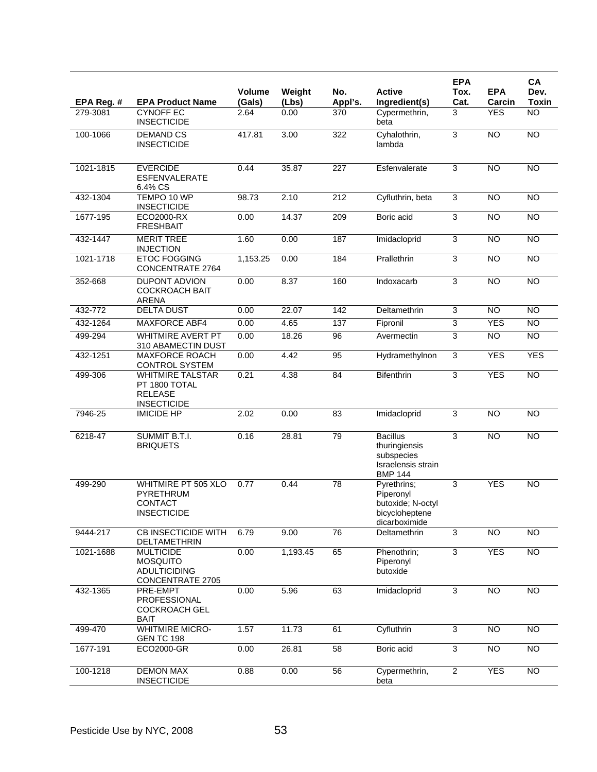| EPA Reg. # | EPA Product Name | Volume (Gals) | Weight (Lbs) | No. Appl's. | Active Ingredient(s) | EPA Tox. Cat. | EPA Carcin | CA Dev. Toxin |
|---|---|---|---|---|---|---|---|---|
| 279-3081 | CYNOFF EC INSECTICIDE | 2.64 | 0.00 | 370 | Cypermethrin, beta | 3 | YES | NO |
| 100-1066 | DEMAND CS INSECTICIDE | 417.81 | 3.00 | 322 | Cyhalothrin, lambda | 3 | NO | NO |
| 1021-1815 | EVERCIDE ESFENVALERATE 6.4% CS | 0.44 | 35.87 | 227 | Esfenvalerate | 3 | NO | NO |
| 432-1304 | TEMPO 10 WP INSECTICIDE | 98.73 | 2.10 | 212 | Cyfluthrin, beta | 3 | NO | NO |
| 1677-195 | ECO2000-RX FRESHBAIT | 0.00 | 14.37 | 209 | Boric acid | 3 | NO | NO |
| 432-1447 | MERIT TREE INJECTION | 1.60 | 0.00 | 187 | Imidacloprid | 3 | NO | NO |
| 1021-1718 | ETOC FOGGING CONCENTRATE 2764 | 1,153.25 | 0.00 | 184 | Prallethrin | 3 | NO | NO |
| 352-668 | DUPONT ADVION COCKROACH BAIT ARENA | 0.00 | 8.37 | 160 | Indoxacarb | 3 | NO | NO |
| 432-772 | DELTA DUST | 0.00 | 22.07 | 142 | Deltamethrin | 3 | NO | NO |
| 432-1264 | MAXFORCE ABF4 | 0.00 | 4.65 | 137 | Fipronil | 3 | YES | NO |
| 499-294 | WHITMIRE AVERT PT 310 ABAMECTIN DUST | 0.00 | 18.26 | 96 | Avermectin | 3 | NO | NO |
| 432-1251 | MAXFORCE ROACH CONTROL SYSTEM | 0.00 | 4.42 | 95 | Hydramethylnon | 3 | YES | YES |
| 499-306 | WHITMIRE TALSTAR PT 1800 TOTAL RELEASE INSECTICIDE | 0.21 | 4.38 | 84 | Bifenthrin | 3 | YES | NO |
| 7946-25 | IMICIDE HP | 2.02 | 0.00 | 83 | Imidacloprid | 3 | NO | NO |
| 6218-47 | SUMMIT B.T.I. BRIQUETS | 0.16 | 28.81 | 79 | Bacillus thuringiensis subspecies Israelensis strain BMP 144 | 3 | NO | NO |
| 499-290 | WHITMIRE PT 505 XLO PYRETHRUM CONTACT INSECTICIDE | 0.77 | 0.44 | 78 | Pyrethrins; Piperonyl butoxide; N-octyl bicycloheptene dicarboximide | 3 | YES | NO |
| 9444-217 | CB INSECTICIDE WITH DELTAMETHRIN | 6.79 | 9.00 | 76 | Deltamethrin | 3 | NO | NO |
| 1021-1688 | MULTICIDE MOSQUITO ADULTICIDING CONCENTRATE 2705 | 0.00 | 1,193.45 | 65 | Phenothrin; Piperonyl butoxide | 3 | YES | NO |
| 432-1365 | PRE-EMPT PROFESSIONAL COCKROACH GEL BAIT | 0.00 | 5.96 | 63 | Imidacloprid | 3 | NO | NO |
| 499-470 | WHITMIRE MICRO-GEN TC 198 | 1.57 | 11.73 | 61 | Cyfluthrin | 3 | NO | NO |
| 1677-191 | ECO2000-GR | 0.00 | 26.81 | 58 | Boric acid | 3 | NO | NO |
| 100-1218 | DEMON MAX INSECTICIDE | 0.88 | 0.00 | 56 | Cypermethrin, beta | 2 | YES | NO |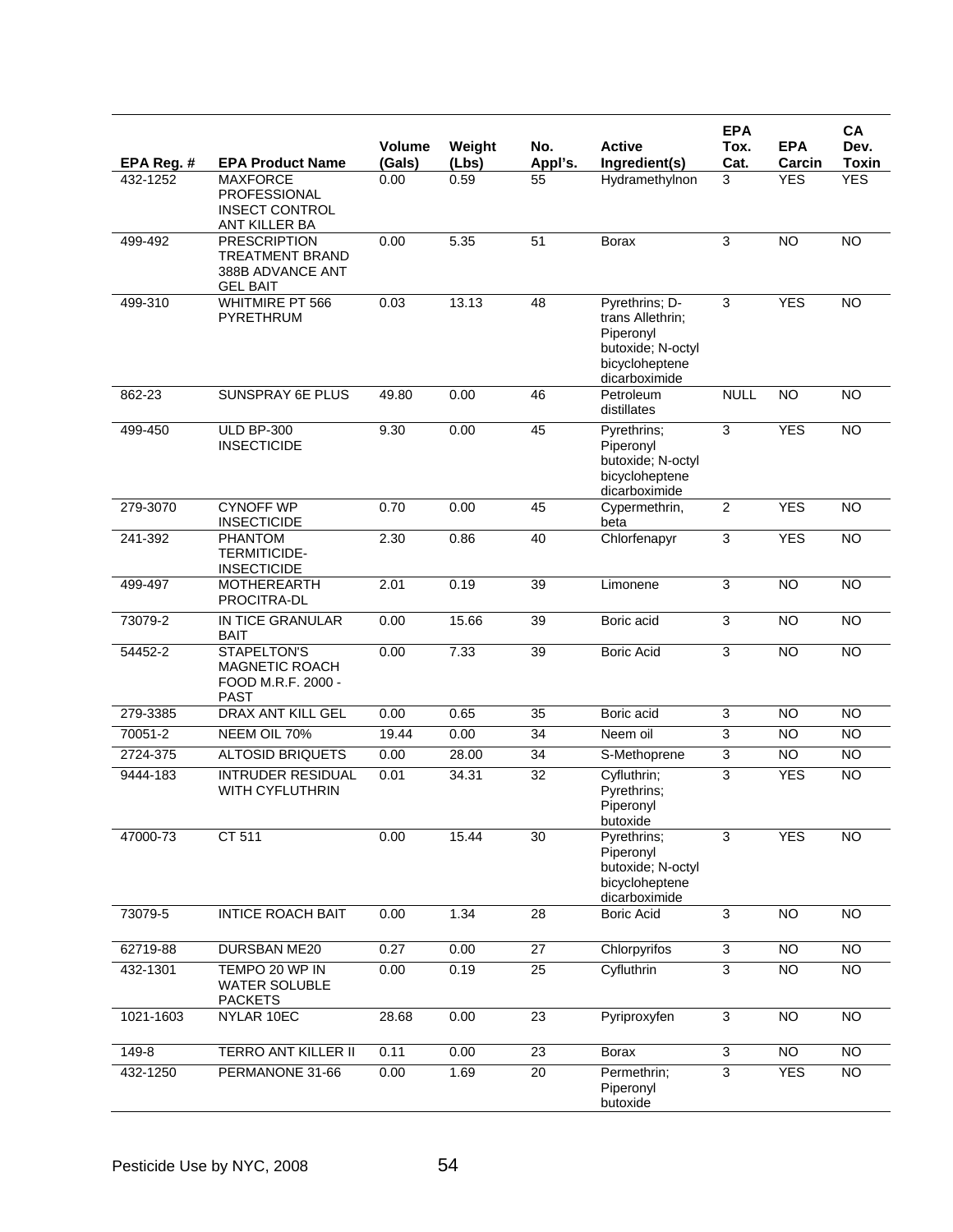| EPA Reg. # | EPA Product Name | Volume (Gals) | Weight (Lbs) | No. Appl's. | Active Ingredient(s) | EPA Tox. Cat. | EPA Carcin | CA Dev. Toxin |
|---|---|---|---|---|---|---|---|---|
| 432-1252 | MAXFORCE PROFESSIONAL INSECT CONTROL ANT KILLER BA | 0.00 | 0.59 | 55 | Hydramethylnon | 3 | YES | YES |
| 499-492 | PRESCRIPTION TREATMENT BRAND 388B ADVANCE ANT GEL BAIT | 0.00 | 5.35 | 51 | Borax | 3 | NO | NO |
| 499-310 | WHITMIRE PT 566 PYRETHRUM | 0.03 | 13.13 | 48 | Pyrethrins; D-trans Allethrin; Piperonyl butoxide; N-octyl bicycloheptene dicarboximide | 3 | YES | NO |
| 862-23 | SUNSPRAY 6E PLUS | 49.80 | 0.00 | 46 | Petroleum distillates | NULL | NO | NO |
| 499-450 | ULD BP-300 INSECTICIDE | 9.30 | 0.00 | 45 | Pyrethrins; Piperonyl butoxide; N-octyl bicycloheptene dicarboximide | 3 | YES | NO |
| 279-3070 | CYNOFF WP INSECTICIDE | 0.70 | 0.00 | 45 | Cypermethrin, beta | 2 | YES | NO |
| 241-392 | PHANTOM TERMITICIDE-INSECTICIDE | 2.30 | 0.86 | 40 | Chlorfenapyr | 3 | YES | NO |
| 499-497 | MOTHEREARTH PROCITRA-DL | 2.01 | 0.19 | 39 | Limonene | 3 | NO | NO |
| 73079-2 | IN TICE GRANULAR BAIT | 0.00 | 15.66 | 39 | Boric acid | 3 | NO | NO |
| 54452-2 | STAPELTON'S MAGNETIC ROACH FOOD M.R.F. 2000 - PAST | 0.00 | 7.33 | 39 | Boric Acid | 3 | NO | NO |
| 279-3385 | DRAX ANT KILL GEL | 0.00 | 0.65 | 35 | Boric acid | 3 | NO | NO |
| 70051-2 | NEEM OIL 70% | 19.44 | 0.00 | 34 | Neem oil | 3 | NO | NO |
| 2724-375 | ALTOSID BRIQUETS | 0.00 | 28.00 | 34 | S-Methoprene | 3 | NO | NO |
| 9444-183 | INTRUDER RESIDUAL WITH CYFLUTHRIN | 0.01 | 34.31 | 32 | Cyfluthrin; Pyrethrins; Piperonyl butoxide | 3 | YES | NO |
| 47000-73 | CT 511 | 0.00 | 15.44 | 30 | Pyrethrins; Piperonyl butoxide; N-octyl bicycloheptene dicarboximide | 3 | YES | NO |
| 73079-5 | INTICE ROACH BAIT | 0.00 | 1.34 | 28 | Boric Acid | 3 | NO | NO |
| 62719-88 | DURSBAN ME20 | 0.27 | 0.00 | 27 | Chlorpyrifos | 3 | NO | NO |
| 432-1301 | TEMPO 20 WP IN WATER SOLUBLE PACKETS | 0.00 | 0.19 | 25 | Cyfluthrin | 3 | NO | NO |
| 1021-1603 | NYLAR 10EC | 28.68 | 0.00 | 23 | Pyriproxyfen | 3 | NO | NO |
| 149-8 | TERRO ANT KILLER II | 0.11 | 0.00 | 23 | Borax | 3 | NO | NO |
| 432-1250 | PERMANONE 31-66 | 0.00 | 1.69 | 20 | Permethrin; Piperonyl butoxide | 3 | YES | NO |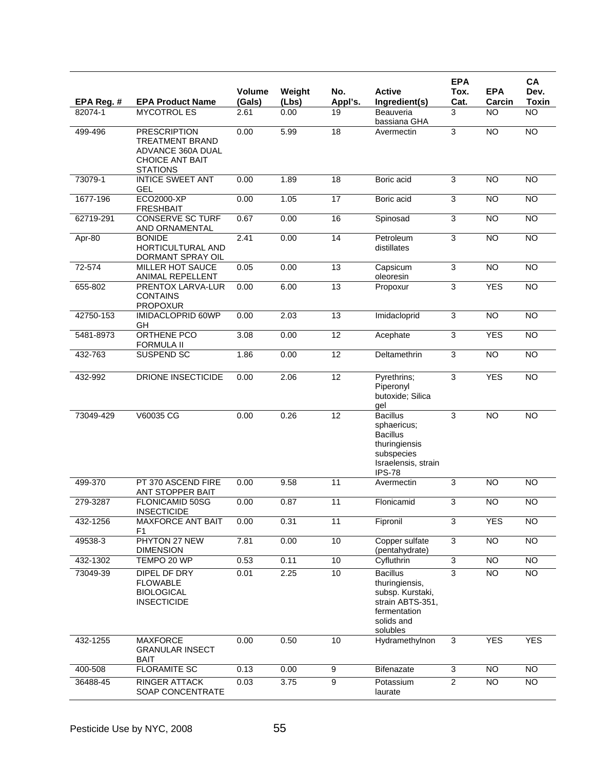| EPA Reg. # | EPA Product Name | Volume (Gals) | Weight (Lbs) | No. Appl's. | Active Ingredient(s) | EPA Tox. Cat. | EPA Carcin | CA Dev. Toxin |
|---|---|---|---|---|---|---|---|---|
| 82074-1 | MYCOTROL ES | 2.61 | 0.00 | 19 | Beauveria bassiana GHA | 3 | NO | NO |
| 499-496 | PRESCRIPTION TREATMENT BRAND ADVANCE 360A DUAL CHOICE ANT BAIT STATIONS | 0.00 | 5.99 | 18 | Avermectin | 3 | NO | NO |
| 73079-1 | INTICE SWEET ANT GEL | 0.00 | 1.89 | 18 | Boric acid | 3 | NO | NO |
| 1677-196 | ECO2000-XP FRESHBAIT | 0.00 | 1.05 | 17 | Boric acid | 3 | NO | NO |
| 62719-291 | CONSERVE SC TURF AND ORNAMENTAL | 0.67 | 0.00 | 16 | Spinosad | 3 | NO | NO |
| Apr-80 | BONIDE HORTICULTURAL AND DORMANT SPRAY OIL | 2.41 | 0.00 | 14 | Petroleum distillates | 3 | NO | NO |
| 72-574 | MILLER HOT SAUCE ANIMAL REPELLENT | 0.05 | 0.00 | 13 | Capsicum oleoresin | 3 | NO | NO |
| 655-802 | PRENTOX LARVA-LUR CONTAINS PROPOXUR | 0.00 | 6.00 | 13 | Propoxur | 3 | YES | NO |
| 42750-153 | IMIDACLOPRID 60WP GH | 0.00 | 2.03 | 13 | Imidacloprid | 3 | NO | NO |
| 5481-8973 | ORTHENE PCO FORMULA II | 3.08 | 0.00 | 12 | Acephate | 3 | YES | NO |
| 432-763 | SUSPEND SC | 1.86 | 0.00 | 12 | Deltamethrin | 3 | NO | NO |
| 432-992 | DRIONE INSECTICIDE | 0.00 | 2.06 | 12 | Pyrethrins; Piperonyl butoxide; Silica gel | 3 | YES | NO |
| 73049-429 | V60035 CG | 0.00 | 0.26 | 12 | Bacillus sphaericus; Bacillus thuringiensis subspecies Israelensis, strain IPS-78 | 3 | NO | NO |
| 499-370 | PT 370 ASCEND FIRE ANT STOPPER BAIT | 0.00 | 9.58 | 11 | Avermectin | 3 | NO | NO |
| 279-3287 | FLONICAMID 50SG INSECTICIDE | 0.00 | 0.87 | 11 | Flonicamid | 3 | NO | NO |
| 432-1256 | MAXFORCE ANT BAIT F1 | 0.00 | 0.31 | 11 | Fipronil | 3 | YES | NO |
| 49538-3 | PHYTON 27 NEW DIMENSION | 7.81 | 0.00 | 10 | Copper sulfate (pentahydrate) | 3 | NO | NO |
| 432-1302 | TEMPO 20 WP | 0.53 | 0.11 | 10 | Cyfluthrin | 3 | NO | NO |
| 73049-39 | DIPEL DF DRY FLOWABLE BIOLOGICAL INSECTICIDE | 0.01 | 2.25 | 10 | Bacillus thuringiensis, subsp. Kurstaki, strain ABTS-351, fermentation solids and solubles | 3 | NO | NO |
| 432-1255 | MAXFORCE GRANULAR INSECT BAIT | 0.00 | 0.50 | 10 | Hydramethylnon | 3 | YES | YES |
| 400-508 | FLORAMITE SC | 0.13 | 0.00 | 9 | Bifenazate | 3 | NO | NO |
| 36488-45 | RINGER ATTACK SOAP CONCENTRATE | 0.03 | 3.75 | 9 | Potassium laurate | 2 | NO | NO |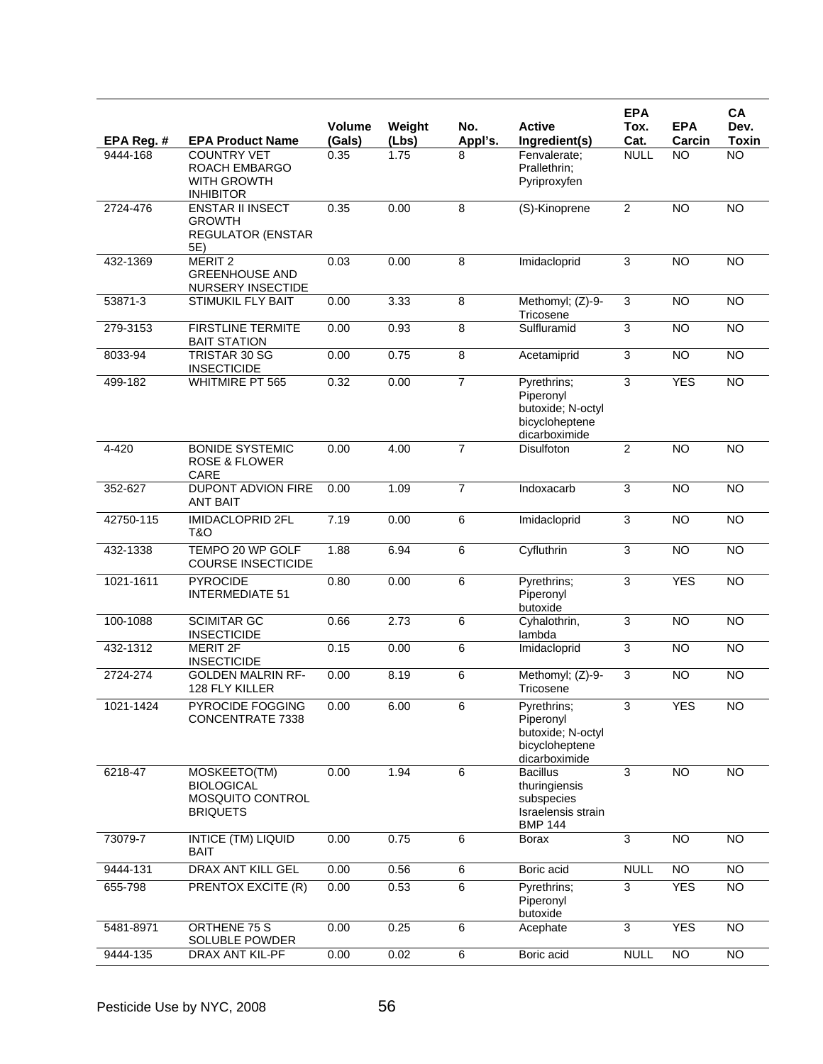| EPA Reg. # | EPA Product Name | Volume (Gals) | Weight (Lbs) | No. Appl's. | Active Ingredient(s) | EPA Tox. Cat. | EPA Carcin | CA Dev. Toxin |
|---|---|---|---|---|---|---|---|---|
| 9444-168 | COUNTRY VET ROACH EMBARGO WITH GROWTH INHIBITOR | 0.35 | 1.75 | 8 | Fenvalerate; Prallethrin; Pyriproxyfen | NULL | NO | NO |
| 2724-476 | ENSTAR II INSECT GROWTH REGULATOR (ENSTAR 5E) | 0.35 | 0.00 | 8 | (S)-Kinoprene | 2 | NO | NO |
| 432-1369 | MERIT 2 GREENHOUSE AND NURSERY INSECTIDE | 0.03 | 0.00 | 8 | Imidacloprid | 3 | NO | NO |
| 53871-3 | STIMUKIL FLY BAIT | 0.00 | 3.33 | 8 | Methomyl; (Z)-9-Tricosene | 3 | NO | NO |
| 279-3153 | FIRSTLINE TERMITE BAIT STATION | 0.00 | 0.93 | 8 | Sulfluramid | 3 | NO | NO |
| 8033-94 | TRISTAR 30 SG INSECTICIDE | 0.00 | 0.75 | 8 | Acetamiprid | 3 | NO | NO |
| 499-182 | WHITMIRE PT 565 | 0.32 | 0.00 | 7 | Pyrethrins; Piperonyl butoxide; N-octyl bicycloheptene dicarboximide | 3 | YES | NO |
| 4-420 | BONIDE SYSTEMIC ROSE & FLOWER CARE | 0.00 | 4.00 | 7 | Disulfoton | 2 | NO | NO |
| 352-627 | DUPONT ADVION FIRE ANT BAIT | 0.00 | 1.09 | 7 | Indoxacarb | 3 | NO | NO |
| 42750-115 | IMIDACLOPRID 2FL T&O | 7.19 | 0.00 | 6 | Imidacloprid | 3 | NO | NO |
| 432-1338 | TEMPO 20 WP GOLF COURSE INSECTICIDE | 1.88 | 6.94 | 6 | Cyfluthrin | 3 | NO | NO |
| 1021-1611 | PYROCIDE INTERMEDIATE 51 | 0.80 | 0.00 | 6 | Pyrethrins; Piperonyl butoxide | 3 | YES | NO |
| 100-1088 | SCIMITAR GC INSECTICIDE | 0.66 | 2.73 | 6 | Cyhalothrin, lambda | 3 | NO | NO |
| 432-1312 | MERIT 2F INSECTICIDE | 0.15 | 0.00 | 6 | Imidacloprid | 3 | NO | NO |
| 2724-274 | GOLDEN MALRIN RF-128 FLY KILLER | 0.00 | 8.19 | 6 | Methomyl; (Z)-9-Tricosene | 3 | NO | NO |
| 1021-1424 | PYROCIDE FOGGING CONCENTRATE 7338 | 0.00 | 6.00 | 6 | Pyrethrins; Piperonyl butoxide; N-octyl bicycloheptene dicarboximide | 3 | YES | NO |
| 6218-47 | MOSKEETO(TM) BIOLOGICAL MOSQUITO CONTROL BRIQUETS | 0.00 | 1.94 | 6 | Bacillus thuringiensis subspecies Israelensis strain BMP 144 | 3 | NO | NO |
| 73079-7 | INTICE (TM) LIQUID BAIT | 0.00 | 0.75 | 6 | Borax | 3 | NO | NO |
| 9444-131 | DRAX ANT KILL GEL | 0.00 | 0.56 | 6 | Boric acid | NULL | NO | NO |
| 655-798 | PRENTOX EXCITE (R) | 0.00 | 0.53 | 6 | Pyrethrins; Piperonyl butoxide | 3 | YES | NO |
| 5481-8971 | ORTHENE 75 S SOLUBLE POWDER | 0.00 | 0.25 | 6 | Acephate | 3 | YES | NO |
| 9444-135 | DRAX ANT KIL-PF | 0.00 | 0.02 | 6 | Boric acid | NULL | NO | NO |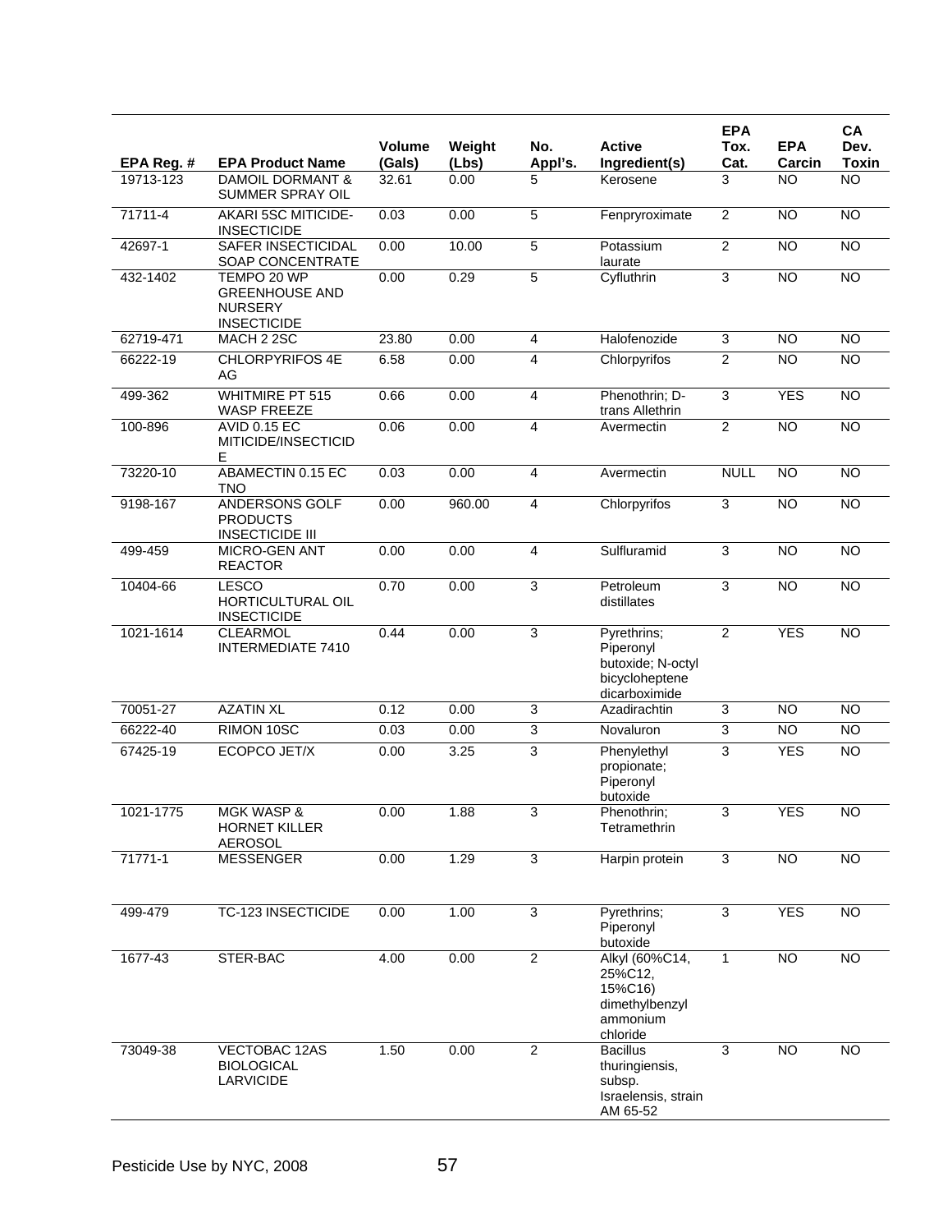| EPA Reg. # | EPA Product Name | Volume (Gals) | Weight (Lbs) | No. Appl's. | Active Ingredient(s) | EPA Tox. Cat. | EPA Carcin | CA Dev. Toxin |
|---|---|---|---|---|---|---|---|---|
| 19713-123 | DAMOIL DORMANT & SUMMER SPRAY OIL | 32.61 | 0.00 | 5 | Kerosene | 3 | NO | NO |
| 71711-4 | AKARI 5SC MITICIDE-INSECTICIDE | 0.03 | 0.00 | 5 | Fenpryroximate | 2 | NO | NO |
| 42697-1 | SAFER INSECTICIDAL SOAP CONCENTRATE | 0.00 | 10.00 | 5 | Potassium laurate | 2 | NO | NO |
| 432-1402 | TEMPO 20 WP GREENHOUSE AND NURSERY INSECTICIDE | 0.00 | 0.29 | 5 | Cyfluthrin | 3 | NO | NO |
| 62719-471 | MACH 2 2SC | 23.80 | 0.00 | 4 | Halofenozide | 3 | NO | NO |
| 66222-19 | CHLORPYRIFOS 4E AG | 6.58 | 0.00 | 4 | Chlorpyrifos | 2 | NO | NO |
| 499-362 | WHITMIRE PT 515 WASP FREEZE | 0.66 | 0.00 | 4 | Phenothrin; D-trans Allethrin | 3 | YES | NO |
| 100-896 | AVID 0.15 EC MITICIDE/INSECTICIDE | 0.06 | 0.00 | 4 | Avermectin | 2 | NO | NO |
| 73220-10 | ABAMECTIN 0.15 EC TNO | 0.03 | 0.00 | 4 | Avermectin | NULL | NO | NO |
| 9198-167 | ANDERSONS GOLF PRODUCTS INSECTICIDE III | 0.00 | 960.00 | 4 | Chlorpyrifos | 3 | NO | NO |
| 499-459 | MICRO-GEN ANT REACTOR | 0.00 | 0.00 | 4 | Sulfluramid | 3 | NO | NO |
| 10404-66 | LESCO HORTICULTURAL OIL INSECTICIDE | 0.70 | 0.00 | 3 | Petroleum distillates | 3 | NO | NO |
| 1021-1614 | CLEARMOL INTERMEDIATE 7410 | 0.44 | 0.00 | 3 | Pyrethrins; Piperonyl butoxide; N-octyl bicycloheptene dicarboximide | 2 | YES | NO |
| 70051-27 | AZATIN XL | 0.12 | 0.00 | 3 | Azadirachtin | 3 | NO | NO |
| 66222-40 | RIMON 10SC | 0.03 | 0.00 | 3 | Novaluron | 3 | NO | NO |
| 67425-19 | ECOPCO JET/X | 0.00 | 3.25 | 3 | Phenylethyl propionate; Piperonyl butoxide | 3 | YES | NO |
| 1021-1775 | MGK WASP & HORNET KILLER AEROSOL | 0.00 | 1.88 | 3 | Phenothrin; Tetramethrin | 3 | YES | NO |
| 71771-1 | MESSENGER | 0.00 | 1.29 | 3 | Harpin protein | 3 | NO | NO |
| 499-479 | TC-123 INSECTICIDE | 0.00 | 1.00 | 3 | Pyrethrins; Piperonyl butoxide | 3 | YES | NO |
| 1677-43 | STER-BAC | 4.00 | 0.00 | 2 | Alkyl (60%C14, 25%C12, 15%C16) dimethylbenzyl ammonium chloride | 1 | NO | NO |
| 73049-38 | VECTOBAC 12AS BIOLOGICAL LARVICIDE | 1.50 | 0.00 | 2 | Bacillus thuringiensis, subsp. Israelensis, strain AM 65-52 | 3 | NO | NO |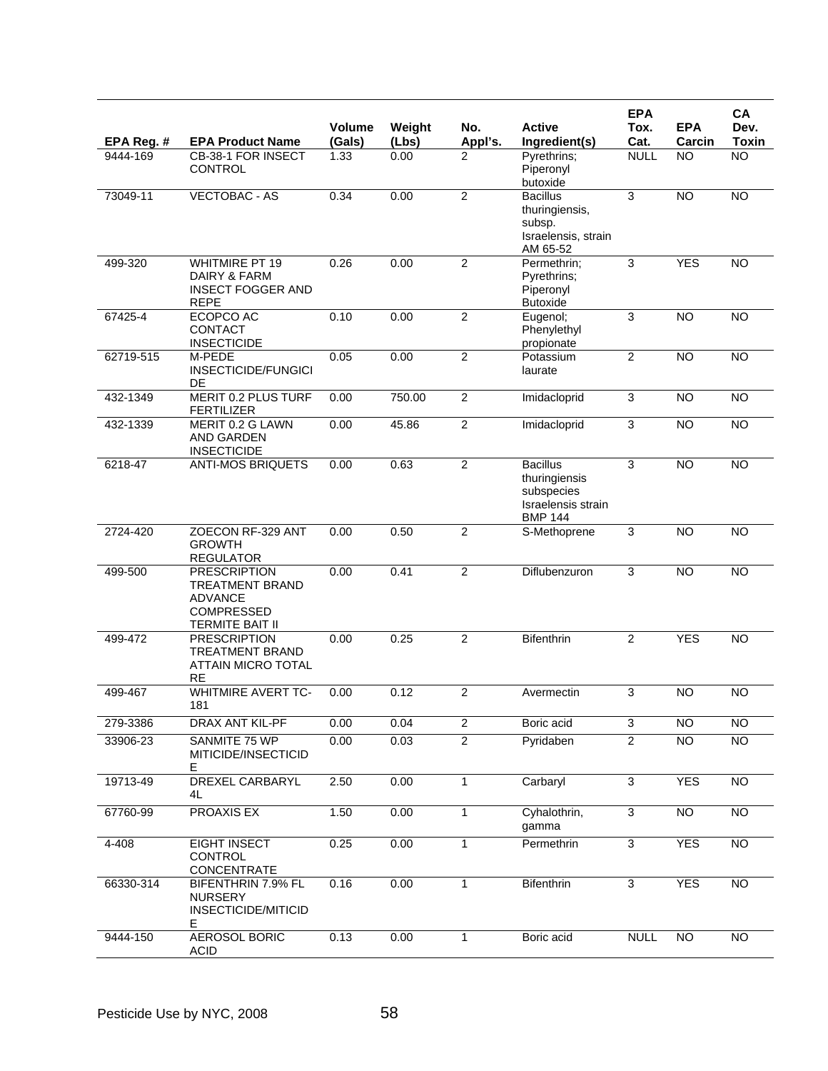| EPA Reg. # | EPA Product Name | Volume (Gals) | Weight (Lbs) | No. Appl's. | Active Ingredient(s) | EPA Tox. Cat. | EPA Carcin | CA Dev. Toxin |
|---|---|---|---|---|---|---|---|---|
| 9444-169 | CB-38-1 FOR INSECT CONTROL | 1.33 | 0.00 | 2 | Pyrethrins; Piperonyl butoxide | NULL | NO | NO |
| 73049-11 | VECTOBAC - AS | 0.34 | 0.00 | 2 | Bacillus thuringiensis, subsp. Israelensis, strain AM 65-52 | 3 | NO | NO |
| 499-320 | WHITMIRE PT 19 DAIRY & FARM INSECT FOGGER AND REPE | 0.26 | 0.00 | 2 | Permethrin; Pyrethrins; Piperonyl Butoxide | 3 | YES | NO |
| 67425-4 | ECOPCO AC CONTACT INSECTICIDE | 0.10 | 0.00 | 2 | Eugenol; Phenylethyl propionate | 3 | NO | NO |
| 62719-515 | M-PEDE INSECTICIDE/FUNGICIDE | 0.05 | 0.00 | 2 | Potassium laurate | 2 | NO | NO |
| 432-1349 | MERIT 0.2 PLUS TURF FERTILIZER | 0.00 | 750.00 | 2 | Imidacloprid | 3 | NO | NO |
| 432-1339 | MERIT 0.2 G LAWN AND GARDEN INSECTICIDE | 0.00 | 45.86 | 2 | Imidacloprid | 3 | NO | NO |
| 6218-47 | ANTI-MOS BRIQUETS | 0.00 | 0.63 | 2 | Bacillus thuringiensis subspecies Israelensis strain BMP 144 | 3 | NO | NO |
| 2724-420 | ZOECON RF-329 ANT GROWTH REGULATOR | 0.00 | 0.50 | 2 | S-Methoprene | 3 | NO | NO |
| 499-500 | PRESCRIPTION TREATMENT BRAND ADVANCE COMPRESSED TERMITE BAIT II | 0.00 | 0.41 | 2 | Diflubenzuron | 3 | NO | NO |
| 499-472 | PRESCRIPTION TREATMENT BRAND ATTAIN MICRO TOTAL RE | 0.00 | 0.25 | 2 | Bifenthrin | 2 | YES | NO |
| 499-467 | WHITMIRE AVERT TC-181 | 0.00 | 0.12 | 2 | Avermectin | 3 | NO | NO |
| 279-3386 | DRAX ANT KIL-PF | 0.00 | 0.04 | 2 | Boric acid | 3 | NO | NO |
| 33906-23 | SANMITE 75 WP MITICIDE/INSECTICIDE | 0.00 | 0.03 | 2 | Pyridaben | 2 | NO | NO |
| 19713-49 | DREXEL CARBARYL 4L | 2.50 | 0.00 | 1 | Carbaryl | 3 | YES | NO |
| 67760-99 | PROAXIS EX | 1.50 | 0.00 | 1 | Cyhalothrin, gamma | 3 | NO | NO |
| 4-408 | EIGHT INSECT CONTROL CONCENTRATE | 0.25 | 0.00 | 1 | Permethrin | 3 | YES | NO |
| 66330-314 | BIFENTHRIN 7.9% FL NURSERY INSECTICIDE/MITICIDE | 0.16 | 0.00 | 1 | Bifenthrin | 3 | YES | NO |
| 9444-150 | AEROSOL BORIC ACID | 0.13 | 0.00 | 1 | Boric acid | NULL | NO | NO |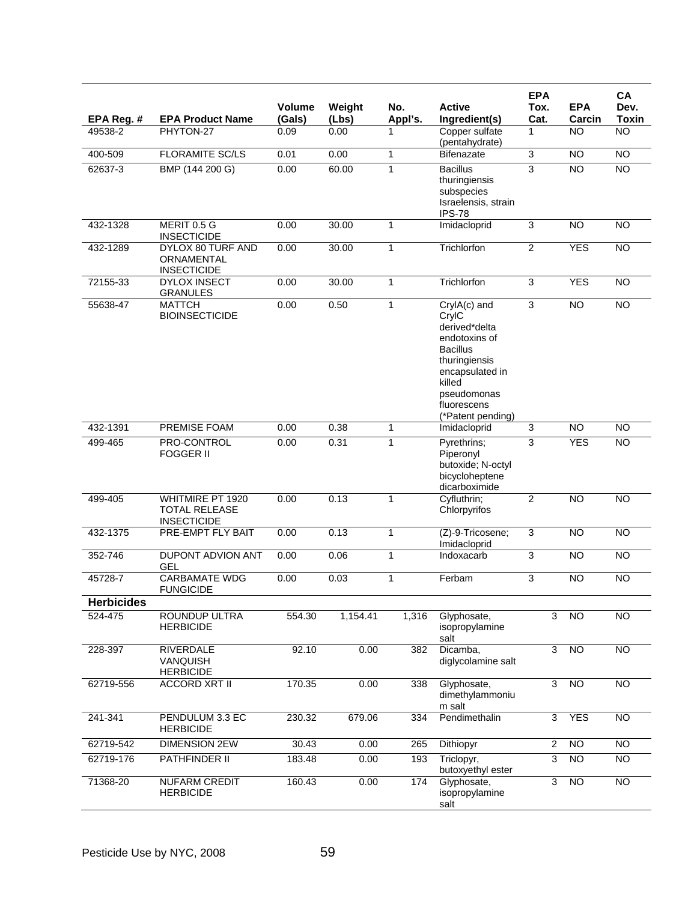| EPA Reg. # | EPA Product Name | Volume (Gals) | Weight (Lbs) | No. Appl's. | Active Ingredient(s) | EPA Tox. Cat. | EPA Carcin | CA Dev. Toxin |
|---|---|---|---|---|---|---|---|---|
| 49538-2 | PHYTON-27 | 0.09 | 0.00 | 1 | Copper sulfate (pentahydrate) | 1 | NO | NO |
| 400-509 | FLORAMITE SC/LS | 0.01 | 0.00 | 1 | Bifenazate | 3 | NO | NO |
| 62637-3 | BMP (144 200 G) | 0.00 | 60.00 | 1 | Bacillus thuringiensis subspecies Israelensis, strain IPS-78 | 3 | NO | NO |
| 432-1328 | MERIT 0.5 G INSECTICIDE | 0.00 | 30.00 | 1 | Imidacloprid | 3 | NO | NO |
| 432-1289 | DYLOX 80 TURF AND ORNAMENTAL INSECTICIDE | 0.00 | 30.00 | 1 | Trichlorfon | 2 | YES | NO |
| 72155-33 | DYLOX INSECT GRANULES | 0.00 | 30.00 | 1 | Trichlorfon | 3 | YES | NO |
| 55638-47 | MATTCH BIOINSECTICIDE | 0.00 | 0.50 | 1 | CrylA(c) and CrylC derived*delta endotoxins of Bacillus thuringiensis encapsulated in killed pseudomonas fluorescens (*Patent pending) | 3 | NO | NO |
| 432-1391 | PREMISE FOAM | 0.00 | 0.38 | 1 | Imidacloprid | 3 | NO | NO |
| 499-465 | PRO-CONTROL FOGGER II | 0.00 | 0.31 | 1 | Pyrethrins; Piperonyl butoxide; N-octyl bicycloheptene dicarboximide | 3 | YES | NO |
| 499-405 | WHITMIRE PT 1920 TOTAL RELEASE INSECTICIDE | 0.00 | 0.13 | 1 | Cyfluthrin; Chlorpyrifos | 2 | NO | NO |
| 432-1375 | PRE-EMPT FLY BAIT | 0.00 | 0.13 | 1 | (Z)-9-Tricosene; Imidacloprid | 3 | NO | NO |
| 352-746 | DUPONT ADVION ANT GEL | 0.00 | 0.06 | 1 | Indoxacarb | 3 | NO | NO |
| 45728-7 | CARBAMATE WDG FUNGICIDE | 0.00 | 0.03 | 1 | Ferbam | 3 | NO | NO |
| **Herbicides** | | | | | | | | |
| 524-475 | ROUNDUP ULTRA HERBICIDE | 554.30 | 1,154.41 | 1,316 | Glyphosate, isopropylamine salt | 3 | NO | NO |
| 228-397 | RIVERDALE VANQUISH HERBICIDE | 92.10 | 0.00 | 382 | Dicamba, diglycolamine salt | 3 | NO | NO |
| 62719-556 | ACCORD XRT II | 170.35 | 0.00 | 338 | Glyphosate, dimethylammonium salt | 3 | NO | NO |
| 241-341 | PENDULUM 3.3 EC HERBICIDE | 230.32 | 679.06 | 334 | Pendimethalin | 3 | YES | NO |
| 62719-542 | DIMENSION 2EW | 30.43 | 0.00 | 265 | Dithiopyr | 2 | NO | NO |
| 62719-176 | PATHFINDER II | 183.48 | 0.00 | 193 | Triclopyr, butoxyethyl ester | 3 | NO | NO |
| 71368-20 | NUFARM CREDIT HERBICIDE | 160.43 | 0.00 | 174 | Glyphosate, isopropylamine salt | 3 | NO | NO |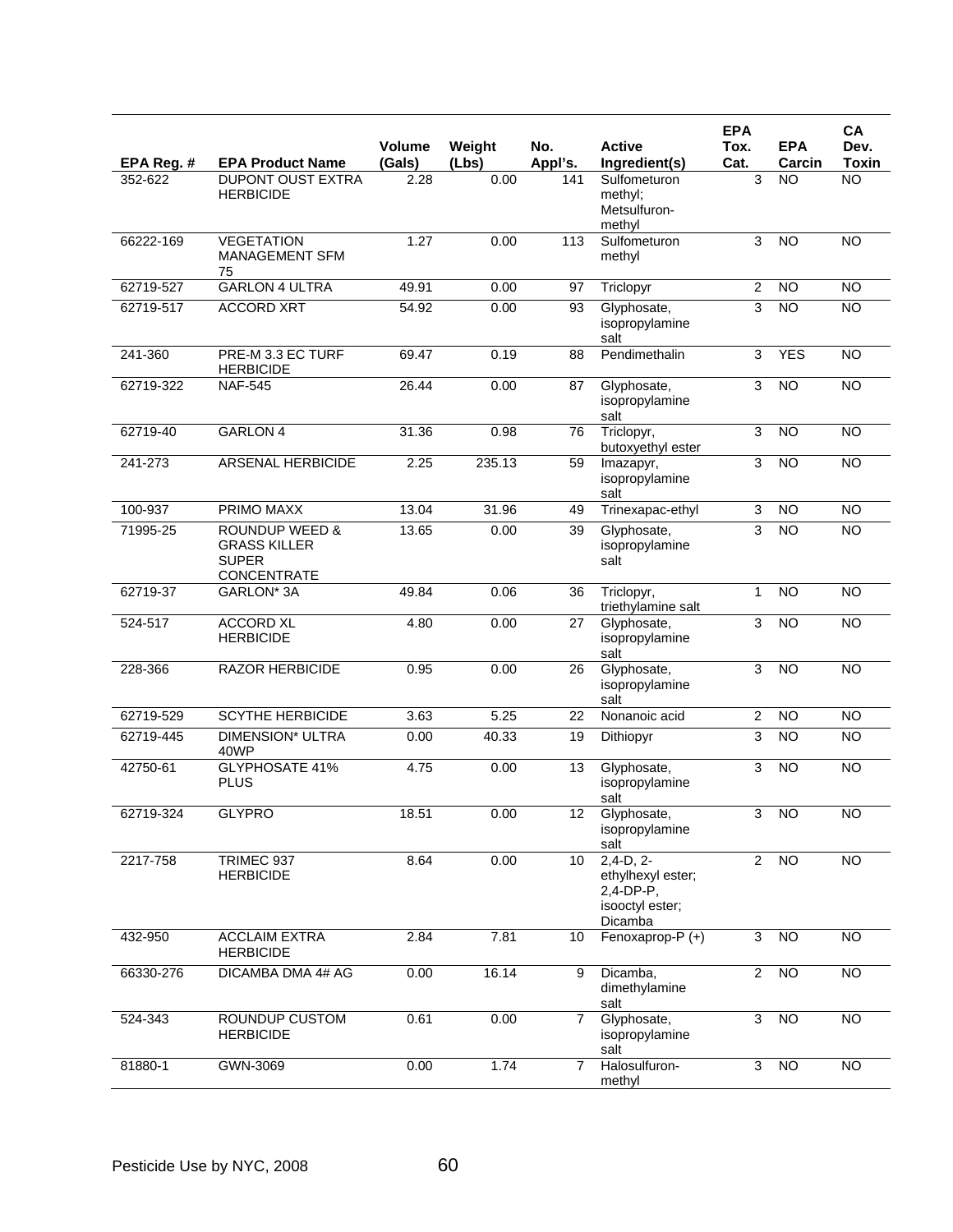| EPA Reg. # | EPA Product Name | Volume (Gals) | Weight (Lbs) | No. Appl's. | Active Ingredient(s) | EPA Tox. Cat. | EPA Carcin | CA Dev. Toxin |
|---|---|---|---|---|---|---|---|---|
| 352-622 | DUPONT OUST EXTRA HERBICIDE | 2.28 | 0.00 | 141 | Sulfometuron methyl; Metsulfuron-methyl | 3 | NO | NO |
| 66222-169 | VEGETATION MANAGEMENT SFM 75 | 1.27 | 0.00 | 113 | Sulfometuron methyl | 3 | NO | NO |
| 62719-527 | GARLON 4 ULTRA | 49.91 | 0.00 | 97 | Triclopyr | 2 | NO | NO |
| 62719-517 | ACCORD XRT | 54.92 | 0.00 | 93 | Glyphosate, isopropylamine salt | 3 | NO | NO |
| 241-360 | PRE-M 3.3 EC TURF HERBICIDE | 69.47 | 0.19 | 88 | Pendimethalin | 3 | YES | NO |
| 62719-322 | NAF-545 | 26.44 | 0.00 | 87 | Glyphosate, isopropylamine salt | 3 | NO | NO |
| 62719-40 | GARLON 4 | 31.36 | 0.98 | 76 | Triclopyr, butoxyethyl ester | 3 | NO | NO |
| 241-273 | ARSENAL HERBICIDE | 2.25 | 235.13 | 59 | Imazapyr, isopropylamine salt | 3 | NO | NO |
| 100-937 | PRIMO MAXX | 13.04 | 31.96 | 49 | Trinexapac-ethyl | 3 | NO | NO |
| 71995-25 | ROUNDUP WEED & GRASS KILLER SUPER CONCENTRATE | 13.65 | 0.00 | 39 | Glyphosate, isopropylamine salt | 3 | NO | NO |
| 62719-37 | GARLON* 3A | 49.84 | 0.06 | 36 | Triclopyr, triethylamine salt | 1 | NO | NO |
| 524-517 | ACCORD XL HERBICIDE | 4.80 | 0.00 | 27 | Glyphosate, isopropylamine salt | 3 | NO | NO |
| 228-366 | RAZOR HERBICIDE | 0.95 | 0.00 | 26 | Glyphosate, isopropylamine salt | 3 | NO | NO |
| 62719-529 | SCYTHE HERBICIDE | 3.63 | 5.25 | 22 | Nonanoic acid | 2 | NO | NO |
| 62719-445 | DIMENSION* ULTRA 40WP | 0.00 | 40.33 | 19 | Dithiopyr | 3 | NO | NO |
| 42750-61 | GLYPHOSATE 41% PLUS | 4.75 | 0.00 | 13 | Glyphosate, isopropylamine salt | 3 | NO | NO |
| 62719-324 | GLYPRO | 18.51 | 0.00 | 12 | Glyphosate, isopropylamine salt | 3 | NO | NO |
| 2217-758 | TRIMEC 937 HERBICIDE | 8.64 | 0.00 | 10 | 2,4-D, 2-ethylhexyl ester; 2,4-DP-P, isooctyl ester; Dicamba | 2 | NO | NO |
| 432-950 | ACCLAIM EXTRA HERBICIDE | 2.84 | 7.81 | 10 | Fenoxaprop-P (+) | 3 | NO | NO |
| 66330-276 | DICAMBA DMA 4# AG | 0.00 | 16.14 | 9 | Dicamba, dimethylamine salt | 2 | NO | NO |
| 524-343 | ROUNDUP CUSTOM HERBICIDE | 0.61 | 0.00 | 7 | Glyphosate, isopropylamine salt | 3 | NO | NO |
| 81880-1 | GWN-3069 | 0.00 | 1.74 | 7 | Halosulfuron-methyl | 3 | NO | NO |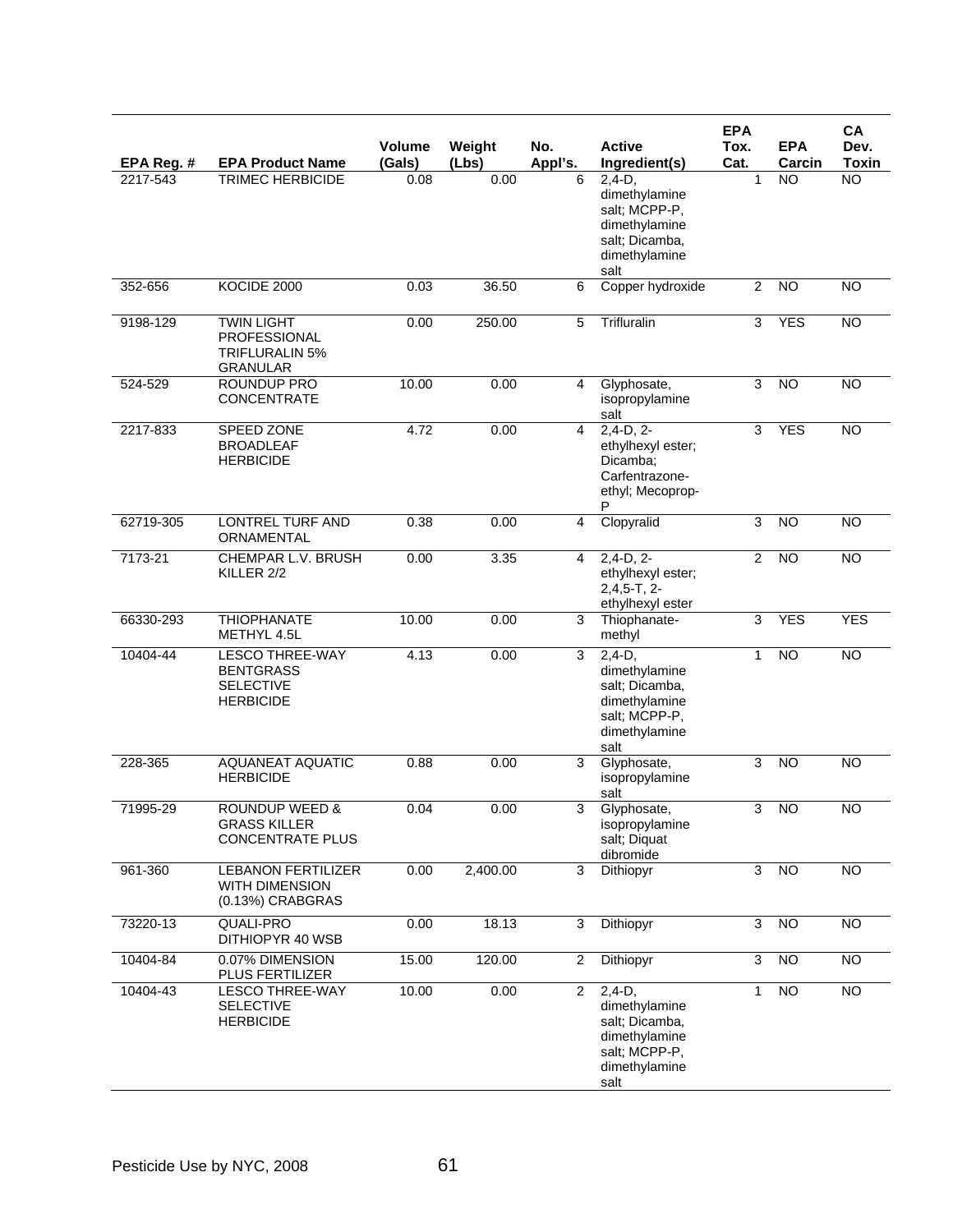| EPA Reg. # | EPA Product Name | Volume (Gals) | Weight (Lbs) | No. Appl's. | Active Ingredient(s) | EPA Tox. Cat. | EPA Carcin | CA Dev. Toxin |
|---|---|---|---|---|---|---|---|---|
| 2217-543 | TRIMEC HERBICIDE | 0.08 | 0.00 | 6 | 2,4-D, dimethylamine salt; MCPP-P, dimethylamine salt; Dicamba, dimethylamine salt | 1 | NO | NO |
| 352-656 | KOCIDE 2000 | 0.03 | 36.50 | 6 | Copper hydroxide | 2 | NO | NO |
| 9198-129 | TWIN LIGHT PROFESSIONAL TRIFLURALIN 5% GRANULAR | 0.00 | 250.00 | 5 | Trifluralin | 3 | YES | NO |
| 524-529 | ROUNDUP PRO CONCENTRATE | 10.00 | 0.00 | 4 | Glyphosate, isopropylamine salt | 3 | NO | NO |
| 2217-833 | SPEED ZONE BROADLEAF HERBICIDE | 4.72 | 0.00 | 4 | 2,4-D, 2-ethylhexyl ester; Dicamba; Carfentrazone-ethyl; Mecoprop-P | 3 | YES | NO |
| 62719-305 | LONTREL TURF AND ORNAMENTAL | 0.38 | 0.00 | 4 | Clopyralid | 3 | NO | NO |
| 7173-21 | CHEMPAR L.V. BRUSH KILLER 2/2 | 0.00 | 3.35 | 4 | 2,4-D, 2-ethylhexyl ester; 2,4,5-T, 2-ethylhexyl ester | 2 | NO | NO |
| 66330-293 | THIOPHANATE METHYL 4.5L | 10.00 | 0.00 | 3 | Thiophanate-methyl | 3 | YES | YES |
| 10404-44 | LESCO THREE-WAY BENTGRASS SELECTIVE HERBICIDE | 4.13 | 0.00 | 3 | 2,4-D, dimethylamine salt; Dicamba, dimethylamine salt; MCPP-P, dimethylamine salt | 1 | NO | NO |
| 228-365 | AQUANEAT AQUATIC HERBICIDE | 0.88 | 0.00 | 3 | Glyphosate, isopropylamine salt | 3 | NO | NO |
| 71995-29 | ROUNDUP WEED & GRASS KILLER CONCENTRATE PLUS | 0.04 | 0.00 | 3 | Glyphosate, isopropylamine salt; Diquat dibromide | 3 | NO | NO |
| 961-360 | LEBANON FERTILIZER WITH DIMENSION (0.13%) CRABGRAS | 0.00 | 2,400.00 | 3 | Dithiopyr | 3 | NO | NO |
| 73220-13 | QUALI-PRO DITHIOPYR 40 WSB | 0.00 | 18.13 | 3 | Dithiopyr | 3 | NO | NO |
| 10404-84 | 0.07% DIMENSION PLUS FERTILIZER | 15.00 | 120.00 | 2 | Dithiopyr | 3 | NO | NO |
| 10404-43 | LESCO THREE-WAY SELECTIVE HERBICIDE | 10.00 | 0.00 | 2 | 2,4-D, dimethylamine salt; Dicamba, dimethylamine salt; MCPP-P, dimethylamine salt | 1 | NO | NO |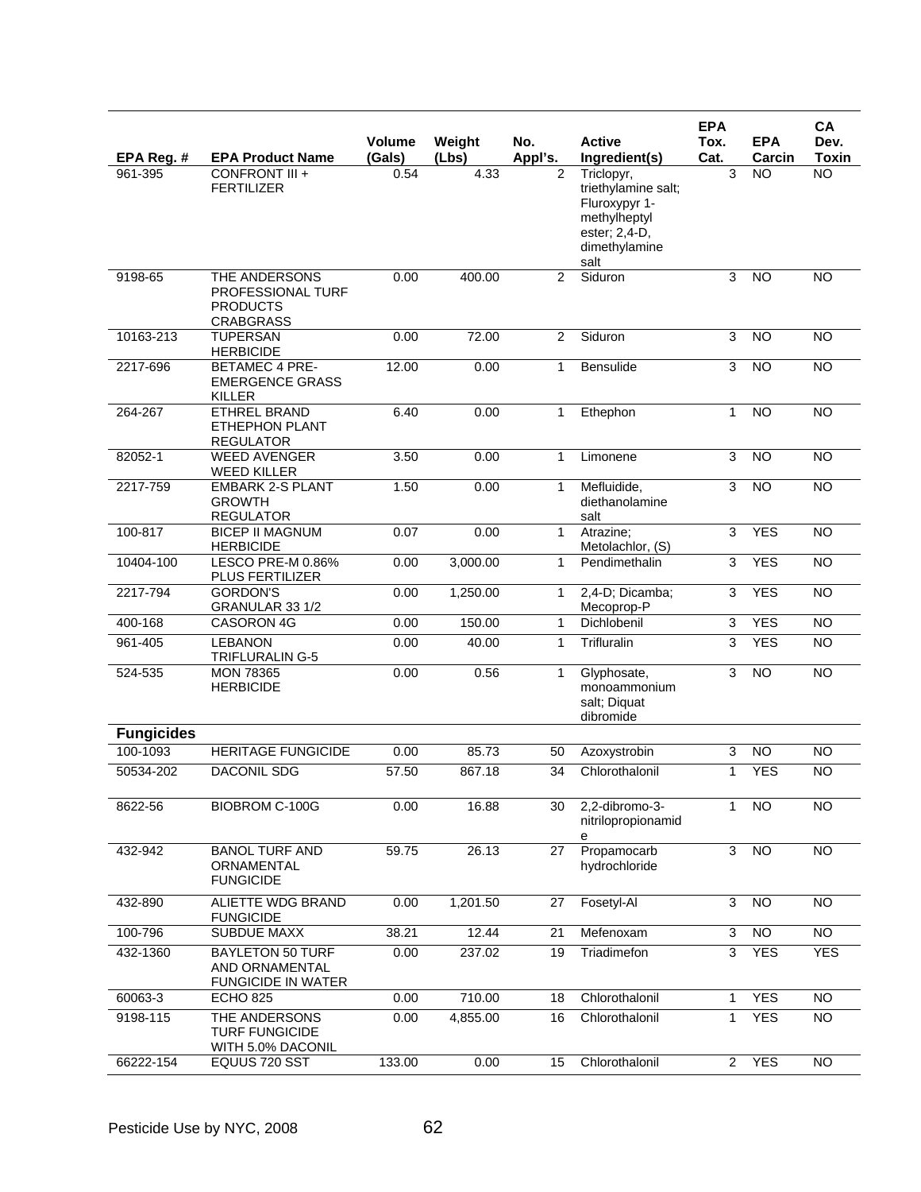| EPA Reg. # | EPA Product Name | Volume (Gals) | Weight (Lbs) | No. Appl's. | Active Ingredient(s) | EPA Tox. Cat. | EPA Carcin | CA Dev. Toxin |
|---|---|---|---|---|---|---|---|---|
| 961-395 | CONFRONT III + FERTILIZER | 0.54 | 4.33 | 2 | Triclopyr, triethylamine salt; Fluroxypyr 1-methylheptyl ester; 2,4-D, dimethylamine salt | 3 | NO | NO |
| 9198-65 | THE ANDERSONS PROFESSIONAL TURF PRODUCTS CRABGRASS | 0.00 | 400.00 | 2 | Siduron | 3 | NO | NO |
| 10163-213 | TUPERSAN HERBICIDE | 0.00 | 72.00 | 2 | Siduron | 3 | NO | NO |
| 2217-696 | BETAMEC 4 PRE-EMERGENCE GRASS KILLER | 12.00 | 0.00 | 1 | Bensulide | 3 | NO | NO |
| 264-267 | ETHREL BRAND ETHEPHON PLANT REGULATOR | 6.40 | 0.00 | 1 | Ethephon | 1 | NO | NO |
| 82052-1 | WEED AVENGER WEED KILLER | 3.50 | 0.00 | 1 | Limonene | 3 | NO | NO |
| 2217-759 | EMBARK 2-S PLANT GROWTH REGULATOR | 1.50 | 0.00 | 1 | Mefluidide, diethanolamine salt | 3 | NO | NO |
| 100-817 | BICEP II MAGNUM HERBICIDE | 0.07 | 0.00 | 1 | Atrazine; Metolachlor, (S) | 3 | YES | NO |
| 10404-100 | LESCO PRE-M 0.86% PLUS FERTILIZER | 0.00 | 3,000.00 | 1 | Pendimethalin | 3 | YES | NO |
| 2217-794 | GORDON'S GRANULAR 33 1/2 | 0.00 | 1,250.00 | 1 | 2,4-D; Dicamba; Mecoprop-P | 3 | YES | NO |
| 400-168 | CASORON 4G | 0.00 | 150.00 | 1 | Dichlobenil | 3 | YES | NO |
| 961-405 | LEBANON TRIFLURALIN G-5 | 0.00 | 40.00 | 1 | Trifluralin | 3 | YES | NO |
| 524-535 | MON 78365 HERBICIDE | 0.00 | 0.56 | 1 | Glyphosate, monoammonium salt; Diquat dibromide | 3 | NO | NO |
| **Fungicides** | | | | | | | | |
| 100-1093 | HERITAGE FUNGICIDE | 0.00 | 85.73 | 50 | Azoxystrobin | 3 | NO | NO |
| 50534-202 | DACONIL SDG | 57.50 | 867.18 | 34 | Chlorothalonil | 1 | YES | NO |
| 8622-56 | BIOBROM C-100G | 0.00 | 16.88 | 30 | 2,2-dibromo-3-nitrilopropionamide | 1 | NO | NO |
| 432-942 | BANOL TURF AND ORNAMENTAL FUNGICIDE | 59.75 | 26.13 | 27 | Propamocarb hydrochloride | 3 | NO | NO |
| 432-890 | ALIETTE WDG BRAND FUNGICIDE | 0.00 | 1,201.50 | 27 | Fosetyl-Al | 3 | NO | NO |
| 100-796 | SUBDUE MAXX | 38.21 | 12.44 | 21 | Mefenoxam | 3 | NO | NO |
| 432-1360 | BAYLETON 50 TURF AND ORNAMENTAL FUNGICIDE IN WATER | 0.00 | 237.02 | 19 | Triadimefon | 3 | YES | YES |
| 60063-3 | ECHO 825 | 0.00 | 710.00 | 18 | Chlorothalonil | 1 | YES | NO |
| 9198-115 | THE ANDERSONS TURF FUNGICIDE WITH 5.0% DACONIL | 0.00 | 4,855.00 | 16 | Chlorothalonil | 1 | YES | NO |
| 66222-154 | EQUUS 720 SST | 133.00 | 0.00 | 15 | Chlorothalonil | 2 | YES | NO |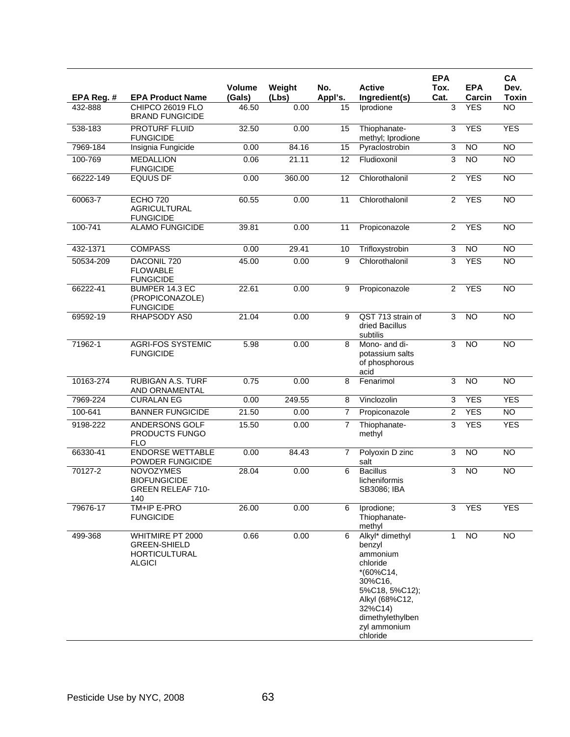| EPA Reg. # | EPA Product Name | Volume (Gals) | Weight (Lbs) | No. Appl's. | Active Ingredient(s) | EPA Tox. Cat. | EPA Carcin | CA Dev. Toxin |
|---|---|---|---|---|---|---|---|---|
| 432-888 | CHIPCO 26019 FLO BRAND FUNGICIDE | 46.50 | 0.00 | 15 | Iprodione | 3 | YES | NO |
| 538-183 | PROTURF FLUID FUNGICIDE | 32.50 | 0.00 | 15 | Thiophanate-methyl; Iprodione | 3 | YES | YES |
| 7969-184 | Insignia Fungicide | 0.00 | 84.16 | 15 | Pyraclostrobin | 3 | NO | NO |
| 100-769 | MEDALLION FUNGICIDE | 0.06 | 21.11 | 12 | Fludioxonil | 3 | NO | NO |
| 66222-149 | EQUUS DF | 0.00 | 360.00 | 12 | Chlorothalonil | 2 | YES | NO |
| 60063-7 | ECHO 720 AGRICULTURAL FUNGICIDE | 60.55 | 0.00 | 11 | Chlorothalonil | 2 | YES | NO |
| 100-741 | ALAMO FUNGICIDE | 39.81 | 0.00 | 11 | Propiconazole | 2 | YES | NO |
| 432-1371 | COMPASS | 0.00 | 29.41 | 10 | Trifloxystrobin | 3 | NO | NO |
| 50534-209 | DACONIL 720 FLOWABLE FUNGICIDE | 45.00 | 0.00 | 9 | Chlorothalonil | 3 | YES | NO |
| 66222-41 | BUMPER 14.3 EC (PROPICONAZOLE) FUNGICIDE | 22.61 | 0.00 | 9 | Propiconazole | 2 | YES | NO |
| 69592-19 | RHAPSODY AS0 | 21.04 | 0.00 | 9 | QST 713 strain of dried Bacillus subtilis | 3 | NO | NO |
| 71962-1 | AGRI-FOS SYSTEMIC FUNGICIDE | 5.98 | 0.00 | 8 | Mono- and di-potassium salts of phosphorous acid | 3 | NO | NO |
| 10163-274 | RUBIGAN A.S. TURF AND ORNAMENTAL | 0.75 | 0.00 | 8 | Fenarimol | 3 | NO | NO |
| 7969-224 | CURALAN EG | 0.00 | 249.55 | 8 | Vinclozolin | 3 | YES | YES |
| 100-641 | BANNER FUNGICIDE | 21.50 | 0.00 | 7 | Propiconazole | 2 | YES | NO |
| 9198-222 | ANDERSONS GOLF PRODUCTS FUNGO FLO | 15.50 | 0.00 | 7 | Thiophanate-methyl | 3 | YES | YES |
| 66330-41 | ENDORSE WETTABLE POWDER FUNGICIDE | 0.00 | 84.43 | 7 | Polyoxin D zinc salt | 3 | NO | NO |
| 70127-2 | NOVOZYMES BIOFUNGICIDE GREEN RELEAF 710-140 | 28.04 | 0.00 | 6 | Bacillus licheniformis SB3086; IBA | 3 | NO | NO |
| 79676-17 | TM+IP E-PRO FUNGICIDE | 26.00 | 0.00 | 6 | Iprodione; Thiophanate-methyl | 3 | YES | YES |
| 499-368 | WHITMIRE PT 2000 GREEN-SHIELD HORTICULTURAL ALGICI | 0.66 | 0.00 | 6 | Alkyl* dimethyl benzyl ammonium chloride *(60%C14, 30%C16, 5%C18, 5%C12); Alkyl (68%C12, 32%C14) dimethylethylbenzyl ammonium chloride | 1 | NO | NO |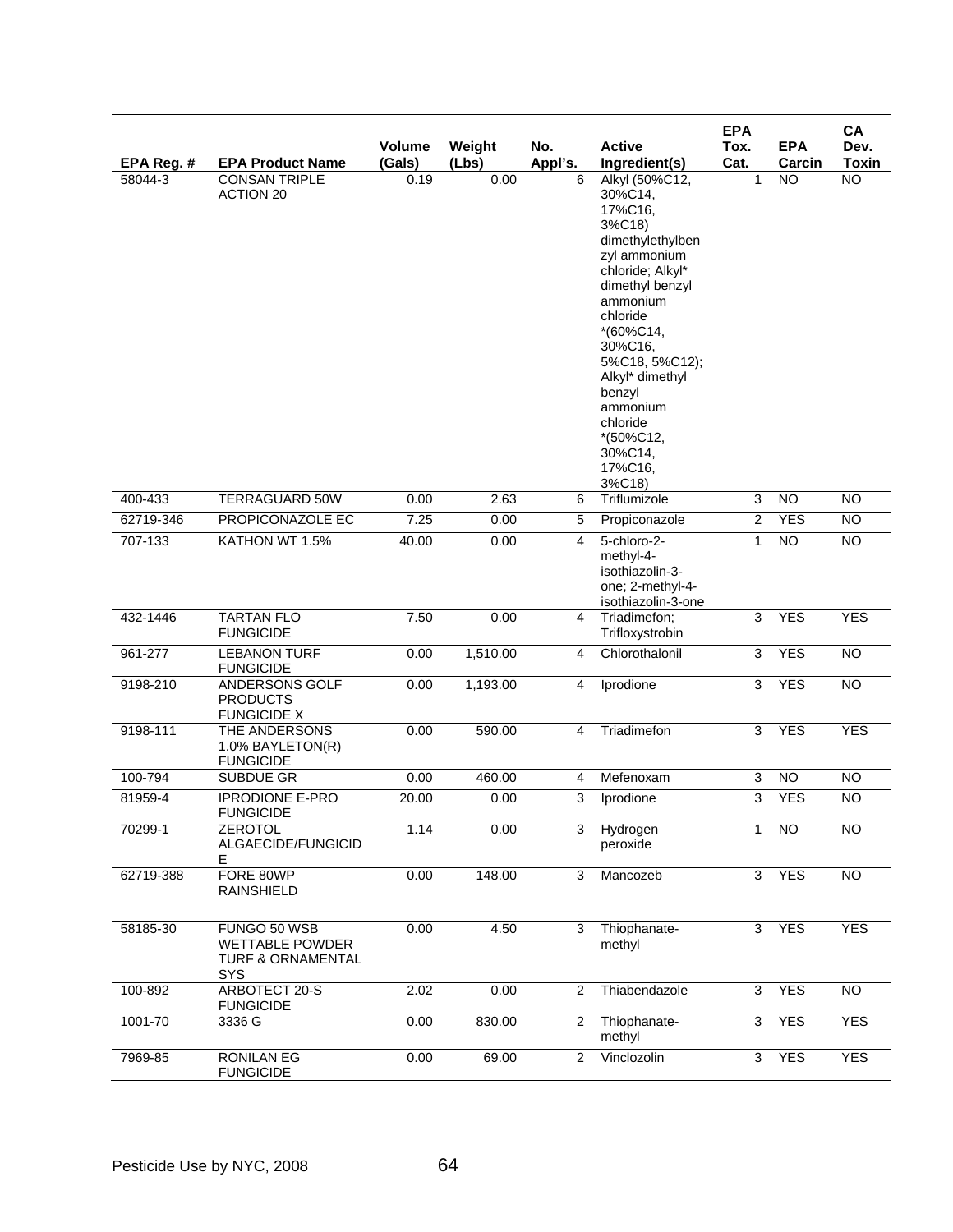| EPA Reg. # | EPA Product Name | Volume (Gals) | Weight (Lbs) | No. Appl's. | Active Ingredient(s) | EPA Tox. Cat. | EPA Carcin | CA Dev. Toxin |
|---|---|---|---|---|---|---|---|---|
| 58044-3 | CONSAN TRIPLE ACTION 20 | 0.19 | 0.00 | 6 | Alkyl (50%C12, 30%C14, 17%C16, 3%C18) dimethylethylbenzyl ammonium chloride; Alkyl* dimethyl benzyl ammonium chloride *(60%C14, 30%C16, 5%C18, 5%C12); Alkyl* dimethyl benzyl ammonium chloride *(50%C12, 30%C14, 17%C16, 3%C18) | 1 | NO | NO |
| 400-433 | TERRAGUARD 50W | 0.00 | 2.63 | 6 | Triflumizole | 3 | NO | NO |
| 62719-346 | PROPICONAZOLE EC | 7.25 | 0.00 | 5 | Propiconazole | 2 | YES | NO |
| 707-133 | KATHON WT 1.5% | 40.00 | 0.00 | 4 | 5-chloro-2-methyl-4-isothiazolin-3-one; 2-methyl-4-isothiazolin-3-one | 1 | NO | NO |
| 432-1446 | TARTAN FLO FUNGICIDE | 7.50 | 0.00 | 4 | Triadimefon; Trifloxystrobin | 3 | YES | YES |
| 961-277 | LEBANON TURF FUNGICIDE | 0.00 | 1,510.00 | 4 | Chlorothalonil | 3 | YES | NO |
| 9198-210 | ANDERSONS GOLF PRODUCTS FUNGICIDE X | 0.00 | 1,193.00 | 4 | Iprodione | 3 | YES | NO |
| 9198-111 | THE ANDERSONS 1.0% BAYLETON(R) FUNGICIDE | 0.00 | 590.00 | 4 | Triadimefon | 3 | YES | YES |
| 100-794 | SUBDUE GR | 0.00 | 460.00 | 4 | Mefenoxam | 3 | NO | NO |
| 81959-4 | IPRODIONE E-PRO FUNGICIDE | 20.00 | 0.00 | 3 | Iprodione | 3 | YES | NO |
| 70299-1 | ZEROTOL ALGAECIDE/FUNGICIDE | 1.14 | 0.00 | 3 | Hydrogen peroxide | 1 | NO | NO |
| 62719-388 | FORE 80WP RAINSHIELD | 0.00 | 148.00 | 3 | Mancozeb | 3 | YES | NO |
| 58185-30 | FUNGO 50 WSB WETTABLE POWDER TURF & ORNAMENTAL SYS | 0.00 | 4.50 | 3 | Thiophanate-methyl | 3 | YES | YES |
| 100-892 | ARBOTECT 20-S FUNGICIDE | 2.02 | 0.00 | 2 | Thiabendazole | 3 | YES | NO |
| 1001-70 | 3336 G | 0.00 | 830.00 | 2 | Thiophanate-methyl | 3 | YES | YES |
| 7969-85 | RONILAN EG FUNGICIDE | 0.00 | 69.00 | 2 | Vinclozolin | 3 | YES | YES |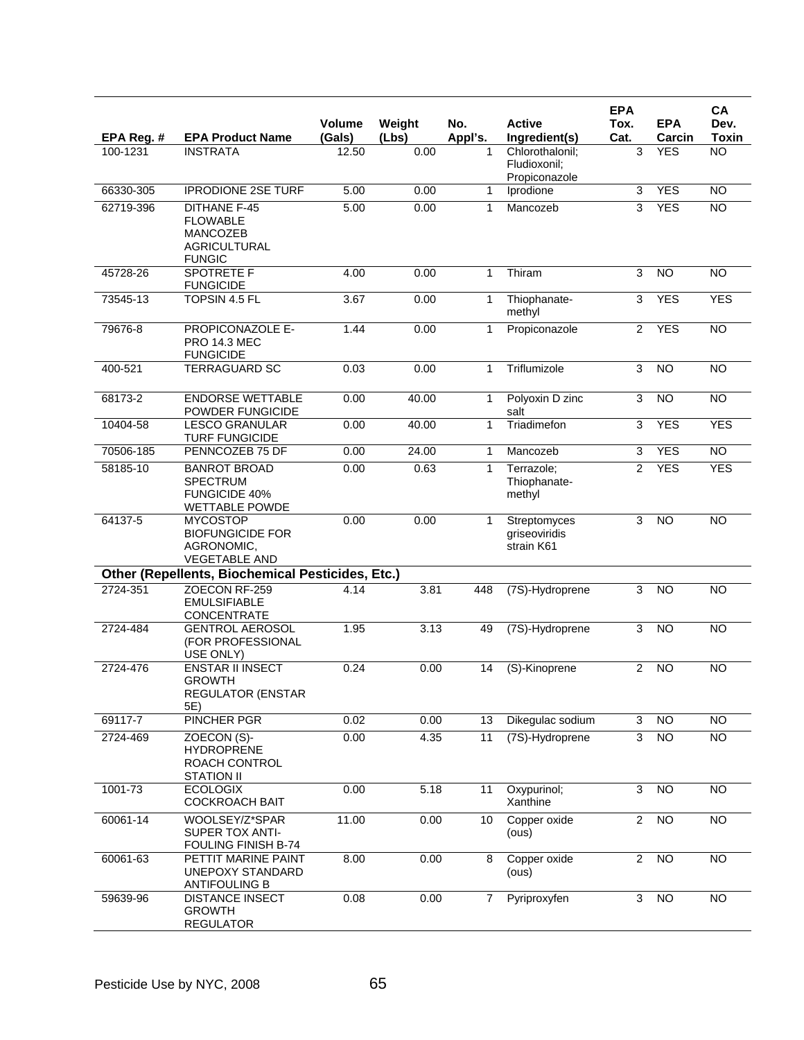| EPA Reg. # | EPA Product Name | Volume (Gals) | Weight (Lbs) | No. Appl's. | Active Ingredient(s) | EPA Tox. Cat. | EPA Carcin | CA Dev. Toxin |
|---|---|---|---|---|---|---|---|---|
| 100-1231 | INSTRATA | 12.50 | 0.00 | 1 | Chlorothalonil; Fludioxonil; Propiconazole | 3 | YES | NO |
| 66330-305 | IPRODIONE 2SE TURF | 5.00 | 0.00 | 1 | Iprodione | 3 | YES | NO |
| 62719-396 | DITHANE F-45 FLOWABLE MANCOZEB AGRICULTURAL FUNGIC | 5.00 | 0.00 | 1 | Mancozeb | 3 | YES | NO |
| 45728-26 | SPOTRETE F FUNGICIDE | 4.00 | 0.00 | 1 | Thiram | 3 | NO | NO |
| 73545-13 | TOPSIN 4.5 FL | 3.67 | 0.00 | 1 | Thiophanate-methyl | 3 | YES | YES |
| 79676-8 | PROPICONAZOLE E-PRO 14.3 MEC FUNGICIDE | 1.44 | 0.00 | 1 | Propiconazole | 2 | YES | NO |
| 400-521 | TERRAGUARD SC | 0.03 | 0.00 | 1 | Triflumizole | 3 | NO | NO |
| 68173-2 | ENDORSE WETTABLE POWDER FUNGICIDE | 0.00 | 40.00 | 1 | Polyoxin D zinc salt | 3 | NO | NO |
| 10404-58 | LESCO GRANULAR TURF FUNGICIDE | 0.00 | 40.00 | 1 | Triadimefon | 3 | YES | YES |
| 70506-185 | PENNCOZEB 75 DF | 0.00 | 24.00 | 1 | Mancozeb | 3 | YES | NO |
| 58185-10 | BANROT BROAD SPECTRUM FUNGICIDE 40% WETTABLE POWDE | 0.00 | 0.63 | 1 | Terrazole; Thiophanate-methyl | 2 | YES | YES |
| 64137-5 | MYCOSTOP BIOFUNGICIDE FOR AGRONOMIC, VEGETABLE AND | 0.00 | 0.00 | 1 | Streptomyces griseoviridis strain K61 | 3 | NO | NO |
| **Other (Repellents, Biochemical Pesticides, Etc.)** | | | | | | | | |
| 2724-351 | ZOECON RF-259 EMULSIFIABLE CONCENTRATE | 4.14 | 3.81 | 448 | (7S)-Hydroprene | 3 | NO | NO |
| 2724-484 | GENTROL AEROSOL (FOR PROFESSIONAL USE ONLY) | 1.95 | 3.13 | 49 | (7S)-Hydroprene | 3 | NO | NO |
| 2724-476 | ENSTAR II INSECT GROWTH REGULATOR (ENSTAR 5E) | 0.24 | 0.00 | 14 | (S)-Kinoprene | 2 | NO | NO |
| 69117-7 | PINCHER PGR | 0.02 | 0.00 | 13 | Dikegulac sodium | 3 | NO | NO |
| 2724-469 | ZOECON (S)-HYDROPRENE ROACH CONTROL STATION II | 0.00 | 4.35 | 11 | (7S)-Hydroprene | 3 | NO | NO |
| 1001-73 | ECOLOGIX COCKROACH BAIT | 0.00 | 5.18 | 11 | Oxypurinol; Xanthine | 3 | NO | NO |
| 60061-14 | WOOLSEY/Z*SPAR SUPER TOX ANTI-FOULING FINISH B-74 | 11.00 | 0.00 | 10 | Copper oxide (ous) | 2 | NO | NO |
| 60061-63 | PETTIT MARINE PAINT UNEPOXY STANDARD ANTIFOULING B | 8.00 | 0.00 | 8 | Copper oxide (ous) | 2 | NO | NO |
| 59639-96 | DISTANCE INSECT GROWTH REGULATOR | 0.08 | 0.00 | 7 | Pyriproxyfen | 3 | NO | NO |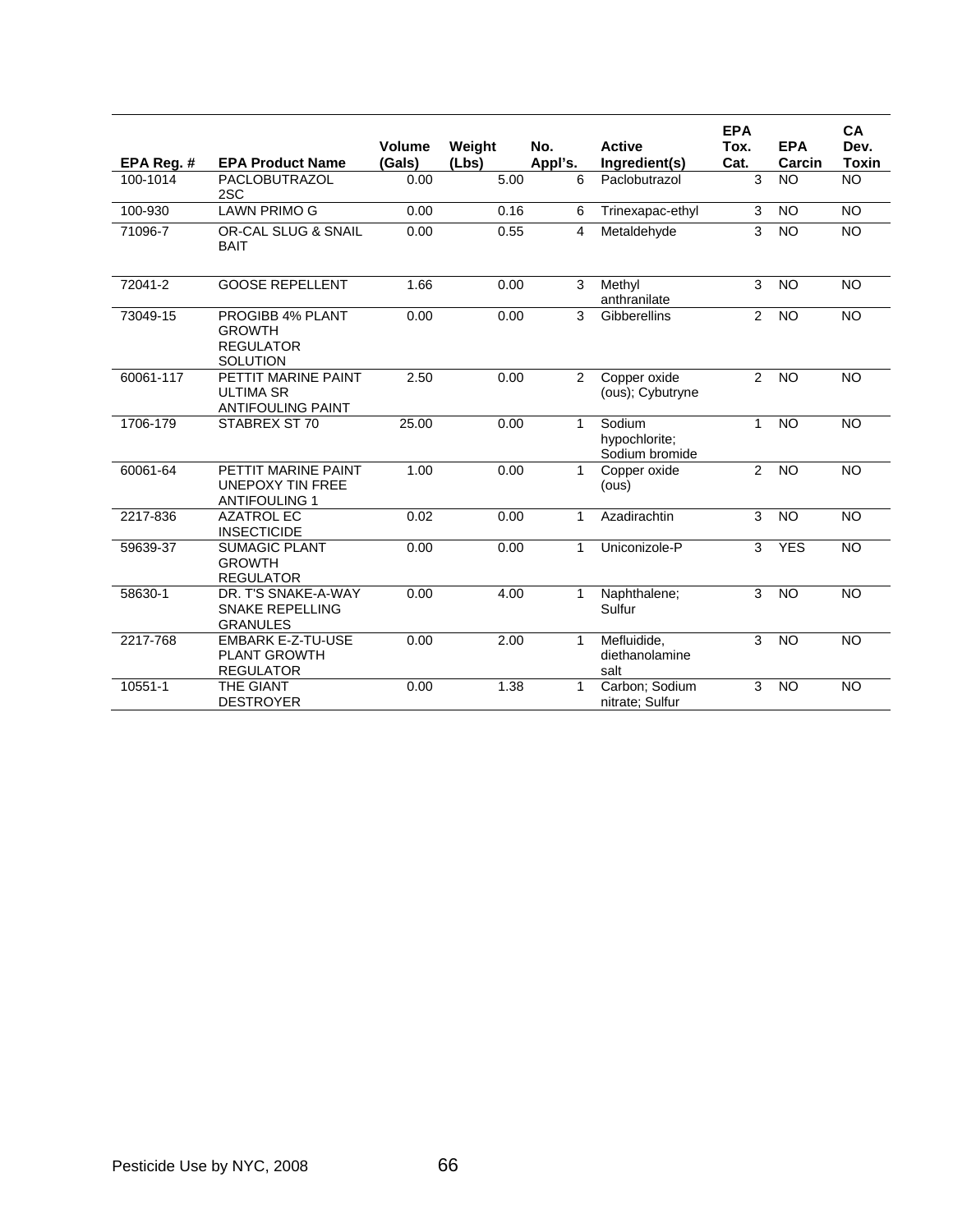| EPA Reg. # | EPA Product Name | Volume (Gals) | Weight (Lbs) | No. Appl's. | Active Ingredient(s) | EPA Tox. Cat. | EPA Carcin | CA Dev. Toxin |
|---|---|---|---|---|---|---|---|---|
| 100-1014 | PACLOBUTRAZOL 2SC | 0.00 | 5.00 | 6 | Paclobutrazol | 3 | NO | NO |
| 100-930 | LAWN PRIMO G | 0.00 | 0.16 | 6 | Trinexapac-ethyl | 3 | NO | NO |
| 71096-7 | OR-CAL SLUG & SNAIL BAIT | 0.00 | 0.55 | 4 | Metaldehyde | 3 | NO | NO |
| 72041-2 | GOOSE REPELLENT | 1.66 | 0.00 | 3 | Methyl anthranilate | 3 | NO | NO |
| 73049-15 | PROGIBB 4% PLANT GROWTH REGULATOR SOLUTION | 0.00 | 0.00 | 3 | Gibberellins | 2 | NO | NO |
| 60061-117 | PETTIT MARINE PAINT ULTIMA SR ANTIFOULING PAINT | 2.50 | 0.00 | 2 | Copper oxide (ous); Cybutryne | 2 | NO | NO |
| 1706-179 | STABREX ST 70 | 25.00 | 0.00 | 1 | Sodium hypochlorite; Sodium bromide | 1 | NO | NO |
| 60061-64 | PETTIT MARINE PAINT UNEPOXY TIN FREE ANTIFOULING 1 | 1.00 | 0.00 | 1 | Copper oxide (ous) | 2 | NO | NO |
| 2217-836 | AZATROL EC INSECTICIDE | 0.02 | 0.00 | 1 | Azadirachtin | 3 | NO | NO |
| 59639-37 | SUMAGIC PLANT GROWTH REGULATOR | 0.00 | 0.00 | 1 | Uniconizole-P | 3 | YES | NO |
| 58630-1 | DR. T'S SNAKE-A-WAY SNAKE REPELLING GRANULES | 0.00 | 4.00 | 1 | Naphthalene; Sulfur | 3 | NO | NO |
| 2217-768 | EMBARK E-Z-TU-USE PLANT GROWTH REGULATOR | 0.00 | 2.00 | 1 | Mefluidide, diethanolamine salt | 3 | NO | NO |
| 10551-1 | THE GIANT DESTROYER | 0.00 | 1.38 | 1 | Carbon; Sodium nitrate; Sulfur | 3 | NO | NO |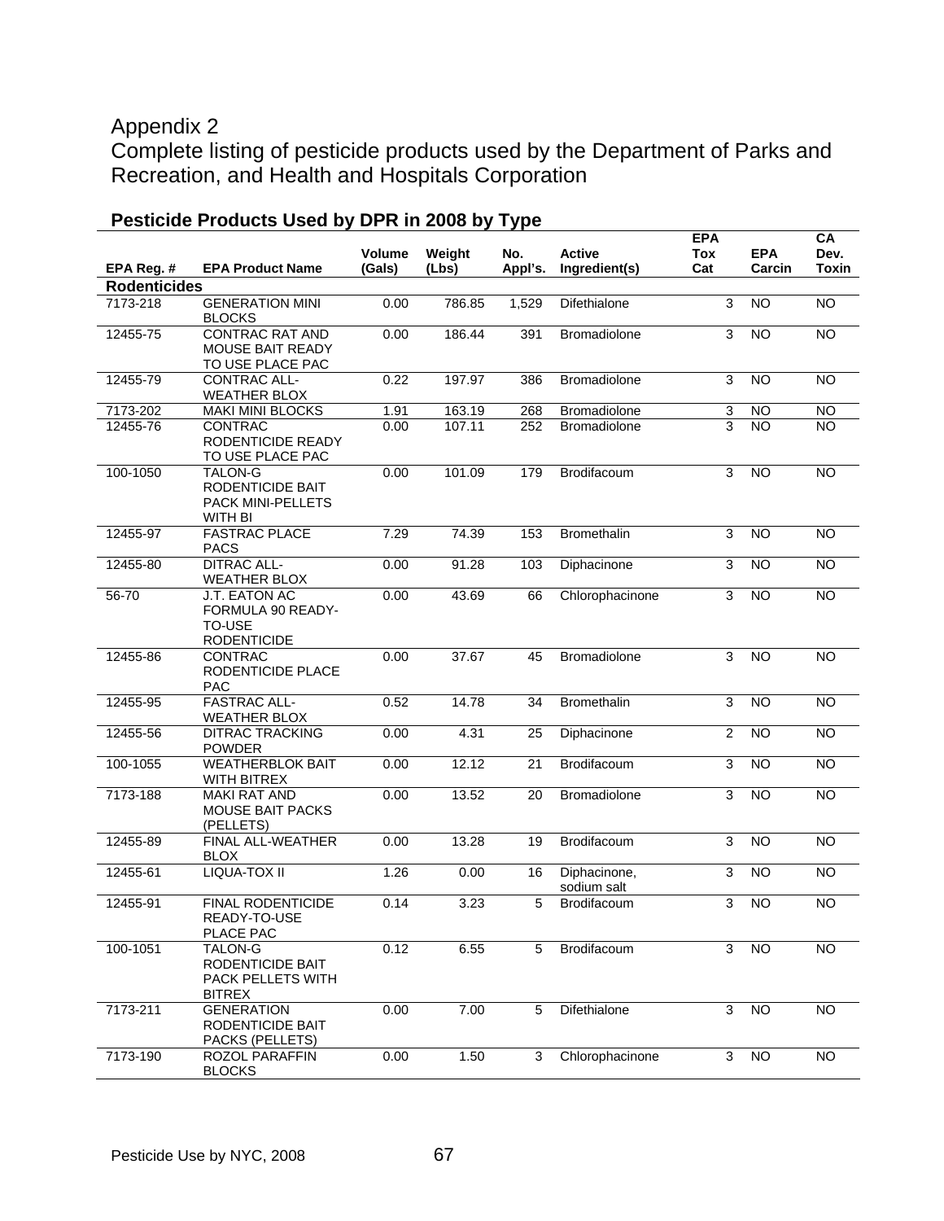# Appendix 2

Complete listing of pesticide products used by the Department of Parks and Recreation, and Health and Hospitals Corporation

## Pesticide Products Used by DPR in 2008 by Type

| EPA Reg. # | EPA Product Name | Volume (Gals) | Weight (Lbs) | No. Appl's. | Active Ingredient(s) | EPA Tox Cat | EPA Carcin | CA Dev. Toxin |
|---|---|---|---|---|---|---|---|---|
| **Rodenticides** | | | | | | | | |
| 7173-218 | GENERATION MINI BLOCKS | 0.00 | 786.85 | 1,529 | Difethialone | 3 | NO | NO |
| 12455-75 | CONTRAC RAT AND MOUSE BAIT READY TO USE PLACE PAC | 0.00 | 186.44 | 391 | Bromadiolone | 3 | NO | NO |
| 12455-79 | CONTRAC ALL-WEATHER BLOX | 0.22 | 197.97 | 386 | Bromadiolone | 3 | NO | NO |
| 7173-202 | MAKI MINI BLOCKS | 1.91 | 163.19 | 268 | Bromadiolone | 3 | NO | NO |
| 12455-76 | CONTRAC RODENTICIDE READY TO USE PLACE PAC | 0.00 | 107.11 | 252 | Bromadiolone | 3 | NO | NO |
| 100-1050 | TALON-G RODENTICIDE BAIT PACK MINI-PELLETS WITH BI | 0.00 | 101.09 | 179 | Brodifacoum | 3 | NO | NO |
| 12455-97 | FASTRAC PLACE PACS | 7.29 | 74.39 | 153 | Bromethalin | 3 | NO | NO |
| 12455-80 | DITRAC ALL-WEATHER BLOX | 0.00 | 91.28 | 103 | Diphacinone | 3 | NO | NO |
| 56-70 | J.T. EATON AC FORMULA 90 READY-TO-USE RODENTICIDE | 0.00 | 43.69 | 66 | Chlorophacinone | 3 | NO | NO |
| 12455-86 | CONTRAC RODENTICIDE PLACE PAC | 0.00 | 37.67 | 45 | Bromadiolone | 3 | NO | NO |
| 12455-95 | FASTRAC ALL-WEATHER BLOX | 0.52 | 14.78 | 34 | Bromethalin | 3 | NO | NO |
| 12455-56 | DITRAC TRACKING POWDER | 0.00 | 4.31 | 25 | Diphacinone | 2 | NO | NO |
| 100-1055 | WEATHERBLOK BAIT WITH BITREX | 0.00 | 12.12 | 21 | Brodifacoum | 3 | NO | NO |
| 7173-188 | MAKI RAT AND MOUSE BAIT PACKS (PELLETS) | 0.00 | 13.52 | 20 | Bromadiolone | 3 | NO | NO |
| 12455-89 | FINAL ALL-WEATHER BLOX | 0.00 | 13.28 | 19 | Brodifacoum | 3 | NO | NO |
| 12455-61 | LIQUA-TOX II | 1.26 | 0.00 | 16 | Diphacinone, sodium salt | 3 | NO | NO |
| 12455-91 | FINAL RODENTICIDE READY-TO-USE PLACE PAC | 0.14 | 3.23 | 5 | Brodifacoum | 3 | NO | NO |
| 100-1051 | TALON-G RODENTICIDE BAIT PACK PELLETS WITH BITREX | 0.12 | 6.55 | 5 | Brodifacoum | 3 | NO | NO |
| 7173-211 | GENERATION RODENTICIDE BAIT PACKS (PELLETS) | 0.00 | 7.00 | 5 | Difethialone | 3 | NO | NO |
| 7173-190 | ROZOL PARAFFIN BLOCKS | 0.00 | 1.50 | 3 | Chlorophacinone | 3 | NO | NO |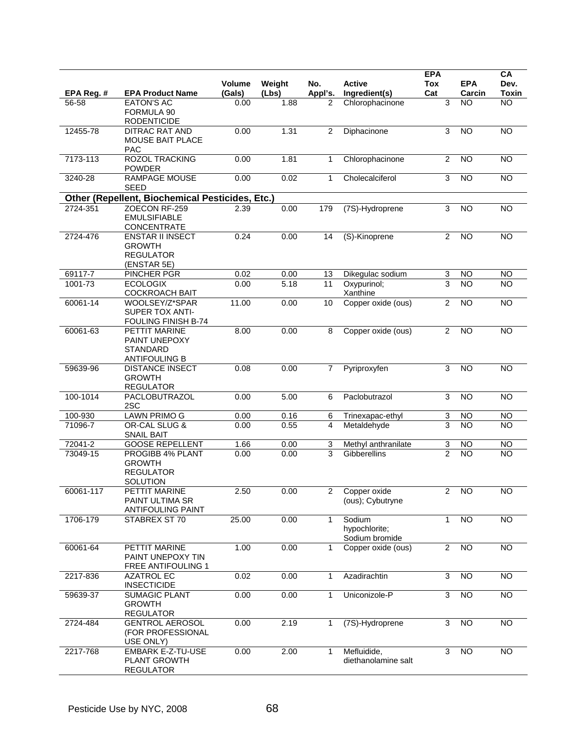| EPA Reg. # | EPA Product Name | Volume (Gals) | Weight (Lbs) | No. Appl's. | Active Ingredient(s) | EPA Tox Cat | EPA Carcin | CA Dev. Toxin |
|---|---|---|---|---|---|---|---|---|
| 56-58 | EATON'S AC FORMULA 90 RODENTICIDE | 0.00 | 1.88 | 2 | Chlorophacinone | 3 | NO | NO |
| 12455-78 | DITRAC RAT AND MOUSE BAIT PLACE PAC | 0.00 | 1.31 | 2 | Diphacinone | 3 | NO | NO |
| 7173-113 | ROZOL TRACKING POWDER | 0.00 | 1.81 | 1 | Chlorophacinone | 2 | NO | NO |
| 3240-28 | RAMPAGE MOUSE SEED | 0.00 | 0.02 | 1 | Cholecalciferol | 3 | NO | NO |
| **Other (Repellent, Biochemical Pesticides, Etc.)** | | | | | | | | |
| 2724-351 | ZOECON RF-259 EMULSIFIABLE CONCENTRATE | 2.39 | 0.00 | 179 | (7S)-Hydroprene | 3 | NO | NO |
| 2724-476 | ENSTAR II INSECT GROWTH REGULATOR (ENSTAR 5E) | 0.24 | 0.00 | 14 | (S)-Kinoprene | 2 | NO | NO |
| 69117-7 | PINCHER PGR | 0.02 | 0.00 | 13 | Dikegulac sodium | 3 | NO | NO |
| 1001-73 | ECOLOGIX COCKROACH BAIT | 0.00 | 5.18 | 11 | Oxypurinol; Xanthine | 3 | NO | NO |
| 60061-14 | WOOLSEY/Z*SPAR SUPER TOX ANTI-FOULING FINISH B-74 | 11.00 | 0.00 | 10 | Copper oxide (ous) | 2 | NO | NO |
| 60061-63 | PETTIT MARINE PAINT UNEPOXY STANDARD ANTIFOULING B | 8.00 | 0.00 | 8 | Copper oxide (ous) | 2 | NO | NO |
| 59639-96 | DISTANCE INSECT GROWTH REGULATOR | 0.08 | 0.00 | 7 | Pyriproxyfen | 3 | NO | NO |
| 100-1014 | PACLOBUTRAZOL 2SC | 0.00 | 5.00 | 6 | Paclobutrazol | 3 | NO | NO |
| 100-930 | LAWN PRIMO G | 0.00 | 0.16 | 6 | Trinexapac-ethyl | 3 | NO | NO |
| 71096-7 | OR-CAL SLUG & SNAIL BAIT | 0.00 | 0.55 | 4 | Metaldehyde | 3 | NO | NO |
| 72041-2 | GOOSE REPELLENT | 1.66 | 0.00 | 3 | Methyl anthranilate | 3 | NO | NO |
| 73049-15 | PROGIBB 4% PLANT GROWTH REGULATOR SOLUTION | 0.00 | 0.00 | 3 | Gibberellins | 2 | NO | NO |
| 60061-117 | PETTIT MARINE PAINT ULTIMA SR ANTIFOULING PAINT | 2.50 | 0.00 | 2 | Copper oxide (ous); Cybutryne | 2 | NO | NO |
| 1706-179 | STABREX ST 70 | 25.00 | 0.00 | 1 | Sodium hypochlorite; Sodium bromide | 1 | NO | NO |
| 60061-64 | PETTIT MARINE PAINT UNEPOXY TIN FREE ANTIFOULING 1 | 1.00 | 0.00 | 1 | Copper oxide (ous) | 2 | NO | NO |
| 2217-836 | AZATROL EC INSECTICIDE | 0.02 | 0.00 | 1 | Azadirachtin | 3 | NO | NO |
| 59639-37 | SUMAGIC PLANT GROWTH REGULATOR | 0.00 | 0.00 | 1 | Uniconizole-P | 3 | NO | NO |
| 2724-484 | GENTROL AEROSOL (FOR PROFESSIONAL USE ONLY) | 0.00 | 2.19 | 1 | (7S)-Hydroprene | 3 | NO | NO |
| 2217-768 | EMBARK E-Z-TU-USE PLANT GROWTH REGULATOR | 0.00 | 2.00 | 1 | Mefluidide, diethanolamine salt | 3 | NO | NO |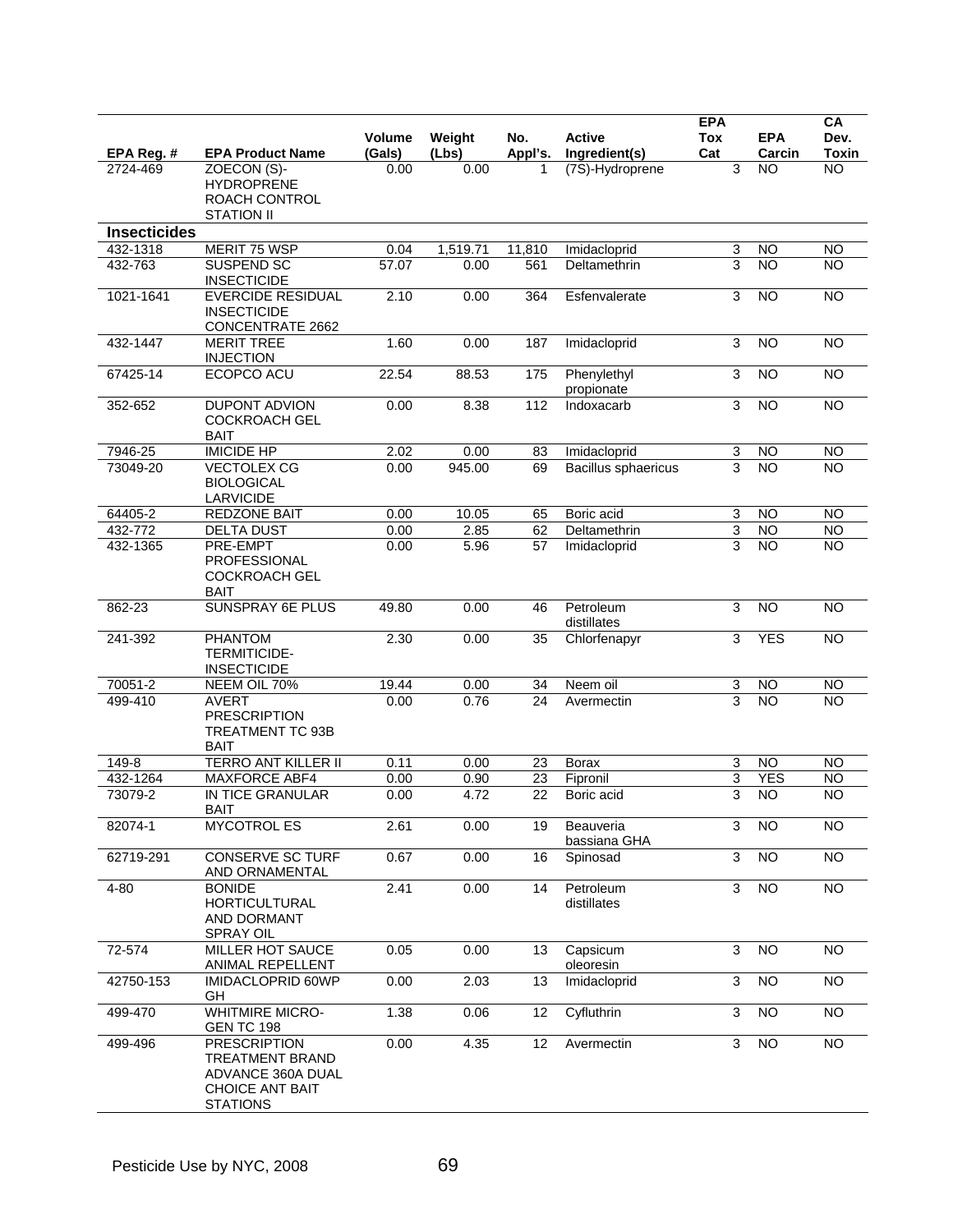| EPA Reg. # | EPA Product Name | Volume (Gals) | Weight (Lbs) | No. Appl's. | Active Ingredient(s) | EPA Tox Cat | EPA Carcin | CA Dev. Toxin |
|---|---|---|---|---|---|---|---|---|
| 2724-469 | ZOECON (S)-HYDROPRENE ROACH CONTROL STATION II | 0.00 | 0.00 | 1 | (7S)-Hydroprene | 3 | NO | NO |
| **Insecticides** | | | | | | | | |
| 432-1318 | MERIT 75 WSP | 0.04 | 1,519.71 | 11,810 | Imidacloprid | 3 | NO | NO |
| 432-763 | SUSPEND SC INSECTICIDE | 57.07 | 0.00 | 561 | Deltamethrin | 3 | NO | NO |
| 1021-1641 | EVERCIDE RESIDUAL INSECTICIDE CONCENTRATE 2662 | 2.10 | 0.00 | 364 | Esfenvalerate | 3 | NO | NO |
| 432-1447 | MERIT TREE INJECTION | 1.60 | 0.00 | 187 | Imidacloprid | 3 | NO | NO |
| 67425-14 | ECOPCO ACU | 22.54 | 88.53 | 175 | Phenylethyl propionate | 3 | NO | NO |
| 352-652 | DUPONT ADVION COCKROACH GEL BAIT | 0.00 | 8.38 | 112 | Indoxacarb | 3 | NO | NO |
| 7946-25 | IMICIDE HP | 2.02 | 0.00 | 83 | Imidacloprid | 3 | NO | NO |
| 73049-20 | VECTOLEX CG BIOLOGICAL LARVICIDE | 0.00 | 945.00 | 69 | Bacillus sphaericus | 3 | NO | NO |
| 64405-2 | REDZONE BAIT | 0.00 | 10.05 | 65 | Boric acid | 3 | NO | NO |
| 432-772 | DELTA DUST | 0.00 | 2.85 | 62 | Deltamethrin | 3 | NO | NO |
| 432-1365 | PRE-EMPT PROFESSIONAL COCKROACH GEL BAIT | 0.00 | 5.96 | 57 | Imidacloprid | 3 | NO | NO |
| 862-23 | SUNSPRAY 6E PLUS | 49.80 | 0.00 | 46 | Petroleum distillates | 3 | NO | NO |
| 241-392 | PHANTOM TERMITICIDE-INSECTICIDE | 2.30 | 0.00 | 35 | Chlorfenapyr | 3 | YES | NO |
| 70051-2 | NEEM OIL 70% | 19.44 | 0.00 | 34 | Neem oil | 3 | NO | NO |
| 499-410 | AVERT PRESCRIPTION TREATMENT TC 93B BAIT | 0.00 | 0.76 | 24 | Avermectin | 3 | NO | NO |
| 149-8 | TERRO ANT KILLER II | 0.11 | 0.00 | 23 | Borax | 3 | NO | NO |
| 432-1264 | MAXFORCE ABF4 | 0.00 | 0.90 | 23 | Fipronil | 3 | YES | NO |
| 73079-2 | IN TICE GRANULAR BAIT | 0.00 | 4.72 | 22 | Boric acid | 3 | NO | NO |
| 82074-1 | MYCOTROL ES | 2.61 | 0.00 | 19 | Beauveria bassiana GHA | 3 | NO | NO |
| 62719-291 | CONSERVE SC TURF AND ORNAMENTAL | 0.67 | 0.00 | 16 | Spinosad | 3 | NO | NO |
| 4-80 | BONIDE HORTICULTURAL AND DORMANT SPRAY OIL | 2.41 | 0.00 | 14 | Petroleum distillates | 3 | NO | NO |
| 72-574 | MILLER HOT SAUCE ANIMAL REPELLENT | 0.05 | 0.00 | 13 | Capsicum oleoresin | 3 | NO | NO |
| 42750-153 | IMIDACLOPRID 60WP GH | 0.00 | 2.03 | 13 | Imidacloprid | 3 | NO | NO |
| 499-470 | WHITMIRE MICRO-GEN TC 198 | 1.38 | 0.06 | 12 | Cyfluthrin | 3 | NO | NO |
| 499-496 | PRESCRIPTION TREATMENT BRAND ADVANCE 360A DUAL CHOICE ANT BAIT STATIONS | 0.00 | 4.35 | 12 | Avermectin | 3 | NO | NO |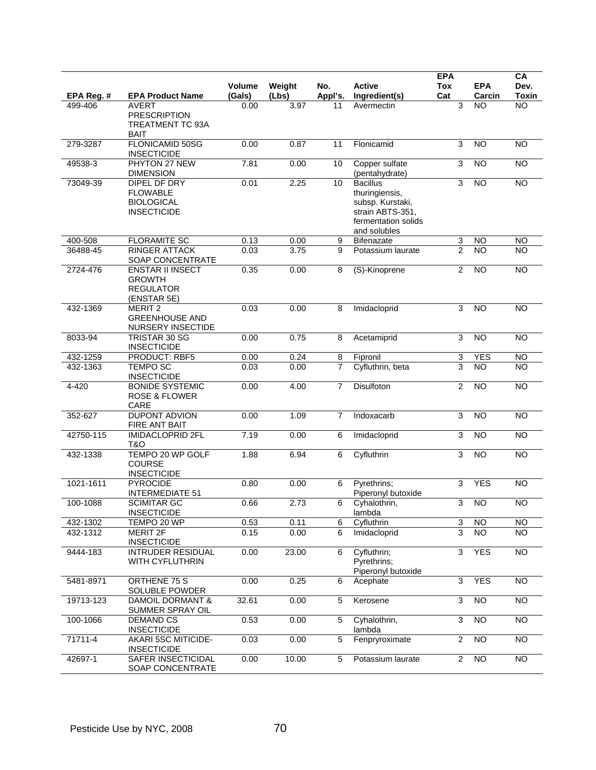| EPA Reg. # | EPA Product Name | Volume (Gals) | Weight (Lbs) | No. Appl's. | Active Ingredient(s) | EPA Tox Cat | EPA Carcin | CA Dev. Toxin |
|---|---|---|---|---|---|---|---|---|
| 499-406 | AVERT PRESCRIPTION TREATMENT TC 93A BAIT | 0.00 | 3.97 | 11 | Avermectin | 3 | NO | NO |
| 279-3287 | FLONICAMID 50SG INSECTICIDE | 0.00 | 0.87 | 11 | Flonicamid | 3 | NO | NO |
| 49538-3 | PHYTON 27 NEW DIMENSION | 7.81 | 0.00 | 10 | Copper sulfate (pentahydrate) | 3 | NO | NO |
| 73049-39 | DIPEL DF DRY FLOWABLE BIOLOGICAL INSECTICIDE | 0.01 | 2.25 | 10 | Bacillus thuringiensis, subsp. Kurstaki, strain ABTS-351, fermentation solids and solubles | 3 | NO | NO |
| 400-508 | FLORAMITE SC | 0.13 | 0.00 | 9 | Bifenazate | 3 | NO | NO |
| 36488-45 | RINGER ATTACK SOAP CONCENTRATE | 0.03 | 3.75 | 9 | Potassium laurate | 2 | NO | NO |
| 2724-476 | ENSTAR II INSECT GROWTH REGULATOR (ENSTAR 5E) | 0.35 | 0.00 | 8 | (S)-Kinoprene | 2 | NO | NO |
| 432-1369 | MERIT 2 GREENHOUSE AND NURSERY INSECTIDE | 0.03 | 0.00 | 8 | Imidacloprid | 3 | NO | NO |
| 8033-94 | TRISTAR 30 SG INSECTICIDE | 0.00 | 0.75 | 8 | Acetamiprid | 3 | NO | NO |
| 432-1259 | PRODUCT: RBF5 | 0.00 | 0.24 | 8 | Fipronil | 3 | YES | NO |
| 432-1363 | TEMPO SC INSECTICIDE | 0.03 | 0.00 | 7 | Cyfluthrin, beta | 3 | NO | NO |
| 4-420 | BONIDE SYSTEMIC ROSE & FLOWER CARE | 0.00 | 4.00 | 7 | Disulfoton | 2 | NO | NO |
| 352-627 | DUPONT ADVION FIRE ANT BAIT | 0.00 | 1.09 | 7 | Indoxacarb | 3 | NO | NO |
| 42750-115 | IMIDACLOPRID 2FL T&O | 7.19 | 0.00 | 6 | Imidacloprid | 3 | NO | NO |
| 432-1338 | TEMPO 20 WP GOLF COURSE INSECTICIDE | 1.88 | 6.94 | 6 | Cyfluthrin | 3 | NO | NO |
| 1021-1611 | PYROCIDE INTERMEDIATE 51 | 0.80 | 0.00 | 6 | Pyrethrins; Piperonyl butoxide | 3 | YES | NO |
| 100-1088 | SCIMITAR GC INSECTICIDE | 0.66 | 2.73 | 6 | Cyhalothrin, lambda | 3 | NO | NO |
| 432-1302 | TEMPO 20 WP | 0.53 | 0.11 | 6 | Cyfluthrin | 3 | NO | NO |
| 432-1312 | MERIT 2F INSECTICIDE | 0.15 | 0.00 | 6 | Imidacloprid | 3 | NO | NO |
| 9444-183 | INTRUDER RESIDUAL WITH CYFLUTHRIN | 0.00 | 23.00 | 6 | Cyfluthrin; Pyrethrins; Piperonyl butoxide | 3 | YES | NO |
| 5481-8971 | ORTHENE 75 S SOLUBLE POWDER | 0.00 | 0.25 | 6 | Acephate | 3 | YES | NO |
| 19713-123 | DAMOIL DORMANT & SUMMER SPRAY OIL | 32.61 | 0.00 | 5 | Kerosene | 3 | NO | NO |
| 100-1066 | DEMAND CS INSECTICIDE | 0.53 | 0.00 | 5 | Cyhalothrin, lambda | 3 | NO | NO |
| 71711-4 | AKARI 5SC MITICIDE-INSECTICIDE | 0.03 | 0.00 | 5 | Fenpryroximate | 2 | NO | NO |
| 42697-1 | SAFER INSECTICIDAL SOAP CONCENTRATE | 0.00 | 10.00 | 5 | Potassium laurate | 2 | NO | NO |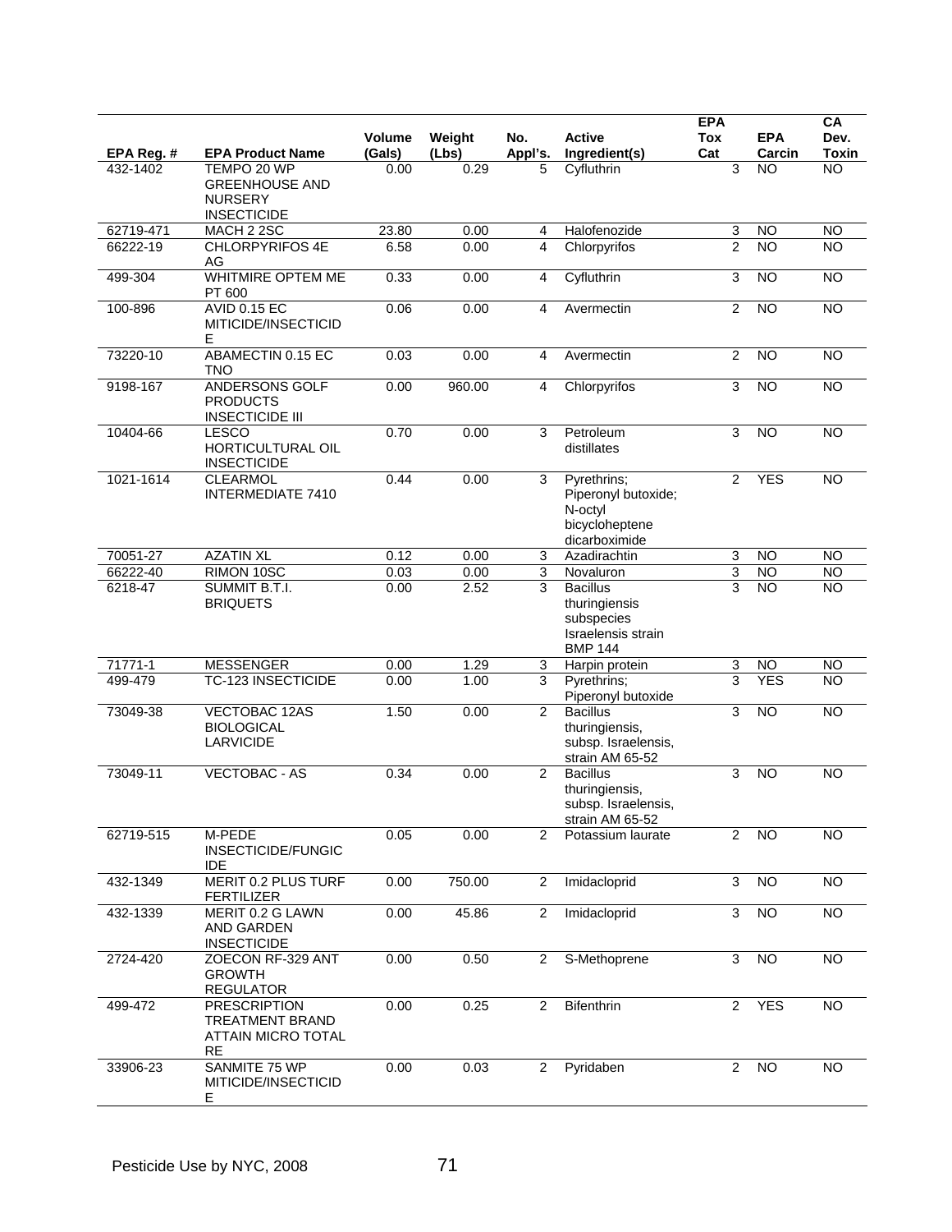| EPA Reg. # | EPA Product Name | Volume (Gals) | Weight (Lbs) | No. Appl's. | Active Ingredient(s) | EPA Tox Cat | EPA Carcin | CA Dev. Toxin |
|---|---|---|---|---|---|---|---|---|
| 432-1402 | TEMPO 20 WP GREENHOUSE AND NURSERY INSECTICIDE | 0.00 | 0.29 | 5 | Cyfluthrin | 3 | NO | NO |
| 62719-471 | MACH 2 2SC | 23.80 | 0.00 | 4 | Halofenozide | 3 | NO | NO |
| 66222-19 | CHLORPYRIFOS 4E AG | 6.58 | 0.00 | 4 | Chlorpyrifos | 2 | NO | NO |
| 499-304 | WHITMIRE OPTEM ME PT 600 | 0.33 | 0.00 | 4 | Cyfluthrin | 3 | NO | NO |
| 100-896 | AVID 0.15 EC MITICIDE/INSECTICIDE | 0.06 | 0.00 | 4 | Avermectin | 2 | NO | NO |
| 73220-10 | ABAMECTIN 0.15 EC TNO | 0.03 | 0.00 | 4 | Avermectin | 2 | NO | NO |
| 9198-167 | ANDERSONS GOLF PRODUCTS INSECTICIDE III | 0.00 | 960.00 | 4 | Chlorpyrifos | 3 | NO | NO |
| 10404-66 | LESCO HORTICULTURAL OIL INSECTICIDE | 0.70 | 0.00 | 3 | Petroleum distillates | 3 | NO | NO |
| 1021-1614 | CLEARMOL INTERMEDIATE 7410 | 0.44 | 0.00 | 3 | Pyrethrins; Piperonyl butoxide; N-octyl bicycloheptene dicarboximide | 2 | YES | NO |
| 70051-27 | AZATIN XL | 0.12 | 0.00 | 3 | Azadirachtin | 3 | NO | NO |
| 66222-40 | RIMON 10SC | 0.03 | 0.00 | 3 | Novaluron | 3 | NO | NO |
| 6218-47 | SUMMIT B.T.I. BRIQUETS | 0.00 | 2.52 | 3 | Bacillus thuringiensis subspecies Israelensis strain BMP 144 | 3 | NO | NO |
| 71771-1 | MESSENGER | 0.00 | 1.29 | 3 | Harpin protein | 3 | NO | NO |
| 499-479 | TC-123 INSECTICIDE | 0.00 | 1.00 | 3 | Pyrethrins; Piperonyl butoxide | 3 | YES | NO |
| 73049-38 | VECTOBAC 12AS BIOLOGICAL LARVICIDE | 1.50 | 0.00 | 2 | Bacillus thuringiensis, subsp. Israelensis, strain AM 65-52 | 3 | NO | NO |
| 73049-11 | VECTOBAC - AS | 0.34 | 0.00 | 2 | Bacillus thuringiensis, subsp. Israelensis, strain AM 65-52 | 3 | NO | NO |
| 62719-515 | M-PEDE INSECTICIDE/FUNGICIDE | 0.05 | 0.00 | 2 | Potassium laurate | 2 | NO | NO |
| 432-1349 | MERIT 0.2 PLUS TURF FERTILIZER | 0.00 | 750.00 | 2 | Imidacloprid | 3 | NO | NO |
| 432-1339 | MERIT 0.2 G LAWN AND GARDEN INSECTICIDE | 0.00 | 45.86 | 2 | Imidacloprid | 3 | NO | NO |
| 2724-420 | ZOECON RF-329 ANT GROWTH REGULATOR | 0.00 | 0.50 | 2 | S-Methoprene | 3 | NO | NO |
| 499-472 | PRESCRIPTION TREATMENT BRAND ATTAIN MICRO TOTAL RE | 0.00 | 0.25 | 2 | Bifenthrin | 2 | YES | NO |
| 33906-23 | SANMITE 75 WP MITICIDE/INSECTICIDE | 0.00 | 0.03 | 2 | Pyridaben | 2 | NO | NO |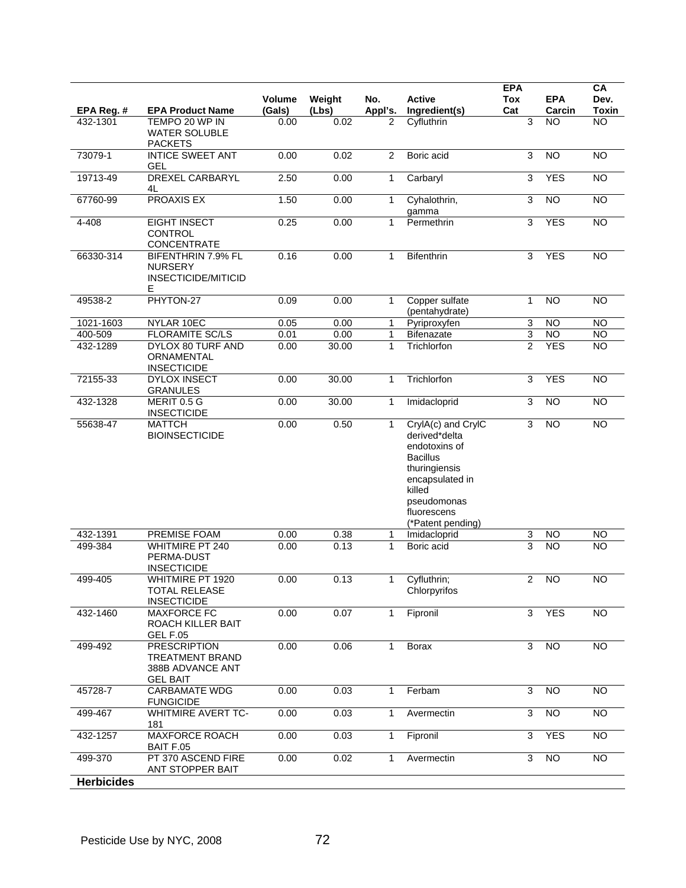| EPA Reg. # | EPA Product Name | Volume (Gals) | Weight (Lbs) | No. Appl's. | Active Ingredient(s) | EPA Tox Cat | EPA Carcin | CA Dev. Toxin |
|---|---|---|---|---|---|---|---|---|
| 432-1301 | TEMPO 20 WP IN WATER SOLUBLE PACKETS | 0.00 | 0.02 | 2 | Cyfluthrin | 3 | NO | NO |
| 73079-1 | INTICE SWEET ANT GEL | 0.00 | 0.02 | 2 | Boric acid | 3 | NO | NO |
| 19713-49 | DREXEL CARBARYL 4L | 2.50 | 0.00 | 1 | Carbaryl | 3 | YES | NO |
| 67760-99 | PROAXIS EX | 1.50 | 0.00 | 1 | Cyhalothrin, gamma | 3 | NO | NO |
| 4-408 | EIGHT INSECT CONTROL CONCENTRATE | 0.25 | 0.00 | 1 | Permethrin | 3 | YES | NO |
| 66330-314 | BIFENTHRIN 7.9% FL NURSERY INSECTICIDE/MITICIDE | 0.16 | 0.00 | 1 | Bifenthrin | 3 | YES | NO |
| 49538-2 | PHYTON-27 | 0.09 | 0.00 | 1 | Copper sulfate (pentahydrate) | 1 | NO | NO |
| 1021-1603 | NYLAR 10EC | 0.05 | 0.00 | 1 | Pyriproxyfen | 3 | NO | NO |
| 400-509 | FLORAMITE SC/LS | 0.01 | 0.00 | 1 | Bifenazate | 3 | NO | NO |
| 432-1289 | DYLOX 80 TURF AND ORNAMENTAL INSECTICIDE | 0.00 | 30.00 | 1 | Trichlorfon | 2 | YES | NO |
| 72155-33 | DYLOX INSECT GRANULES | 0.00 | 30.00 | 1 | Trichlorfon | 3 | YES | NO |
| 432-1328 | MERIT 0.5 G INSECTICIDE | 0.00 | 30.00 | 1 | Imidacloprid | 3 | NO | NO |
| 55638-47 | MATTCH BIOINSECTICIDE | 0.00 | 0.50 | 1 | CrylA(c) and CrylC derived*delta endotoxins of Bacillus thuringiensis encapsulated in killed pseudomonas fluorescens (*Patent pending) | 3 | NO | NO |
| 432-1391 | PREMISE FOAM | 0.00 | 0.38 | 1 | Imidacloprid | 3 | NO | NO |
| 499-384 | WHITMIRE PT 240 PERMA-DUST INSECTICIDE | 0.00 | 0.13 | 1 | Boric acid | 3 | NO | NO |
| 499-405 | WHITMIRE PT 1920 TOTAL RELEASE INSECTICIDE | 0.00 | 0.13 | 1 | Cyfluthrin; Chlorpyrifos | 2 | NO | NO |
| 432-1460 | MAXFORCE FC ROACH KILLER BAIT GEL F.05 | 0.00 | 0.07 | 1 | Fipronil | 3 | YES | NO |
| 499-492 | PRESCRIPTION TREATMENT BRAND 388B ADVANCE ANT GEL BAIT | 0.00 | 0.06 | 1 | Borax | 3 | NO | NO |
| 45728-7 | CARBAMATE WDG FUNGICIDE | 0.00 | 0.03 | 1 | Ferbam | 3 | NO | NO |
| 499-467 | WHITMIRE AVERT TC-181 | 0.00 | 0.03 | 1 | Avermectin | 3 | NO | NO |
| 432-1257 | MAXFORCE ROACH BAIT F.05 | 0.00 | 0.03 | 1 | Fipronil | 3 | YES | NO |
| 499-370 | PT 370 ASCEND FIRE ANT STOPPER BAIT | 0.00 | 0.02 | 1 | Avermectin | 3 | NO | NO |
| **Herbicides** | | | | | | | | |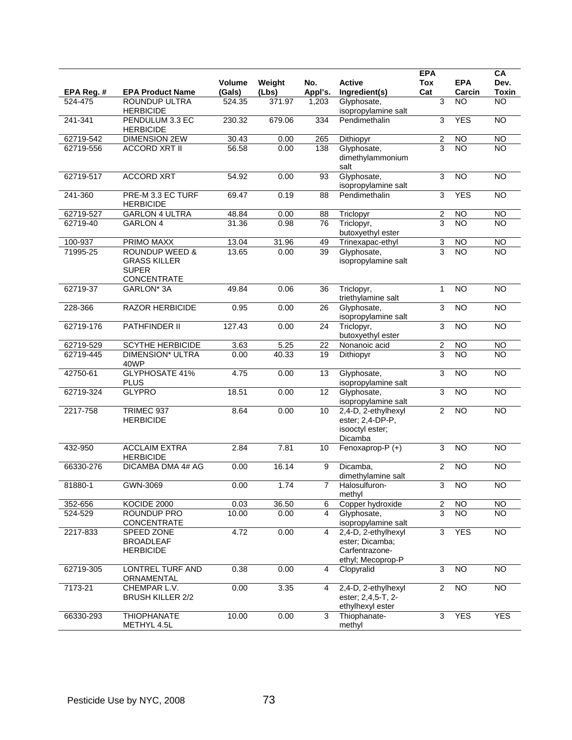| EPA Reg. # | EPA Product Name | Volume (Gals) | Weight (Lbs) | No. Appl's. | Active Ingredient(s) | EPA Tox Cat | EPA Carcin | CA Dev. Toxin |
|---|---|---|---|---|---|---|---|---|
| 524-475 | ROUNDUP ULTRA HERBICIDE | 524.35 | 371.97 | 1,203 | Glyphosate, isopropylamine salt | 3 | NO | NO |
| 241-341 | PENDULUM 3.3 EC HERBICIDE | 230.32 | 679.06 | 334 | Pendimethalin | 3 | YES | NO |
| 62719-542 | DIMENSION 2EW | 30.43 | 0.00 | 265 | Dithiopyr | 2 | NO | NO |
| 62719-556 | ACCORD XRT II | 56.58 | 0.00 | 138 | Glyphosate, dimethylammonium salt | 3 | NO | NO |
| 62719-517 | ACCORD XRT | 54.92 | 0.00 | 93 | Glyphosate, isopropylamine salt | 3 | NO | NO |
| 241-360 | PRE-M 3.3 EC TURF HERBICIDE | 69.47 | 0.19 | 88 | Pendimethalin | 3 | YES | NO |
| 62719-527 | GARLON 4 ULTRA | 48.84 | 0.00 | 88 | Triclopyr | 2 | NO | NO |
| 62719-40 | GARLON 4 | 31.36 | 0.98 | 76 | Triclopyr, butoxyethyl ester | 3 | NO | NO |
| 100-937 | PRIMO MAXX | 13.04 | 31.96 | 49 | Trinexapac-ethyl | 3 | NO | NO |
| 71995-25 | ROUNDUP WEED & GRASS KILLER SUPER CONCENTRATE | 13.65 | 0.00 | 39 | Glyphosate, isopropylamine salt | 3 | NO | NO |
| 62719-37 | GARLON* 3A | 49.84 | 0.06 | 36 | Triclopyr, triethylamine salt | 1 | NO | NO |
| 228-366 | RAZOR HERBICIDE | 0.95 | 0.00 | 26 | Glyphosate, isopropylamine salt | 3 | NO | NO |
| 62719-176 | PATHFINDER II | 127.43 | 0.00 | 24 | Triclopyr, butoxyethyl ester | 3 | NO | NO |
| 62719-529 | SCYTHE HERBICIDE | 3.63 | 5.25 | 22 | Nonanoic acid | 2 | NO | NO |
| 62719-445 | DIMENSION* ULTRA 40WP | 0.00 | 40.33 | 19 | Dithiopyr | 3 | NO | NO |
| 42750-61 | GLYPHOSATE 41% PLUS | 4.75 | 0.00 | 13 | Glyphosate, isopropylamine salt | 3 | NO | NO |
| 62719-324 | GLYPRO | 18.51 | 0.00 | 12 | Glyphosate, isopropylamine salt | 3 | NO | NO |
| 2217-758 | TRIMEC 937 HERBICIDE | 8.64 | 0.00 | 10 | 2,4-D, 2-ethylhexyl ester; 2,4-DP-P, isooctyl ester; Dicamba | 2 | NO | NO |
| 432-950 | ACCLAIM EXTRA HERBICIDE | 2.84 | 7.81 | 10 | Fenoxaprop-P (+) | 3 | NO | NO |
| 66330-276 | DICAMBA DMA 4# AG | 0.00 | 16.14 | 9 | Dicamba, dimethylamine salt | 2 | NO | NO |
| 81880-1 | GWN-3069 | 0.00 | 1.74 | 7 | Halosulfuron-methyl | 3 | NO | NO |
| 352-656 | KOCIDE 2000 | 0.03 | 36.50 | 6 | Copper hydroxide | 2 | NO | NO |
| 524-529 | ROUNDUP PRO CONCENTRATE | 10.00 | 0.00 | 4 | Glyphosate, isopropylamine salt | 3 | NO | NO |
| 2217-833 | SPEED ZONE BROADLEAF HERBICIDE | 4.72 | 0.00 | 4 | 2,4-D, 2-ethylhexyl ester; Dicamba; Carfentrazone-ethyl; Mecoprop-P | 3 | YES | NO |
| 62719-305 | LONTREL TURF AND ORNAMENTAL | 0.38 | 0.00 | 4 | Clopyralid | 3 | NO | NO |
| 7173-21 | CHEMPAR L.V. BRUSH KILLER 2/2 | 0.00 | 3.35 | 4 | 2,4-D, 2-ethylhexyl ester; 2,4,5-T, 2-ethylhexyl ester | 2 | NO | NO |
| 66330-293 | THIOPHANATE METHYL 4.5L | 10.00 | 0.00 | 3 | Thiophanate-methyl | 3 | YES | YES |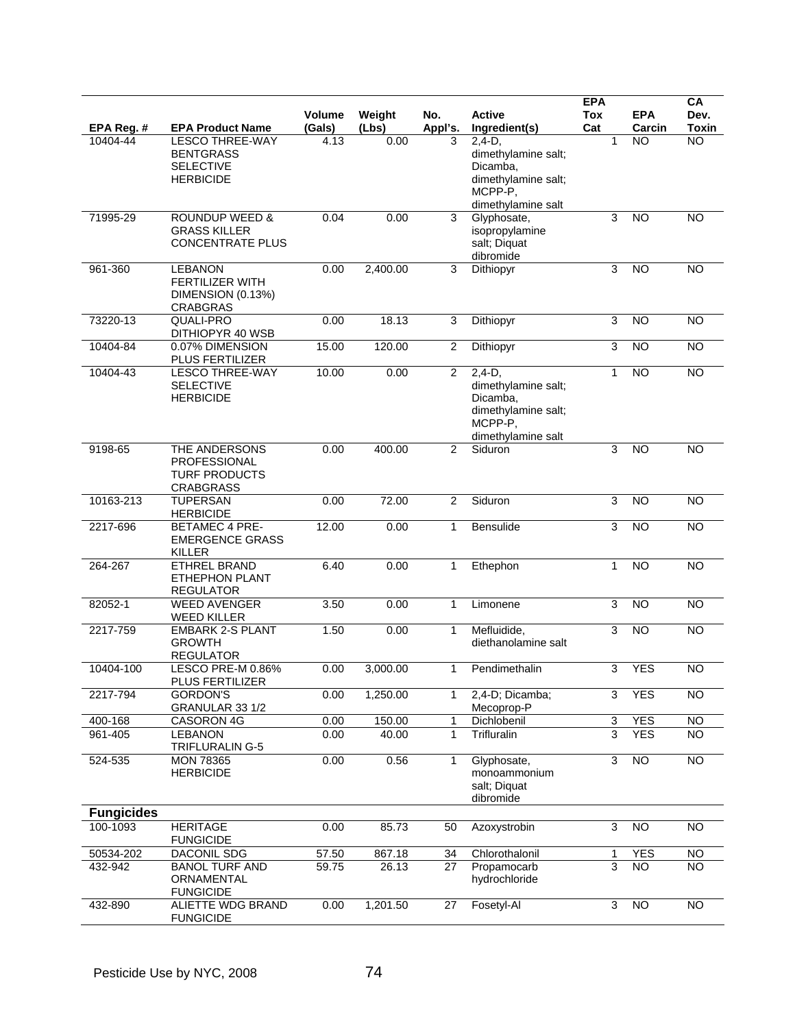| EPA Reg. # | EPA Product Name | Volume (Gals) | Weight (Lbs) | No. Appl's. | Active Ingredient(s) | EPA Tox Cat | EPA Carcin | CA Dev. Toxin |
|---|---|---|---|---|---|---|---|---|
| 10404-44 | LESCO THREE-WAY BENTGRASS SELECTIVE HERBICIDE | 4.13 | 0.00 | 3 | 2,4-D, dimethylamine salt; Dicamba, dimethylamine salt; MCPP-P, dimethylamine salt | 1 | NO | NO |
| 71995-29 | ROUNDUP WEED & GRASS KILLER CONCENTRATE PLUS | 0.04 | 0.00 | 3 | Glyphosate, isopropylamine salt; Diquat dibromide | 3 | NO | NO |
| 961-360 | LEBANON FERTILIZER WITH DIMENSION (0.13%) CRABGRAS | 0.00 | 2,400.00 | 3 | Dithiopyr | 3 | NO | NO |
| 73220-13 | QUALI-PRO DITHIOPYR 40 WSB | 0.00 | 18.13 | 3 | Dithiopyr | 3 | NO | NO |
| 10404-84 | 0.07% DIMENSION PLUS FERTILIZER | 15.00 | 120.00 | 2 | Dithiopyr | 3 | NO | NO |
| 10404-43 | LESCO THREE-WAY SELECTIVE HERBICIDE | 10.00 | 0.00 | 2 | 2,4-D, dimethylamine salt; Dicamba, dimethylamine salt; MCPP-P, dimethylamine salt | 1 | NO | NO |
| 9198-65 | THE ANDERSONS PROFESSIONAL TURF PRODUCTS CRABGRASS | 0.00 | 400.00 | 2 | Siduron | 3 | NO | NO |
| 10163-213 | TUPERSAN HERBICIDE | 0.00 | 72.00 | 2 | Siduron | 3 | NO | NO |
| 2217-696 | BETAMEC 4 PRE-EMERGENCE GRASS KILLER | 12.00 | 0.00 | 1 | Bensulide | 3 | NO | NO |
| 264-267 | ETHREL BRAND ETHEPHON PLANT REGULATOR | 6.40 | 0.00 | 1 | Ethephon | 1 | NO | NO |
| 82052-1 | WEED AVENGER WEED KILLER | 3.50 | 0.00 | 1 | Limonene | 3 | NO | NO |
| 2217-759 | EMBARK 2-S PLANT GROWTH REGULATOR | 1.50 | 0.00 | 1 | Mefluidide, diethanolamine salt | 3 | NO | NO |
| 10404-100 | LESCO PRE-M 0.86% PLUS FERTILIZER | 0.00 | 3,000.00 | 1 | Pendimethalin | 3 | YES | NO |
| 2217-794 | GORDON'S GRANULAR 33 1/2 | 0.00 | 1,250.00 | 1 | 2,4-D; Dicamba; Mecoprop-P | 3 | YES | NO |
| 400-168 | CASORON 4G | 0.00 | 150.00 | 1 | Dichlobenil | 3 | YES | NO |
| 961-405 | LEBANON TRIFLURALIN G-5 | 0.00 | 40.00 | 1 | Trifluralin | 3 | YES | NO |
| 524-535 | MON 78365 HERBICIDE | 0.00 | 0.56 | 1 | Glyphosate, monoammonium salt; Diquat dibromide | 3 | NO | NO |
| **Fungicides** | | | | | | | | |
| 100-1093 | HERITAGE FUNGICIDE | 0.00 | 85.73 | 50 | Azoxystrobin | 3 | NO | NO |
| 50534-202 | DACONIL SDG | 57.50 | 867.18 | 34 | Chlorothalonil | 1 | YES | NO |
| 432-942 | BANOL TURF AND ORNAMENTAL FUNGICIDE | 59.75 | 26.13 | 27 | Propamocarb hydrochloride | 3 | NO | NO |
| 432-890 | ALIETTE WDG BRAND FUNGICIDE | 0.00 | 1,201.50 | 27 | Fosetyl-Al | 3 | NO | NO |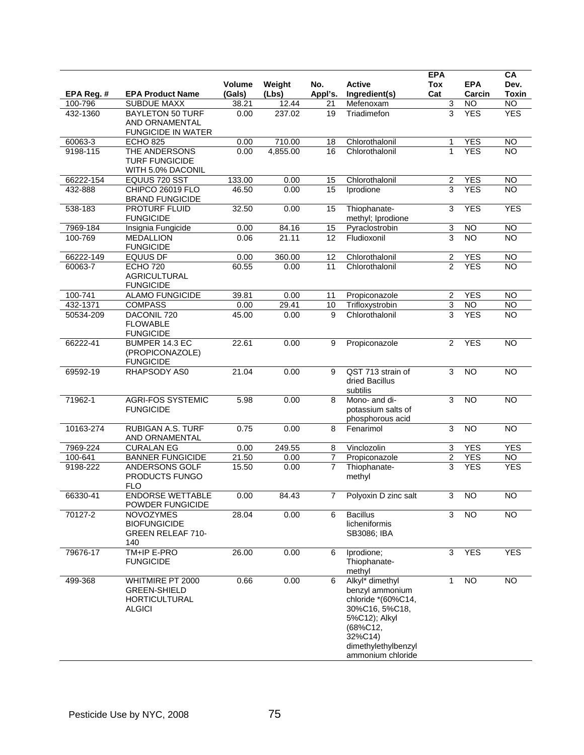| EPA Reg. # | EPA Product Name | Volume (Gals) | Weight (Lbs) | No. Appl's. | Active Ingredient(s) | EPA Tox Cat | EPA Carcin | CA Dev. Toxin |
|---|---|---|---|---|---|---|---|---|
| 100-796 | SUBDUE MAXX | 38.21 | 12.44 | 21 | Mefenoxam | 3 | NO | NO |
| 432-1360 | BAYLETON 50 TURF AND ORNAMENTAL FUNGICIDE IN WATER | 0.00 | 237.02 | 19 | Triadimefon | 3 | YES | YES |
| 60063-3 | ECHO 825 | 0.00 | 710.00 | 18 | Chlorothalonil | 1 | YES | NO |
| 9198-115 | THE ANDERSONS TURF FUNGICIDE WITH 5.0% DACONIL | 0.00 | 4,855.00 | 16 | Chlorothalonil | 1 | YES | NO |
| 66222-154 | EQUUS 720 SST | 133.00 | 0.00 | 15 | Chlorothalonil | 2 | YES | NO |
| 432-888 | CHIPCO 26019 FLO BRAND FUNGICIDE | 46.50 | 0.00 | 15 | Iprodione | 3 | YES | NO |
| 538-183 | PROTURF FLUID FUNGICIDE | 32.50 | 0.00 | 15 | Thiophanate-methyl; Iprodione | 3 | YES | YES |
| 7969-184 | Insignia Fungicide | 0.00 | 84.16 | 15 | Pyraclostrobin | 3 | NO | NO |
| 100-769 | MEDALLION FUNGICIDE | 0.06 | 21.11 | 12 | Fludioxonil | 3 | NO | NO |
| 66222-149 | EQUUS DF | 0.00 | 360.00 | 12 | Chlorothalonil | 2 | YES | NO |
| 60063-7 | ECHO 720 AGRICULTURAL FUNGICIDE | 60.55 | 0.00 | 11 | Chlorothalonil | 2 | YES | NO |
| 100-741 | ALAMO FUNGICIDE | 39.81 | 0.00 | 11 | Propiconazole | 2 | YES | NO |
| 432-1371 | COMPASS | 0.00 | 29.41 | 10 | Trifloxystrobin | 3 | NO | NO |
| 50534-209 | DACONIL 720 FLOWABLE FUNGICIDE | 45.00 | 0.00 | 9 | Chlorothalonil | 3 | YES | NO |
| 66222-41 | BUMPER 14.3 EC (PROPICONAZOLE) FUNGICIDE | 22.61 | 0.00 | 9 | Propiconazole | 2 | YES | NO |
| 69592-19 | RHAPSODY AS0 | 21.04 | 0.00 | 9 | QST 713 strain of dried Bacillus subtilis | 3 | NO | NO |
| 71962-1 | AGRI-FOS SYSTEMIC FUNGICIDE | 5.98 | 0.00 | 8 | Mono- and di-potassium salts of phosphorous acid | 3 | NO | NO |
| 10163-274 | RUBIGAN A.S. TURF AND ORNAMENTAL | 0.75 | 0.00 | 8 | Fenarimol | 3 | NO | NO |
| 7969-224 | CURALAN EG | 0.00 | 249.55 | 8 | Vinclozolin | 3 | YES | YES |
| 100-641 | BANNER FUNGICIDE | 21.50 | 0.00 | 7 | Propiconazole | 2 | YES | NO |
| 9198-222 | ANDERSONS GOLF PRODUCTS FUNGO FLO | 15.50 | 0.00 | 7 | Thiophanate-methyl | 3 | YES | YES |
| 66330-41 | ENDORSE WETTABLE POWDER FUNGICIDE | 0.00 | 84.43 | 7 | Polyoxin D zinc salt | 3 | NO | NO |
| 70127-2 | NOVOZYMES BIOFUNGICIDE GREEN RELEAF 710-140 | 28.04 | 0.00 | 6 | Bacillus licheniformis SB3086; IBA | 3 | NO | NO |
| 79676-17 | TM+IP E-PRO FUNGICIDE | 26.00 | 0.00 | 6 | Iprodione; Thiophanate-methyl | 3 | YES | YES |
| 499-368 | WHITMIRE PT 2000 GREEN-SHIELD HORTICULTURAL ALGICI | 0.66 | 0.00 | 6 | Alkyl* dimethyl benzyl ammonium chloride *(60%C14, 30%C16, 5%C18, 5%C12); Alkyl (68%C12, 32%C14) dimethylethylbenzyl ammonium chloride | 1 | NO | NO |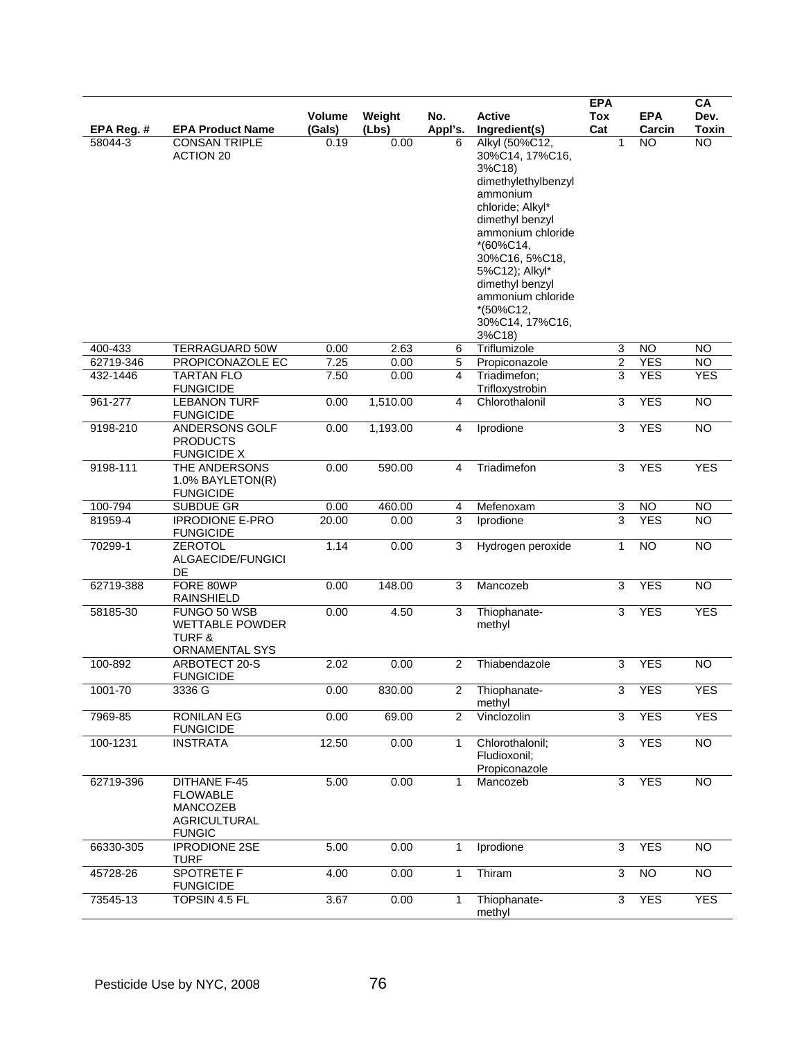| EPA Reg. # | EPA Product Name | Volume (Gals) | Weight (Lbs) | No. Appl's. | Active Ingredient(s) | EPA Tox Cat | EPA Carcin | CA Dev. Toxin |
|---|---|---|---|---|---|---|---|---|
| 58044-3 | CONSAN TRIPLE ACTION 20 | 0.19 | 0.00 | 6 | Alkyl (50%C12, 30%C14, 17%C16, 3%C18) dimethylethylbenzyl ammonium chloride; Alkyl* dimethyl benzyl ammonium chloride *(60%C14, 30%C16, 5%C18, 5%C12); Alkyl* dimethyl benzyl ammonium chloride *(50%C12, 30%C14, 17%C16, 3%C18) | 1 | NO | NO |
| 400-433 | TERRAGUARD 50W | 0.00 | 2.63 | 6 | Triflumizole | 3 | NO | NO |
| 62719-346 | PROPICONAZOLE EC | 7.25 | 0.00 | 5 | Propiconazole | 2 | YES | NO |
| 432-1446 | TARTAN FLO FUNGICIDE | 7.50 | 0.00 | 4 | Triadimefon; Trifloxystrobin | 3 | YES | YES |
| 961-277 | LEBANON TURF FUNGICIDE | 0.00 | 1,510.00 | 4 | Chlorothalonil | 3 | YES | NO |
| 9198-210 | ANDERSONS GOLF PRODUCTS FUNGICIDE X | 0.00 | 1,193.00 | 4 | Iprodione | 3 | YES | NO |
| 9198-111 | THE ANDERSONS 1.0% BAYLETON(R) FUNGICIDE | 0.00 | 590.00 | 4 | Triadimefon | 3 | YES | YES |
| 100-794 | SUBDUE GR | 0.00 | 460.00 | 4 | Mefenoxam | 3 | NO | NO |
| 81959-4 | IPRODIONE E-PRO FUNGICIDE | 20.00 | 0.00 | 3 | Iprodione | 3 | YES | NO |
| 70299-1 | ZEROTOL ALGAECIDE/FUNGICIDE | 1.14 | 0.00 | 3 | Hydrogen peroxide | 1 | NO | NO |
| 62719-388 | FORE 80WP RAINSHIELD | 0.00 | 148.00 | 3 | Mancozeb | 3 | YES | NO |
| 58185-30 | FUNGO 50 WSB WETTABLE POWDER TURF & ORNAMENTAL SYS | 0.00 | 4.50 | 3 | Thiophanate-methyl | 3 | YES | YES |
| 100-892 | ARBOTECT 20-S FUNGICIDE | 2.02 | 0.00 | 2 | Thiabendazole | 3 | YES | NO |
| 1001-70 | 3336 G | 0.00 | 830.00 | 2 | Thiophanate-methyl | 3 | YES | YES |
| 7969-85 | RONILAN EG FUNGICIDE | 0.00 | 69.00 | 2 | Vinclozolin | 3 | YES | YES |
| 100-1231 | INSTRATA | 12.50 | 0.00 | 1 | Chlorothalonil; Fludioxonil; Propiconazole | 3 | YES | NO |
| 62719-396 | DITHANE F-45 FLOWABLE MANCOZEB AGRICULTURAL FUNGIC | 5.00 | 0.00 | 1 | Mancozeb | 3 | YES | NO |
| 66330-305 | IPRODIONE 2SE TURF | 5.00 | 0.00 | 1 | Iprodione | 3 | YES | NO |
| 45728-26 | SPOTRETE F FUNGICIDE | 4.00 | 0.00 | 1 | Thiram | 3 | NO | NO |
| 73545-13 | TOPSIN 4.5 FL | 3.67 | 0.00 | 1 | Thiophanate-methyl | 3 | YES | YES |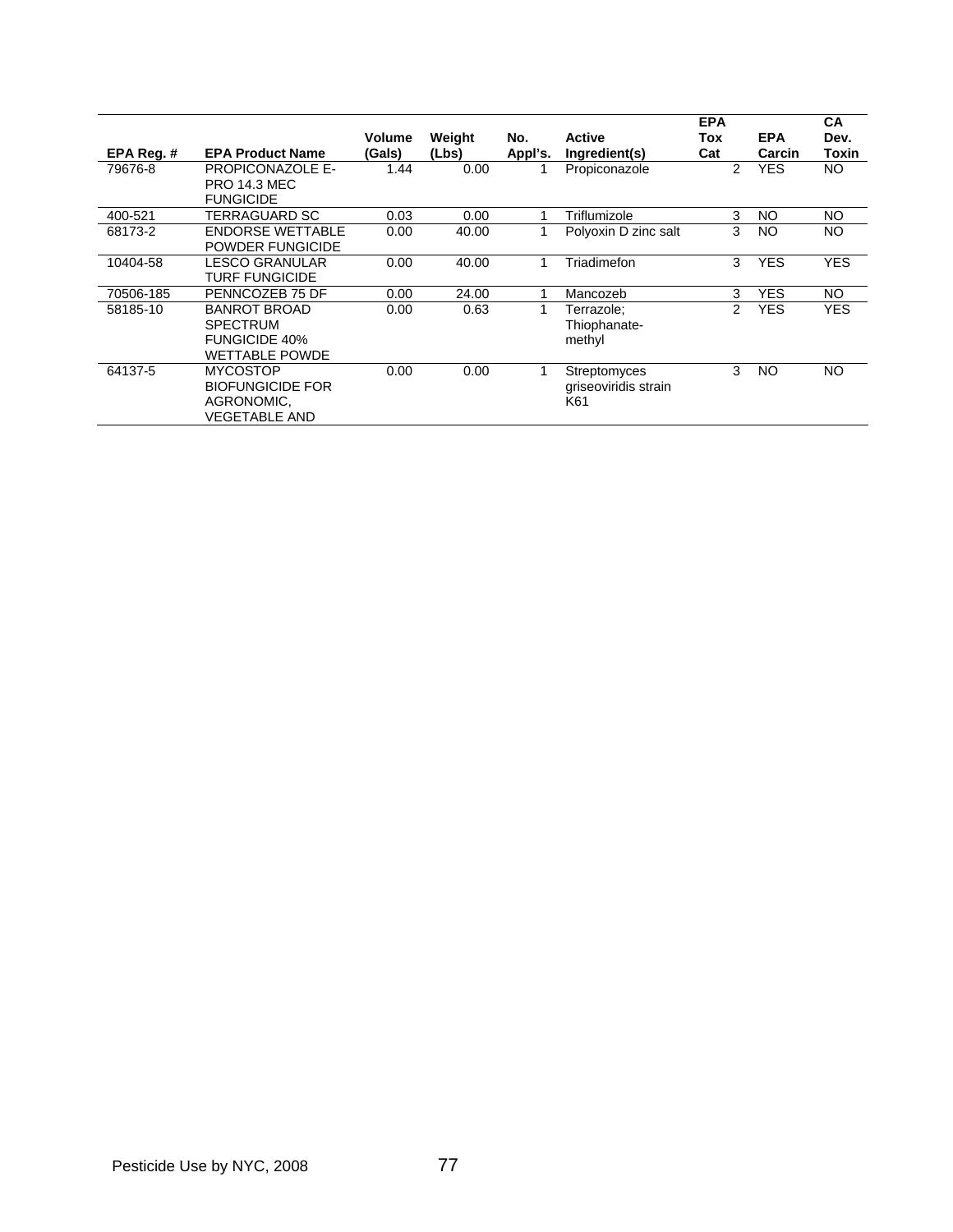| EPA Reg. # | EPA Product Name | Volume (Gals) | Weight (Lbs) | No. Appl's. | Active Ingredient(s) | EPA Tox Cat | EPA Carcin | CA Dev. Toxin |
|---|---|---|---|---|---|---|---|---|
| 79676-8 | PROPICONAZOLE E-PRO 14.3 MEC FUNGICIDE | 1.44 | 0.00 | 1 | Propiconazole | 2 | YES | NO |
| 400-521 | TERRAGUARD SC | 0.03 | 0.00 | 1 | Triflumizole | 3 | NO | NO |
| 68173-2 | ENDORSE WETTABLE POWDER FUNGICIDE | 0.00 | 40.00 | 1 | Polyoxin D zinc salt | 3 | NO | NO |
| 10404-58 | LESCO GRANULAR TURF FUNGICIDE | 0.00 | 40.00 | 1 | Triadimefon | 3 | YES | YES |
| 70506-185 | PENNCOZEB 75 DF | 0.00 | 24.00 | 1 | Mancozeb | 3 | YES | NO |
| 58185-10 | BANROT BROAD SPECTRUM FUNGICIDE 40% WETTABLE POWDE | 0.00 | 0.63 | 1 | Terrazole; Thiophanate-methyl | 2 | YES | YES |
| 64137-5 | MYCOSTOP BIOFUNGICIDE FOR AGRONOMIC, VEGETABLE AND | 0.00 | 0.00 | 1 | Streptomyces griseoviridis strain K61 | 3 | NO | NO |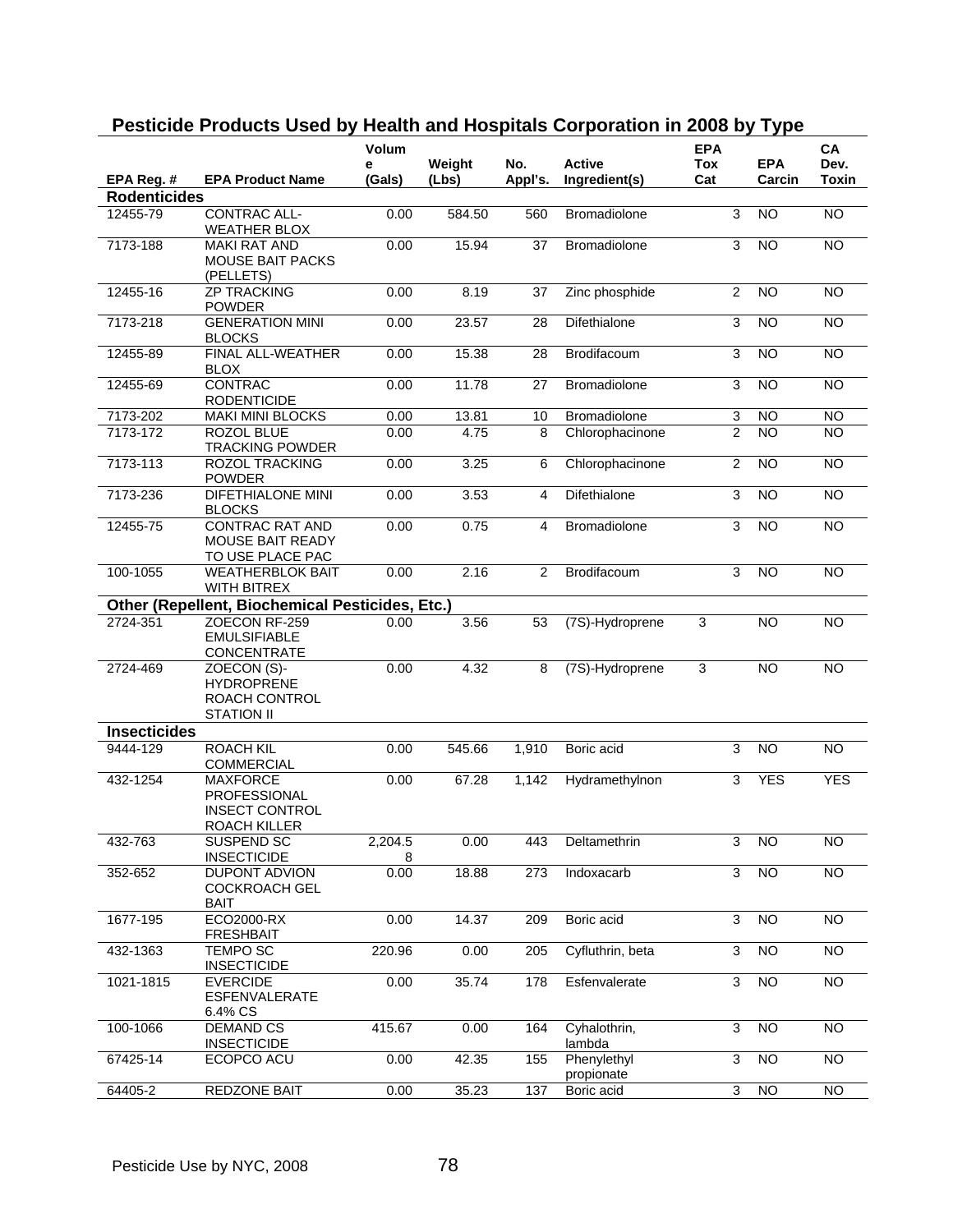## Pesticide Products Used by Health and Hospitals Corporation in 2008 by Type

| EPA Reg. # | EPA Product Name | Volume (Gals) | Weight (Lbs) | No. Appl's. | Active Ingredient(s) | EPA Tox Cat | EPA Carcin | CA Dev. Toxin |
|---|---|---|---|---|---|---|---|---|
| **Rodenticides** | | | | | | | | |
| 12455-79 | CONTRAC ALL-WEATHER BLOX | 0.00 | 584.50 | 560 | Bromadiolone | 3 | NO | NO |
| 7173-188 | MAKI RAT AND MOUSE BAIT PACKS (PELLETS) | 0.00 | 15.94 | 37 | Bromadiolone | 3 | NO | NO |
| 12455-16 | ZP TRACKING POWDER | 0.00 | 8.19 | 37 | Zinc phosphide | 2 | NO | NO |
| 7173-218 | GENERATION MINI BLOCKS | 0.00 | 23.57 | 28 | Difethialone | 3 | NO | NO |
| 12455-89 | FINAL ALL-WEATHER BLOX | 0.00 | 15.38 | 28 | Brodifacoum | 3 | NO | NO |
| 12455-69 | CONTRAC RODENTICIDE | 0.00 | 11.78 | 27 | Bromadiolone | 3 | NO | NO |
| 7173-202 | MAKI MINI BLOCKS | 0.00 | 13.81 | 10 | Bromadiolone | 3 | NO | NO |
| 7173-172 | ROZOL BLUE TRACKING POWDER | 0.00 | 4.75 | 8 | Chlorophacinone | 2 | NO | NO |
| 7173-113 | ROZOL TRACKING POWDER | 0.00 | 3.25 | 6 | Chlorophacinone | 2 | NO | NO |
| 7173-236 | DIFETHIALONE MINI BLOCKS | 0.00 | 3.53 | 4 | Difethialone | 3 | NO | NO |
| 12455-75 | CONTRAC RAT AND MOUSE BAIT READY TO USE PLACE PAC | 0.00 | 0.75 | 4 | Bromadiolone | 3 | NO | NO |
| 100-1055 | WEATHERBLOK BAIT WITH BITREX | 0.00 | 2.16 | 2 | Brodifacoum | 3 | NO | NO |
| **Other (Repellent, Biochemical Pesticides, Etc.)** | | | | | | | | |
| 2724-351 | ZOECON RF-259 EMULSIFIABLE CONCENTRATE | 0.00 | 3.56 | 53 | (7S)-Hydroprene | 3 | NO | NO |
| 2724-469 | ZOECON (S)-HYDROPRENE ROACH CONTROL STATION II | 0.00 | 4.32 | 8 | (7S)-Hydroprene | 3 | NO | NO |
| **Insecticides** | | | | | | | | |
| 9444-129 | ROACH KIL COMMERCIAL | 0.00 | 545.66 | 1,910 | Boric acid | 3 | NO | NO |
| 432-1254 | MAXFORCE PROFESSIONAL INSECT CONTROL ROACH KILLER | 0.00 | 67.28 | 1,142 | Hydramethylnon | 3 | YES | YES |
| 432-763 | SUSPEND SC INSECTICIDE | 2,204.58 | 0.00 | 443 | Deltamethrin | 3 | NO | NO |
| 352-652 | DUPONT ADVION COCKROACH GEL BAIT | 0.00 | 18.88 | 273 | Indoxacarb | 3 | NO | NO |
| 1677-195 | ECO2000-RX FRESHBAIT | 0.00 | 14.37 | 209 | Boric acid | 3 | NO | NO |
| 432-1363 | TEMPO SC INSECTICIDE | 220.96 | 0.00 | 205 | Cyfluthrin, beta | 3 | NO | NO |
| 1021-1815 | EVERCIDE ESFENVALERATE 6.4% CS | 0.00 | 35.74 | 178 | Esfenvalerate | 3 | NO | NO |
| 100-1066 | DEMAND CS INSECTICIDE | 415.67 | 0.00 | 164 | Cyhalothrin, lambda | 3 | NO | NO |
| 67425-14 | ECOPCO ACU | 0.00 | 42.35 | 155 | Phenylethyl propionate | 3 | NO | NO |
| 64405-2 | REDZONE BAIT | 0.00 | 35.23 | 137 | Boric acid | 3 | NO | NO |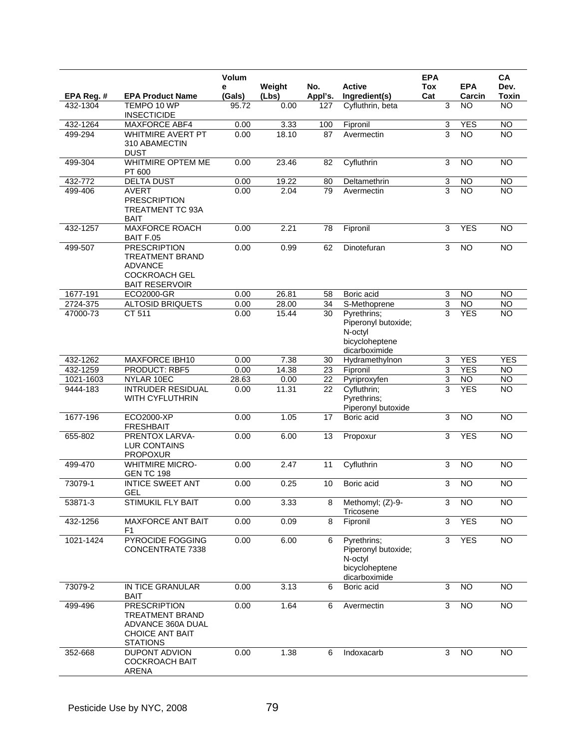| EPA Reg. # | EPA Product Name | Volume (Gals) | Weight (Lbs) | No. Appl's. | Active Ingredient(s) | EPA Tox Cat | EPA Carcin | CA Dev. Toxin |
|---|---|---|---|---|---|---|---|---|
| 432-1304 | TEMPO 10 WP INSECTICIDE | 95.72 | 0.00 | 127 | Cyfluthrin, beta | 3 | NO | NO |
| 432-1264 | MAXFORCE ABF4 | 0.00 | 3.33 | 100 | Fipronil | 3 | YES | NO |
| 499-294 | WHITMIRE AVERT PT 310 ABAMECTIN DUST | 0.00 | 18.10 | 87 | Avermectin | 3 | NO | NO |
| 499-304 | WHITMIRE OPTEM ME PT 600 | 0.00 | 23.46 | 82 | Cyfluthrin | 3 | NO | NO |
| 432-772 | DELTA DUST | 0.00 | 19.22 | 80 | Deltamethrin | 3 | NO | NO |
| 499-406 | AVERT PRESCRIPTION TREATMENT TC 93A BAIT | 0.00 | 2.04 | 79 | Avermectin | 3 | NO | NO |
| 432-1257 | MAXFORCE ROACH BAIT F.05 | 0.00 | 2.21 | 78 | Fipronil | 3 | YES | NO |
| 499-507 | PRESCRIPTION TREATMENT BRAND ADVANCE COCKROACH GEL BAIT RESERVOIR | 0.00 | 0.99 | 62 | Dinotefuran | 3 | NO | NO |
| 1677-191 | ECO2000-GR | 0.00 | 26.81 | 58 | Boric acid | 3 | NO | NO |
| 2724-375 | ALTOSID BRIQUETS | 0.00 | 28.00 | 34 | S-Methoprene | 3 | NO | NO |
| 47000-73 | CT 511 | 0.00 | 15.44 | 30 | Pyrethrins; Piperonyl butoxide; N-octyl bicycloheptene dicarboximide | 3 | YES | NO |
| 432-1262 | MAXFORCE IBH10 | 0.00 | 7.38 | 30 | Hydramethylnon | 3 | YES | YES |
| 432-1259 | PRODUCT: RBF5 | 0.00 | 14.38 | 23 | Fipronil | 3 | YES | NO |
| 1021-1603 | NYLAR 10EC | 28.63 | 0.00 | 22 | Pyriproxyfen | 3 | NO | NO |
| 9444-183 | INTRUDER RESIDUAL WITH CYFLUTHRIN | 0.00 | 11.31 | 22 | Cyfluthrin; Pyrethrins; Piperonyl butoxide | 3 | YES | NO |
| 1677-196 | ECO2000-XP FRESHBAIT | 0.00 | 1.05 | 17 | Boric acid | 3 | NO | NO |
| 655-802 | PRENTOX LARVA-LUR CONTAINS PROPOXUR | 0.00 | 6.00 | 13 | Propoxur | 3 | YES | NO |
| 499-470 | WHITMIRE MICRO-GEN TC 198 | 0.00 | 2.47 | 11 | Cyfluthrin | 3 | NO | NO |
| 73079-1 | INTICE SWEET ANT GEL | 0.00 | 0.25 | 10 | Boric acid | 3 | NO | NO |
| 53871-3 | STIMUKIL FLY BAIT | 0.00 | 3.33 | 8 | Methomyl; (Z)-9-Tricosene | 3 | NO | NO |
| 432-1256 | MAXFORCE ANT BAIT F1 | 0.00 | 0.09 | 8 | Fipronil | 3 | YES | NO |
| 1021-1424 | PYROCIDE FOGGING CONCENTRATE 7338 | 0.00 | 6.00 | 6 | Pyrethrins; Piperonyl butoxide; N-octyl bicycloheptene dicarboximide | 3 | YES | NO |
| 73079-2 | IN TICE GRANULAR BAIT | 0.00 | 3.13 | 6 | Boric acid | 3 | NO | NO |
| 499-496 | PRESCRIPTION TREATMENT BRAND ADVANCE 360A DUAL CHOICE ANT BAIT STATIONS | 0.00 | 1.64 | 6 | Avermectin | 3 | NO | NO |
| 352-668 | DUPONT ADVION COCKROACH BAIT ARENA | 0.00 | 1.38 | 6 | Indoxacarb | 3 | NO | NO |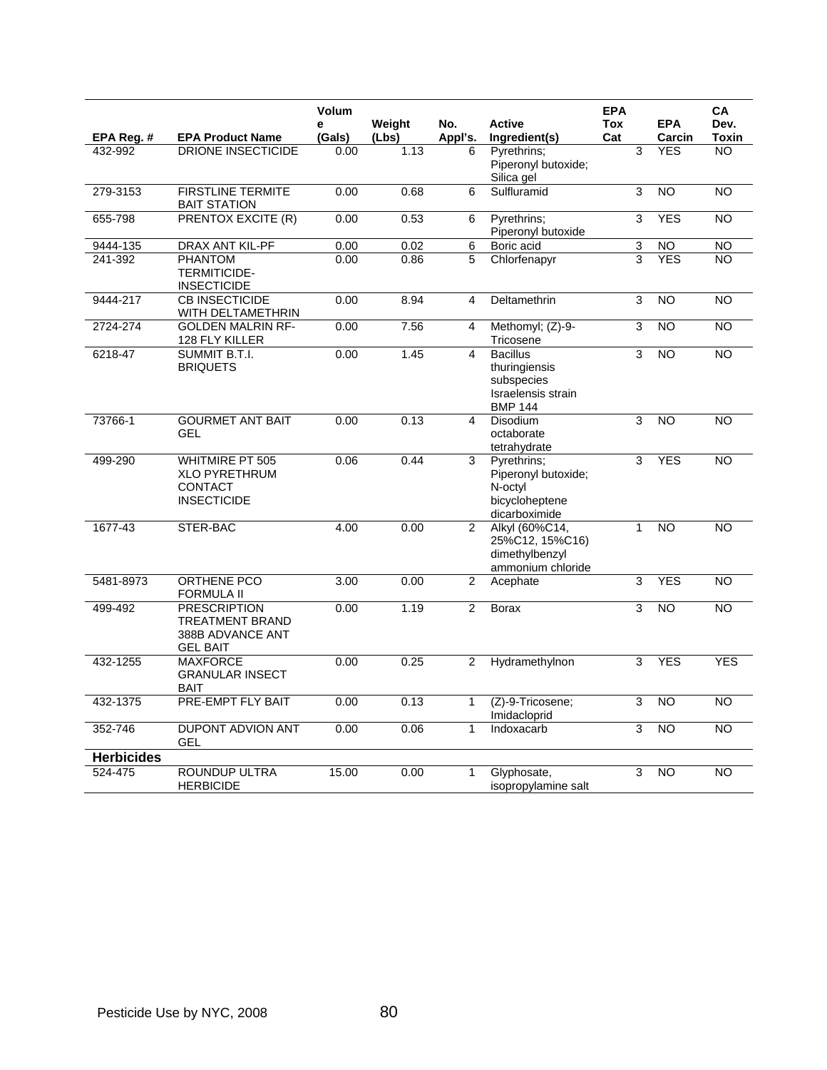| EPA Reg. # | EPA Product Name | Volume (Gals) | Weight (Lbs) | No. Appl's. | Active Ingredient(s) | EPA Tox Cat | EPA Carcin | CA Dev. Toxin |
|---|---|---|---|---|---|---|---|---|
| 432-992 | DRIONE INSECTICIDE | 0.00 | 1.13 | 6 | Pyrethrins; Piperonyl butoxide; Silica gel | 3 | YES | NO |
| 279-3153 | FIRSTLINE TERMITE BAIT STATION | 0.00 | 0.68 | 6 | Sulfluramid | 3 | NO | NO |
| 655-798 | PRENTOX EXCITE (R) | 0.00 | 0.53 | 6 | Pyrethrins; Piperonyl butoxide | 3 | YES | NO |
| 9444-135 | DRAX ANT KIL-PF | 0.00 | 0.02 | 6 | Boric acid | 3 | NO | NO |
| 241-392 | PHANTOM TERMITICIDE-INSECTICIDE | 0.00 | 0.86 | 5 | Chlorfenapyr | 3 | YES | NO |
| 9444-217 | CB INSECTICIDE WITH DELTAMETHRIN | 0.00 | 8.94 | 4 | Deltamethrin | 3 | NO | NO |
| 2724-274 | GOLDEN MALRIN RF-128 FLY KILLER | 0.00 | 7.56 | 4 | Methomyl; (Z)-9-Tricosene | 3 | NO | NO |
| 6218-47 | SUMMIT B.T.I. BRIQUETS | 0.00 | 1.45 | 4 | Bacillus thuringiensis subspecies Israelensis strain BMP 144 | 3 | NO | NO |
| 73766-1 | GOURMET ANT BAIT GEL | 0.00 | 0.13 | 4 | Disodium octaborate tetrahydrate | 3 | NO | NO |
| 499-290 | WHITMIRE PT 505 XLO PYRETHRUM CONTACT INSECTICIDE | 0.06 | 0.44 | 3 | Pyrethrins; Piperonyl butoxide; N-octyl bicycloheptene dicarboximide | 3 | YES | NO |
| 1677-43 | STER-BAC | 4.00 | 0.00 | 2 | Alkyl (60%C14, 25%C12, 15%C16) dimethylbenzyl ammonium chloride | 1 | NO | NO |
| 5481-8973 | ORTHENE PCO FORMULA II | 3.00 | 0.00 | 2 | Acephate | 3 | YES | NO |
| 499-492 | PRESCRIPTION TREATMENT BRAND 388B ADVANCE ANT GEL BAIT | 0.00 | 1.19 | 2 | Borax | 3 | NO | NO |
| 432-1255 | MAXFORCE GRANULAR INSECT BAIT | 0.00 | 0.25 | 2 | Hydramethylnon | 3 | YES | YES |
| 432-1375 | PRE-EMPT FLY BAIT | 0.00 | 0.13 | 1 | (Z)-9-Tricosene; Imidacloprid | 3 | NO | NO |
| 352-746 | DUPONT ADVION ANT GEL | 0.00 | 0.06 | 1 | Indoxacarb | 3 | NO | NO |
| **Herbicides** | | | | | | | | |
| 524-475 | ROUNDUP ULTRA HERBICIDE | 15.00 | 0.00 | 1 | Glyphosate, isopropylamine salt | 3 | NO | NO |